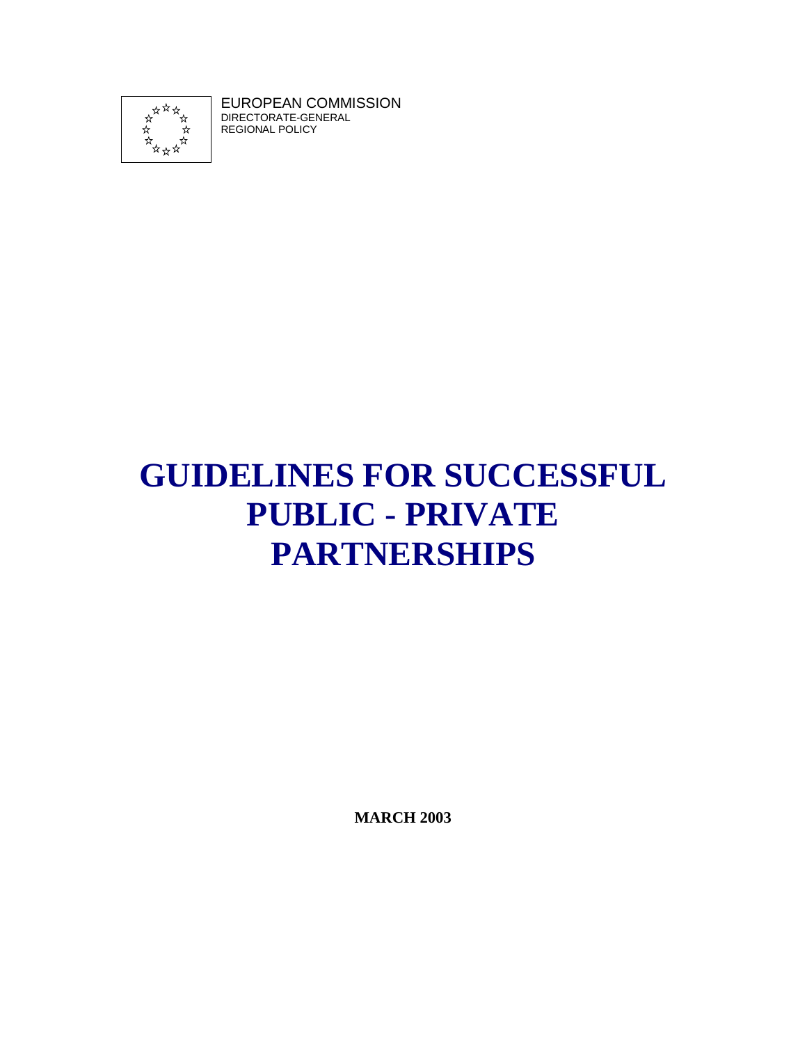EUROPEAN COMMISSION
DIRECTORATE-GENERAL
REGIONAL POLICY

# GUIDELINES FOR SUCCESSFUL PUBLIC - PRIVATE PARTNERSHIPS

**MARCH 2003**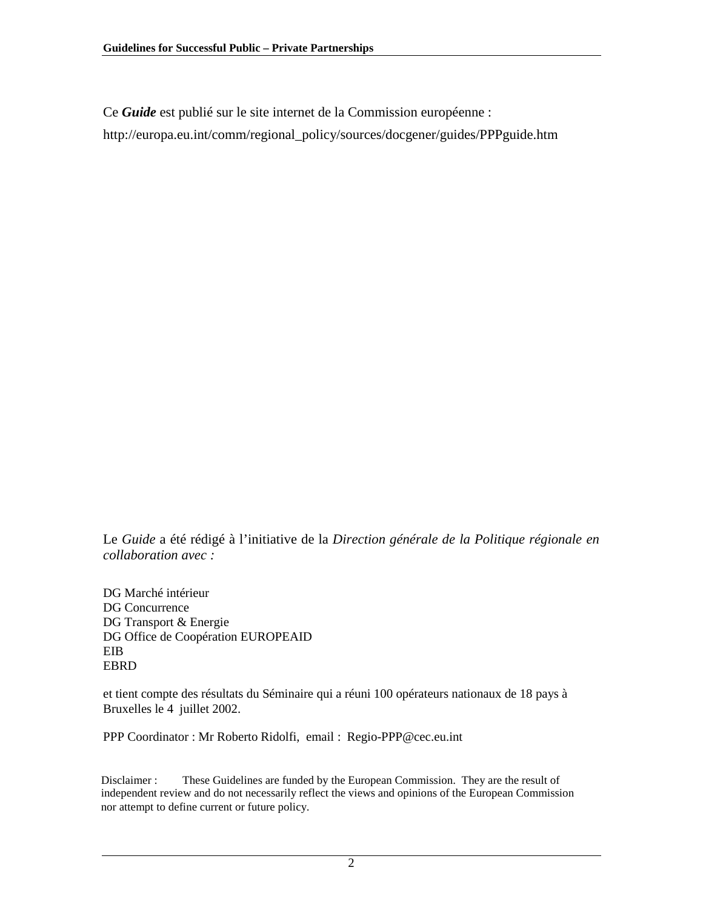Ce ***Guide*** est publié sur le site internet de la Commission européenne :

http://europa.eu.int/comm/regional_policy/sources/docgener/guides/PPPguide.htm

Le *Guide* a été rédigé à l'initiative de la *Direction générale de la Politique régionale en collaboration avec :*

DG Marché intérieur
DG Concurrence
DG Transport & Energie
DG Office de Coopération EUROPEAID
EIB
EBRD

et tient compte des résultats du Séminaire qui a réuni 100 opérateurs nationaux de 18 pays à Bruxelles le 4 juillet 2002.

PPP Coordinator : Mr Roberto Ridolfi, email : Regio-PPP@cec.eu.int

Disclaimer : These Guidelines are funded by the European Commission. They are the result of independent review and do not necessarily reflect the views and opinions of the European Commission nor attempt to define current or future policy.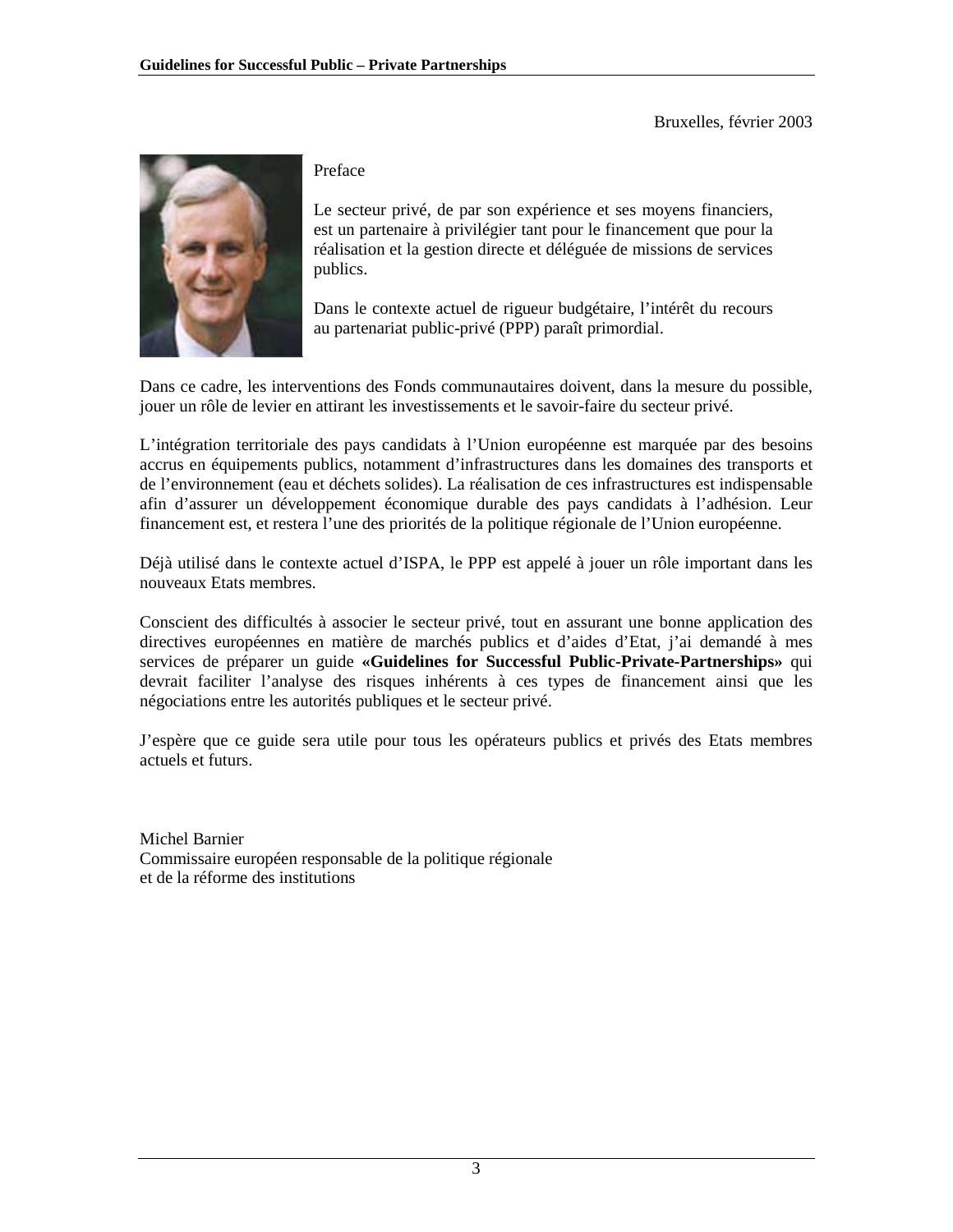Bruxelles, février 2003

Preface

Le secteur privé, de par son expérience et ses moyens financiers, est un partenaire à privilégier tant pour le financement que pour la réalisation et la gestion directe et déléguée de missions de services publics.

Dans le contexte actuel de rigueur budgétaire, l'intérêt du recours au partenariat public-privé (PPP) paraît primordial.

Dans ce cadre, les interventions des Fonds communautaires doivent, dans la mesure du possible, jouer un rôle de levier en attirant les investissements et le savoir-faire du secteur privé.

L'intégration territoriale des pays candidats à l'Union européenne est marquée par des besoins accrus en équipements publics, notamment d'infrastructures dans les domaines des transports et de l'environnement (eau et déchets solides). La réalisation de ces infrastructures est indispensable afin d'assurer un développement économique durable des pays candidats à l'adhésion. Leur financement est, et restera l'une des priorités de la politique régionale de l'Union européenne.

Déjà utilisé dans le contexte actuel d'ISPA, le PPP est appelé à jouer un rôle important dans les nouveaux Etats membres.

Conscient des difficultés à associer le secteur privé, tout en assurant une bonne application des directives européennes en matière de marchés publics et d'aides d'Etat, j'ai demandé à mes services de préparer un guide **«Guidelines for Successful Public-Private-Partnerships»** qui devrait faciliter l'analyse des risques inhérents à ces types de financement ainsi que les négociations entre les autorités publiques et le secteur privé.

J'espère que ce guide sera utile pour tous les opérateurs publics et privés des Etats membres actuels et futurs.

Michel Barnier
Commissaire européen responsable de la politique régionale
et de la réforme des institutions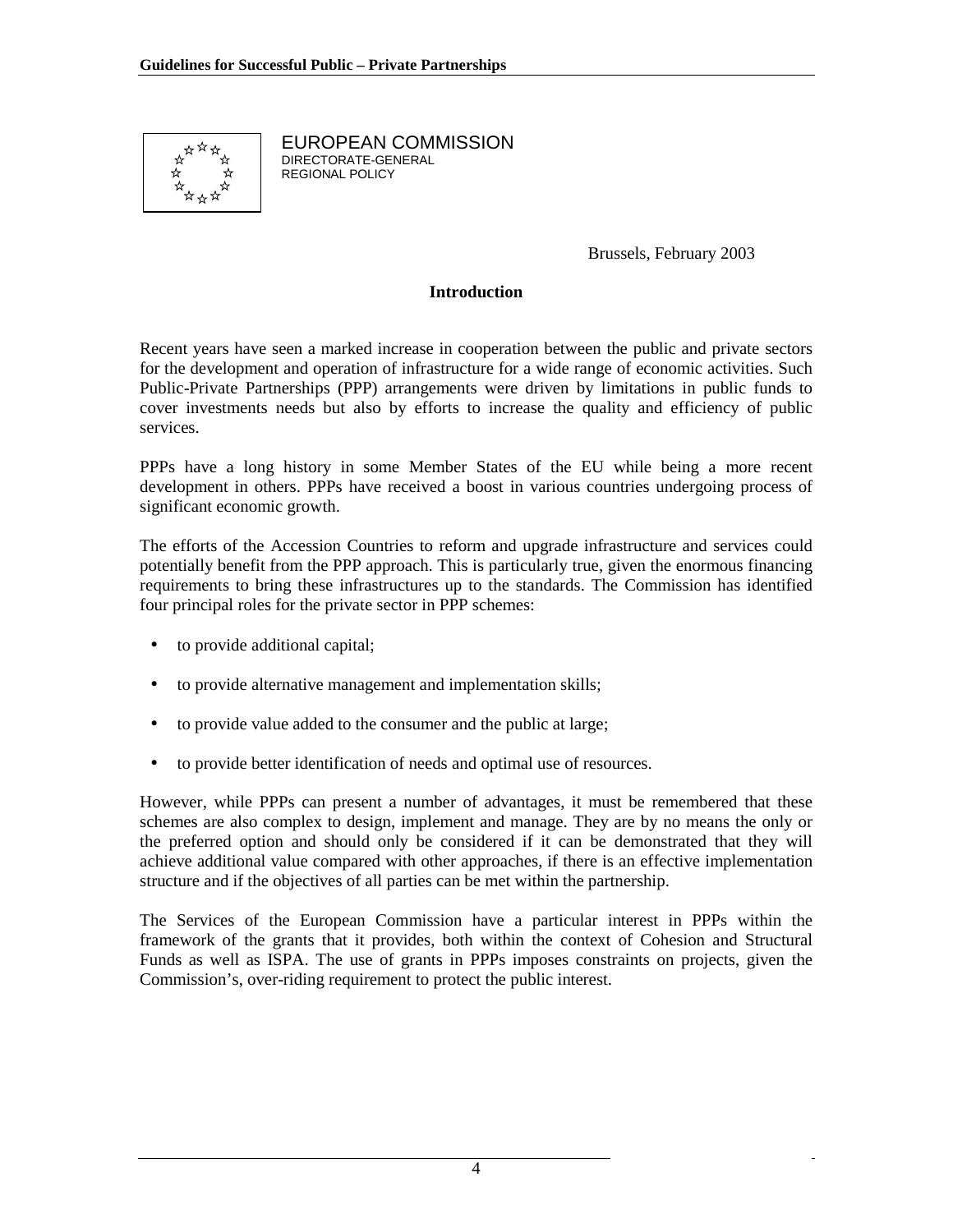EUROPEAN COMMISSION
DIRECTORATE-GENERAL
REGIONAL POLICY

Brussels, February 2003

## Introduction

Recent years have seen a marked increase in cooperation between the public and private sectors for the development and operation of infrastructure for a wide range of economic activities. Such Public-Private Partnerships (PPP) arrangements were driven by limitations in public funds to cover investments needs but also by efforts to increase the quality and efficiency of public services.

PPPs have a long history in some Member States of the EU while being a more recent development in others. PPPs have received a boost in various countries undergoing process of significant economic growth.

The efforts of the Accession Countries to reform and upgrade infrastructure and services could potentially benefit from the PPP approach. This is particularly true, given the enormous financing requirements to bring these infrastructures up to the standards. The Commission has identified four principal roles for the private sector in PPP schemes:

- to provide additional capital;
- to provide alternative management and implementation skills;
- to provide value added to the consumer and the public at large;
- to provide better identification of needs and optimal use of resources.

However, while PPPs can present a number of advantages, it must be remembered that these schemes are also complex to design, implement and manage. They are by no means the only or the preferred option and should only be considered if it can be demonstrated that they will achieve additional value compared with other approaches, if there is an effective implementation structure and if the objectives of all parties can be met within the partnership.

The Services of the European Commission have a particular interest in PPPs within the framework of the grants that it provides, both within the context of Cohesion and Structural Funds as well as ISPA. The use of grants in PPPs imposes constraints on projects, given the Commission's, over-riding requirement to protect the public interest.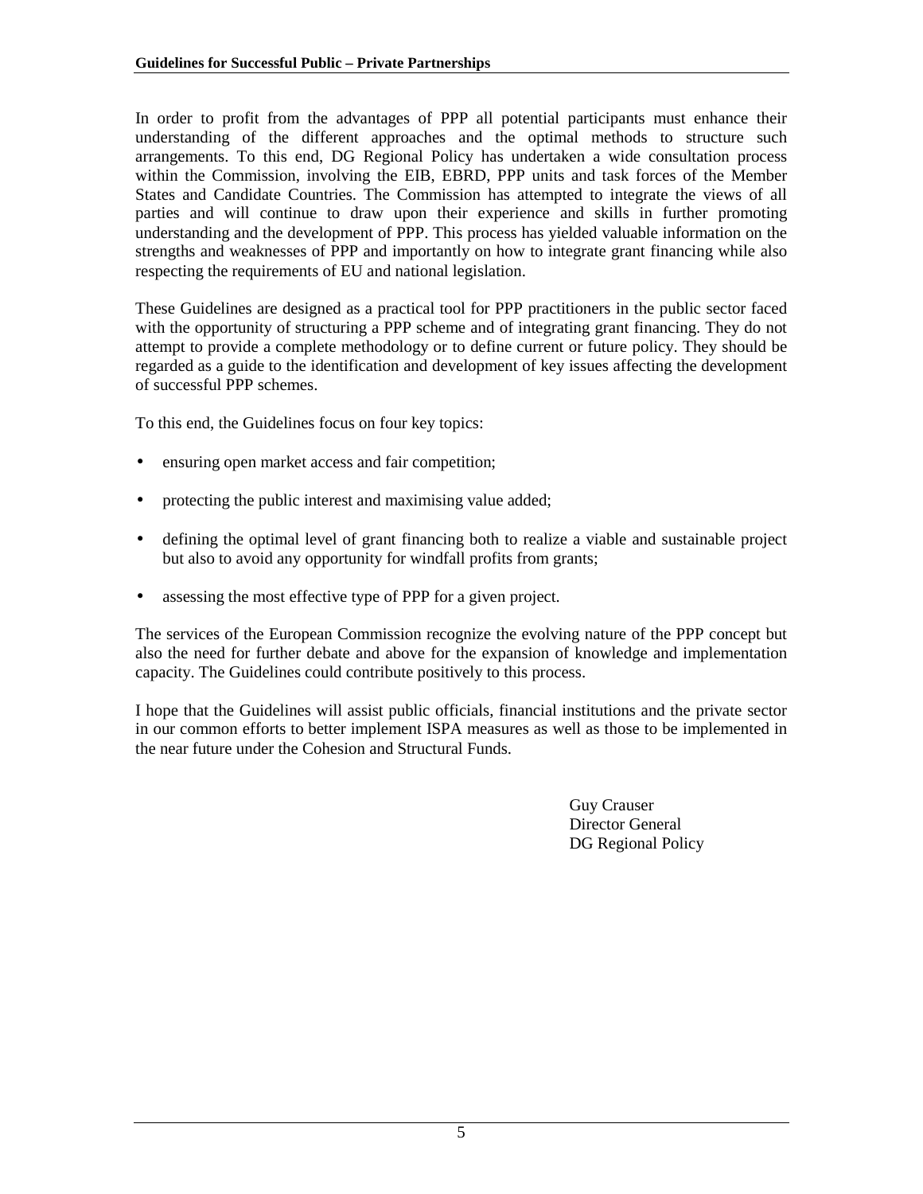In order to profit from the advantages of PPP all potential participants must enhance their understanding of the different approaches and the optimal methods to structure such arrangements. To this end, DG Regional Policy has undertaken a wide consultation process within the Commission, involving the EIB, EBRD, PPP units and task forces of the Member States and Candidate Countries. The Commission has attempted to integrate the views of all parties and will continue to draw upon their experience and skills in further promoting understanding and the development of PPP. This process has yielded valuable information on the strengths and weaknesses of PPP and importantly on how to integrate grant financing while also respecting the requirements of EU and national legislation.

These Guidelines are designed as a practical tool for PPP practitioners in the public sector faced with the opportunity of structuring a PPP scheme and of integrating grant financing. They do not attempt to provide a complete methodology or to define current or future policy. They should be regarded as a guide to the identification and development of key issues affecting the development of successful PPP schemes.

To this end, the Guidelines focus on four key topics:

- ensuring open market access and fair competition;
- protecting the public interest and maximising value added;
- defining the optimal level of grant financing both to realize a viable and sustainable project but also to avoid any opportunity for windfall profits from grants;
- assessing the most effective type of PPP for a given project.

The services of the European Commission recognize the evolving nature of the PPP concept but also the need for further debate and above for the expansion of knowledge and implementation capacity. The Guidelines could contribute positively to this process.

I hope that the Guidelines will assist public officials, financial institutions and the private sector in our common efforts to better implement ISPA measures as well as those to be implemented in the near future under the Cohesion and Structural Funds.

Guy Crauser
Director General
DG Regional Policy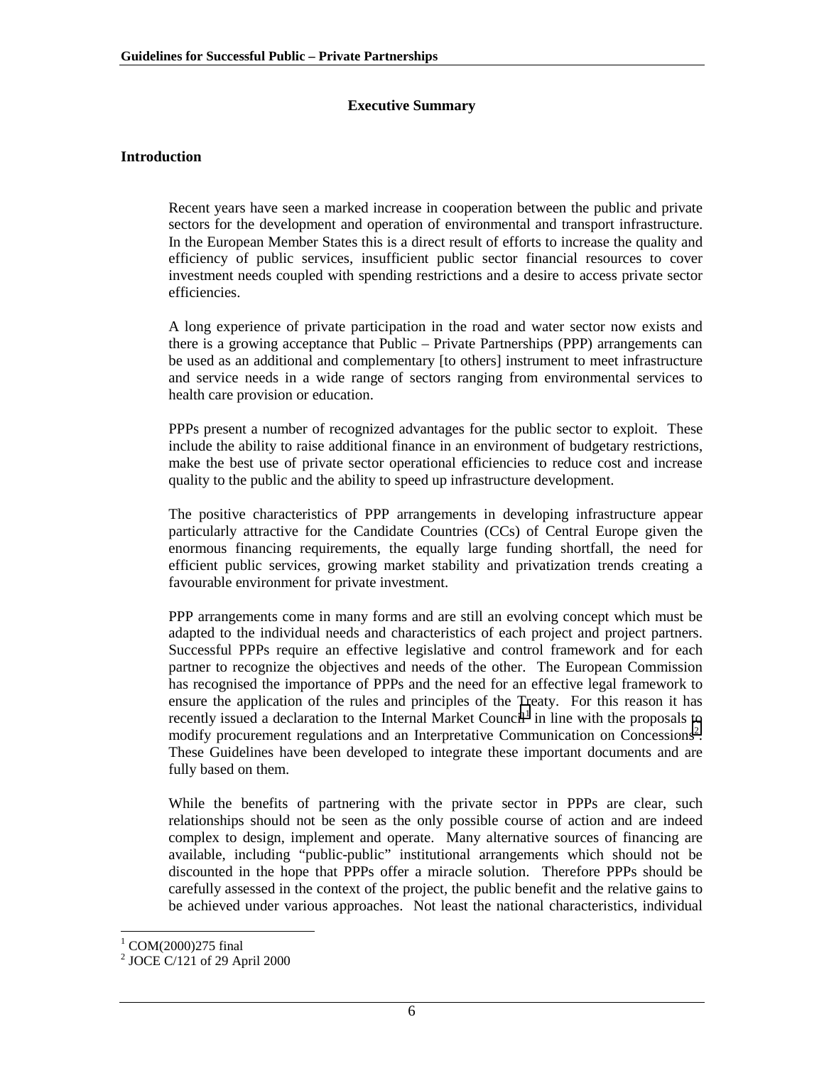## Executive Summary

### Introduction

Recent years have seen a marked increase in cooperation between the public and private sectors for the development and operation of environmental and transport infrastructure. In the European Member States this is a direct result of efforts to increase the quality and efficiency of public services, insufficient public sector financial resources to cover investment needs coupled with spending restrictions and a desire to access private sector efficiencies.

A long experience of private participation in the road and water sector now exists and there is a growing acceptance that Public – Private Partnerships (PPP) arrangements can be used as an additional and complementary [to others] instrument to meet infrastructure and service needs in a wide range of sectors ranging from environmental services to health care provision or education.

PPPs present a number of recognized advantages for the public sector to exploit. These include the ability to raise additional finance in an environment of budgetary restrictions, make the best use of private sector operational efficiencies to reduce cost and increase quality to the public and the ability to speed up infrastructure development.

The positive characteristics of PPP arrangements in developing infrastructure appear particularly attractive for the Candidate Countries (CCs) of Central Europe given the enormous financing requirements, the equally large funding shortfall, the need for efficient public services, growing market stability and privatization trends creating a favourable environment for private investment.

PPP arrangements come in many forms and are still an evolving concept which must be adapted to the individual needs and characteristics of each project and project partners. Successful PPPs require an effective legislative and control framework and for each partner to recognize the objectives and needs of the other. The European Commission has recognised the importance of PPPs and the need for an effective legal framework to ensure the application of the rules and principles of the Treaty. For this reason it has recently issued a declaration to the Internal Market Council[1] in line with the proposals to modify procurement regulations and an Interpretative Communication on Concessions[2]. These Guidelines have been developed to integrate these important documents and are fully based on them.

While the benefits of partnering with the private sector in PPPs are clear, such relationships should not be seen as the only possible course of action and are indeed complex to design, implement and operate. Many alternative sources of financing are available, including "public-public" institutional arrangements which should not be discounted in the hope that PPPs offer a miracle solution. Therefore PPPs should be carefully assessed in the context of the project, the public benefit and the relative gains to be achieved under various approaches. Not least the national characteristics, individual

[1] COM(2000)275 final

[2] JOCE C/121 of 29 April 2000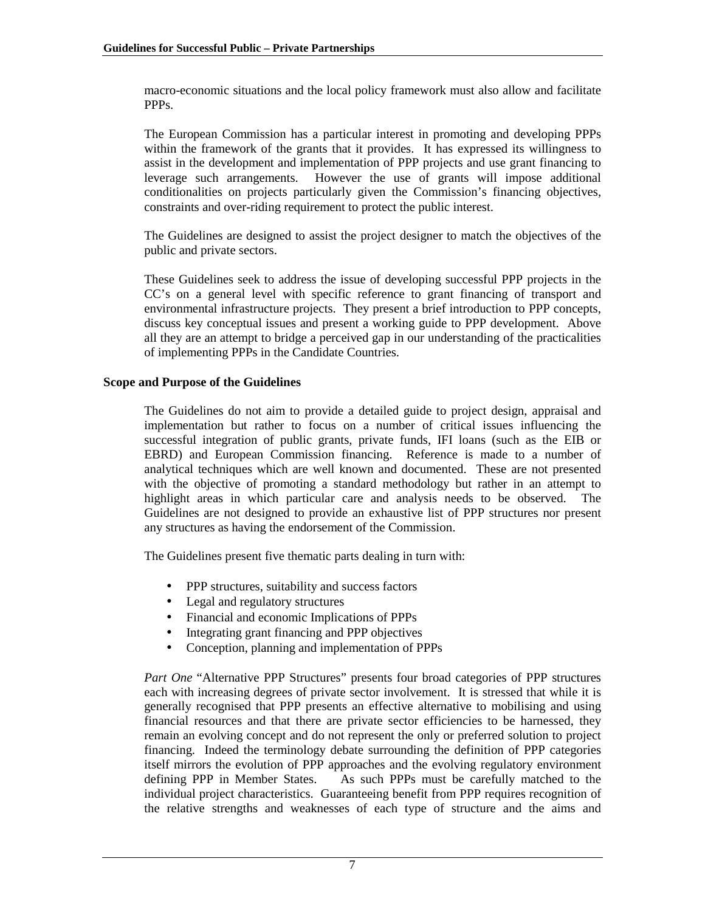macro-economic situations and the local policy framework must also allow and facilitate PPPs.

The European Commission has a particular interest in promoting and developing PPPs within the framework of the grants that it provides. It has expressed its willingness to assist in the development and implementation of PPP projects and use grant financing to leverage such arrangements. However the use of grants will impose additional conditionalities on projects particularly given the Commission's financing objectives, constraints and over-riding requirement to protect the public interest.

The Guidelines are designed to assist the project designer to match the objectives of the public and private sectors.

These Guidelines seek to address the issue of developing successful PPP projects in the CC's on a general level with specific reference to grant financing of transport and environmental infrastructure projects. They present a brief introduction to PPP concepts, discuss key conceptual issues and present a working guide to PPP development. Above all they are an attempt to bridge a perceived gap in our understanding of the practicalities of implementing PPPs in the Candidate Countries.

**Scope and Purpose of the Guidelines**

The Guidelines do not aim to provide a detailed guide to project design, appraisal and implementation but rather to focus on a number of critical issues influencing the successful integration of public grants, private funds, IFI loans (such as the EIB or EBRD) and European Commission financing. Reference is made to a number of analytical techniques which are well known and documented. These are not presented with the objective of promoting a standard methodology but rather in an attempt to highlight areas in which particular care and analysis needs to be observed. The Guidelines are not designed to provide an exhaustive list of PPP structures nor present any structures as having the endorsement of the Commission.

The Guidelines present five thematic parts dealing in turn with:

- PPP structures, suitability and success factors
- Legal and regulatory structures
- Financial and economic Implications of PPPs
- Integrating grant financing and PPP objectives
- Conception, planning and implementation of PPPs

*Part One* "Alternative PPP Structures" presents four broad categories of PPP structures each with increasing degrees of private sector involvement. It is stressed that while it is generally recognised that PPP presents an effective alternative to mobilising and using financial resources and that there are private sector efficiencies to be harnessed, they remain an evolving concept and do not represent the only or preferred solution to project financing. Indeed the terminology debate surrounding the definition of PPP categories itself mirrors the evolution of PPP approaches and the evolving regulatory environment defining PPP in Member States. As such PPPs must be carefully matched to the individual project characteristics. Guaranteeing benefit from PPP requires recognition of the relative strengths and weaknesses of each type of structure and the aims and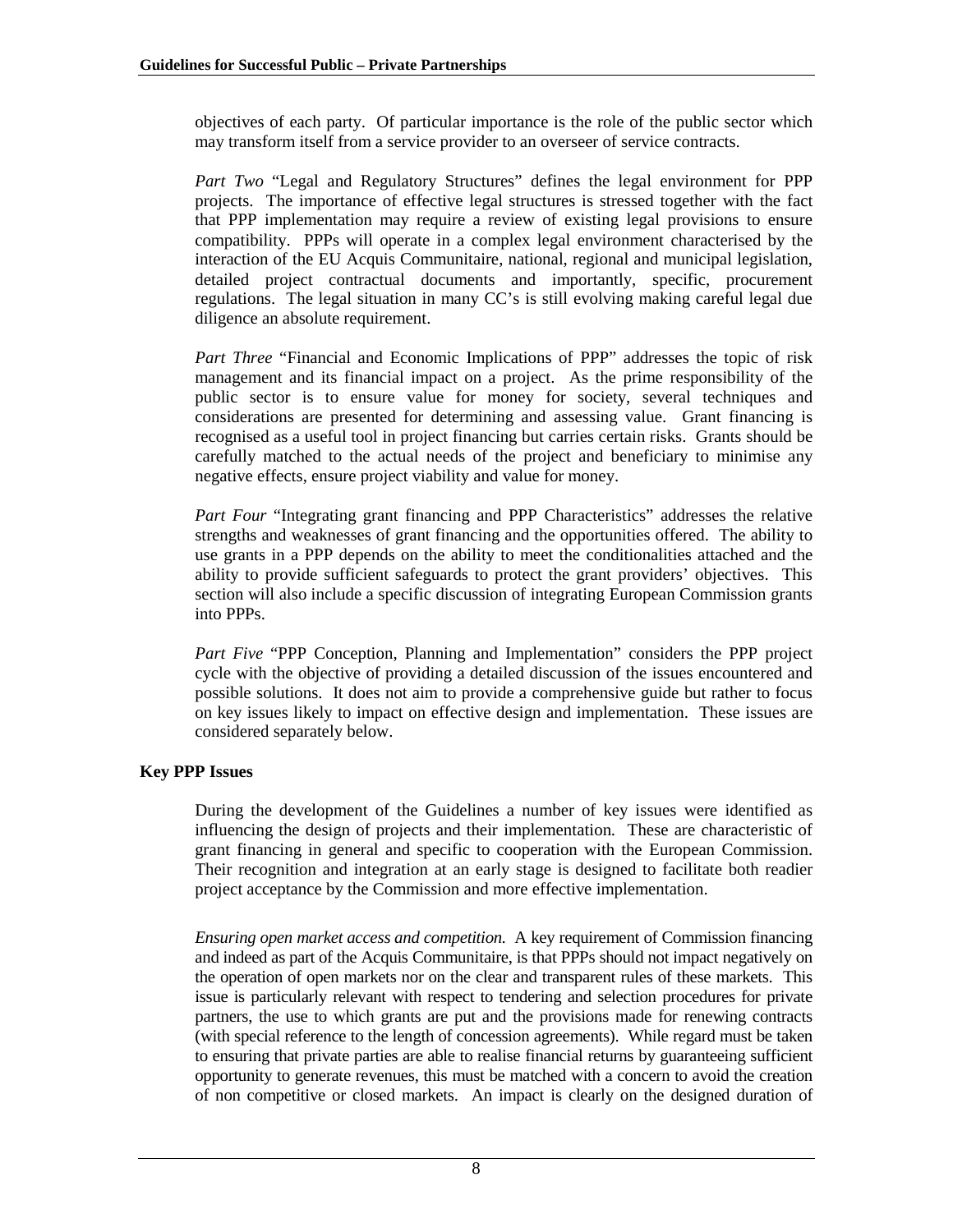objectives of each party. Of particular importance is the role of the public sector which may transform itself from a service provider to an overseer of service contracts.

*Part Two* "Legal and Regulatory Structures" defines the legal environment for PPP projects. The importance of effective legal structures is stressed together with the fact that PPP implementation may require a review of existing legal provisions to ensure compatibility. PPPs will operate in a complex legal environment characterised by the interaction of the EU Acquis Communitaire, national, regional and municipal legislation, detailed project contractual documents and importantly, specific, procurement regulations. The legal situation in many CC's is still evolving making careful legal due diligence an absolute requirement.

*Part Three* "Financial and Economic Implications of PPP" addresses the topic of risk management and its financial impact on a project. As the prime responsibility of the public sector is to ensure value for money for society, several techniques and considerations are presented for determining and assessing value. Grant financing is recognised as a useful tool in project financing but carries certain risks. Grants should be carefully matched to the actual needs of the project and beneficiary to minimise any negative effects, ensure project viability and value for money.

*Part Four* "Integrating grant financing and PPP Characteristics" addresses the relative strengths and weaknesses of grant financing and the opportunities offered. The ability to use grants in a PPP depends on the ability to meet the conditionalities attached and the ability to provide sufficient safeguards to protect the grant providers' objectives. This section will also include a specific discussion of integrating European Commission grants into PPPs.

*Part Five* "PPP Conception, Planning and Implementation" considers the PPP project cycle with the objective of providing a detailed discussion of the issues encountered and possible solutions. It does not aim to provide a comprehensive guide but rather to focus on key issues likely to impact on effective design and implementation. These issues are considered separately below.

**Key PPP Issues**

During the development of the Guidelines a number of key issues were identified as influencing the design of projects and their implementation. These are characteristic of grant financing in general and specific to cooperation with the European Commission. Their recognition and integration at an early stage is designed to facilitate both readier project acceptance by the Commission and more effective implementation.

*Ensuring open market access and competition.* A key requirement of Commission financing and indeed as part of the Acquis Communitaire, is that PPPs should not impact negatively on the operation of open markets nor on the clear and transparent rules of these markets. This issue is particularly relevant with respect to tendering and selection procedures for private partners, the use to which grants are put and the provisions made for renewing contracts (with special reference to the length of concession agreements). While regard must be taken to ensuring that private parties are able to realise financial returns by guaranteeing sufficient opportunity to generate revenues, this must be matched with a concern to avoid the creation of non competitive or closed markets. An impact is clearly on the designed duration of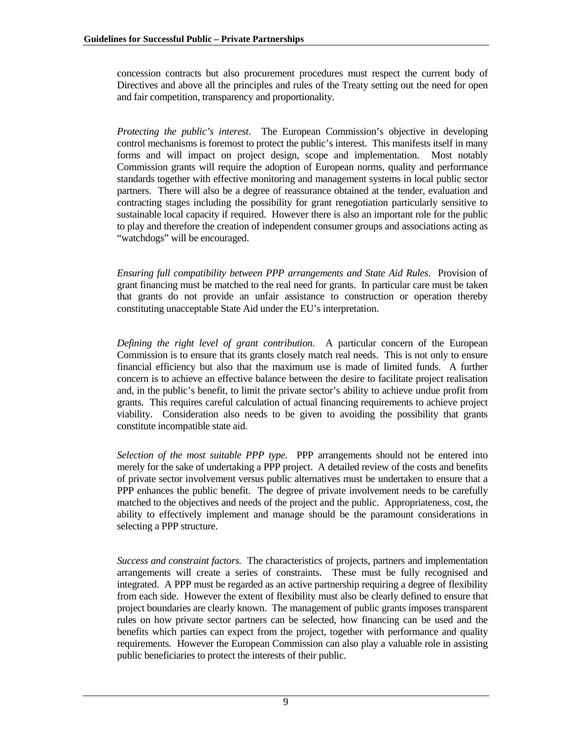concession contracts but also procurement procedures must respect the current body of Directives and above all the principles and rules of the Treaty setting out the need for open and fair competition, transparency and proportionality.

*Protecting the public's interest*. The European Commission's objective in developing control mechanisms is foremost to protect the public's interest. This manifests itself in many forms and will impact on project design, scope and implementation. Most notably Commission grants will require the adoption of European norms, quality and performance standards together with effective monitoring and management systems in local public sector partners. There will also be a degree of reassurance obtained at the tender, evaluation and contracting stages including the possibility for grant renegotiation particularly sensitive to sustainable local capacity if required. However there is also an important role for the public to play and therefore the creation of independent consumer groups and associations acting as "watchdogs" will be encouraged.

*Ensuring full compatibility between PPP arrangements and State Aid Rules*. Provision of grant financing must be matched to the real need for grants. In particular care must be taken that grants do not provide an unfair assistance to construction or operation thereby constituting unacceptable State Aid under the EU's interpretation.

*Defining the right level of grant contribution*. A particular concern of the European Commission is to ensure that its grants closely match real needs. This is not only to ensure financial efficiency but also that the maximum use is made of limited funds. A further concern is to achieve an effective balance between the desire to facilitate project realisation and, in the public's benefit, to limit the private sector's ability to achieve undue profit from grants. This requires careful calculation of actual financing requirements to achieve project viability. Consideration also needs to be given to avoiding the possibility that grants constitute incompatible state aid.

*Selection of the most suitable PPP type.* PPP arrangements should not be entered into merely for the sake of undertaking a PPP project. A detailed review of the costs and benefits of private sector involvement versus public alternatives must be undertaken to ensure that a PPP enhances the public benefit. The degree of private involvement needs to be carefully matched to the objectives and needs of the project and the public. Appropriateness, cost, the ability to effectively implement and manage should be the paramount considerations in selecting a PPP structure.

*Success and constraint factors.* The characteristics of projects, partners and implementation arrangements will create a series of constraints. These must be fully recognised and integrated. A PPP must be regarded as an active partnership requiring a degree of flexibility from each side. However the extent of flexibility must also be clearly defined to ensure that project boundaries are clearly known. The management of public grants imposes transparent rules on how private sector partners can be selected, how financing can be used and the benefits which parties can expect from the project, together with performance and quality requirements. However the European Commission can also play a valuable role in assisting public beneficiaries to protect the interests of their public.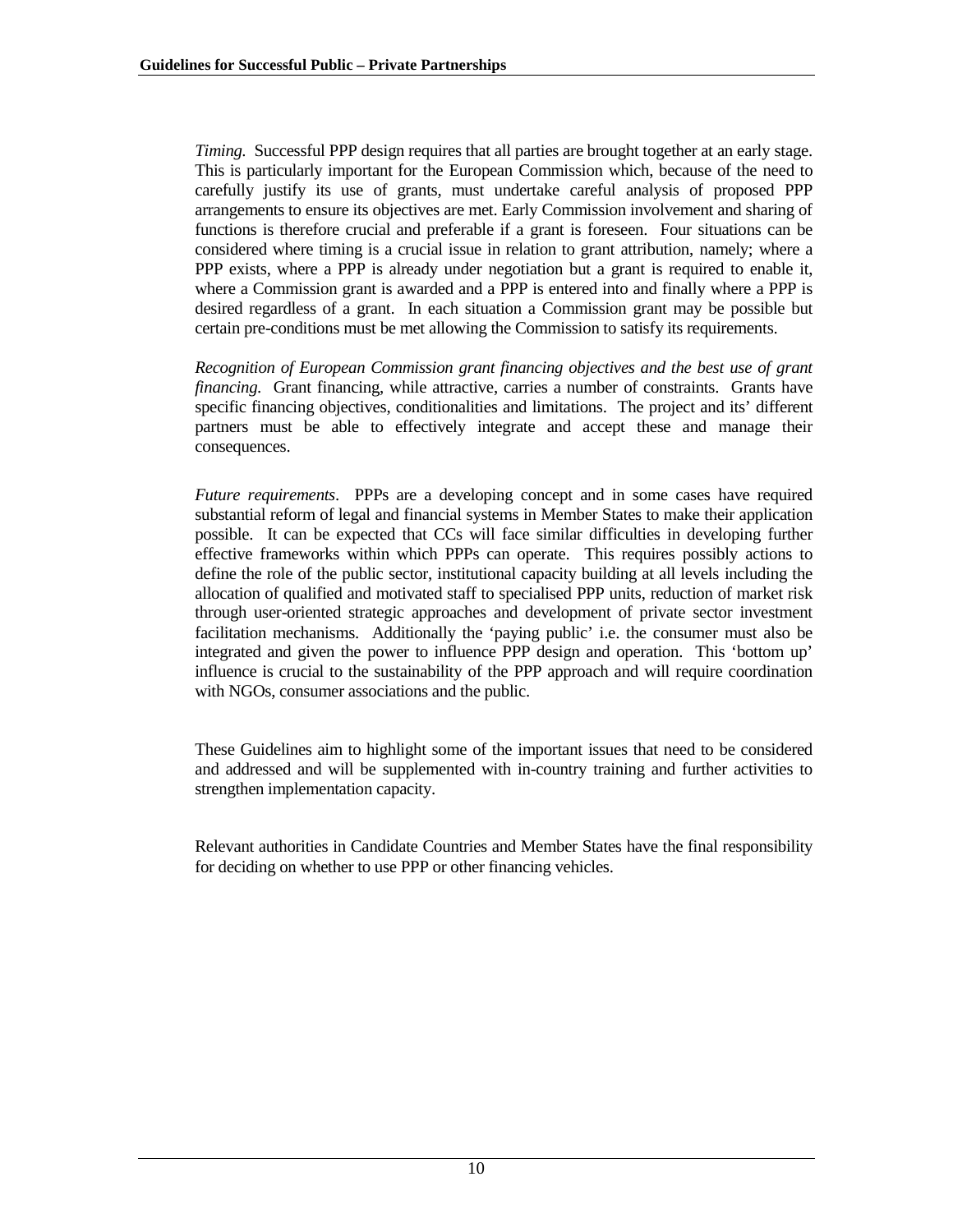*Timing.* Successful PPP design requires that all parties are brought together at an early stage. This is particularly important for the European Commission which, because of the need to carefully justify its use of grants, must undertake careful analysis of proposed PPP arrangements to ensure its objectives are met. Early Commission involvement and sharing of functions is therefore crucial and preferable if a grant is foreseen. Four situations can be considered where timing is a crucial issue in relation to grant attribution, namely; where a PPP exists, where a PPP is already under negotiation but a grant is required to enable it, where a Commission grant is awarded and a PPP is entered into and finally where a PPP is desired regardless of a grant. In each situation a Commission grant may be possible but certain pre-conditions must be met allowing the Commission to satisfy its requirements.

*Recognition of European Commission grant financing objectives and the best use of grant financing.* Grant financing, while attractive, carries a number of constraints. Grants have specific financing objectives, conditionalities and limitations. The project and its' different partners must be able to effectively integrate and accept these and manage their consequences.

*Future requirements*. PPPs are a developing concept and in some cases have required substantial reform of legal and financial systems in Member States to make their application possible. It can be expected that CCs will face similar difficulties in developing further effective frameworks within which PPPs can operate. This requires possibly actions to define the role of the public sector, institutional capacity building at all levels including the allocation of qualified and motivated staff to specialised PPP units, reduction of market risk through user-oriented strategic approaches and development of private sector investment facilitation mechanisms. Additionally the 'paying public' i.e. the consumer must also be integrated and given the power to influence PPP design and operation. This 'bottom up' influence is crucial to the sustainability of the PPP approach and will require coordination with NGOs, consumer associations and the public.

These Guidelines aim to highlight some of the important issues that need to be considered and addressed and will be supplemented with in-country training and further activities to strengthen implementation capacity.

Relevant authorities in Candidate Countries and Member States have the final responsibility for deciding on whether to use PPP or other financing vehicles.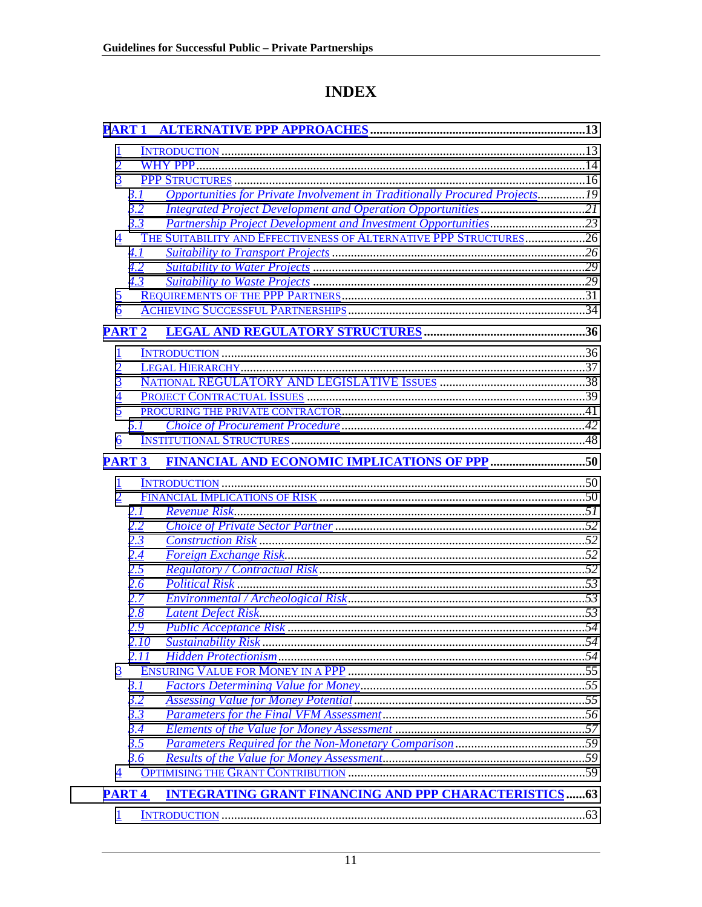# INDEX

**PART 1 ALTERNATIVE PPP APPROACHES** ..... 13

1 INTRODUCTION ..... 13
2 WHY PPP ..... 14
3 PPP STRUCTURES ..... 16
  3.1 *Opportunities for Private Involvement in Traditionally Procured Projects* ..... 19
  3.2 *Integrated Project Development and Operation Opportunities* ..... 21
  3.3 *Partnership Project Development and Investment Opportunities* ..... 23
4 THE SUITABILITY AND EFFECTIVENESS OF ALTERNATIVE PPP STRUCTURES ..... 26
  4.1 *Suitability to Transport Projects* ..... 26
  4.2 *Suitability to Water Projects* ..... 29
  4.3 *Suitability to Waste Projects* ..... 29
5 REQUIREMENTS OF THE PPP PARTNERS ..... 31
6 ACHIEVING SUCCESSFUL PARTNERSHIPS ..... 34

**PART 2 LEGAL AND REGULATORY STRUCTURES** ..... 36

1 INTRODUCTION ..... 36
2 LEGAL HIERARCHY ..... 37
3 NATIONAL REGULATORY AND LEGISLATIVE ISSUES ..... 38
4 PROJECT CONTRACTUAL ISSUES ..... 39
5 PROCURING THE PRIVATE CONTRACTOR ..... 41
  5.1 *Choice of Procurement Procedure* ..... 42
6 INSTITUTIONAL STRUCTURES ..... 48

**PART 3 FINANCIAL AND ECONOMIC IMPLICATIONS OF PPP** ..... 50

1 INTRODUCTION ..... 50
2 FINANCIAL IMPLICATIONS OF RISK ..... 50
  2.1 *Revenue Risk* ..... 51
  2.2 *Choice of Private Sector Partner* ..... 52
  2.3 *Construction Risk* ..... 52
  2.4 *Foreign Exchange Risk* ..... 52
  2.5 *Regulatory / Contractual Risk* ..... 52
  2.6 *Political Risk* ..... 53
  2.7 *Environmental / Archeological Risk* ..... 53
  2.8 *Latent Defect Risk* ..... 53
  2.9 *Public Acceptance Risk* ..... 54
  2.10 *Sustainability Risk* ..... 54
  2.11 *Hidden Protectionism* ..... 54
3 ENSURING VALUE FOR MONEY IN A PPP ..... 55
  3.1 *Factors Determining Value for Money* ..... 55
  3.2 *Assessing Value for Money Potential* ..... 55
  3.3 *Parameters for the Final VFM Assessment* ..... 56
  3.4 *Elements of the Value for Money Assessment* ..... 57
  3.5 *Parameters Required for the Non-Monetary Comparison* ..... 59
  3.6 *Results of the Value for Money Assessment* ..... 59
4 OPTIMISING THE GRANT CONTRIBUTION ..... 59

**PART 4 INTEGRATING GRANT FINANCING AND PPP CHARACTERISTICS** ..... 63

1 INTRODUCTION ..... 63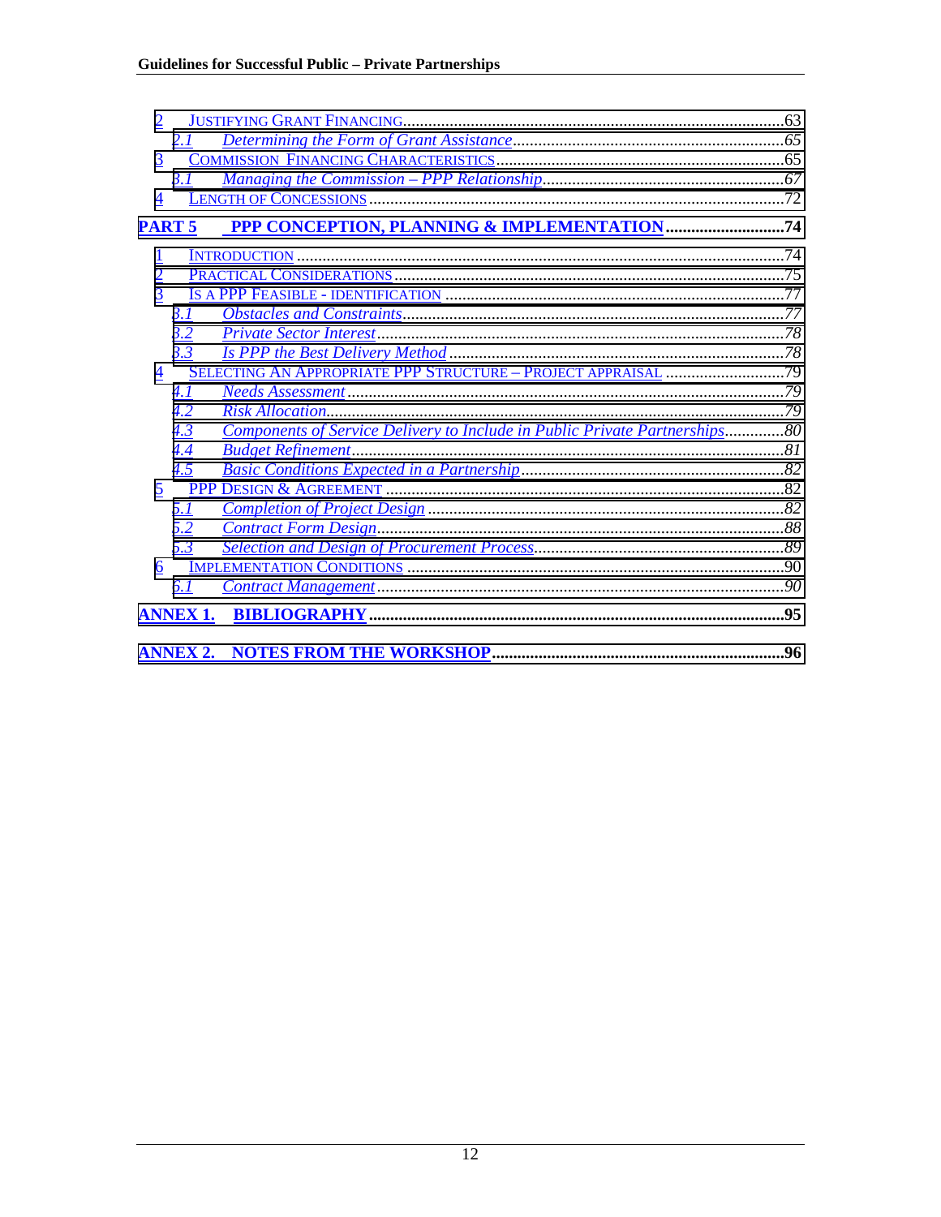2 JUSTIFYING GRANT FINANCING.........................................................................................63
   *2.1 Determining the Form of Grant Assistance...............................................................65*
3 COMMISSION FINANCING CHARACTERISTICS...................................................................65
   *3.1 Managing the Commission – PPP Relationship.........................................................67*
4 LENGTH OF CONCESSIONS.................................................................................................72

**PART 5 PPP CONCEPTION, PLANNING & IMPLEMENTATION............................74**

1 INTRODUCTION.....................................................................................................................74
2 PRACTICAL CONSIDERATIONS............................................................................................75
3 IS A PPP FEASIBLE - IDENTIFICATION ................................................................................77
   *3.1 Obstacles and Constraints..........................................................................................77*
   *3.2 Private Sector Interest................................................................................................78*
   *3.3 Is PPP the Best Delivery Method ...............................................................................78*
4 SELECTING AN APPROPRIATE PPP STRUCTURE – PROJECT APPRAISAL ..........................79
   *4.1 Needs Assessment......................................................................................................79*
   *4.2 Risk Allocation............................................................................................................79*
   *4.3 Components of Service Delivery to Include in Public Private Partnerships..............80*
   *4.4 Budget Refinement......................................................................................................81*
   *4.5 Basic Conditions Expected in a Partnership.............................................................82*
5 PPP DESIGN & AGREEMENT ...............................................................................................82
   *5.1 Completion of Project Design ....................................................................................82*
   *5.2 Contract Form Design.................................................................................................88*
   *5.3 Selection and Design of Procurement Process...........................................................89*
6 IMPLEMENTATION CONDITIONS ..........................................................................................90
   *6.1 Contract Management.................................................................................................90*

**ANNEX 1. BIBLIOGRAPHY..................................................................................................95**

**ANNEX 2. NOTES FROM THE WORKSHOP.....................................................................96**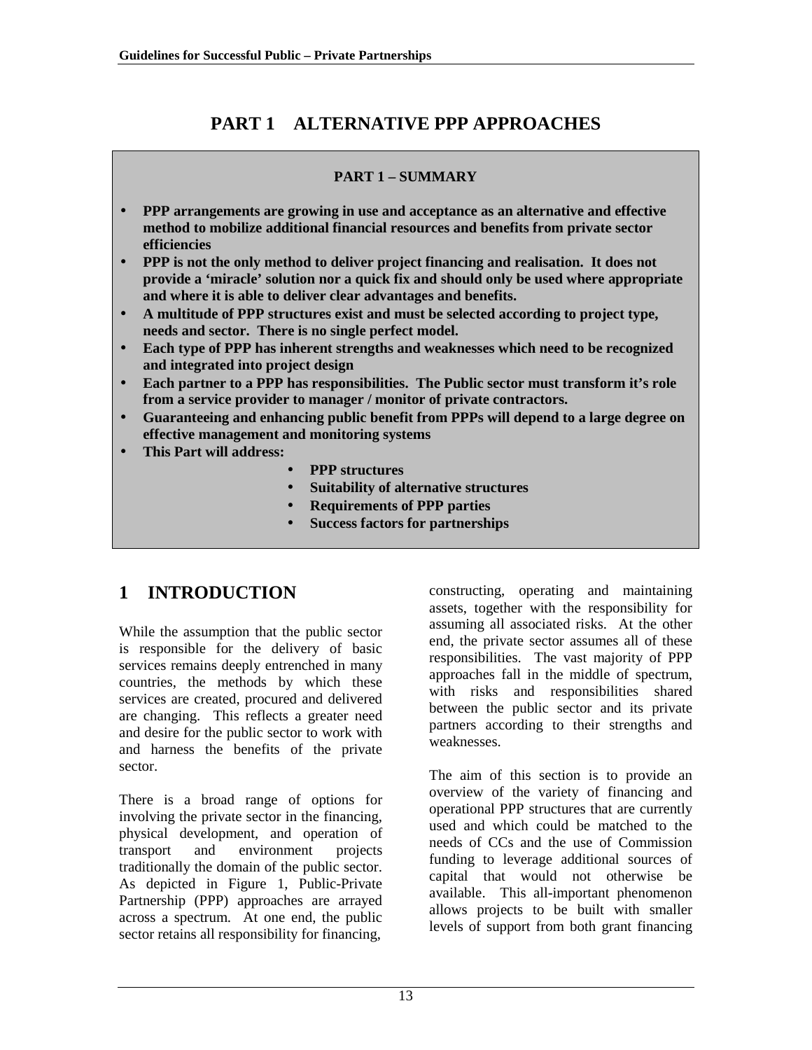# PART 1 ALTERNATIVE PPP APPROACHES

**PART 1 – SUMMARY**

- **PPP arrangements are growing in use and acceptance as an alternative and effective method to mobilize additional financial resources and benefits from private sector efficiencies**
- **PPP is not the only method to deliver project financing and realisation. It does not provide a 'miracle' solution nor a quick fix and should only be used where appropriate and where it is able to deliver clear advantages and benefits.**
- **A multitude of PPP structures exist and must be selected according to project type, needs and sector. There is no single perfect model.**
- **Each type of PPP has inherent strengths and weaknesses which need to be recognized and integrated into project design**
- **Each partner to a PPP has responsibilities. The Public sector must transform it's role from a service provider to manager / monitor of private contractors.**
- **Guaranteeing and enhancing public benefit from PPPs will depend to a large degree on effective management and monitoring systems**
- **This Part will address:**
  - **PPP structures**
  - **Suitability of alternative structures**
  - **Requirements of PPP parties**
  - **Success factors for partnerships**

## 1 INTRODUCTION

While the assumption that the public sector is responsible for the delivery of basic services remains deeply entrenched in many countries, the methods by which these services are created, procured and delivered are changing. This reflects a greater need and desire for the public sector to work with and harness the benefits of the private sector.

There is a broad range of options for involving the private sector in the financing, physical development, and operation of transport and environment projects traditionally the domain of the public sector. As depicted in Figure 1, Public-Private Partnership (PPP) approaches are arrayed across a spectrum. At one end, the public sector retains all responsibility for financing, constructing, operating and maintaining assets, together with the responsibility for assuming all associated risks. At the other end, the private sector assumes all of these responsibilities. The vast majority of PPP approaches fall in the middle of spectrum, with risks and responsibilities shared between the public sector and its private partners according to their strengths and weaknesses.

The aim of this section is to provide an overview of the variety of financing and operational PPP structures that are currently used and which could be matched to the needs of CCs and the use of Commission funding to leverage additional sources of capital that would not otherwise be available. This all-important phenomenon allows projects to be built with smaller levels of support from both grant financing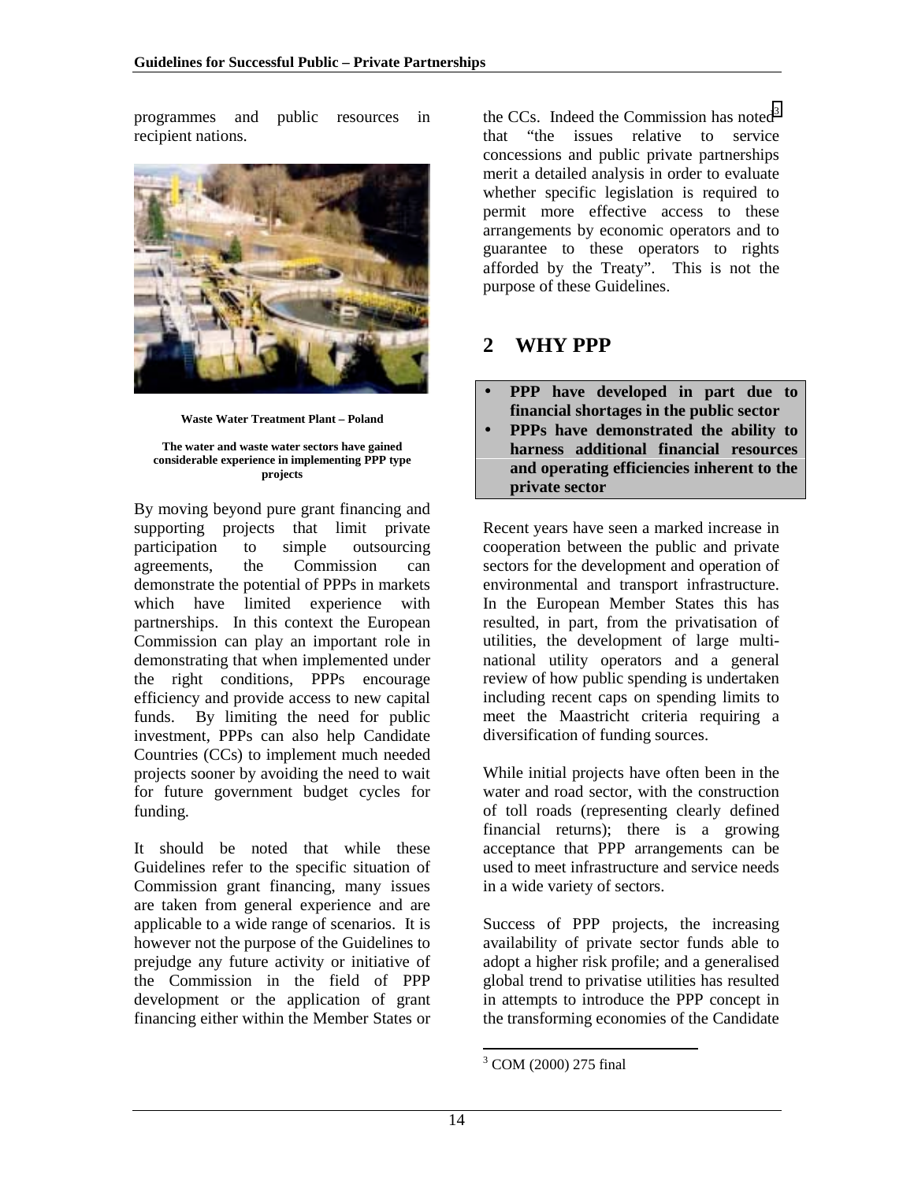programmes and public resources in recipient nations.

Waste Water Treatment Plant – Poland

**The water and waste water sectors have gained considerable experience in implementing PPP type projects**

By moving beyond pure grant financing and supporting projects that limit private participation to simple outsourcing agreements, the Commission can demonstrate the potential of PPPs in markets which have limited experience with partnerships. In this context the European Commission can play an important role in demonstrating that when implemented under the right conditions, PPPs encourage efficiency and provide access to new capital funds. By limiting the need for public investment, PPPs can also help Candidate Countries (CCs) to implement much needed projects sooner by avoiding the need to wait for future government budget cycles for funding.

It should be noted that while these Guidelines refer to the specific situation of Commission grant financing, many issues are taken from general experience and are applicable to a wide range of scenarios. It is however not the purpose of the Guidelines to prejudge any future activity or initiative of the Commission in the field of PPP development or the application of grant financing either within the Member States or the CCs. Indeed the Commission has noted[3] that "the issues relative to service concessions and public private partnerships merit a detailed analysis in order to evaluate whether specific legislation is required to permit more effective access to these arrangements by economic operators and to guarantee to these operators to rights afforded by the Treaty". This is not the purpose of these Guidelines.

# 2 WHY PPP

- **PPP have developed in part due to financial shortages in the public sector**
- **PPPs have demonstrated the ability to harness additional financial resources and operating efficiencies inherent to the private sector**

Recent years have seen a marked increase in cooperation between the public and private sectors for the development and operation of environmental and transport infrastructure. In the European Member States this has resulted, in part, from the privatisation of utilities, the development of large multi-national utility operators and a general review of how public spending is undertaken including recent caps on spending limits to meet the Maastricht criteria requiring a diversification of funding sources.

While initial projects have often been in the water and road sector, with the construction of toll roads (representing clearly defined financial returns); there is a growing acceptance that PPP arrangements can be used to meet infrastructure and service needs in a wide variety of sectors.

Success of PPP projects, the increasing availability of private sector funds able to adopt a higher risk profile; and a generalised global trend to privatise utilities has resulted in attempts to introduce the PPP concept in the transforming economies of the Candidate

[3] COM (2000) 275 final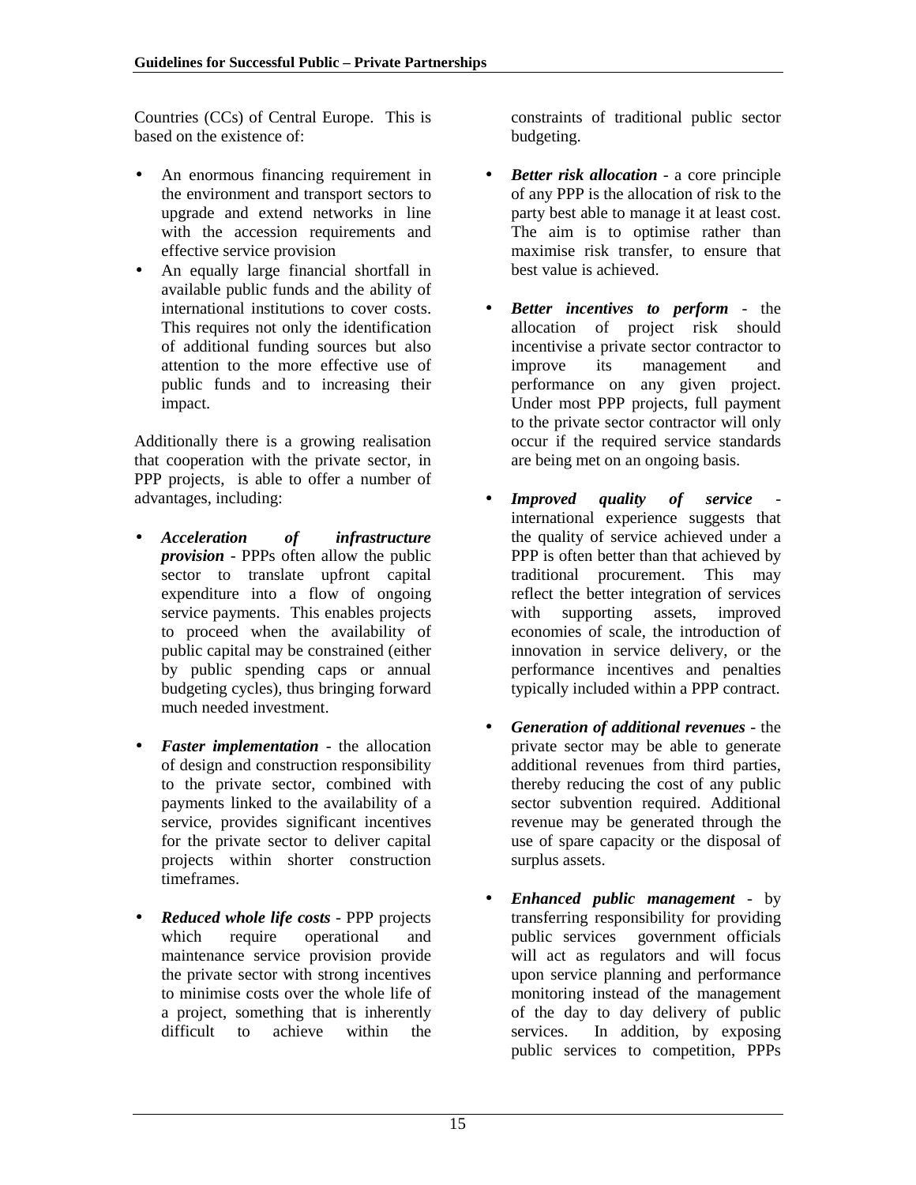Countries (CCs) of Central Europe. This is based on the existence of:

- An enormous financing requirement in the environment and transport sectors to upgrade and extend networks in line with the accession requirements and effective service provision
- An equally large financial shortfall in available public funds and the ability of international institutions to cover costs. This requires not only the identification of additional funding sources but also attention to the more effective use of public funds and to increasing their impact.

Additionally there is a growing realisation that cooperation with the private sector, in PPP projects, is able to offer a number of advantages, including:

- ***Acceleration of infrastructure provision*** - PPPs often allow the public sector to translate upfront capital expenditure into a flow of ongoing service payments. This enables projects to proceed when the availability of public capital may be constrained (either by public spending caps or annual budgeting cycles), thus bringing forward much needed investment.

- ***Faster implementation*** - the allocation of design and construction responsibility to the private sector, combined with payments linked to the availability of a service, provides significant incentives for the private sector to deliver capital projects within shorter construction timeframes.

- ***Reduced whole life costs*** - PPP projects which require operational and maintenance service provision provide the private sector with strong incentives to minimise costs over the whole life of a project, something that is inherently difficult to achieve within the constraints of traditional public sector budgeting.

- ***Better risk allocation*** - a core principle of any PPP is the allocation of risk to the party best able to manage it at least cost. The aim is to optimise rather than maximise risk transfer, to ensure that best value is achieved.

- ***Better incentives to perform*** - the allocation of project risk should incentivise a private sector contractor to improve its management and performance on any given project. Under most PPP projects, full payment to the private sector contractor will only occur if the required service standards are being met on an ongoing basis.

- ***Improved quality of service*** - international experience suggests that the quality of service achieved under a PPP is often better than that achieved by traditional procurement. This may reflect the better integration of services with supporting assets, improved economies of scale, the introduction of innovation in service delivery, or the performance incentives and penalties typically included within a PPP contract.

- ***Generation of additional revenues*** - the private sector may be able to generate additional revenues from third parties, thereby reducing the cost of any public sector subvention required. Additional revenue may be generated through the use of spare capacity or the disposal of surplus assets.

- ***Enhanced public management*** - by transferring responsibility for providing public services government officials will act as regulators and will focus upon service planning and performance monitoring instead of the management of the day to day delivery of public services. In addition, by exposing public services to competition, PPPs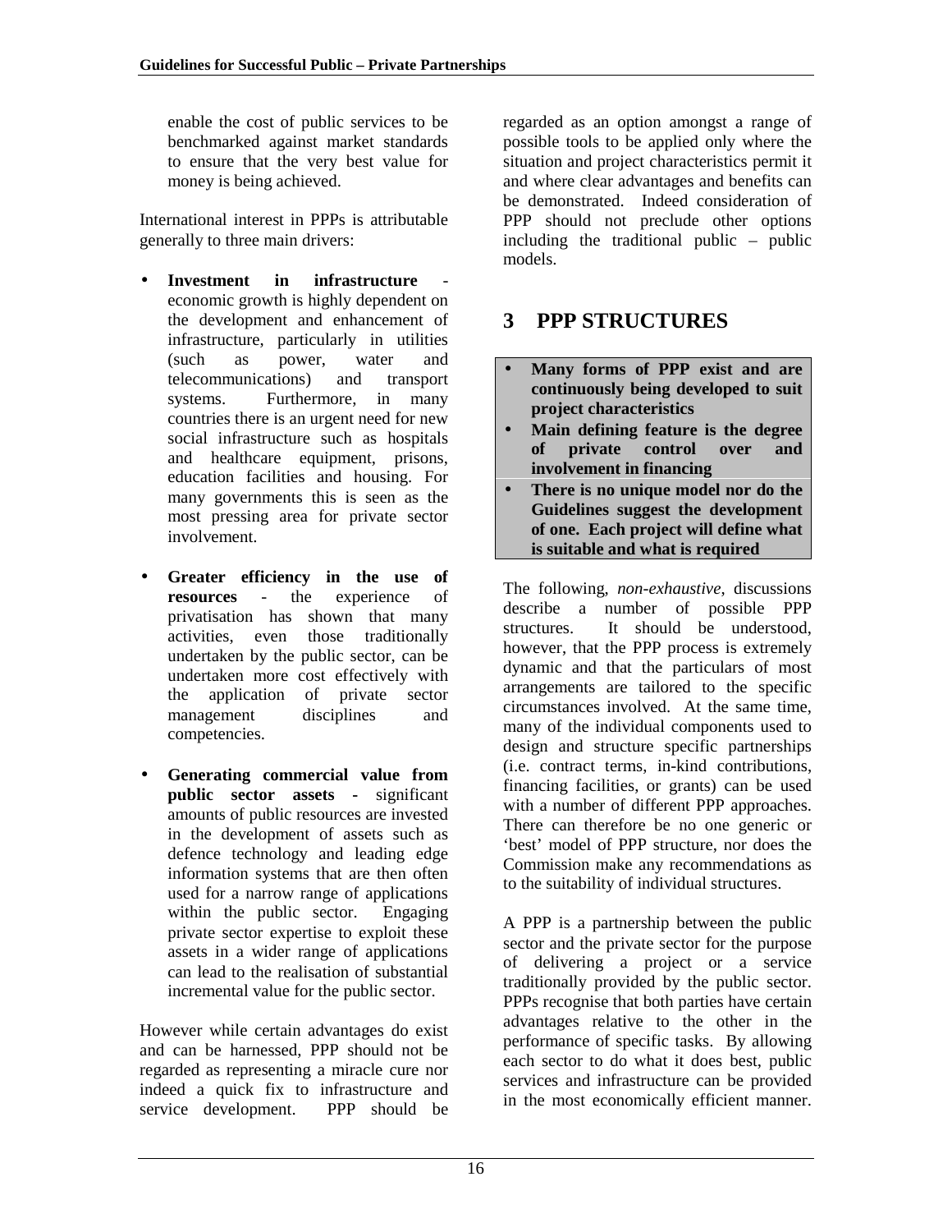enable the cost of public services to be benchmarked against market standards to ensure that the very best value for money is being achieved.

International interest in PPPs is attributable generally to three main drivers:

- **Investment in infrastructure** - economic growth is highly dependent on the development and enhancement of infrastructure, particularly in utilities (such as power, water and telecommunications) and transport systems. Furthermore, in many countries there is an urgent need for new social infrastructure such as hospitals and healthcare equipment, prisons, education facilities and housing. For many governments this is seen as the most pressing area for private sector involvement.

- **Greater efficiency in the use of resources** - the experience of privatisation has shown that many activities, even those traditionally undertaken by the public sector, can be undertaken more cost effectively with the application of private sector management disciplines and competencies.

- **Generating commercial value from public sector assets -** significant amounts of public resources are invested in the development of assets such as defence technology and leading edge information systems that are then often used for a narrow range of applications within the public sector. Engaging private sector expertise to exploit these assets in a wider range of applications can lead to the realisation of substantial incremental value for the public sector.

However while certain advantages do exist and can be harnessed, PPP should not be regarded as representing a miracle cure nor indeed a quick fix to infrastructure and service development. PPP should be regarded as an option amongst a range of possible tools to be applied only where the situation and project characteristics permit it and where clear advantages and benefits can be demonstrated. Indeed consideration of PPP should not preclude other options including the traditional public – public models.

# 3 PPP STRUCTURES

- **Many forms of PPP exist and are continuously being developed to suit project characteristics**
- **Main defining feature is the degree of private control over and involvement in financing**
- **There is no unique model nor do the Guidelines suggest the development of one. Each project will define what is suitable and what is required**

The following, *non-exhaustive*, discussions describe a number of possible PPP structures. It should be understood, however, that the PPP process is extremely dynamic and that the particulars of most arrangements are tailored to the specific circumstances involved. At the same time, many of the individual components used to design and structure specific partnerships (i.e. contract terms, in-kind contributions, financing facilities, or grants) can be used with a number of different PPP approaches. There can therefore be no one generic or 'best' model of PPP structure, nor does the Commission make any recommendations as to the suitability of individual structures.

A PPP is a partnership between the public sector and the private sector for the purpose of delivering a project or a service traditionally provided by the public sector. PPPs recognise that both parties have certain advantages relative to the other in the performance of specific tasks. By allowing each sector to do what it does best, public services and infrastructure can be provided in the most economically efficient manner.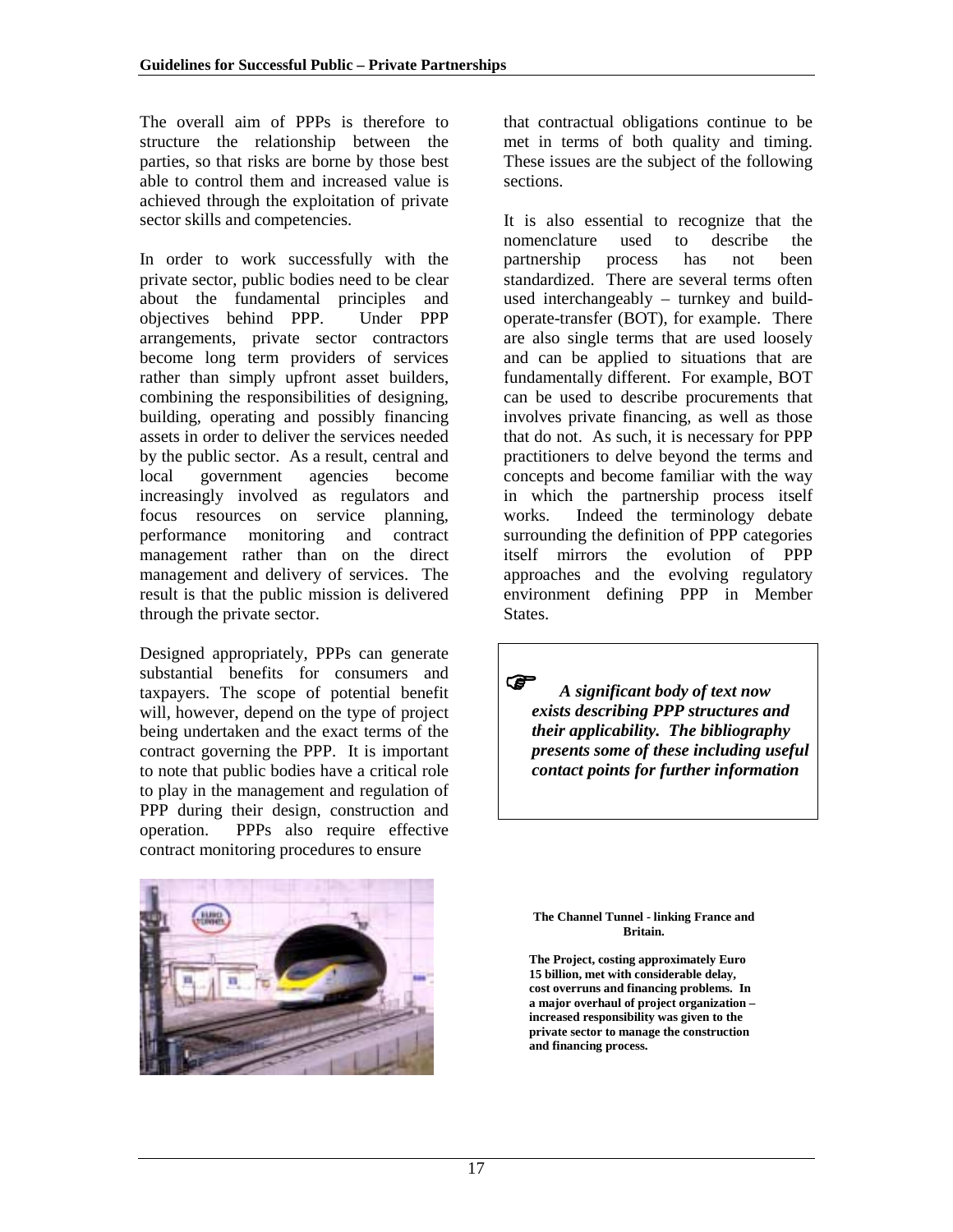The overall aim of PPPs is therefore to structure the relationship between the parties, so that risks are borne by those best able to control them and increased value is achieved through the exploitation of private sector skills and competencies.

In order to work successfully with the private sector, public bodies need to be clear about the fundamental principles and objectives behind PPP. Under PPP arrangements, private sector contractors become long term providers of services rather than simply upfront asset builders, combining the responsibilities of designing, building, operating and possibly financing assets in order to deliver the services needed by the public sector. As a result, central and local government agencies become increasingly involved as regulators and focus resources on service planning, performance monitoring and contract management rather than on the direct management and delivery of services. The result is that the public mission is delivered through the private sector.

Designed appropriately, PPPs can generate substantial benefits for consumers and taxpayers. The scope of potential benefit will, however, depend on the type of project being undertaken and the exact terms of the contract governing the PPP. It is important to note that public bodies have a critical role to play in the management and regulation of PPP during their design, construction and operation. PPPs also require effective contract monitoring procedures to ensure that contractual obligations continue to be met in terms of both quality and timing. These issues are the subject of the following sections.

It is also essential to recognize that the nomenclature used to describe the partnership process has not been standardized. There are several terms often used interchangeably – turnkey and build-operate-transfer (BOT), for example. There are also single terms that are used loosely and can be applied to situations that are fundamentally different. For example, BOT can be used to describe procurements that involves private financing, as well as those that do not. As such, it is necessary for PPP practitioners to delve beyond the terms and concepts and become familiar with the way in which the partnership process itself works. Indeed the terminology debate surrounding the definition of PPP categories itself mirrors the evolution of PPP approaches and the evolving regulatory environment defining PPP in Member States.

> ☞ ***A significant body of text now exists describing PPP structures and their applicability. The bibliography presents some of these including useful contact points for further information***

**The Channel Tunnel - linking France and Britain.**

**The Project, costing approximately Euro 15 billion, met with considerable delay, cost overruns and financing problems. In a major overhaul of project organization – increased responsibility was given to the private sector to manage the construction and financing process.**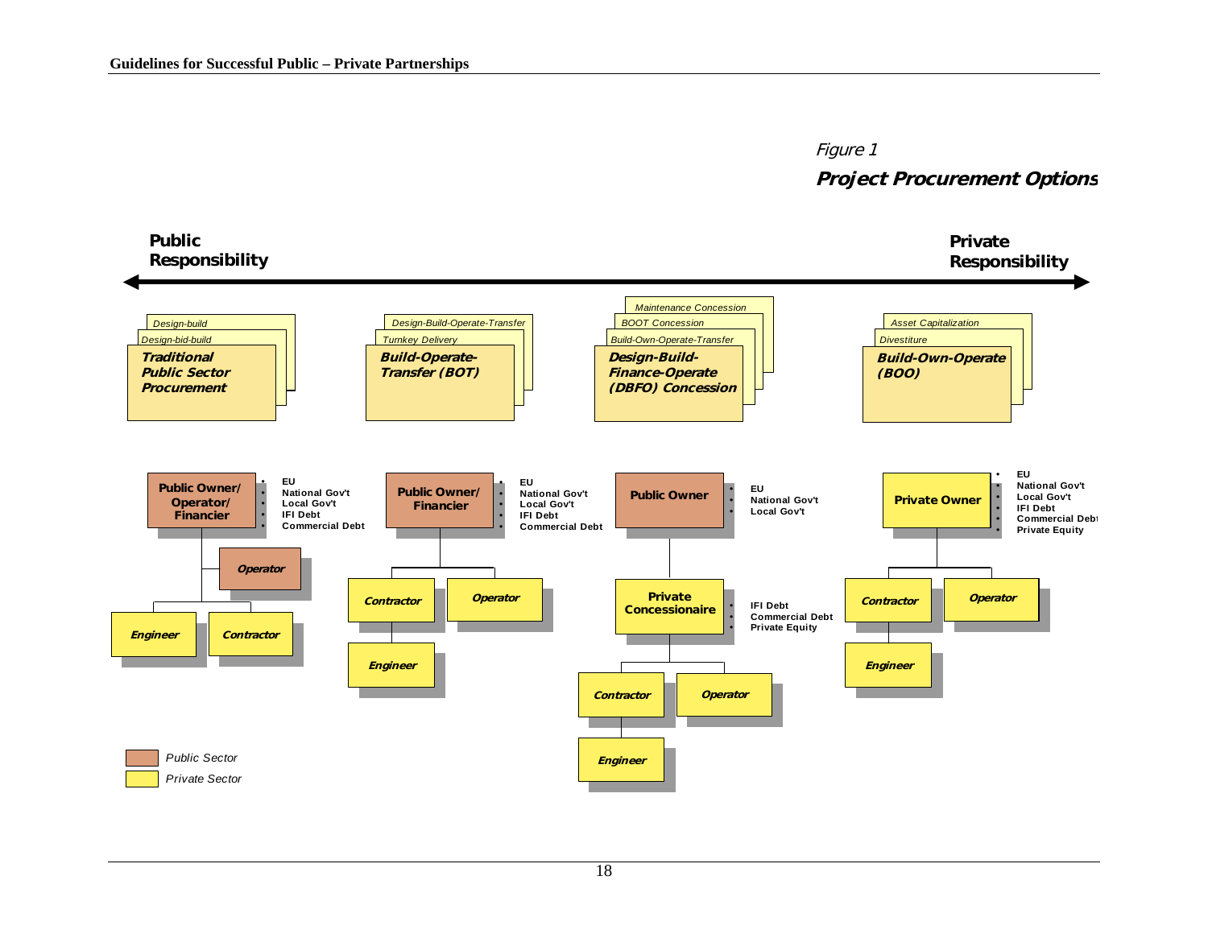*Figure 1*

**Project Procurement Options**

**Public Responsibility** ◄──────────────────────────► **Private Responsibility**

| Traditional Public Sector Procurement | Build-Operate-Transfer (BOT) | Design-Build-Finance-Operate (DBFO) Concession | Build-Own-Operate (BOO) |
|---|---|---|---|
| *Design-build* | *Design-Build-Operate-Transfer* | *Maintenance Concession* | *Asset Capitalization* |
| *Design-bid-build* | *Turnkey Delivery* | *BOOT Concession* | *Divestiture* |
| | | *Build-Own-Operate-Transfer* | |

**Traditional Public Sector Procurement**

- **Public Owner/ Operator/ Financier** (Public Sector)
  - EU
  - National Gov't
  - Local Gov't
  - IFI Debt
  - Commercial Debt
  - *Operator* (Public Sector)
  - *Engineer* (Private Sector)
  - *Contractor* (Private Sector)

**Build-Operate-Transfer (BOT)**

- **Public Owner/ Financier** (Public Sector)
  - EU
  - National Gov't
  - Local Gov't
  - IFI Debt
  - Commercial Debt
  - *Contractor* (Private Sector)
    - *Engineer* (Private Sector)
  - *Operator* (Private Sector)

**Design-Build-Finance-Operate (DBFO) Concession**

- **Public Owner** (Public Sector)
  - EU
  - National Gov't
  - Local Gov't
  - **Private Concessionaire** (Private Sector)
    - IFI Debt
    - Commercial Debt
    - Private Equity
    - *Contractor* (Private Sector)
      - *Engineer* (Private Sector)
    - *Operator* (Private Sector)

**Build-Own-Operate (BOO)**

- **Private Owner** (Private Sector)
  - EU
  - National Gov't
  - Local Gov't
  - IFI Debt
  - Commercial Debt
  - Private Equity
  - *Contractor* (Private Sector)
    - *Engineer* (Private Sector)
  - *Operator* (Private Sector)

*Public Sector*

*Private Sector*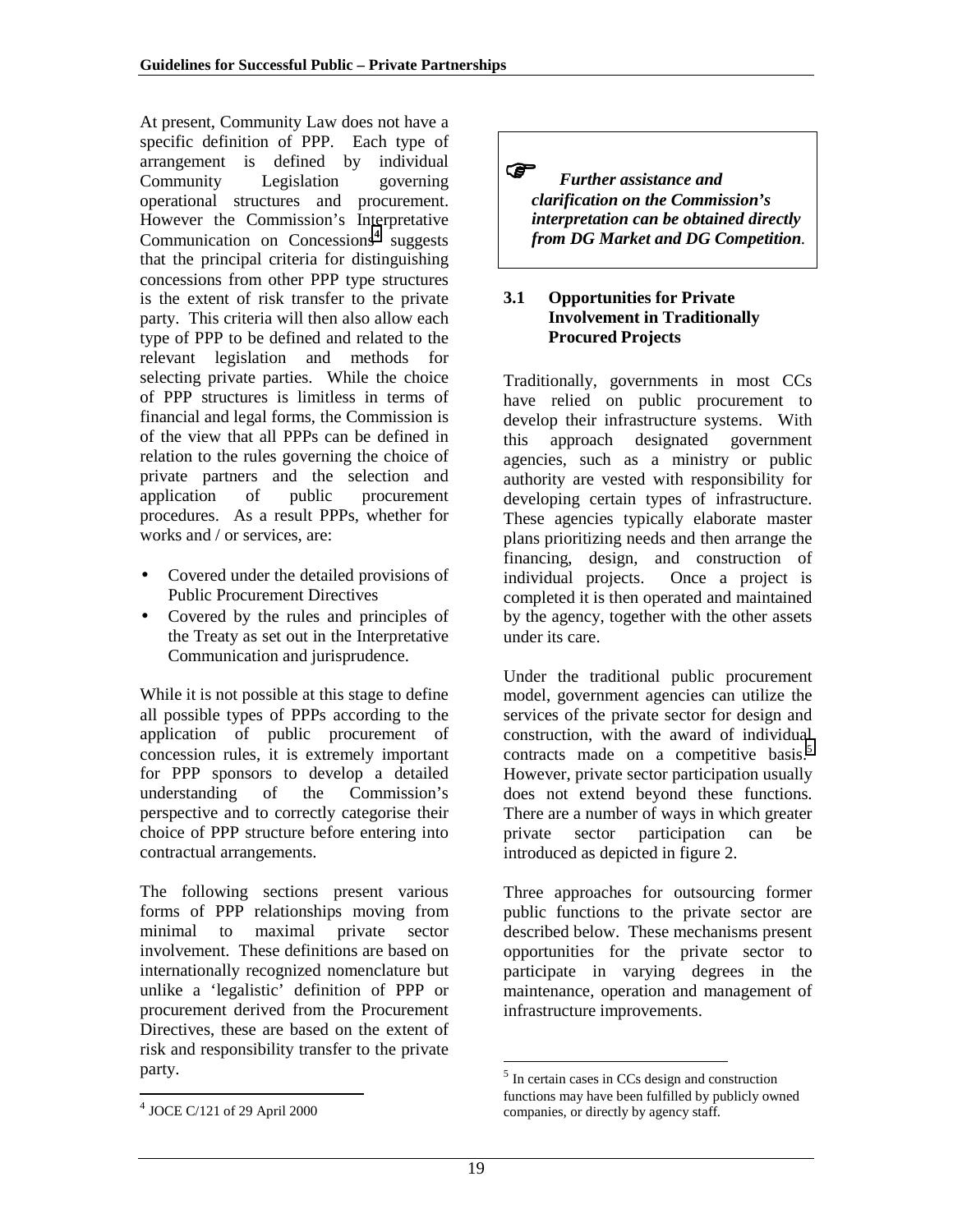At present, Community Law does not have a specific definition of PPP. Each type of arrangement is defined by individual Community Legislation governing operational structures and procurement. However the Commission's Interpretative Communication on Concessions[4] suggests that the principal criteria for distinguishing concessions from other PPP type structures is the extent of risk transfer to the private party. This criteria will then also allow each type of PPP to be defined and related to the relevant legislation and methods for selecting private parties. While the choice of PPP structures is limitless in terms of financial and legal forms, the Commission is of the view that all PPPs can be defined in relation to the rules governing the choice of private partners and the selection and application of public procurement procedures. As a result PPPs, whether for works and / or services, are:

- Covered under the detailed provisions of Public Procurement Directives
- Covered by the rules and principles of the Treaty as set out in the Interpretative Communication and jurisprudence.

While it is not possible at this stage to define all possible types of PPPs according to the application of public procurement of concession rules, it is extremely important for PPP sponsors to develop a detailed understanding of the Commission's perspective and to correctly categorise their choice of PPP structure before entering into contractual arrangements.

The following sections present various forms of PPP relationships moving from minimal to maximal private sector involvement. These definitions are based on internationally recognized nomenclature but unlike a 'legalistic' definition of PPP or procurement derived from the Procurement Directives, these are based on the extent of risk and responsibility transfer to the private party.

[4] JOCE C/121 of 29 April 2000

> ☞ ***Further assistance and clarification on the Commission's interpretation can be obtained directly from DG Market and DG Competition.***

### 3.1 Opportunities for Private Involvement in Traditionally Procured Projects

Traditionally, governments in most CCs have relied on public procurement to develop their infrastructure systems. With this approach designated government agencies, such as a ministry or public authority are vested with responsibility for developing certain types of infrastructure. These agencies typically elaborate master plans prioritizing needs and then arrange the financing, design, and construction of individual projects. Once a project is completed it is then operated and maintained by the agency, together with the other assets under its care.

Under the traditional public procurement model, government agencies can utilize the services of the private sector for design and construction, with the award of individual contracts made on a competitive basis.[5] However, private sector participation usually does not extend beyond these functions. There are a number of ways in which greater private sector participation can be introduced as depicted in figure 2.

Three approaches for outsourcing former public functions to the private sector are described below. These mechanisms present opportunities for the private sector to participate in varying degrees in the maintenance, operation and management of infrastructure improvements.

[5] In certain cases in CCs design and construction functions may have been fulfilled by publicly owned companies, or directly by agency staff.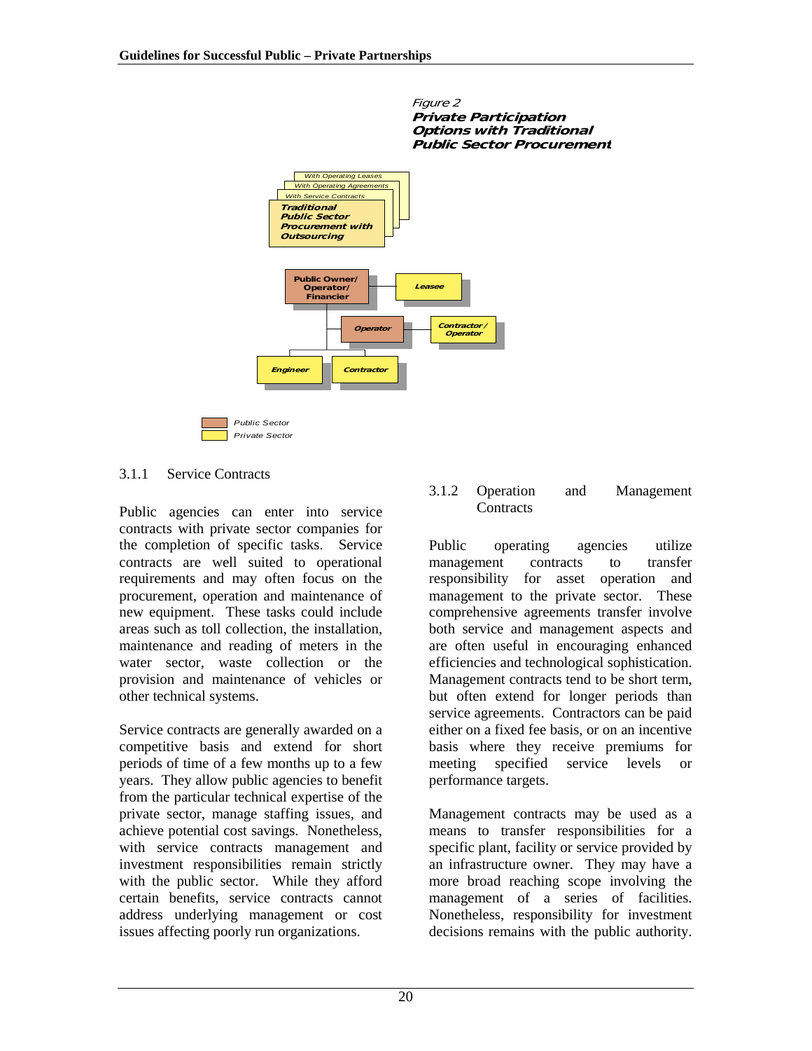Figure 2
***Private Participation Options with Traditional Public Sector Procurement***

With Operating Leases
With Operating Agreements
With Service Contracts
***Traditional Public Sector Procurement with Outsourcing***

**Public Owner/ Operator/ Financier**
***Lease***
***Operator***
***Contractor / Operator***
***Engineer***
***Contractor***

*Public Sector*
*Private Sector*

### 3.1.1 Service Contracts

Public agencies can enter into service contracts with private sector companies for the completion of specific tasks. Service contracts are well suited to operational requirements and may often focus on the procurement, operation and maintenance of new equipment. These tasks could include areas such as toll collection, the installation, maintenance and reading of meters in the water sector, waste collection or the provision and maintenance of vehicles or other technical systems.

Service contracts are generally awarded on a competitive basis and extend for short periods of time of a few months up to a few years. They allow public agencies to benefit from the particular technical expertise of the private sector, manage staffing issues, and achieve potential cost savings. Nonetheless, with service contracts management and investment responsibilities remain strictly with the public sector. While they afford certain benefits, service contracts cannot address underlying management or cost issues affecting poorly run organizations.

### 3.1.2 Operation and Management Contracts

Public operating agencies utilize management contracts to transfer responsibility for asset operation and management to the private sector. These comprehensive agreements transfer involve both service and management aspects and are often useful in encouraging enhanced efficiencies and technological sophistication. Management contracts tend to be short term, but often extend for longer periods than service agreements. Contractors can be paid either on a fixed fee basis, or on an incentive basis where they receive premiums for meeting specified service levels or performance targets.

Management contracts may be used as a means to transfer responsibilities for a specific plant, facility or service provided by an infrastructure owner. They may have a more broad reaching scope involving the management of a series of facilities. Nonetheless, responsibility for investment decisions remains with the public authority.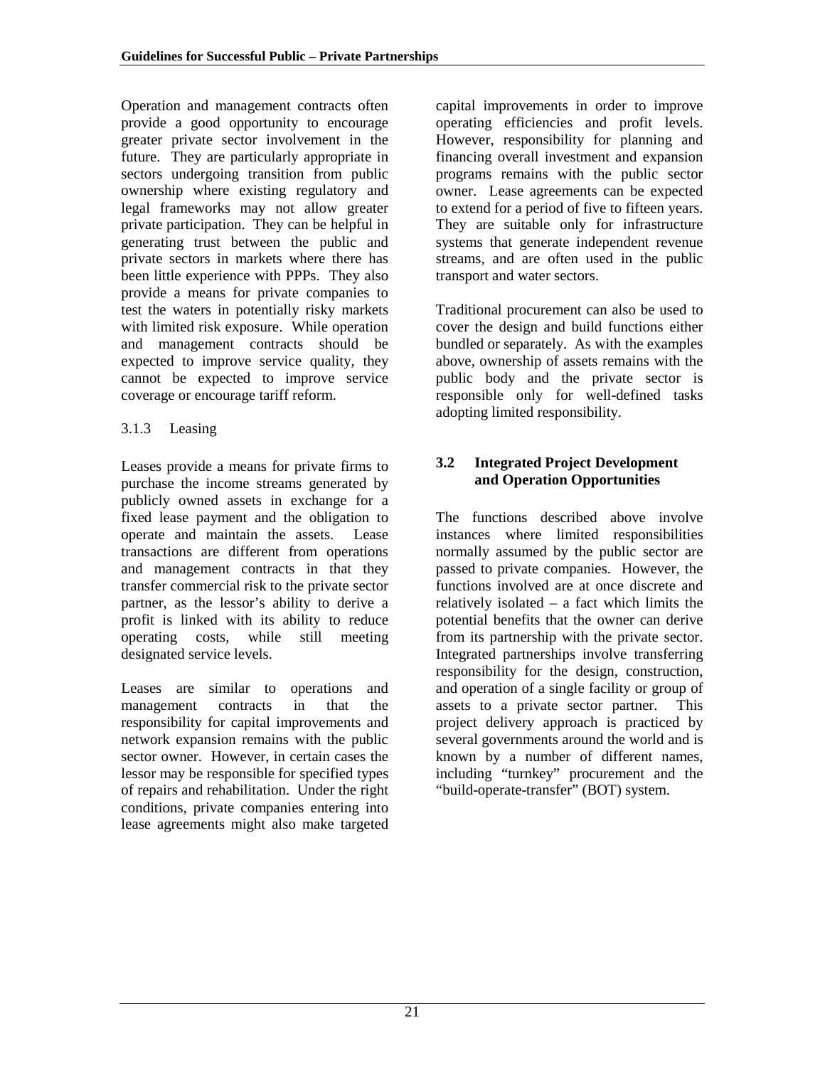Operation and management contracts often provide a good opportunity to encourage greater private sector involvement in the future. They are particularly appropriate in sectors undergoing transition from public ownership where existing regulatory and legal frameworks may not allow greater private participation. They can be helpful in generating trust between the public and private sectors in markets where there has been little experience with PPPs. They also provide a means for private companies to test the waters in potentially risky markets with limited risk exposure. While operation and management contracts should be expected to improve service quality, they cannot be expected to improve service coverage or encourage tariff reform.

### 3.1.3 Leasing

Leases provide a means for private firms to purchase the income streams generated by publicly owned assets in exchange for a fixed lease payment and the obligation to operate and maintain the assets. Lease transactions are different from operations and management contracts in that they transfer commercial risk to the private sector partner, as the lessor's ability to derive a profit is linked with its ability to reduce operating costs, while still meeting designated service levels.

Leases are similar to operations and management contracts in that the responsibility for capital improvements and network expansion remains with the public sector owner. However, in certain cases the lessor may be responsible for specified types of repairs and rehabilitation. Under the right conditions, private companies entering into lease agreements might also make targeted capital improvements in order to improve operating efficiencies and profit levels. However, responsibility for planning and financing overall investment and expansion programs remains with the public sector owner. Lease agreements can be expected to extend for a period of five to fifteen years. They are suitable only for infrastructure systems that generate independent revenue streams, and are often used in the public transport and water sectors.

Traditional procurement can also be used to cover the design and build functions either bundled or separately. As with the examples above, ownership of assets remains with the public body and the private sector is responsible only for well-defined tasks adopting limited responsibility.

## 3.2 Integrated Project Development and Operation Opportunities

The functions described above involve instances where limited responsibilities normally assumed by the public sector are passed to private companies. However, the functions involved are at once discrete and relatively isolated – a fact which limits the potential benefits that the owner can derive from its partnership with the private sector. Integrated partnerships involve transferring responsibility for the design, construction, and operation of a single facility or group of assets to a private sector partner. This project delivery approach is practiced by several governments around the world and is known by a number of different names, including "turnkey" procurement and the "build-operate-transfer" (BOT) system.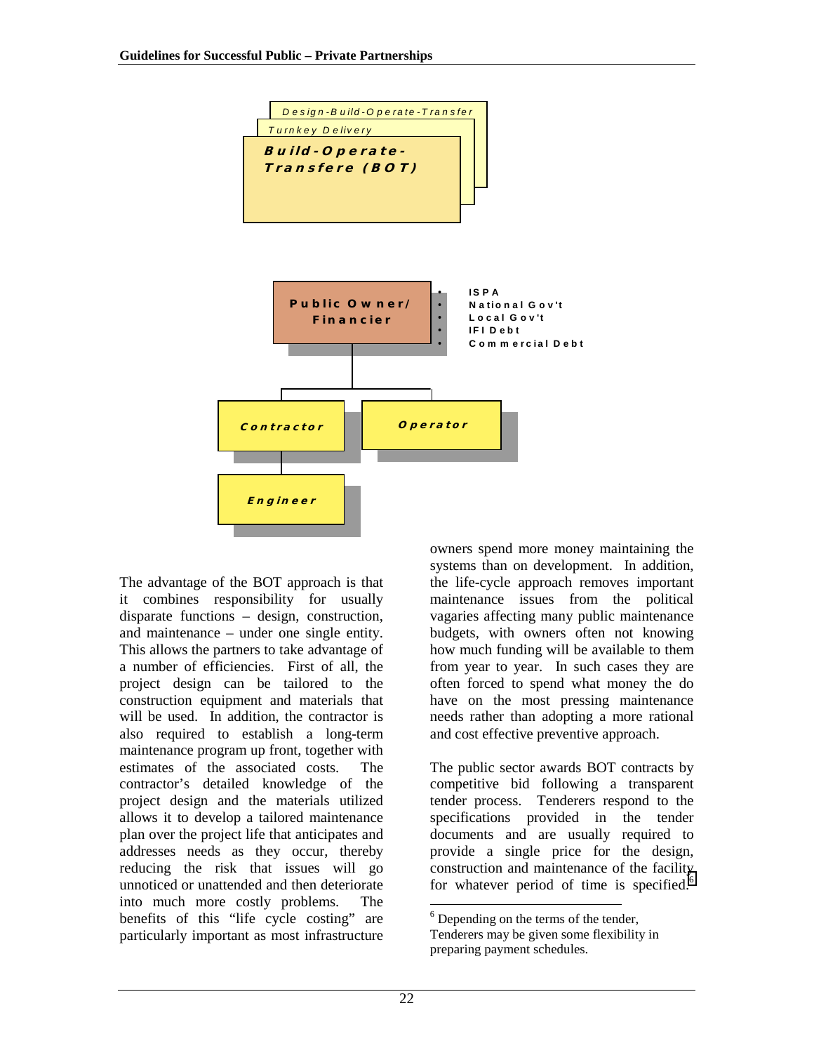Design-Build-Operate-Transfer

Turnkey Delivery

**Build-Operate-Transfere (BOT)**

**Public Owner/ Financier**

- ISPA
- National Gov't
- Local Gov't
- IFI Debt
- Commercial Debt

**Contractor**

**Operator**

**Engineer**

The advantage of the BOT approach is that it combines responsibility for usually disparate functions – design, construction, and maintenance – under one single entity. This allows the partners to take advantage of a number of efficiencies. First of all, the project design can be tailored to the construction equipment and materials that will be used. In addition, the contractor is also required to establish a long-term maintenance program up front, together with estimates of the associated costs. The contractor's detailed knowledge of the project design and the materials utilized allows it to develop a tailored maintenance plan over the project life that anticipates and addresses needs as they occur, thereby reducing the risk that issues will go unnoticed or unattended and then deteriorate into much more costly problems. The benefits of this "life cycle costing" are particularly important as most infrastructure owners spend more money maintaining the systems than on development. In addition, the life-cycle approach removes important maintenance issues from the political vagaries affecting many public maintenance budgets, with owners often not knowing how much funding will be available to them from year to year. In such cases they are often forced to spend what money the do have on the most pressing maintenance needs rather than adopting a more rational and cost effective preventive approach.

The public sector awards BOT contracts by competitive bid following a transparent tender process. Tenderers respond to the specifications provided in the tender documents and are usually required to provide a single price for the design, construction and maintenance of the facility for whatever period of time is specified.[6]

[6] Depending on the terms of the tender, Tenderers may be given some flexibility in preparing payment schedules.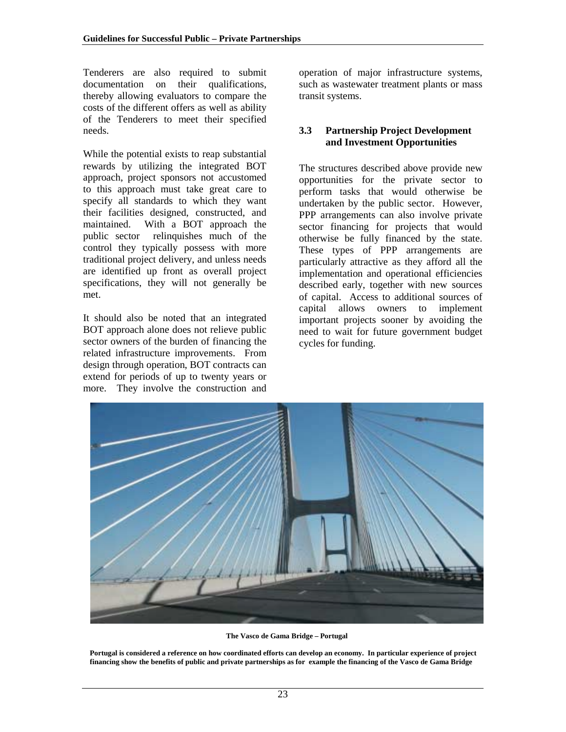Tenderers are also required to submit documentation on their qualifications, thereby allowing evaluators to compare the costs of the different offers as well as ability of the Tenderers to meet their specified needs.

While the potential exists to reap substantial rewards by utilizing the integrated BOT approach, project sponsors not accustomed to this approach must take great care to specify all standards to which they want their facilities designed, constructed, and maintained. With a BOT approach the public sector relinquishes much of the control they typically possess with more traditional project delivery, and unless needs are identified up front as overall project specifications, they will not generally be met.

It should also be noted that an integrated BOT approach alone does not relieve public sector owners of the burden of financing the related infrastructure improvements. From design through operation, BOT contracts can extend for periods of up to twenty years or more. They involve the construction and operation of major infrastructure systems, such as wastewater treatment plants or mass transit systems.

### 3.3 Partnership Project Development and Investment Opportunities

The structures described above provide new opportunities for the private sector to perform tasks that would otherwise be undertaken by the public sector. However, PPP arrangements can also involve private sector financing for projects that would otherwise be fully financed by the state. These types of PPP arrangements are particularly attractive as they afford all the implementation and operational efficiencies described early, together with new sources of capital. Access to additional sources of capital allows owners to implement important projects sooner by avoiding the need to wait for future government budget cycles for funding.

**The Vasco de Gama Bridge – Portugal**

**Portugal is considered a reference on how coordinated efforts can develop an economy. In particular experience of project financing show the benefits of public and private partnerships as for example the financing of the Vasco de Gama Bridge**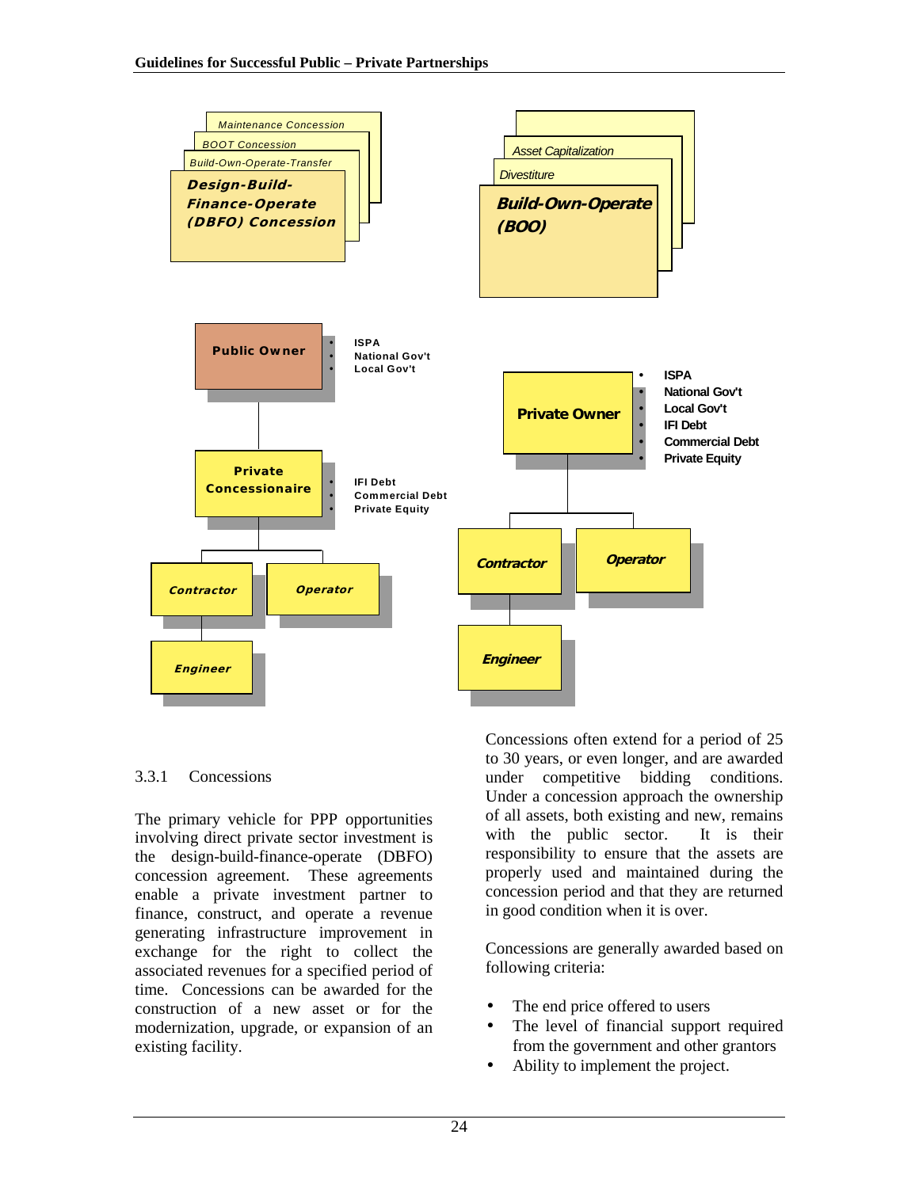Maintenance Concession

BOOT Concession

Build-Own-Operate-Transfer

**Design-Build-Finance-Operate (DBFO) Concession**

Asset Capitalization

Divestiture

**Build-Own-Operate (BOO)**

**Public Owner**

- ISPA
- National Gov't
- Local Gov't

**Private Concessionaire**

- IFI Debt
- Commercial Debt
- Private Equity

**Contractor** | **Operator**

**Engineer**

**Private Owner**

- ISPA
- National Gov't
- Local Gov't
- IFI Debt
- Commercial Debt
- Private Equity

**Contractor** | **Operator**

**Engineer**

### 3.3.1 Concessions

The primary vehicle for PPP opportunities involving direct private sector investment is the design-build-finance-operate (DBFO) concession agreement. These agreements enable a private investment partner to finance, construct, and operate a revenue generating infrastructure improvement in exchange for the right to collect the associated revenues for a specified period of time. Concessions can be awarded for the construction of a new asset or for the modernization, upgrade, or expansion of an existing facility.

Concessions often extend for a period of 25 to 30 years, or even longer, and are awarded under competitive bidding conditions. Under a concession approach the ownership of all assets, both existing and new, remains with the public sector. It is their responsibility to ensure that the assets are properly used and maintained during the concession period and that they are returned in good condition when it is over.

Concessions are generally awarded based on following criteria:

- The end price offered to users
- The level of financial support required from the government and other grantors
- Ability to implement the project.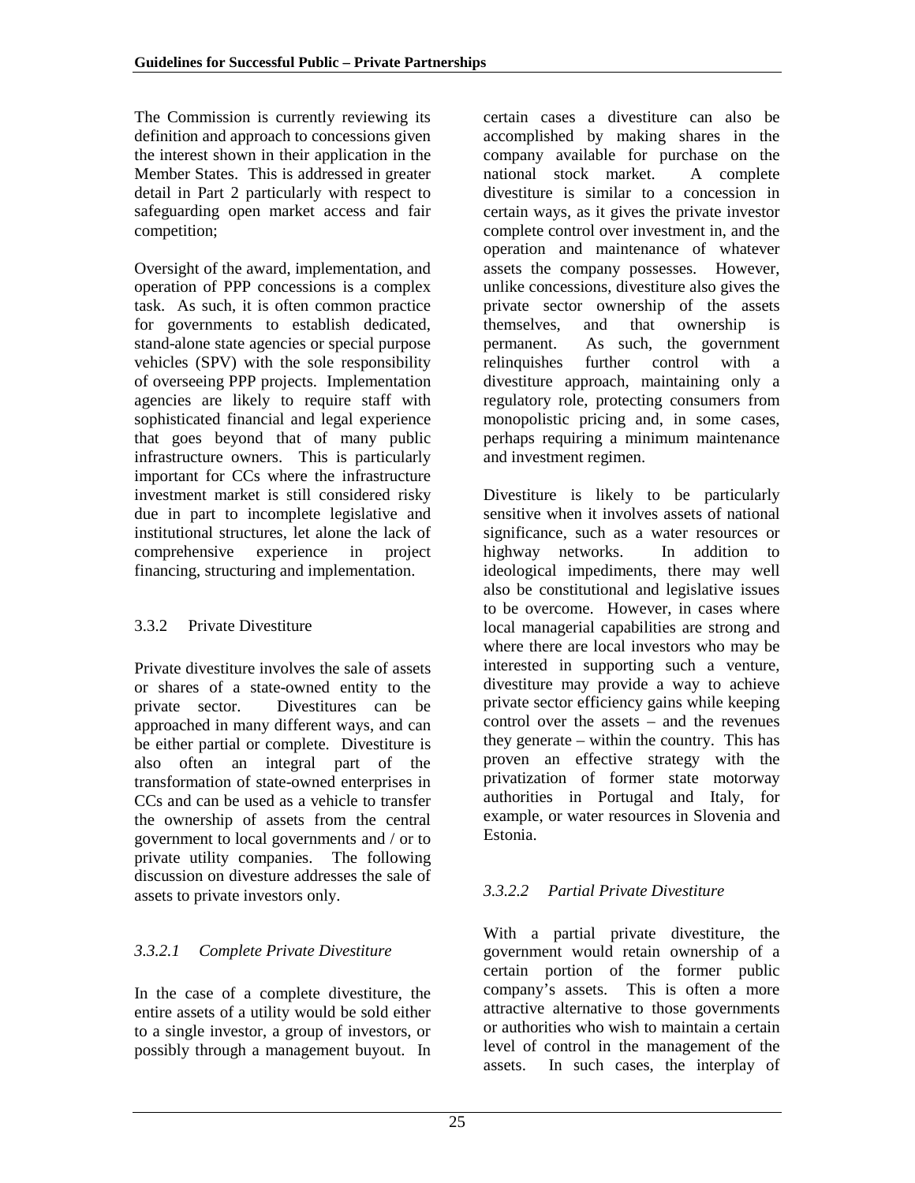The Commission is currently reviewing its definition and approach to concessions given the interest shown in their application in the Member States. This is addressed in greater detail in Part 2 particularly with respect to safeguarding open market access and fair competition;

Oversight of the award, implementation, and operation of PPP concessions is a complex task. As such, it is often common practice for governments to establish dedicated, stand-alone state agencies or special purpose vehicles (SPV) with the sole responsibility of overseeing PPP projects. Implementation agencies are likely to require staff with sophisticated financial and legal experience that goes beyond that of many public infrastructure owners. This is particularly important for CCs where the infrastructure investment market is still considered risky due in part to incomplete legislative and institutional structures, let alone the lack of comprehensive experience in project financing, structuring and implementation.

### 3.3.2 Private Divestiture

Private divestiture involves the sale of assets or shares of a state-owned entity to the private sector. Divestitures can be approached in many different ways, and can be either partial or complete. Divestiture is also often an integral part of the transformation of state-owned enterprises in CCs and can be used as a vehicle to transfer the ownership of assets from the central government to local governments and / or to private utility companies. The following discussion on divesture addresses the sale of assets to private investors only.

#### *3.3.2.1 Complete Private Divestiture*

In the case of a complete divestiture, the entire assets of a utility would be sold either to a single investor, a group of investors, or possibly through a management buyout. In certain cases a divestiture can also be accomplished by making shares in the company available for purchase on the national stock market. A complete divestiture is similar to a concession in certain ways, as it gives the private investor complete control over investment in, and the operation and maintenance of whatever assets the company possesses. However, unlike concessions, divestiture also gives the private sector ownership of the assets themselves, and that ownership is permanent. As such, the government relinquishes further control with a divestiture approach, maintaining only a regulatory role, protecting consumers from monopolistic pricing and, in some cases, perhaps requiring a minimum maintenance and investment regimen.

Divestiture is likely to be particularly sensitive when it involves assets of national significance, such as a water resources or highway networks. In addition to ideological impediments, there may well also be constitutional and legislative issues to be overcome. However, in cases where local managerial capabilities are strong and where there are local investors who may be interested in supporting such a venture, divestiture may provide a way to achieve private sector efficiency gains while keeping control over the assets – and the revenues they generate – within the country. This has proven an effective strategy with the privatization of former state motorway authorities in Portugal and Italy, for example, or water resources in Slovenia and Estonia.

#### *3.3.2.2 Partial Private Divestiture*

With a partial private divestiture, the government would retain ownership of a certain portion of the former public company's assets. This is often a more attractive alternative to those governments or authorities who wish to maintain a certain level of control in the management of the assets. In such cases, the interplay of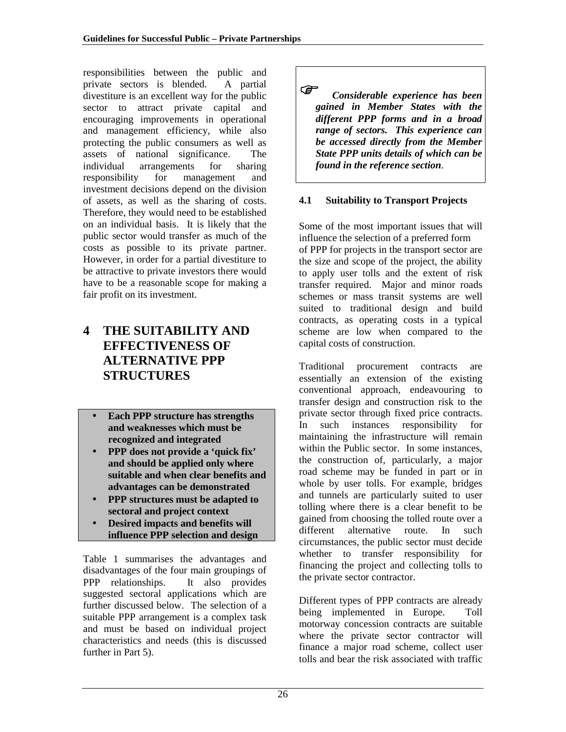responsibilities between the public and private sectors is blended. A partial divestiture is an excellent way for the public sector to attract private capital and encouraging improvements in operational and management efficiency, while also protecting the public consumers as well as assets of national significance. The individual arrangements for sharing responsibility for management and investment decisions depend on the division of assets, as well as the sharing of costs. Therefore, they would need to be established on an individual basis. It is likely that the public sector would transfer as much of the costs as possible to its private partner. However, in order for a partial divestiture to be attractive to private investors there would have to be a reasonable scope for making a fair profit on its investment.

# 4 THE SUITABILITY AND EFFECTIVENESS OF ALTERNATIVE PPP STRUCTURES

- **Each PPP structure has strengths and weaknesses which must be recognized and integrated**
- **PPP does not provide a 'quick fix' and should be applied only where suitable and when clear benefits and advantages can be demonstrated**
- **PPP structures must be adapted to sectoral and project context**
- **Desired impacts and benefits will influence PPP selection and design**

Table 1 summarises the advantages and disadvantages of the four main groupings of PPP relationships. It also provides suggested sectoral applications which are further discussed below. The selection of a suitable PPP arrangement is a complex task and must be based on individual project characteristics and needs (this is discussed further in Part 5).

> ☞ ***Considerable experience has been gained in Member States with the different PPP forms and in a broad range of sectors. This experience can be accessed directly from the Member State PPP units details of which can be found in the reference section.***

## 4.1 Suitability to Transport Projects

Some of the most important issues that will influence the selection of a preferred form of PPP for projects in the transport sector are the size and scope of the project, the ability to apply user tolls and the extent of risk transfer required. Major and minor roads schemes or mass transit systems are well suited to traditional design and build contracts, as operating costs in a typical scheme are low when compared to the capital costs of construction.

Traditional procurement contracts are essentially an extension of the existing conventional approach, endeavouring to transfer design and construction risk to the private sector through fixed price contracts. In such instances responsibility for maintaining the infrastructure will remain within the Public sector. In some instances, the construction of, particularly, a major road scheme may be funded in part or in whole by user tolls. For example, bridges and tunnels are particularly suited to user tolling where there is a clear benefit to be gained from choosing the tolled route over a different alternative route. In such circumstances, the public sector must decide whether to transfer responsibility for financing the project and collecting tolls to the private sector contractor.

Different types of PPP contracts are already being implemented in Europe. Toll motorway concession contracts are suitable where the private sector contractor will finance a major road scheme, collect user tolls and bear the risk associated with traffic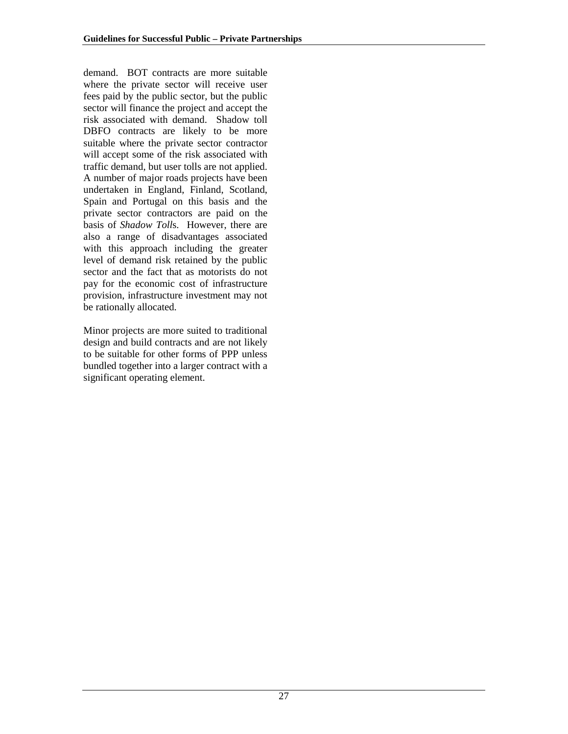demand. BOT contracts are more suitable where the private sector will receive user fees paid by the public sector, but the public sector will finance the project and accept the risk associated with demand. Shadow toll DBFO contracts are likely to be more suitable where the private sector contractor will accept some of the risk associated with traffic demand, but user tolls are not applied. A number of major roads projects have been undertaken in England, Finland, Scotland, Spain and Portugal on this basis and the private sector contractors are paid on the basis of *Shadow Tolls*. However, there are also a range of disadvantages associated with this approach including the greater level of demand risk retained by the public sector and the fact that as motorists do not pay for the economic cost of infrastructure provision, infrastructure investment may not be rationally allocated.

Minor projects are more suited to traditional design and build contracts and are not likely to be suitable for other forms of PPP unless bundled together into a larger contract with a significant operating element.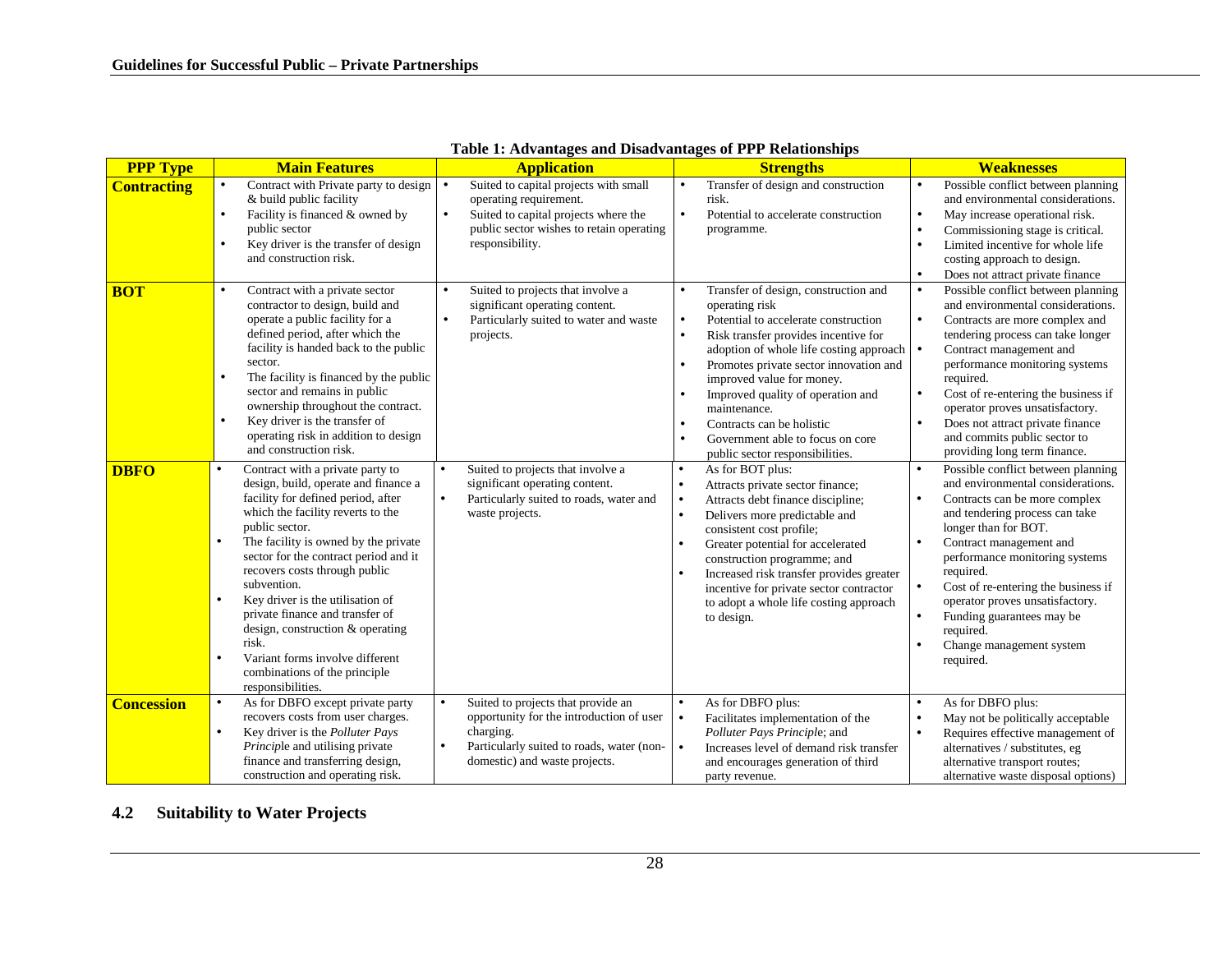**Table 1: Advantages and Disadvantages of PPP Relationships**

| PPP Type | Main Features | Application | Strengths | Weaknesses |
|---|---|---|---|---|
| **Contracting** | • Contract with Private party to design & build public facility<br>• Facility is financed & owned by public sector<br>• Key driver is the transfer of design and construction risk. | • Suited to capital projects with small operating requirement.<br>• Suited to capital projects where the public sector wishes to retain operating responsibility. | • Transfer of design and construction risk.<br>• Potential to accelerate construction programme. | • Possible conflict between planning and environmental considerations.<br>• May increase operational risk.<br>• Commissioning stage is critical.<br>• Limited incentive for whole life costing approach to design.<br>• Does not attract private finance |
| **BOT** | • Contract with a private sector contractor to design, build and operate a public facility for a defined period, after which the facility is handed back to the public sector.<br>• The facility is financed by the public sector and remains in public ownership throughout the contract.<br>• Key driver is the transfer of operating risk in addition to design and construction risk. | • Suited to projects that involve a significant operating content.<br>• Particularly suited to water and waste projects. | • Transfer of design, construction and operating risk<br>• Potential to accelerate construction<br>• Risk transfer provides incentive for adoption of whole life costing approach<br>• Promotes private sector innovation and improved value for money.<br>• Improved quality of operation and maintenance.<br>• Contracts can be holistic<br>• Government able to focus on core public sector responsibilities. | • Possible conflict between planning and environmental considerations.<br>• Contracts are more complex and tendering process can take longer<br>• Contract management and performance monitoring systems required.<br>• Cost of re-entering the business if operator proves unsatisfactory.<br>• Does not attract private finance and commits public sector to providing long term finance. |
| **DBFO** | • Contract with a private party to design, build, operate and finance a facility for defined period, after which the facility reverts to the public sector.<br>• The facility is owned by the private sector for the contract period and it recovers costs through public subvention.<br>• Key driver is the utilisation of private finance and transfer of design, construction & operating risk.<br>• Variant forms involve different combinations of the principle responsibilities. | • Suited to projects that involve a significant operating content.<br>• Particularly suited to roads, water and waste projects. | • As for BOT plus:<br>• Attracts private sector finance;<br>• Attracts debt finance discipline;<br>• Delivers more predictable and consistent cost profile;<br>• Greater potential for accelerated construction programme; and<br>• Increased risk transfer provides greater incentive for private sector contractor to adopt a whole life costing approach to design. | • Possible conflict between planning and environmental considerations.<br>• Contracts can be more complex and tendering process can take longer than for BOT.<br>• Contract management and performance monitoring systems required.<br>• Cost of re-entering the business if operator proves unsatisfactory.<br>• Funding guarantees may be required.<br>• Change management system required. |
| **Concession** | • As for DBFO except private party recovers costs from user charges.<br>• Key driver is the *Polluter Pays Principle* and utilising private finance and transferring design, construction and operating risk. | • Suited to projects that provide an opportunity for the introduction of user charging.<br>• Particularly suited to roads, water (non-domestic) and waste projects. | • As for DBFO plus:<br>• Facilitates implementation of the *Polluter Pays Principle*; and<br>• Increases level of demand risk transfer and encourages generation of third party revenue. | • As for DBFO plus:<br>• May not be politically acceptable<br>• Requires effective management of alternatives / substitutes, eg alternative transport routes; alternative waste disposal options) |

## 4.2 Suitability to Water Projects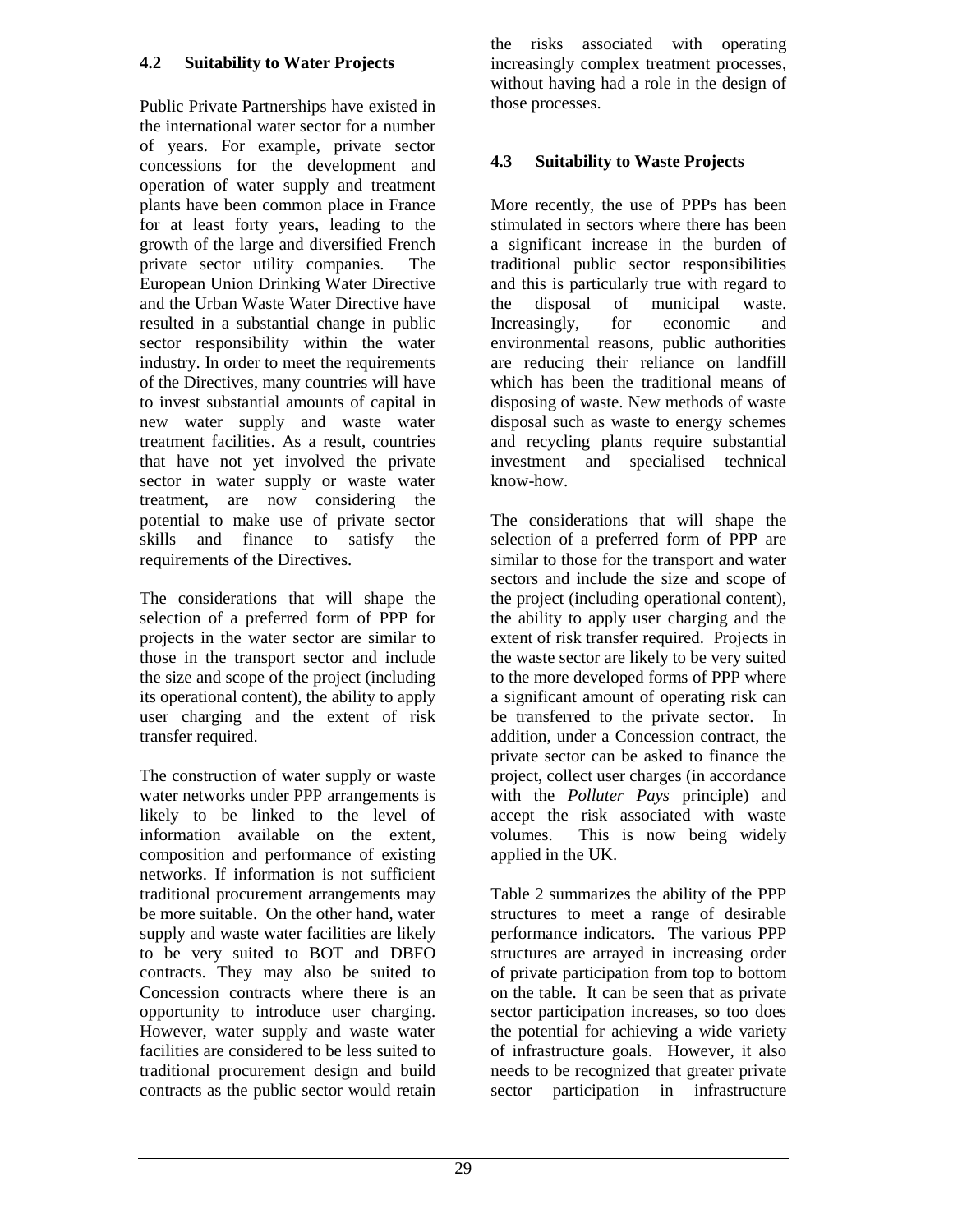### 4.2 Suitability to Water Projects

Public Private Partnerships have existed in the international water sector for a number of years. For example, private sector concessions for the development and operation of water supply and treatment plants have been common place in France for at least forty years, leading to the growth of the large and diversified French private sector utility companies. The European Union Drinking Water Directive and the Urban Waste Water Directive have resulted in a substantial change in public sector responsibility within the water industry. In order to meet the requirements of the Directives, many countries will have to invest substantial amounts of capital in new water supply and waste water treatment facilities. As a result, countries that have not yet involved the private sector in water supply or waste water treatment, are now considering the potential to make use of private sector skills and finance to satisfy the requirements of the Directives.

The considerations that will shape the selection of a preferred form of PPP for projects in the water sector are similar to those in the transport sector and include the size and scope of the project (including its operational content), the ability to apply user charging and the extent of risk transfer required.

The construction of water supply or waste water networks under PPP arrangements is likely to be linked to the level of information available on the extent, composition and performance of existing networks. If information is not sufficient traditional procurement arrangements may be more suitable. On the other hand, water supply and waste water facilities are likely to be very suited to BOT and DBFO contracts. They may also be suited to Concession contracts where there is an opportunity to introduce user charging. However, water supply and waste water facilities are considered to be less suited to traditional procurement design and build contracts as the public sector would retain the risks associated with operating increasingly complex treatment processes, without having had a role in the design of those processes.

### 4.3 Suitability to Waste Projects

More recently, the use of PPPs has been stimulated in sectors where there has been a significant increase in the burden of traditional public sector responsibilities and this is particularly true with regard to the disposal of municipal waste. Increasingly, for economic and environmental reasons, public authorities are reducing their reliance on landfill which has been the traditional means of disposing of waste. New methods of waste disposal such as waste to energy schemes and recycling plants require substantial investment and specialised technical know-how.

The considerations that will shape the selection of a preferred form of PPP are similar to those for the transport and water sectors and include the size and scope of the project (including operational content), the ability to apply user charging and the extent of risk transfer required. Projects in the waste sector are likely to be very suited to the more developed forms of PPP where a significant amount of operating risk can be transferred to the private sector. In addition, under a Concession contract, the private sector can be asked to finance the project, collect user charges (in accordance with the *Polluter Pays* principle) and accept the risk associated with waste volumes. This is now being widely applied in the UK.

Table 2 summarizes the ability of the PPP structures to meet a range of desirable performance indicators. The various PPP structures are arrayed in increasing order of private participation from top to bottom on the table. It can be seen that as private sector participation increases, so too does the potential for achieving a wide variety of infrastructure goals. However, it also needs to be recognized that greater private sector participation in infrastructure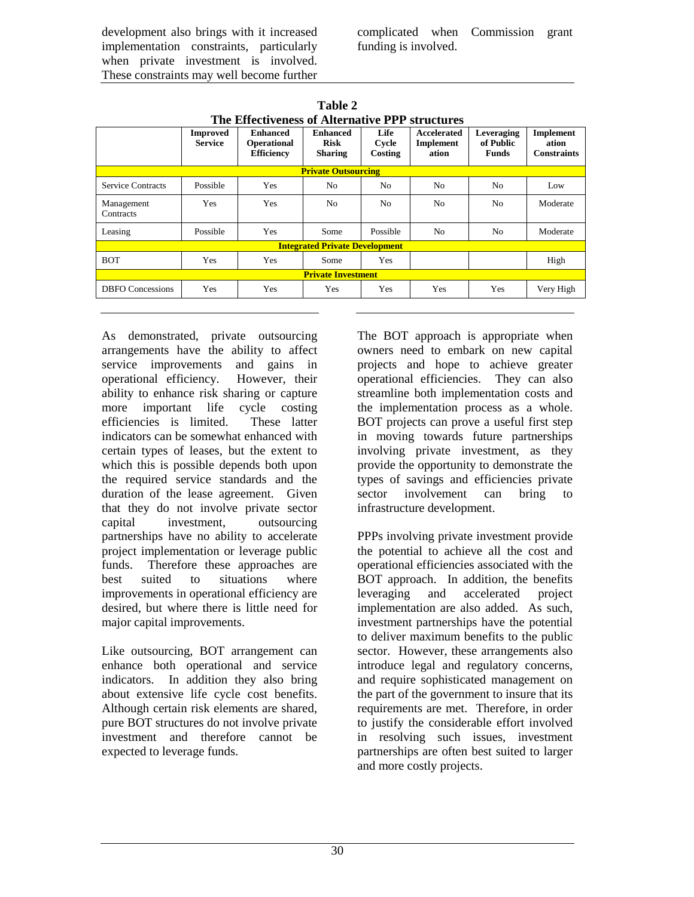development also brings with it increased implementation constraints, particularly when private investment is involved. These constraints may well become further complicated when Commission grant funding is involved.

**Table 2**
**The Effectiveness of Alternative PPP structures**

| | Improved Service | Enhanced Operational Efficiency | Enhanced Risk Sharing | Life Cycle Costing | Accelerated Implementation | Leveraging of Public Funds | Implementation Constraints |
|---|---|---|---|---|---|---|---|
| **Private Outsourcing** | | | | | | | |
| Service Contracts | Possible | Yes | No | No | No | No | Low |
| Management Contracts | Yes | Yes | No | No | No | No | Moderate |
| Leasing | Possible | Yes | Some | Possible | No | No | Moderate |
| **Integrated Private Development** | | | | | | | |
| BOT | Yes | Yes | Some | Yes | | | High |
| **Private Investment** | | | | | | | |
| DBFO Concessions | Yes | Yes | Yes | Yes | Yes | Yes | Very High |

As demonstrated, private outsourcing arrangements have the ability to affect service improvements and gains in operational efficiency. However, their ability to enhance risk sharing or capture more important life cycle costing efficiencies is limited. These latter indicators can be somewhat enhanced with certain types of leases, but the extent to which this is possible depends both upon the required service standards and the duration of the lease agreement. Given that they do not involve private sector capital investment, outsourcing partnerships have no ability to accelerate project implementation or leverage public funds. Therefore these approaches are best suited to situations where improvements in operational efficiency are desired, but where there is little need for major capital improvements.

Like outsourcing, BOT arrangement can enhance both operational and service indicators. In addition they also bring about extensive life cycle cost benefits. Although certain risk elements are shared, pure BOT structures do not involve private investment and therefore cannot be expected to leverage funds.

The BOT approach is appropriate when owners need to embark on new capital projects and hope to achieve greater operational efficiencies. They can also streamline both implementation costs and the implementation process as a whole. BOT projects can prove a useful first step in moving towards future partnerships involving private investment, as they provide the opportunity to demonstrate the types of savings and efficiencies private sector involvement can bring to infrastructure development.

PPPs involving private investment provide the potential to achieve all the cost and operational efficiencies associated with the BOT approach. In addition, the benefits leveraging and accelerated project implementation are also added. As such, investment partnerships have the potential to deliver maximum benefits to the public sector. However, these arrangements also introduce legal and regulatory concerns, and require sophisticated management on the part of the government to insure that its requirements are met. Therefore, in order to justify the considerable effort involved in resolving such issues, investment partnerships are often best suited to larger and more costly projects.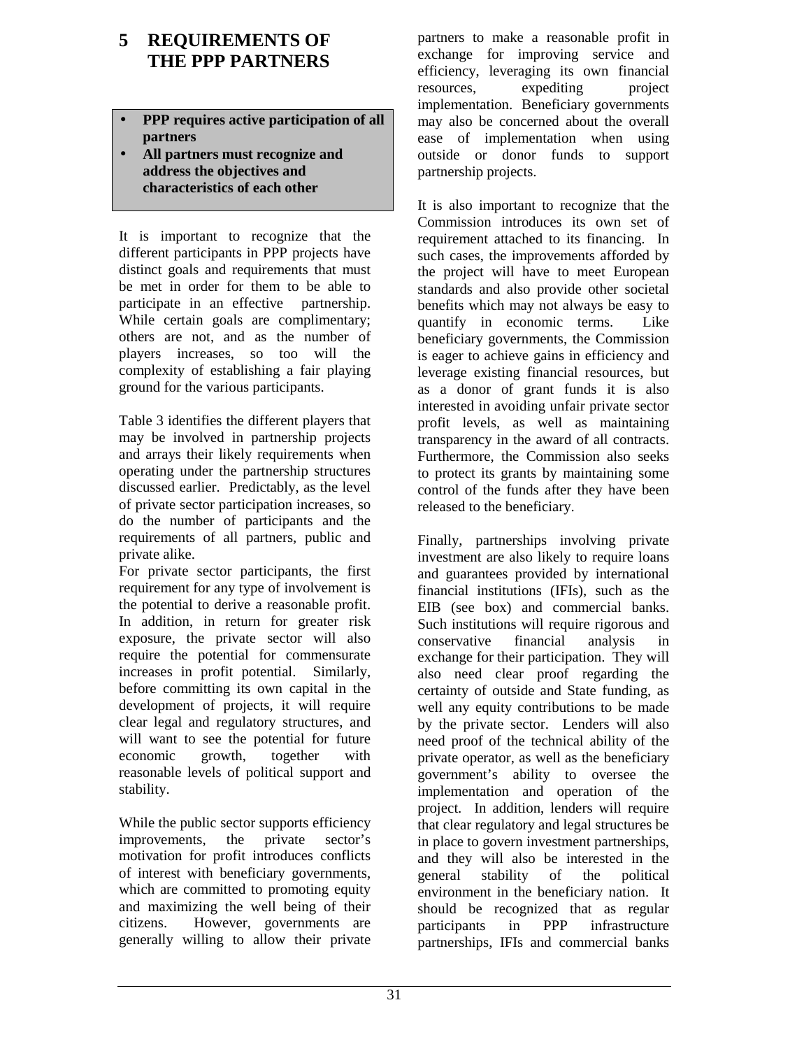# 5 REQUIREMENTS OF THE PPP PARTNERS

- **PPP requires active participation of all partners**
- **All partners must recognize and address the objectives and characteristics of each other**

It is important to recognize that the different participants in PPP projects have distinct goals and requirements that must be met in order for them to be able to participate in an effective partnership. While certain goals are complimentary; others are not, and as the number of players increases, so too will the complexity of establishing a fair playing ground for the various participants.

Table 3 identifies the different players that may be involved in partnership projects and arrays their likely requirements when operating under the partnership structures discussed earlier. Predictably, as the level of private sector participation increases, so do the number of participants and the requirements of all partners, public and private alike.

For private sector participants, the first requirement for any type of involvement is the potential to derive a reasonable profit. In addition, in return for greater risk exposure, the private sector will also require the potential for commensurate increases in profit potential. Similarly, before committing its own capital in the development of projects, it will require clear legal and regulatory structures, and will want to see the potential for future economic growth, together with reasonable levels of political support and stability.

While the public sector supports efficiency improvements, the private sector's motivation for profit introduces conflicts of interest with beneficiary governments, which are committed to promoting equity and maximizing the well being of their citizens. However, governments are generally willing to allow their private partners to make a reasonable profit in exchange for improving service and efficiency, leveraging its own financial resources, expediting project implementation. Beneficiary governments may also be concerned about the overall ease of implementation when using outside or donor funds to support partnership projects.

It is also important to recognize that the Commission introduces its own set of requirement attached to its financing. In such cases, the improvements afforded by the project will have to meet European standards and also provide other societal benefits which may not always be easy to quantify in economic terms. Like beneficiary governments, the Commission is eager to achieve gains in efficiency and leverage existing financial resources, but as a donor of grant funds it is also interested in avoiding unfair private sector profit levels, as well as maintaining transparency in the award of all contracts. Furthermore, the Commission also seeks to protect its grants by maintaining some control of the funds after they have been released to the beneficiary.

Finally, partnerships involving private investment are also likely to require loans and guarantees provided by international financial institutions (IFIs), such as the EIB (see box) and commercial banks. Such institutions will require rigorous and conservative financial analysis in exchange for their participation. They will also need clear proof regarding the certainty of outside and State funding, as well any equity contributions to be made by the private sector. Lenders will also need proof of the technical ability of the private operator, as well as the beneficiary government's ability to oversee the implementation and operation of the project. In addition, lenders will require that clear regulatory and legal structures be in place to govern investment partnerships, and they will also be interested in the general stability of the political environment in the beneficiary nation. It should be recognized that as regular participants in PPP infrastructure partnerships, IFIs and commercial banks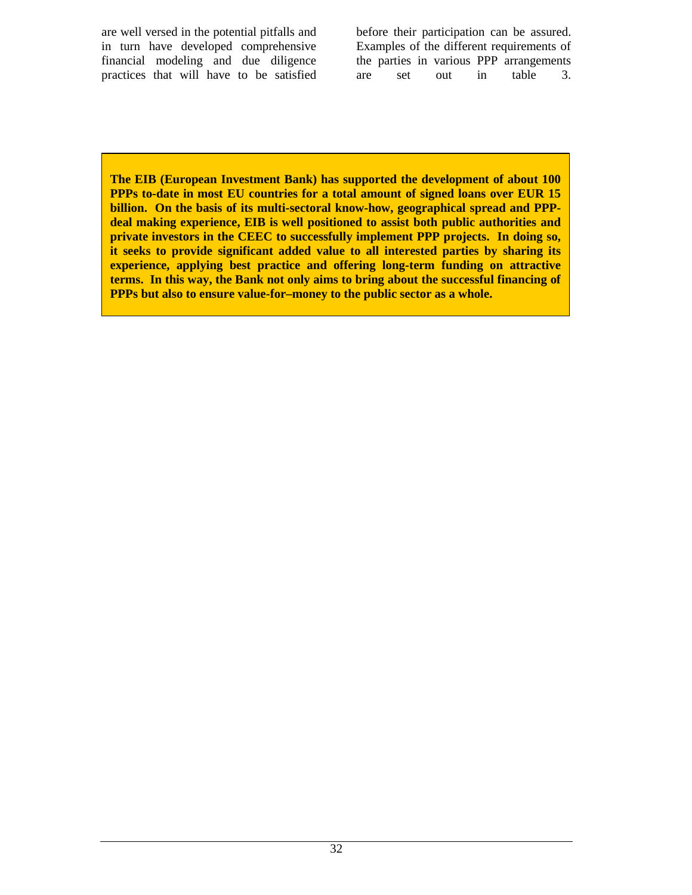are well versed in the potential pitfalls and in turn have developed comprehensive financial modeling and due diligence practices that will have to be satisfied before their participation can be assured. Examples of the different requirements of the parties in various PPP arrangements are set out in table 3.

**The EIB (European Investment Bank) has supported the development of about 100 PPPs to-date in most EU countries for a total amount of signed loans over EUR 15 billion. On the basis of its multi-sectoral know-how, geographical spread and PPP-deal making experience, EIB is well positioned to assist both public authorities and private investors in the CEEC to successfully implement PPP projects. In doing so, it seeks to provide significant added value to all interested parties by sharing its experience, applying best practice and offering long-term funding on attractive terms. In this way, the Bank not only aims to bring about the successful financing of PPPs but also to ensure value-for–money to the public sector as a whole.**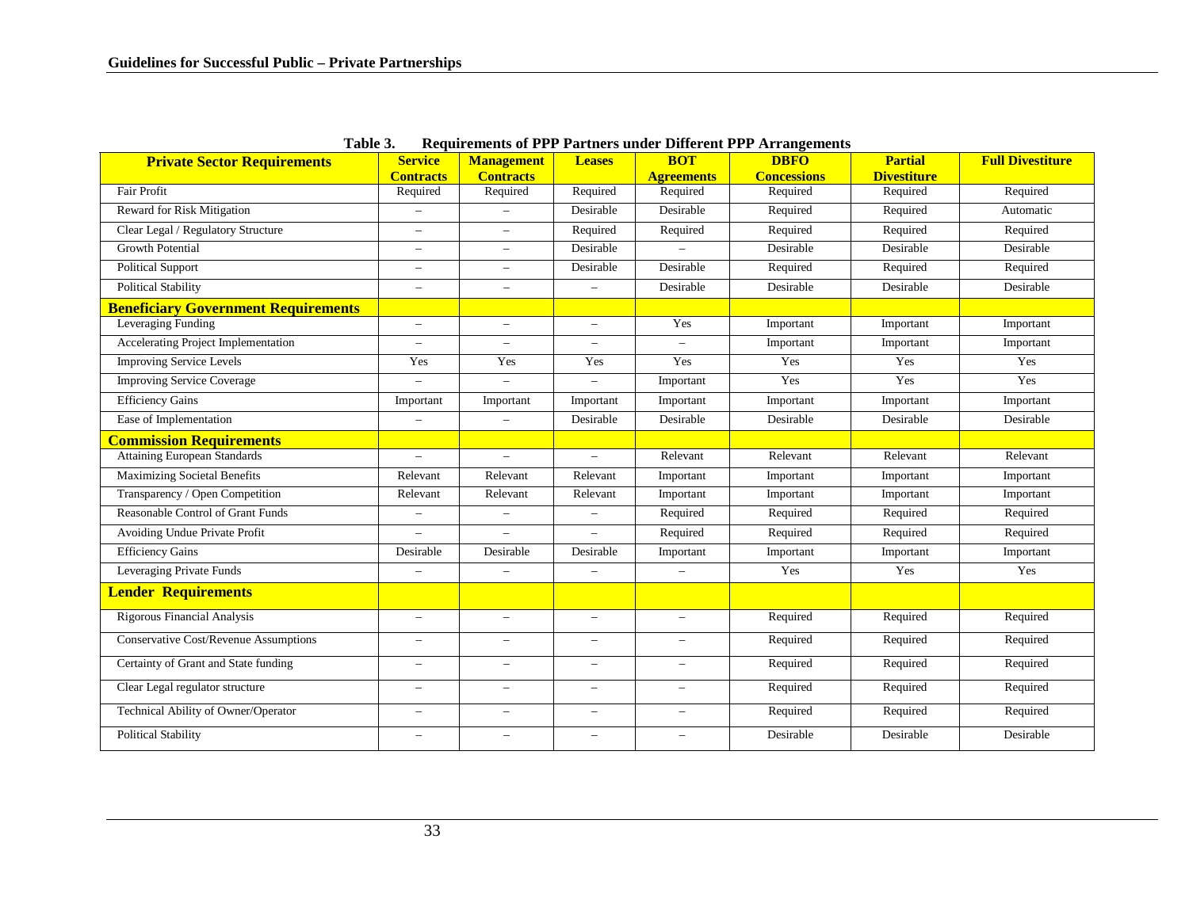**Table 3. Requirements of PPP Partners under Different PPP Arrangements**

| **Private Sector Requirements** | **Service Contracts** | **Management Contracts** | **Leases** | **BOT Agreements** | **DBFO Concessions** | **Partial Divestiture** | **Full Divestiture** |
|---|---|---|---|---|---|---|---|
| Fair Profit | Required | Required | Required | Required | Required | Required | Required |
| Reward for Risk Mitigation | – | – | Desirable | Desirable | Required | Required | Automatic |
| Clear Legal / Regulatory Structure | – | – | Required | Required | Required | Required | Required |
| Growth Potential | – | – | Desirable | – | Desirable | Desirable | Desirable |
| Political Support | – | – | Desirable | Desirable | Required | Required | Required |
| Political Stability | – | – | – | Desirable | Desirable | Desirable | Desirable |
| **Beneficiary Government Requirements** | | | | | | | |
| Leveraging Funding | – | – | – | Yes | Important | Important | Important |
| Accelerating Project Implementation | – | – | – | – | Important | Important | Important |
| Improving Service Levels | Yes | Yes | Yes | Yes | Yes | Yes | Yes |
| Improving Service Coverage | – | – | – | Important | Yes | Yes | Yes |
| Efficiency Gains | Important | Important | Important | Important | Important | Important | Important |
| Ease of Implementation | – | – | Desirable | Desirable | Desirable | Desirable | Desirable |
| **Commission Requirements** | | | | | | | |
| Attaining European Standards | – | – | – | Relevant | Relevant | Relevant | Relevant |
| Maximizing Societal Benefits | Relevant | Relevant | Relevant | Important | Important | Important | Important |
| Transparency / Open Competition | Relevant | Relevant | Relevant | Important | Important | Important | Important |
| Reasonable Control of Grant Funds | – | – | – | Required | Required | Required | Required |
| Avoiding Undue Private Profit | – | – | – | Required | Required | Required | Required |
| Efficiency Gains | Desirable | Desirable | Desirable | Important | Important | Important | Important |
| Leveraging Private Funds | – | – | – | – | Yes | Yes | Yes |
| **Lender Requirements** | | | | | | | |
| Rigorous Financial Analysis | – | – | – | – | Required | Required | Required |
| Conservative Cost/Revenue Assumptions | – | – | – | – | Required | Required | Required |
| Certainty of Grant and State funding | – | – | – | – | Required | Required | Required |
| Clear Legal regulator structure | – | – | – | – | Required | Required | Required |
| Technical Ability of Owner/Operator | – | – | – | – | Required | Required | Required |
| Political Stability | – | – | – | – | Desirable | Desirable | Desirable |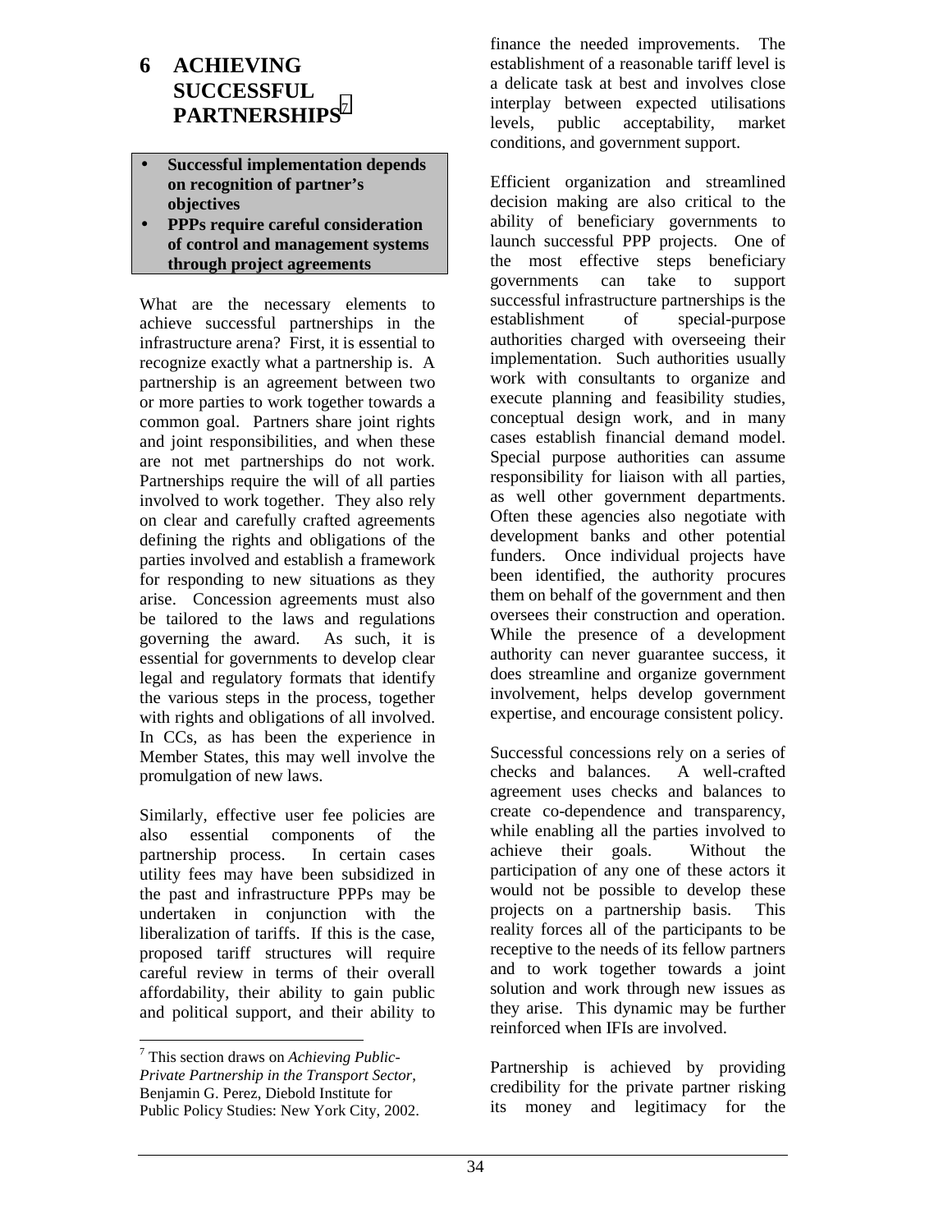# 6 ACHIEVING SUCCESSFUL PARTNERSHIPS[7]

- **Successful implementation depends on recognition of partner's objectives**
- **PPPs require careful consideration of control and management systems through project agreements**

What are the necessary elements to achieve successful partnerships in the infrastructure arena? First, it is essential to recognize exactly what a partnership is. A partnership is an agreement between two or more parties to work together towards a common goal. Partners share joint rights and joint responsibilities, and when these are not met partnerships do not work. Partnerships require the will of all parties involved to work together. They also rely on clear and carefully crafted agreements defining the rights and obligations of the parties involved and establish a framework for responding to new situations as they arise. Concession agreements must also be tailored to the laws and regulations governing the award. As such, it is essential for governments to develop clear legal and regulatory formats that identify the various steps in the process, together with rights and obligations of all involved. In CCs, as has been the experience in Member States, this may well involve the promulgation of new laws.

Similarly, effective user fee policies are also essential components of the partnership process. In certain cases utility fees may have been subsidized in the past and infrastructure PPPs may be undertaken in conjunction with the liberalization of tariffs. If this is the case, proposed tariff structures will require careful review in terms of their overall affordability, their ability to gain public and political support, and their ability to finance the needed improvements. The establishment of a reasonable tariff level is a delicate task at best and involves close interplay between expected utilisations levels, public acceptability, market conditions, and government support.

Efficient organization and streamlined decision making are also critical to the ability of beneficiary governments to launch successful PPP projects. One of the most effective steps beneficiary governments can take to support successful infrastructure partnerships is the establishment of special-purpose authorities charged with overseeing their implementation. Such authorities usually work with consultants to organize and execute planning and feasibility studies, conceptual design work, and in many cases establish financial demand model. Special purpose authorities can assume responsibility for liaison with all parties, as well other government departments. Often these agencies also negotiate with development banks and other potential funders. Once individual projects have been identified, the authority procures them on behalf of the government and then oversees their construction and operation. While the presence of a development authority can never guarantee success, it does streamline and organize government involvement, helps develop government expertise, and encourage consistent policy.

Successful concessions rely on a series of checks and balances. A well-crafted agreement uses checks and balances to create co-dependence and transparency, while enabling all the parties involved to achieve their goals. Without the participation of any one of these actors it would not be possible to develop these projects on a partnership basis. This reality forces all of the participants to be receptive to the needs of its fellow partners and to work together towards a joint solution and work through new issues as they arise. This dynamic may be further reinforced when IFIs are involved.

Partnership is achieved by providing credibility for the private partner risking its money and legitimacy for the

---

[7] This section draws on *Achieving Public-Private Partnership in the Transport Sector*, Benjamin G. Perez, Diebold Institute for Public Policy Studies: New York City, 2002.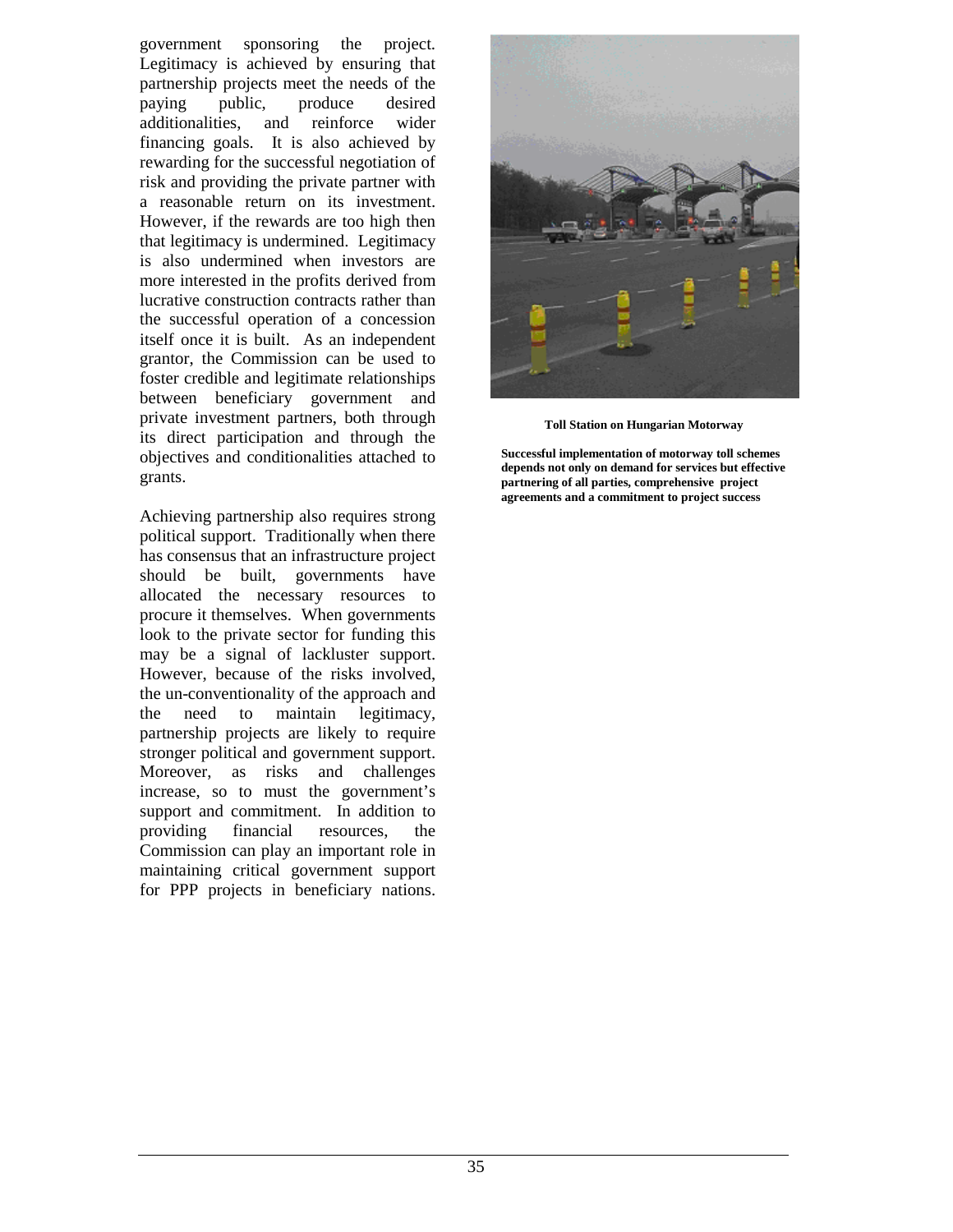government sponsoring the project. Legitimacy is achieved by ensuring that partnership projects meet the needs of the paying public, produce desired additionalities, and reinforce wider financing goals. It is also achieved by rewarding for the successful negotiation of risk and providing the private partner with a reasonable return on its investment. However, if the rewards are too high then that legitimacy is undermined. Legitimacy is also undermined when investors are more interested in the profits derived from lucrative construction contracts rather than the successful operation of a concession itself once it is built. As an independent grantor, the Commission can be used to foster credible and legitimate relationships between beneficiary government and private investment partners, both through its direct participation and through the objectives and conditionalities attached to grants.

Achieving partnership also requires strong political support. Traditionally when there has consensus that an infrastructure project should be built, governments have allocated the necessary resources to procure it themselves. When governments look to the private sector for funding this may be a signal of lackluster support. However, because of the risks involved, the un-conventionality of the approach and the need to maintain legitimacy, partnership projects are likely to require stronger political and government support. Moreover, as risks and challenges increase, so to must the government's support and commitment. In addition to providing financial resources, the Commission can play an important role in maintaining critical government support for PPP projects in beneficiary nations.

**Toll Station on Hungarian Motorway**

**Successful implementation of motorway toll schemes depends not only on demand for services but effective partnering of all parties, comprehensive project agreements and a commitment to project success**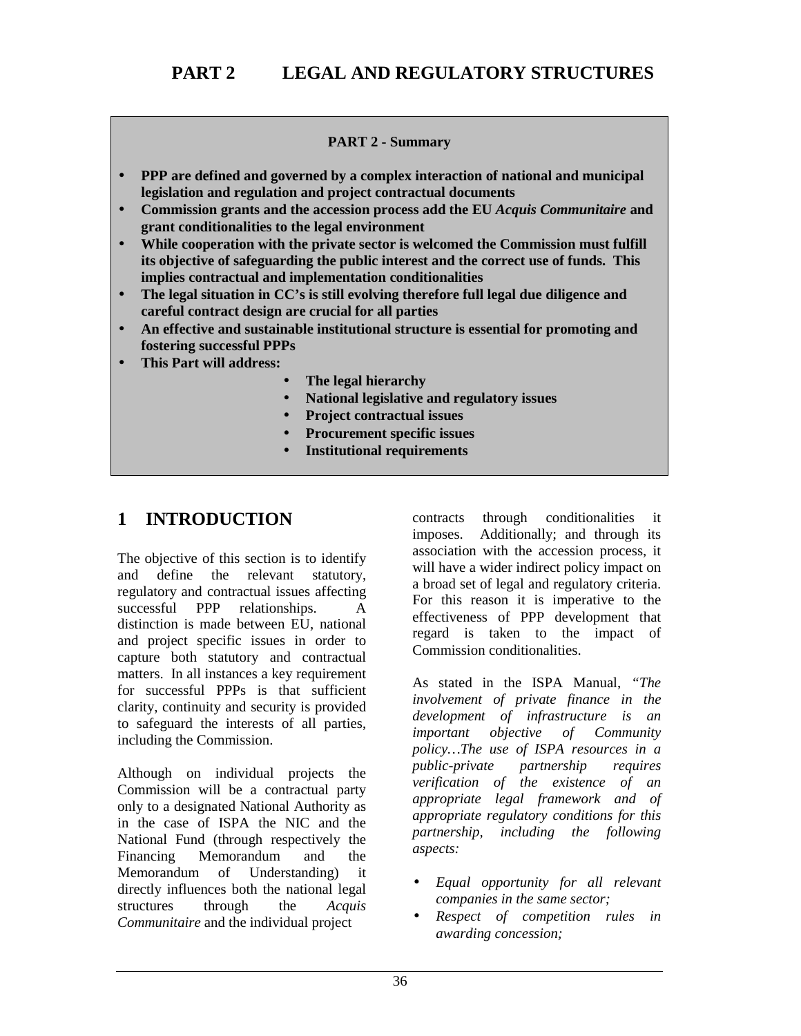# PART 2 LEGAL AND REGULATORY STRUCTURES

**PART 2 - Summary**

- **PPP are defined and governed by a complex interaction of national and municipal legislation and regulation and project contractual documents**
- **Commission grants and the accession process add the EU *Acquis Communitaire* and grant conditionalities to the legal environment**
- **While cooperation with the private sector is welcomed the Commission must fulfill its objective of safeguarding the public interest and the correct use of funds. This implies contractual and implementation conditionalities**
- **The legal situation in CC's is still evolving therefore full legal due diligence and careful contract design are crucial for all parties**
- **An effective and sustainable institutional structure is essential for promoting and fostering successful PPPs**
- **This Part will address:**
  - **The legal hierarchy**
  - **National legislative and regulatory issues**
  - **Project contractual issues**
  - **Procurement specific issues**
  - **Institutional requirements**

## 1 INTRODUCTION

The objective of this section is to identify and define the relevant statutory, regulatory and contractual issues affecting successful PPP relationships. A distinction is made between EU, national and project specific issues in order to capture both statutory and contractual matters. In all instances a key requirement for successful PPPs is that sufficient clarity, continuity and security is provided to safeguard the interests of all parties, including the Commission.

Although on individual projects the Commission will be a contractual party only to a designated National Authority as in the case of ISPA the NIC and the National Fund (through respectively the Financing Memorandum and the Memorandum of Understanding) it directly influences both the national legal structures through the *Acquis Communitaire* and the individual project contracts through conditionalities it imposes. Additionally; and through its association with the accession process, it will have a wider indirect policy impact on a broad set of legal and regulatory criteria. For this reason it is imperative to the effectiveness of PPP development that regard is taken to the impact of Commission conditionalities.

As stated in the ISPA Manual, *"The involvement of private finance in the development of infrastructure is an important objective of Community policy…The use of ISPA resources in a public-private partnership requires verification of the existence of an appropriate legal framework and of appropriate regulatory conditions for this partnership, including the following aspects:*

- *Equal opportunity for all relevant companies in the same sector;*
- *Respect of competition rules in awarding concession;*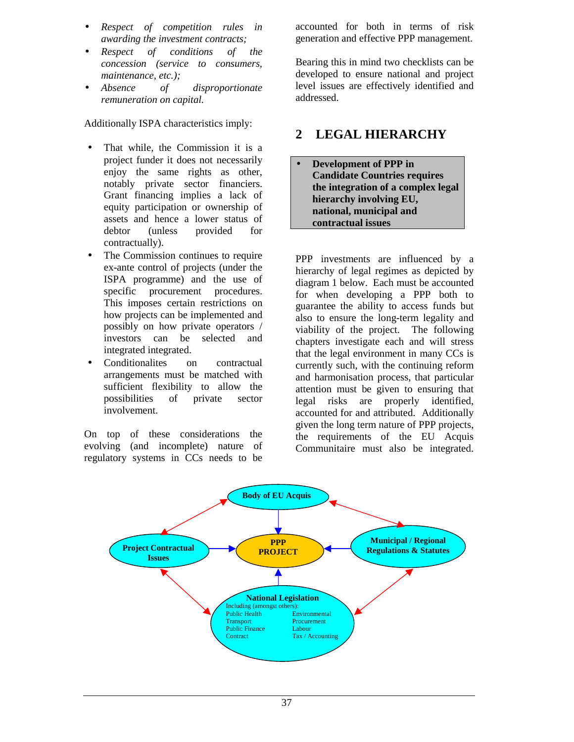- *Respect of competition rules in awarding the investment contracts;*
- *Respect of conditions of the concession (service to consumers, maintenance, etc.);*
- *Absence of disproportionate remuneration on capital.*

Additionally ISPA characteristics imply:

- That while, the Commission it is a project funder it does not necessarily enjoy the same rights as other, notably private sector financiers. Grant financing implies a lack of equity participation or ownership of assets and hence a lower status of debtor (unless provided for contractually).
- The Commission continues to require ex-ante control of projects (under the ISPA programme) and the use of specific procurement procedures. This imposes certain restrictions on how projects can be implemented and possibly on how private operators / investors can be selected and integrated integrated.
- Conditionalites on contractual arrangements must be matched with sufficient flexibility to allow the possibilities of private sector involvement.

On top of these considerations the evolving (and incomplete) nature of regulatory systems in CCs needs to be accounted for both in terms of risk generation and effective PPP management.

Bearing this in mind two checklists can be developed to ensure national and project level issues are effectively identified and addressed.

## 2 LEGAL HIERARCHY

- **Development of PPP in Candidate Countries requires the integration of a complex legal hierarchy involving EU, national, municipal and contractual issues**

PPP investments are influenced by a hierarchy of legal regimes as depicted by diagram 1 below. Each must be accounted for when developing a PPP both to guarantee the ability to access funds but also to ensure the long-term legality and viability of the project. The following chapters investigate each and will stress that the legal environment in many CCs is currently such, with the continuing reform and harmonisation process, that particular attention must be given to ensuring that legal risks are properly identified, accounted for and attributed. Additionally given the long term nature of PPP projects, the requirements of the EU Acquis Communitaire must also be integrated.

**Body of EU Acquis**

**Project Contractual Issues** — **PPP PROJECT** — **Municipal / Regional Regulations & Statutes**

**National Legislation**
Including (amongst others):
Public Health, Environmental, Transport, Procurement, Public Finance, Labour, Contract, Tax / Accounting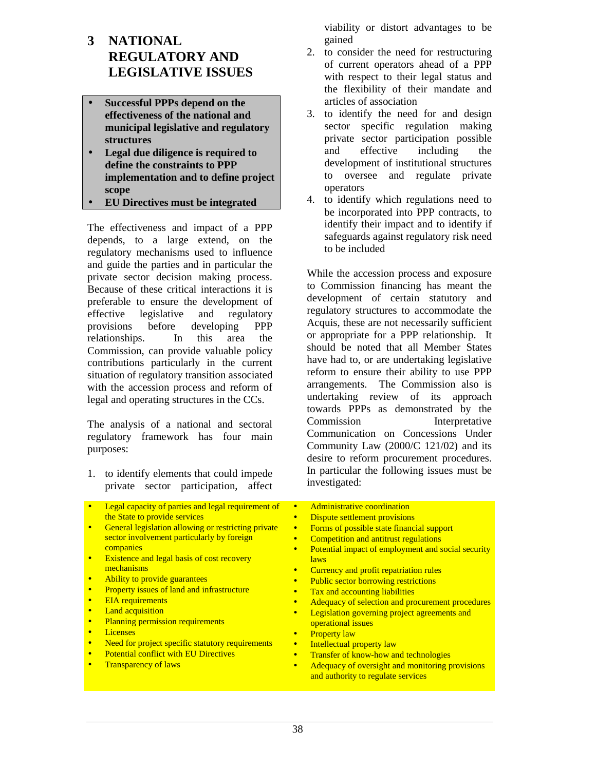# 3 NATIONAL REGULATORY AND LEGISLATIVE ISSUES

- **Successful PPPs depend on the effectiveness of the national and municipal legislative and regulatory structures**
- **Legal due diligence is required to define the constraints to PPP implementation and to define project scope**
- **EU Directives must be integrated**

The effectiveness and impact of a PPP depends, to a large extend, on the regulatory mechanisms used to influence and guide the parties and in particular the private sector decision making process. Because of these critical interactions it is preferable to ensure the development of effective legislative and regulatory provisions before developing PPP relationships. In this area the Commission, can provide valuable policy contributions particularly in the current situation of regulatory transition associated with the accession process and reform of legal and operating structures in the CCs.

The analysis of a national and sectoral regulatory framework has four main purposes:

1. to identify elements that could impede private sector participation, affect viability or distort advantages to be gained
2. to consider the need for restructuring of current operators ahead of a PPP with respect to their legal status and the flexibility of their mandate and articles of association
3. to identify the need for and design sector specific regulation making private sector participation possible and effective including the development of institutional structures to oversee and regulate private operators
4. to identify which regulations need to be incorporated into PPP contracts, to identify their impact and to identify if safeguards against regulatory risk need to be included

While the accession process and exposure to Commission financing has meant the development of certain statutory and regulatory structures to accommodate the Acquis, these are not necessarily sufficient or appropriate for a PPP relationship. It should be noted that all Member States have had to, or are undertaking legislative reform to ensure their ability to use PPP arrangements. The Commission also is undertaking review of its approach towards PPPs as demonstrated by the Commission Interpretative Communication on Concessions Under Community Law (2000/C 121/02) and its desire to reform procurement procedures. In particular the following issues must be investigated:

- Legal capacity of parties and legal requirement of the State to provide services
- General legislation allowing or restricting private sector involvement particularly by foreign companies
- Existence and legal basis of cost recovery mechanisms
- Ability to provide guarantees
- Property issues of land and infrastructure
- EIA requirements
- Land acquisition
- Planning permission requirements
- Licenses
- Need for project specific statutory requirements
- Potential conflict with EU Directives
- Transparency of laws
- Administrative coordination
- Dispute settlement provisions
- Forms of possible state financial support
- Competition and antitrust regulations
- Potential impact of employment and social security laws
- Currency and profit repatriation rules
- Public sector borrowing restrictions
- Tax and accounting liabilities
- Adequacy of selection and procurement procedures
- Legislation governing project agreements and operational issues
- Property law
- Intellectual property law
- Transfer of know-how and technologies
- Adequacy of oversight and monitoring provisions and authority to regulate services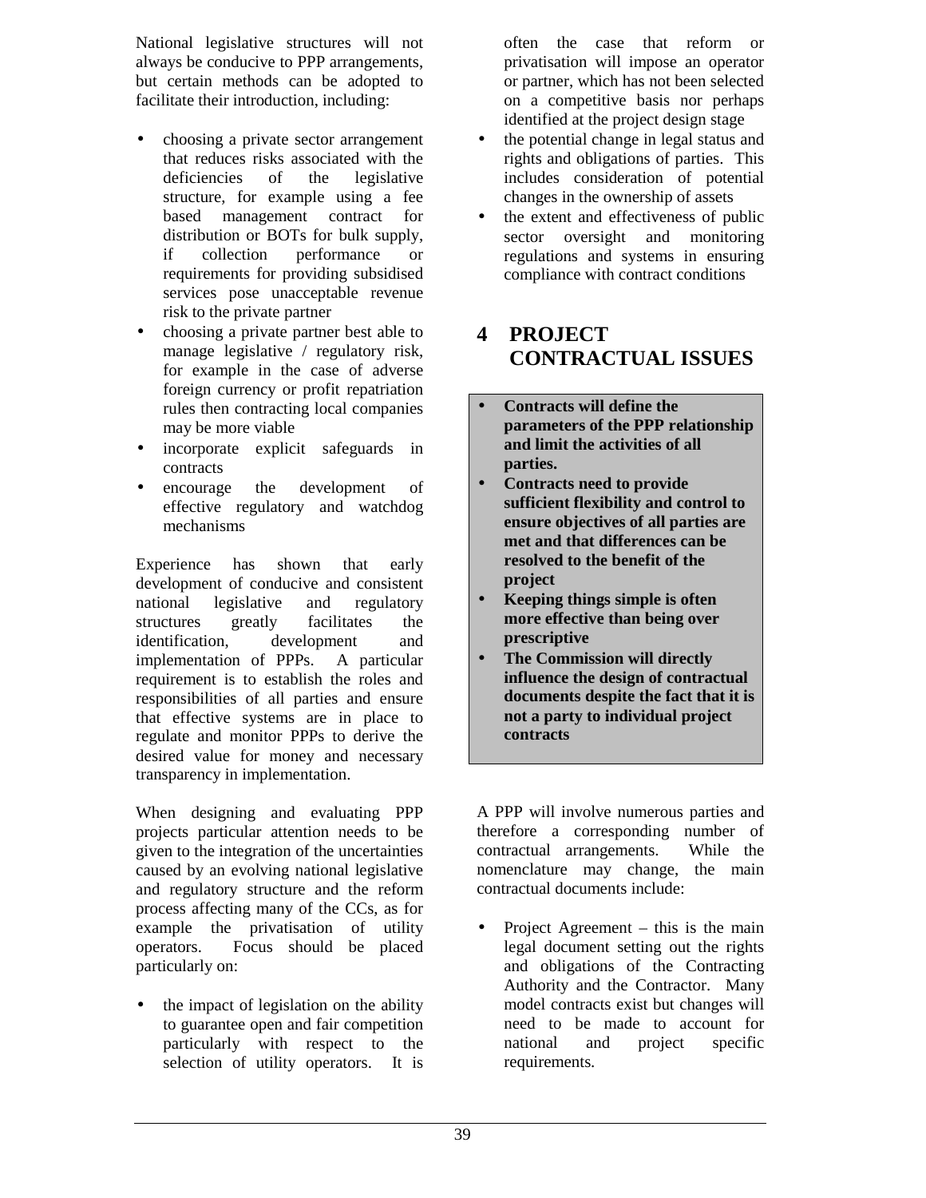National legislative structures will not always be conducive to PPP arrangements, but certain methods can be adopted to facilitate their introduction, including:

- choosing a private sector arrangement that reduces risks associated with the deficiencies of the legislative structure, for example using a fee based management contract for distribution or BOTs for bulk supply, if collection performance or requirements for providing subsidised services pose unacceptable revenue risk to the private partner
- choosing a private partner best able to manage legislative / regulatory risk, for example in the case of adverse foreign currency or profit repatriation rules then contracting local companies may be more viable
- incorporate explicit safeguards in contracts
- encourage the development of effective regulatory and watchdog mechanisms

Experience has shown that early development of conducive and consistent national legislative and regulatory structures greatly facilitates the identification, development and implementation of PPPs. A particular requirement is to establish the roles and responsibilities of all parties and ensure that effective systems are in place to regulate and monitor PPPs to derive the desired value for money and necessary transparency in implementation.

When designing and evaluating PPP projects particular attention needs to be given to the integration of the uncertainties caused by an evolving national legislative and regulatory structure and the reform process affecting many of the CCs, as for example the privatisation of utility operators. Focus should be placed particularly on:

- the impact of legislation on the ability to guarantee open and fair competition particularly with respect to the selection of utility operators. It is often the case that reform or privatisation will impose an operator or partner, which has not been selected on a competitive basis nor perhaps identified at the project design stage
- the potential change in legal status and rights and obligations of parties. This includes consideration of potential changes in the ownership of assets
- the extent and effectiveness of public sector oversight and monitoring regulations and systems in ensuring compliance with contract conditions

# 4 PROJECT CONTRACTUAL ISSUES

- **Contracts will define the parameters of the PPP relationship and limit the activities of all parties.**
- **Contracts need to provide sufficient flexibility and control to ensure objectives of all parties are met and that differences can be resolved to the benefit of the project**
- **Keeping things simple is often more effective than being over prescriptive**
- **The Commission will directly influence the design of contractual documents despite the fact that it is not a party to individual project contracts**

A PPP will involve numerous parties and therefore a corresponding number of contractual arrangements. While the nomenclature may change, the main contractual documents include:

- Project Agreement – this is the main legal document setting out the rights and obligations of the Contracting Authority and the Contractor. Many model contracts exist but changes will need to be made to account for national and project specific requirements.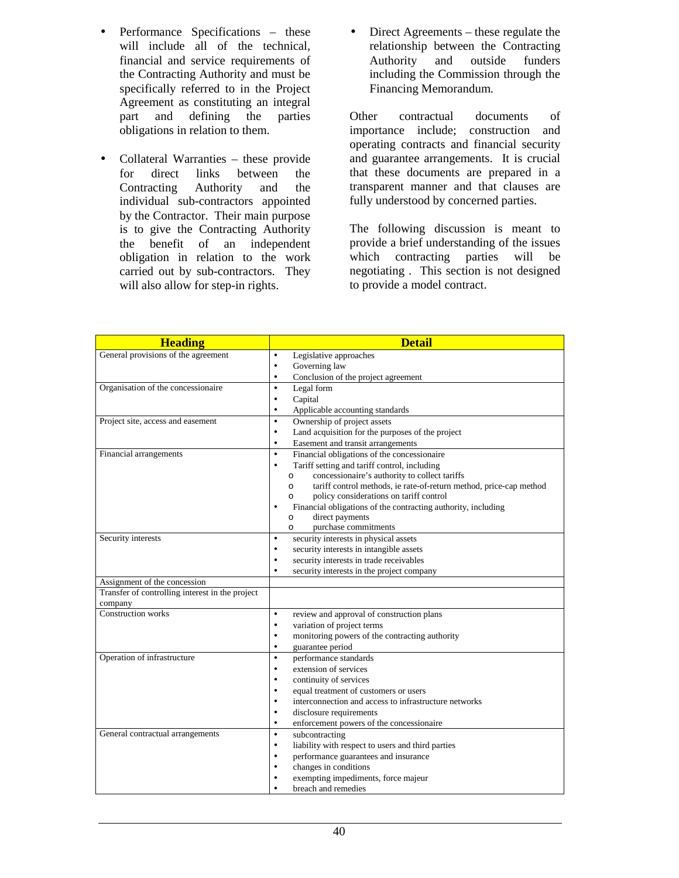- Performance Specifications – these will include all of the technical, financial and service requirements of the Contracting Authority and must be specifically referred to in the Project Agreement as constituting an integral part and defining the parties obligations in relation to them.

- Collateral Warranties – these provide for direct links between the Contracting Authority and the individual sub-contractors appointed by the Contractor. Their main purpose is to give the Contracting Authority the benefit of an independent obligation in relation to the work carried out by sub-contractors. They will also allow for step-in rights.

- Direct Agreements – these regulate the relationship between the Contracting Authority and outside funders including the Commission through the Financing Memorandum.

Other contractual documents of importance include; construction and operating contracts and financial security and guarantee arrangements. It is crucial that these documents are prepared in a transparent manner and that clauses are fully understood by concerned parties.

The following discussion is meant to provide a brief understanding of the issues which contracting parties will be negotiating . This section is not designed to provide a model contract.

| **Heading** | **Detail** |
|---|---|
| General provisions of the agreement | • Legislative approaches<br>• Governing law<br>• Conclusion of the project agreement |
| Organisation of the concessionaire | • Legal form<br>• Capital<br>• Applicable accounting standards |
| Project site, access and easement | • Ownership of project assets<br>• Land acquisition for the purposes of the project<br>• Easement and transit arrangements |
| Financial arrangements | • Financial obligations of the concessionaire<br>• Tariff setting and tariff control, including<br>o concessionaire's authority to collect tariffs<br>o tariff control methods, ie rate-of-return method, price-cap method<br>o policy considerations on tariff control<br>• Financial obligations of the contracting authority, including<br>o direct payments<br>o purchase commitments |
| Security interests | • security interests in physical assets<br>• security interests in intangible assets<br>• security interests in trade receivables<br>• security interests in the project company |
| Assignment of the concession | |
| Transfer of controlling interest in the project company | |
| Construction works | • review and approval of construction plans<br>• variation of project terms<br>• monitoring powers of the contracting authority<br>• guarantee period |
| Operation of infrastructure | • performance standards<br>• extension of services<br>• continuity of services<br>• equal treatment of customers or users<br>• interconnection and access to infrastructure networks<br>• disclosure requirements<br>• enforcement powers of the concessionaire |
| General contractual arrangements | • subcontracting<br>• liability with respect to users and third parties<br>• performance guarantees and insurance<br>• changes in conditions<br>• exempting impediments, force majeur<br>• breach and remedies |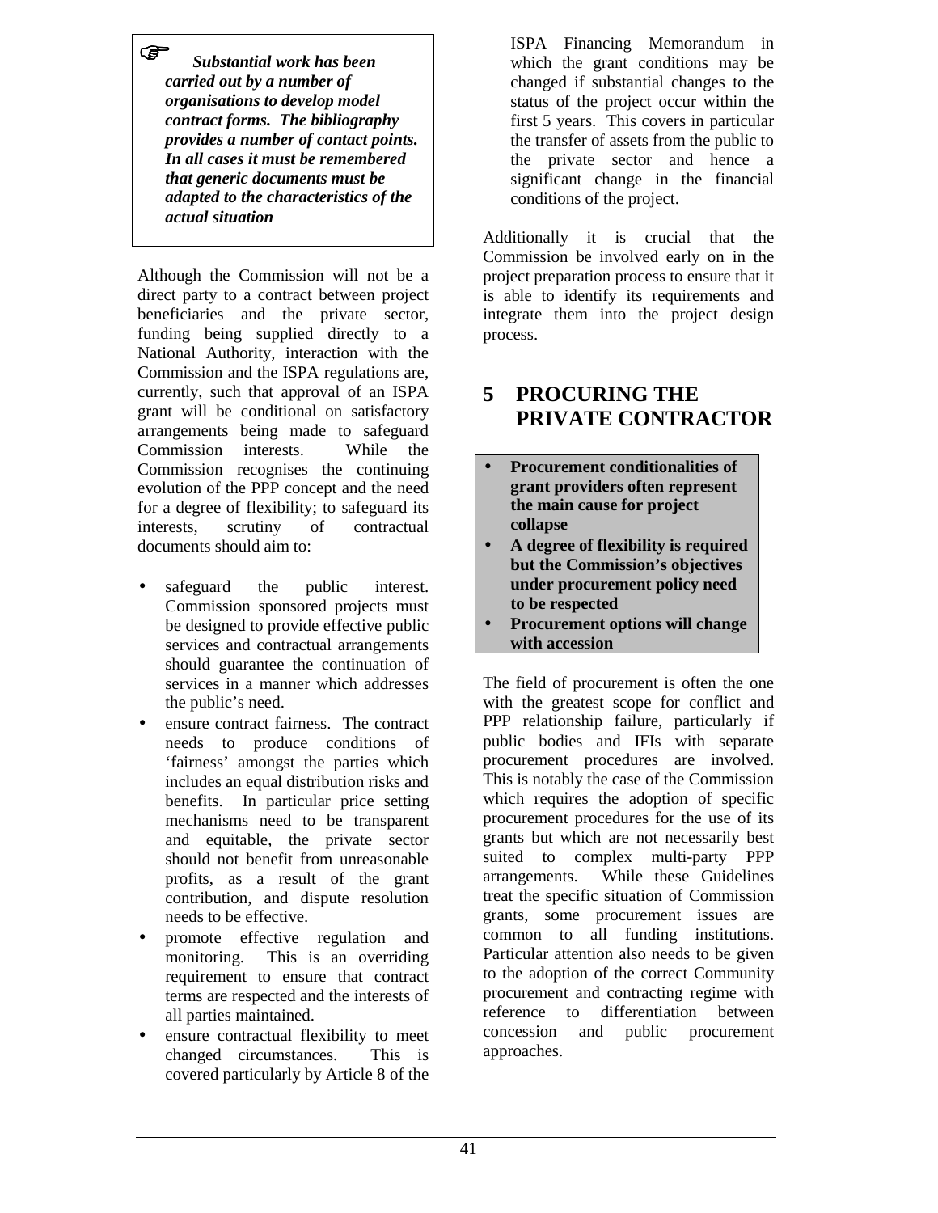☞ ***Substantial work has been carried out by a number of organisations to develop model contract forms. The bibliography provides a number of contact points. In all cases it must be remembered that generic documents must be adapted to the characteristics of the actual situation***

Although the Commission will not be a direct party to a contract between project beneficiaries and the private sector, funding being supplied directly to a National Authority, interaction with the Commission and the ISPA regulations are, currently, such that approval of an ISPA grant will be conditional on satisfactory arrangements being made to safeguard Commission interests. While the Commission recognises the continuing evolution of the PPP concept and the need for a degree of flexibility; to safeguard its interests, scrutiny of contractual documents should aim to:

- safeguard the public interest. Commission sponsored projects must be designed to provide effective public services and contractual arrangements should guarantee the continuation of services in a manner which addresses the public's need.
- ensure contract fairness. The contract needs to produce conditions of 'fairness' amongst the parties which includes an equal distribution risks and benefits. In particular price setting mechanisms need to be transparent and equitable, the private sector should not benefit from unreasonable profits, as a result of the grant contribution, and dispute resolution needs to be effective.
- promote effective regulation and monitoring. This is an overriding requirement to ensure that contract terms are respected and the interests of all parties maintained.
- ensure contractual flexibility to meet changed circumstances. This is covered particularly by Article 8 of the ISPA Financing Memorandum in which the grant conditions may be changed if substantial changes to the status of the project occur within the first 5 years. This covers in particular the transfer of assets from the public to the private sector and hence a significant change in the financial conditions of the project.

Additionally it is crucial that the Commission be involved early on in the project preparation process to ensure that it is able to identify its requirements and integrate them into the project design process.

# 5 PROCURING THE PRIVATE CONTRACTOR

- **Procurement conditionalities of grant providers often represent the main cause for project collapse**
- **A degree of flexibility is required but the Commission's objectives under procurement policy need to be respected**
- **Procurement options will change with accession**

The field of procurement is often the one with the greatest scope for conflict and PPP relationship failure, particularly if public bodies and IFIs with separate procurement procedures are involved. This is notably the case of the Commission which requires the adoption of specific procurement procedures for the use of its grants but which are not necessarily best suited to complex multi-party PPP arrangements. While these Guidelines treat the specific situation of Commission grants, some procurement issues are common to all funding institutions. Particular attention also needs to be given to the adoption of the correct Community procurement and contracting regime with reference to differentiation between concession and public procurement approaches.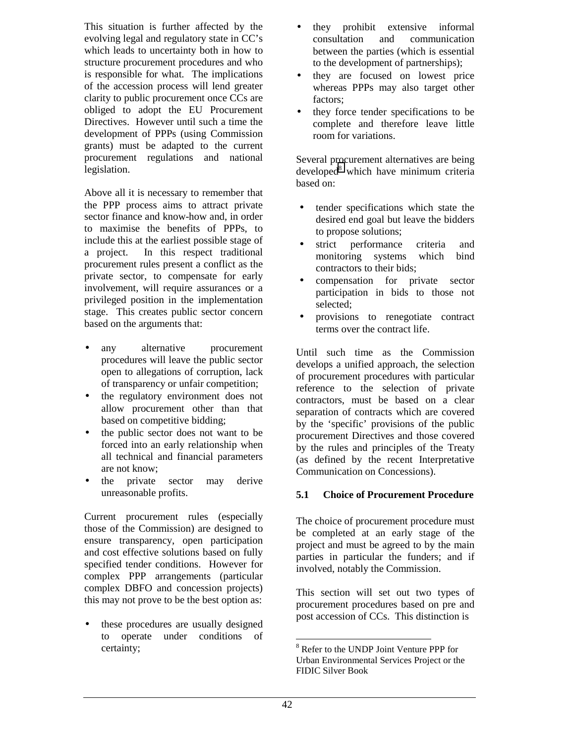This situation is further affected by the evolving legal and regulatory state in CC's which leads to uncertainty both in how to structure procurement procedures and who is responsible for what. The implications of the accession process will lend greater clarity to public procurement once CCs are obliged to adopt the EU Procurement Directives. However until such a time the development of PPPs (using Commission grants) must be adapted to the current procurement regulations and national legislation.

Above all it is necessary to remember that the PPP process aims to attract private sector finance and know-how and, in order to maximise the benefits of PPPs, to include this at the earliest possible stage of a project. In this respect traditional procurement rules present a conflict as the private sector, to compensate for early involvement, will require assurances or a privileged position in the implementation stage. This creates public sector concern based on the arguments that:

- any alternative procurement procedures will leave the public sector open to allegations of corruption, lack of transparency or unfair competition;
- the regulatory environment does not allow procurement other than that based on competitive bidding;
- the public sector does not want to be forced into an early relationship when all technical and financial parameters are not know;
- the private sector may derive unreasonable profits.

Current procurement rules (especially those of the Commission) are designed to ensure transparency, open participation and cost effective solutions based on fully specified tender conditions. However for complex PPP arrangements (particular complex DBFO and concession projects) this may not prove to be the best option as:

- these procedures are usually designed to operate under conditions of certainty;
- they prohibit extensive informal consultation and communication between the parties (which is essential to the development of partnerships);
- they are focused on lowest price whereas PPPs may also target other factors;
- they force tender specifications to be complete and therefore leave little room for variations.

Several procurement alternatives are being developed[8] which have minimum criteria based on:

- tender specifications which state the desired end goal but leave the bidders to propose solutions;
- strict performance criteria and monitoring systems which bind contractors to their bids;
- compensation for private sector participation in bids to those not selected;
- provisions to renegotiate contract terms over the contract life.

Until such time as the Commission develops a unified approach, the selection of procurement procedures with particular reference to the selection of private contractors, must be based on a clear separation of contracts which are covered by the 'specific' provisions of the public procurement Directives and those covered by the rules and principles of the Treaty (as defined by the recent Interpretative Communication on Concessions).

### 5.1 Choice of Procurement Procedure

The choice of procurement procedure must be completed at an early stage of the project and must be agreed to by the main parties in particular the funders; and if involved, notably the Commission.

This section will set out two types of procurement procedures based on pre and post accession of CCs. This distinction is

[8] Refer to the UNDP Joint Venture PPP for Urban Environmental Services Project or the FIDIC Silver Book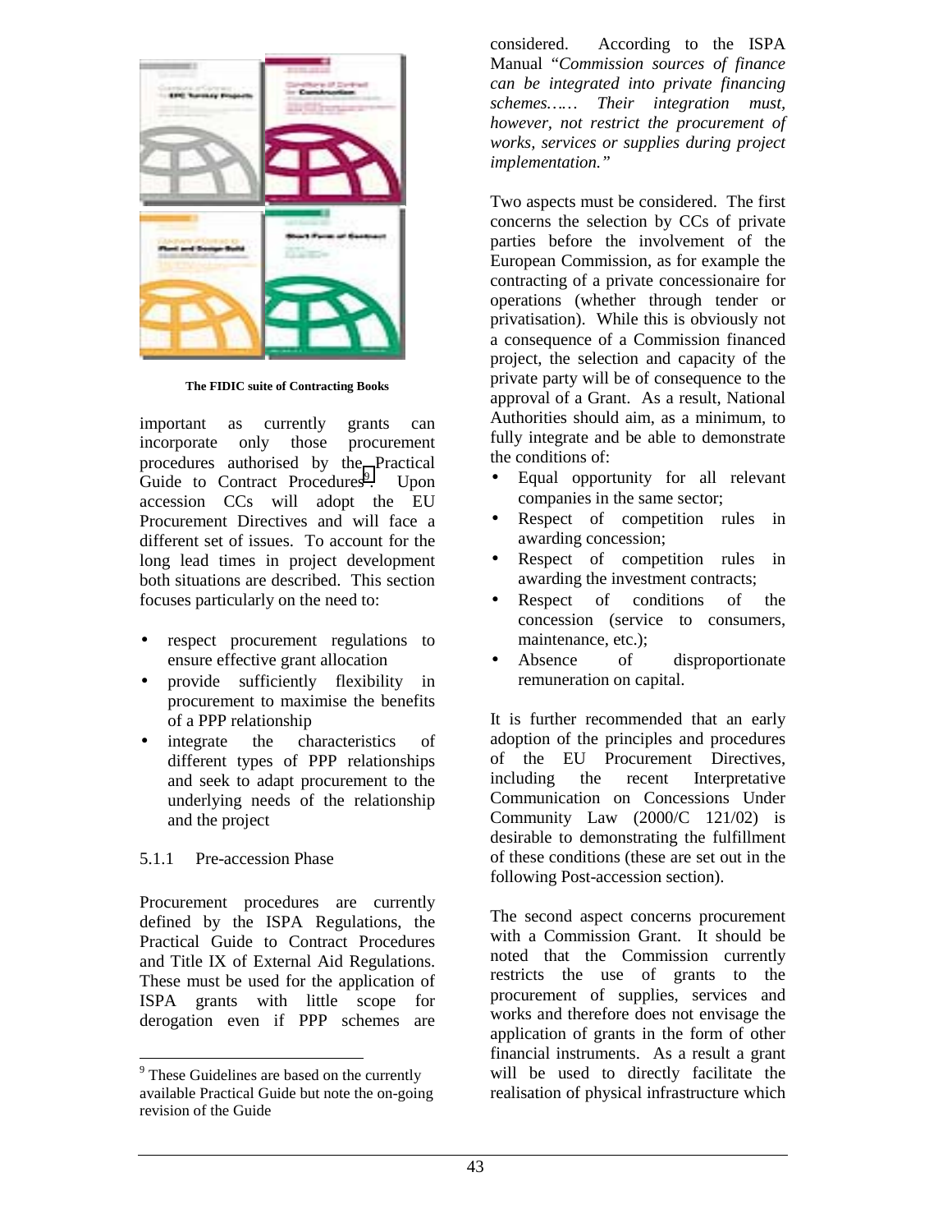The FIDIC suite of Contracting Books

important as currently grants can incorporate only those procurement procedures authorised by the Practical Guide to Contract Procedures[9]. Upon accession CCs will adopt the EU Procurement Directives and will face a different set of issues. To account for the long lead times in project development both situations are described. This section focuses particularly on the need to:

- respect procurement regulations to ensure effective grant allocation
- provide sufficiently flexibility in procurement to maximise the benefits of a PPP relationship
- integrate the characteristics of different types of PPP relationships and seek to adapt procurement to the underlying needs of the relationship and the project

### 5.1.1 Pre-accession Phase

Procurement procedures are currently defined by the ISPA Regulations, the Practical Guide to Contract Procedures and Title IX of External Aid Regulations. These must be used for the application of ISPA grants with little scope for derogation even if PPP schemes are considered. According to the ISPA Manual "*Commission sources of finance can be integrated into private financing schemes…… Their integration must, however, not restrict the procurement of works, services or supplies during project implementation.*"

Two aspects must be considered. The first concerns the selection by CCs of private parties before the involvement of the European Commission, as for example the contracting of a private concessionaire for operations (whether through tender or privatisation). While this is obviously not a consequence of a Commission financed project, the selection and capacity of the private party will be of consequence to the approval of a Grant. As a result, National Authorities should aim, as a minimum, to fully integrate and be able to demonstrate the conditions of:

- Equal opportunity for all relevant companies in the same sector;
- Respect of competition rules in awarding concession;
- Respect of competition rules in awarding the investment contracts;
- Respect of conditions of the concession (service to consumers, maintenance, etc.);
- Absence of disproportionate remuneration on capital.

It is further recommended that an early adoption of the principles and procedures of the EU Procurement Directives, including the recent Interpretative Communication on Concessions Under Community Law (2000/C 121/02) is desirable to demonstrating the fulfillment of these conditions (these are set out in the following Post-accession section).

The second aspect concerns procurement with a Commission Grant. It should be noted that the Commission currently restricts the use of grants to the procurement of supplies, services and works and therefore does not envisage the application of grants in the form of other financial instruments. As a result a grant will be used to directly facilitate the realisation of physical infrastructure which

[9] These Guidelines are based on the currently available Practical Guide but note the on-going revision of the Guide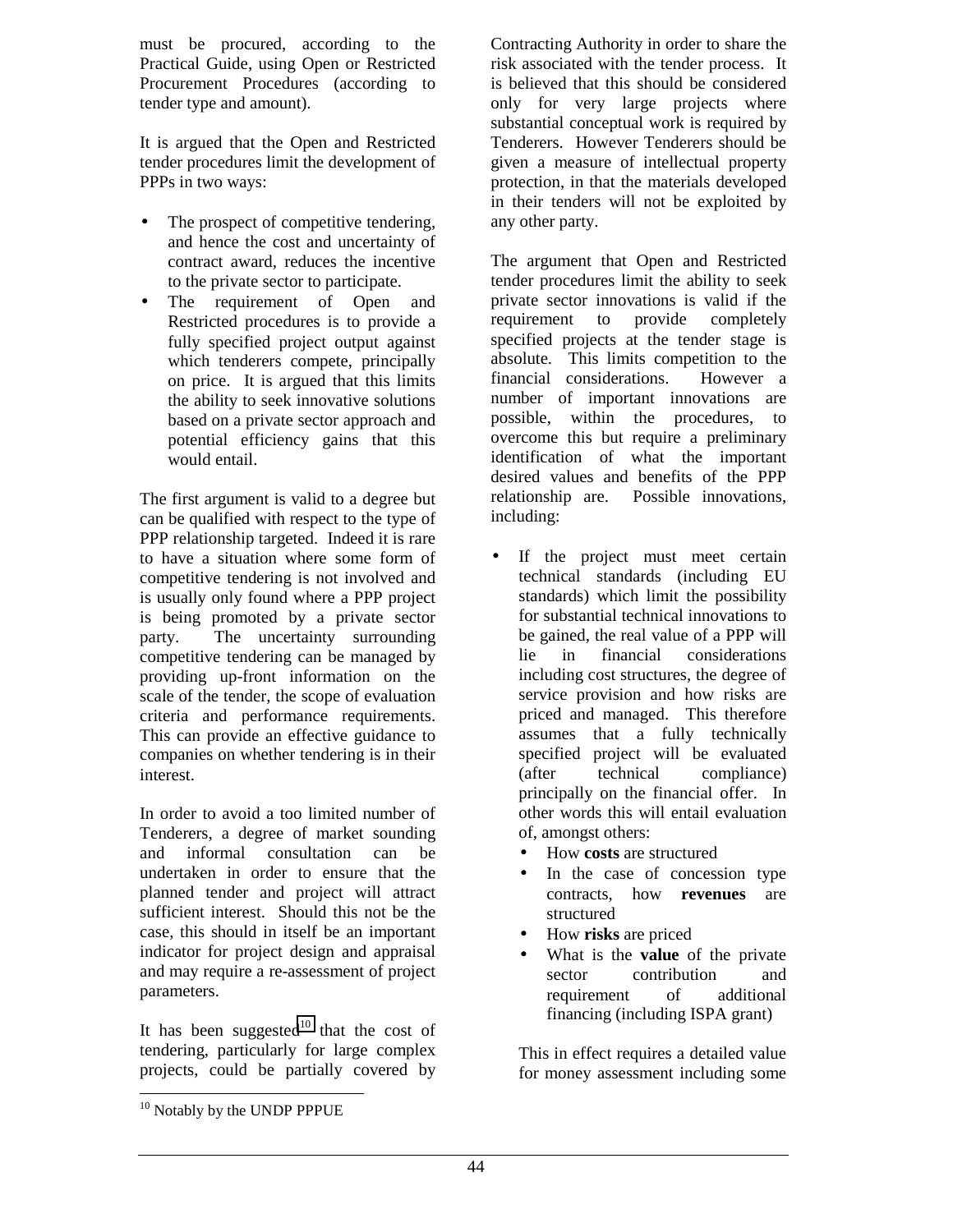must be procured, according to the Practical Guide, using Open or Restricted Procurement Procedures (according to tender type and amount).

It is argued that the Open and Restricted tender procedures limit the development of PPPs in two ways:

- The prospect of competitive tendering, and hence the cost and uncertainty of contract award, reduces the incentive to the private sector to participate.
- The requirement of Open and Restricted procedures is to provide a fully specified project output against which tenderers compete, principally on price. It is argued that this limits the ability to seek innovative solutions based on a private sector approach and potential efficiency gains that this would entail.

The first argument is valid to a degree but can be qualified with respect to the type of PPP relationship targeted. Indeed it is rare to have a situation where some form of competitive tendering is not involved and is usually only found where a PPP project is being promoted by a private sector party. The uncertainty surrounding competitive tendering can be managed by providing up-front information on the scale of the tender, the scope of evaluation criteria and performance requirements. This can provide an effective guidance to companies on whether tendering is in their interest.

In order to avoid a too limited number of Tenderers, a degree of market sounding and informal consultation can be undertaken in order to ensure that the planned tender and project will attract sufficient interest. Should this not be the case, this should in itself be an important indicator for project design and appraisal and may require a re-assessment of project parameters.

It has been suggested[10] that the cost of tendering, particularly for large complex projects, could be partially covered by Contracting Authority in order to share the risk associated with the tender process. It is believed that this should be considered only for very large projects where substantial conceptual work is required by Tenderers. However Tenderers should be given a measure of intellectual property protection, in that the materials developed in their tenders will not be exploited by any other party.

The argument that Open and Restricted tender procedures limit the ability to seek private sector innovations is valid if the requirement to provide completely specified projects at the tender stage is absolute. This limits competition to the financial considerations. However a number of important innovations are possible, within the procedures, to overcome this but require a preliminary identification of what the important desired values and benefits of the PPP relationship are. Possible innovations, including:

- If the project must meet certain technical standards (including EU standards) which limit the possibility for substantial technical innovations to be gained, the real value of a PPP will lie in financial considerations including cost structures, the degree of service provision and how risks are priced and managed. This therefore assumes that a fully technically specified project will be evaluated (after technical compliance) principally on the financial offer. In other words this will entail evaluation of, amongst others:
    - How **costs** are structured
    - In the case of concession type contracts, how **revenues** are structured
    - How **risks** are priced
    - What is the **value** of the private sector contribution and requirement of additional financing (including ISPA grant)

  This in effect requires a detailed value for money assessment including some

[10] Notably by the UNDP PPPUE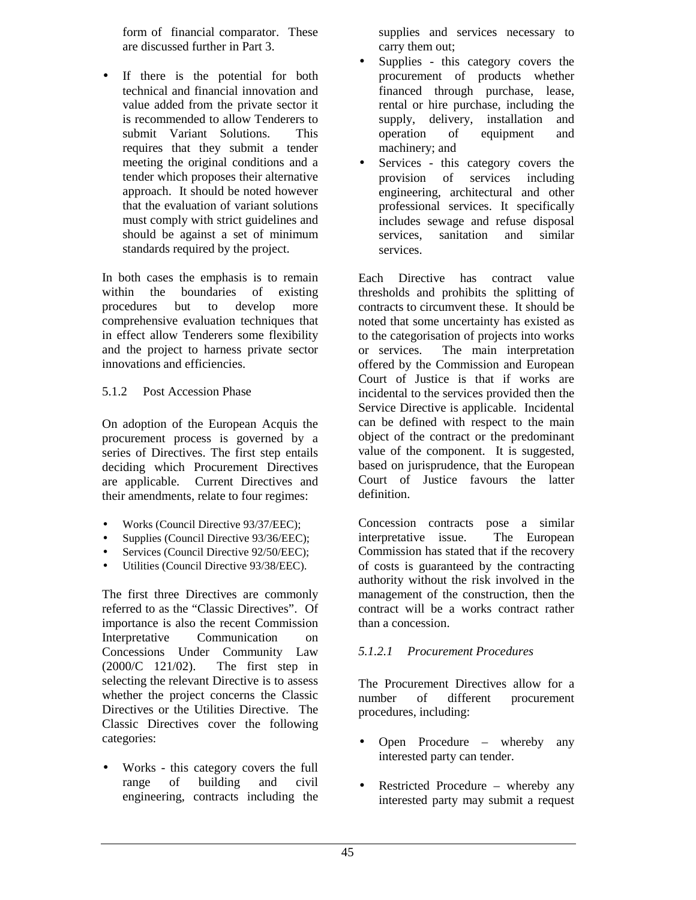form of financial comparator. These are discussed further in Part 3.

- If there is the potential for both technical and financial innovation and value added from the private sector it is recommended to allow Tenderers to submit Variant Solutions. This requires that they submit a tender meeting the original conditions and a tender which proposes their alternative approach. It should be noted however that the evaluation of variant solutions must comply with strict guidelines and should be against a set of minimum standards required by the project.

In both cases the emphasis is to remain within the boundaries of existing procedures but to develop more comprehensive evaluation techniques that in effect allow Tenderers some flexibility and the project to harness private sector innovations and efficiencies.

### 5.1.2 Post Accession Phase

On adoption of the European Acquis the procurement process is governed by a series of Directives. The first step entails deciding which Procurement Directives are applicable. Current Directives and their amendments, relate to four regimes:

- Works (Council Directive 93/37/EEC);
- Supplies (Council Directive 93/36/EEC);
- Services (Council Directive 92/50/EEC);
- Utilities (Council Directive 93/38/EEC).

The first three Directives are commonly referred to as the "Classic Directives". Of importance is also the recent Commission Interpretative Communication on Concessions Under Community Law (2000/C 121/02). The first step in selecting the relevant Directive is to assess whether the project concerns the Classic Directives or the Utilities Directive. The Classic Directives cover the following categories:

- Works - this category covers the full range of building and civil engineering, contracts including the supplies and services necessary to carry them out;
- Supplies - this category covers the procurement of products whether financed through purchase, lease, rental or hire purchase, including the supply, delivery, installation and operation of equipment and machinery; and
- Services - this category covers the provision of services including engineering, architectural and other professional services. It specifically includes sewage and refuse disposal services, sanitation and similar services.

Each Directive has contract value thresholds and prohibits the splitting of contracts to circumvent these. It should be noted that some uncertainty has existed as to the categorisation of projects into works or services. The main interpretation offered by the Commission and European Court of Justice is that if works are incidental to the services provided then the Service Directive is applicable. Incidental can be defined with respect to the main object of the contract or the predominant value of the component. It is suggested, based on jurisprudence, that the European Court of Justice favours the latter definition.

Concession contracts pose a similar interpretative issue. The European Commission has stated that if the recovery of costs is guaranteed by the contracting authority without the risk involved in the management of the construction, then the contract will be a works contract rather than a concession.

#### *5.1.2.1 Procurement Procedures*

The Procurement Directives allow for a number of different procurement procedures, including:

- Open Procedure – whereby any interested party can tender.

- Restricted Procedure – whereby any interested party may submit a request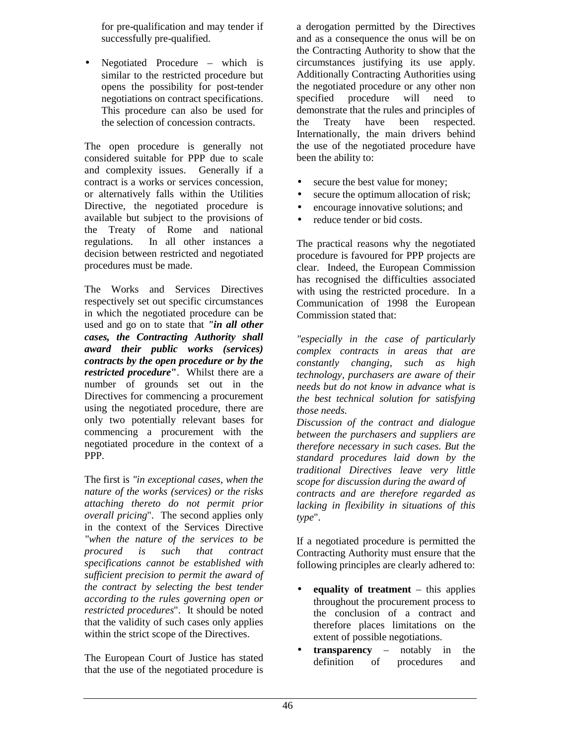for pre-qualification and may tender if successfully pre-qualified.

- Negotiated Procedure – which is similar to the restricted procedure but opens the possibility for post-tender negotiations on contract specifications. This procedure can also be used for the selection of concession contracts.

The open procedure is generally not considered suitable for PPP due to scale and complexity issues. Generally if a contract is a works or services concession, or alternatively falls within the Utilities Directive, the negotiated procedure is available but subject to the provisions of the Treaty of Rome and national regulations. In all other instances a decision between restricted and negotiated procedures must be made.

The Works and Services Directives respectively set out specific circumstances in which the negotiated procedure can be used and go on to state that ***"in all other cases, the Contracting Authority shall award their public works (services) contracts by the open procedure or by the restricted procedure"***. Whilst there are a number of grounds set out in the Directives for commencing a procurement using the negotiated procedure, there are only two potentially relevant bases for commencing a procurement with the negotiated procedure in the context of a PPP.

The first is *"in exceptional cases, when the nature of the works (services) or the risks attaching thereto do not permit prior overall pricing*". The second applies only in the context of the Services Directive *"when the nature of the services to be procured is such that contract specifications cannot be established with sufficient precision to permit the award of the contract by selecting the best tender according to the rules governing open or restricted procedures*". It should be noted that the validity of such cases only applies within the strict scope of the Directives.

The European Court of Justice has stated that the use of the negotiated procedure is a derogation permitted by the Directives and as a consequence the onus will be on the Contracting Authority to show that the circumstances justifying its use apply. Additionally Contracting Authorities using the negotiated procedure or any other non specified procedure will need to demonstrate that the rules and principles of the Treaty have been respected. Internationally, the main drivers behind the use of the negotiated procedure have been the ability to:

- secure the best value for money;
- secure the optimum allocation of risk;
- encourage innovative solutions; and
- reduce tender or bid costs.

The practical reasons why the negotiated procedure is favoured for PPP projects are clear. Indeed, the European Commission has recognised the difficulties associated with using the restricted procedure. In a Communication of 1998 the European Commission stated that:

*"especially in the case of particularly complex contracts in areas that are constantly changing, such as high technology, purchasers are aware of their needs but do not know in advance what is the best technical solution for satisfying those needs.*
*Discussion of the contract and dialogue between the purchasers and suppliers are therefore necessary in such cases. But the standard procedures laid down by the traditional Directives leave very little scope for discussion during the award of contracts and are therefore regarded as lacking in flexibility in situations of this type*".

If a negotiated procedure is permitted the Contracting Authority must ensure that the following principles are clearly adhered to:

- **equality of treatment** – this applies throughout the procurement process to the conclusion of a contract and therefore places limitations on the extent of possible negotiations.
- **transparency** – notably in the definition of procedures and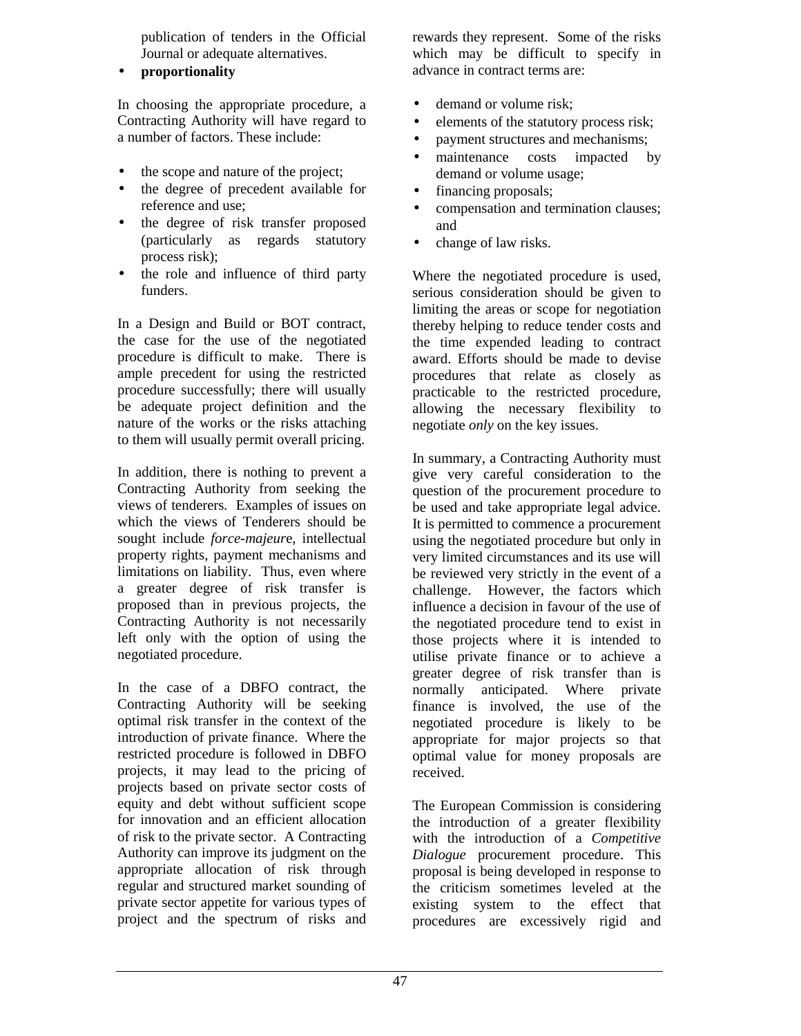publication of tenders in the Official Journal or adequate alternatives.

- **proportionality**

In choosing the appropriate procedure, a Contracting Authority will have regard to a number of factors. These include:

- the scope and nature of the project;
- the degree of precedent available for reference and use;
- the degree of risk transfer proposed (particularly as regards statutory process risk);
- the role and influence of third party funders.

In a Design and Build or BOT contract, the case for the use of the negotiated procedure is difficult to make. There is ample precedent for using the restricted procedure successfully; there will usually be adequate project definition and the nature of the works or the risks attaching to them will usually permit overall pricing.

In addition, there is nothing to prevent a Contracting Authority from seeking the views of tenderers. Examples of issues on which the views of Tenderers should be sought include *force-majeur*e, intellectual property rights, payment mechanisms and limitations on liability. Thus, even where a greater degree of risk transfer is proposed than in previous projects, the Contracting Authority is not necessarily left only with the option of using the negotiated procedure.

In the case of a DBFO contract, the Contracting Authority will be seeking optimal risk transfer in the context of the introduction of private finance. Where the restricted procedure is followed in DBFO projects, it may lead to the pricing of projects based on private sector costs of equity and debt without sufficient scope for innovation and an efficient allocation of risk to the private sector. A Contracting Authority can improve its judgment on the appropriate allocation of risk through regular and structured market sounding of private sector appetite for various types of project and the spectrum of risks and rewards they represent. Some of the risks which may be difficult to specify in advance in contract terms are:

- demand or volume risk;
- elements of the statutory process risk;
- payment structures and mechanisms;
- maintenance costs impacted by demand or volume usage;
- financing proposals;
- compensation and termination clauses; and
- change of law risks.

Where the negotiated procedure is used, serious consideration should be given to limiting the areas or scope for negotiation thereby helping to reduce tender costs and the time expended leading to contract award. Efforts should be made to devise procedures that relate as closely as practicable to the restricted procedure, allowing the necessary flexibility to negotiate *only* on the key issues.

In summary, a Contracting Authority must give very careful consideration to the question of the procurement procedure to be used and take appropriate legal advice. It is permitted to commence a procurement using the negotiated procedure but only in very limited circumstances and its use will be reviewed very strictly in the event of a challenge. However, the factors which influence a decision in favour of the use of the negotiated procedure tend to exist in those projects where it is intended to utilise private finance or to achieve a greater degree of risk transfer than is normally anticipated. Where private finance is involved, the use of the negotiated procedure is likely to be appropriate for major projects so that optimal value for money proposals are received.

The European Commission is considering the introduction of a greater flexibility with the introduction of a *Competitive Dialogue* procurement procedure. This proposal is being developed in response to the criticism sometimes leveled at the existing system to the effect that procedures are excessively rigid and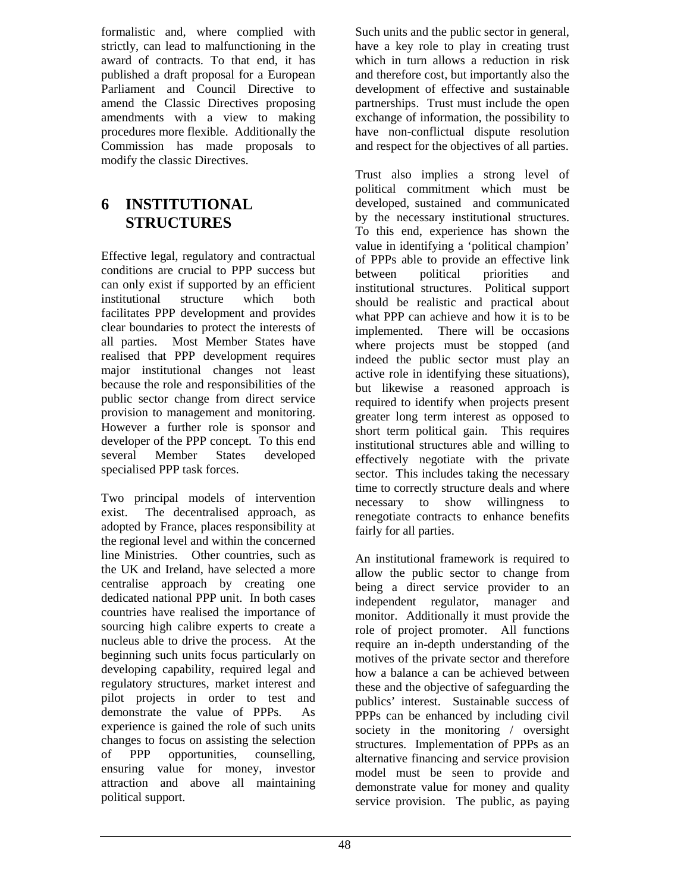formalistic and, where complied with strictly, can lead to malfunctioning in the award of contracts. To that end, it has published a draft proposal for a European Parliament and Council Directive to amend the Classic Directives proposing amendments with a view to making procedures more flexible. Additionally the Commission has made proposals to modify the classic Directives.

# 6 INSTITUTIONAL STRUCTURES

Effective legal, regulatory and contractual conditions are crucial to PPP success but can only exist if supported by an efficient institutional structure which both facilitates PPP development and provides clear boundaries to protect the interests of all parties. Most Member States have realised that PPP development requires major institutional changes not least because the role and responsibilities of the public sector change from direct service provision to management and monitoring. However a further role is sponsor and developer of the PPP concept. To this end several Member States developed specialised PPP task forces.

Two principal models of intervention exist. The decentralised approach, as adopted by France, places responsibility at the regional level and within the concerned line Ministries. Other countries, such as the UK and Ireland, have selected a more centralise approach by creating one dedicated national PPP unit. In both cases countries have realised the importance of sourcing high calibre experts to create a nucleus able to drive the process. At the beginning such units focus particularly on developing capability, required legal and regulatory structures, market interest and pilot projects in order to test and demonstrate the value of PPPs. As experience is gained the role of such units changes to focus on assisting the selection of PPP opportunities, counselling, ensuring value for money, investor attraction and above all maintaining political support.

Such units and the public sector in general, have a key role to play in creating trust which in turn allows a reduction in risk and therefore cost, but importantly also the development of effective and sustainable partnerships. Trust must include the open exchange of information, the possibility to have non-conflictual dispute resolution and respect for the objectives of all parties.

Trust also implies a strong level of political commitment which must be developed, sustained and communicated by the necessary institutional structures. To this end, experience has shown the value in identifying a 'political champion' of PPPs able to provide an effective link between political priorities and institutional structures. Political support should be realistic and practical about what PPP can achieve and how it is to be implemented. There will be occasions where projects must be stopped (and indeed the public sector must play an active role in identifying these situations), but likewise a reasoned approach is required to identify when projects present greater long term interest as opposed to short term political gain. This requires institutional structures able and willing to effectively negotiate with the private sector. This includes taking the necessary time to correctly structure deals and where necessary to show willingness to renegotiate contracts to enhance benefits fairly for all parties.

An institutional framework is required to allow the public sector to change from being a direct service provider to an independent regulator, manager and monitor. Additionally it must provide the role of project promoter. All functions require an in-depth understanding of the motives of the private sector and therefore how a balance a can be achieved between these and the objective of safeguarding the publics' interest. Sustainable success of PPPs can be enhanced by including civil society in the monitoring / oversight structures. Implementation of PPPs as an alternative financing and service provision model must be seen to provide and demonstrate value for money and quality service provision. The public, as paying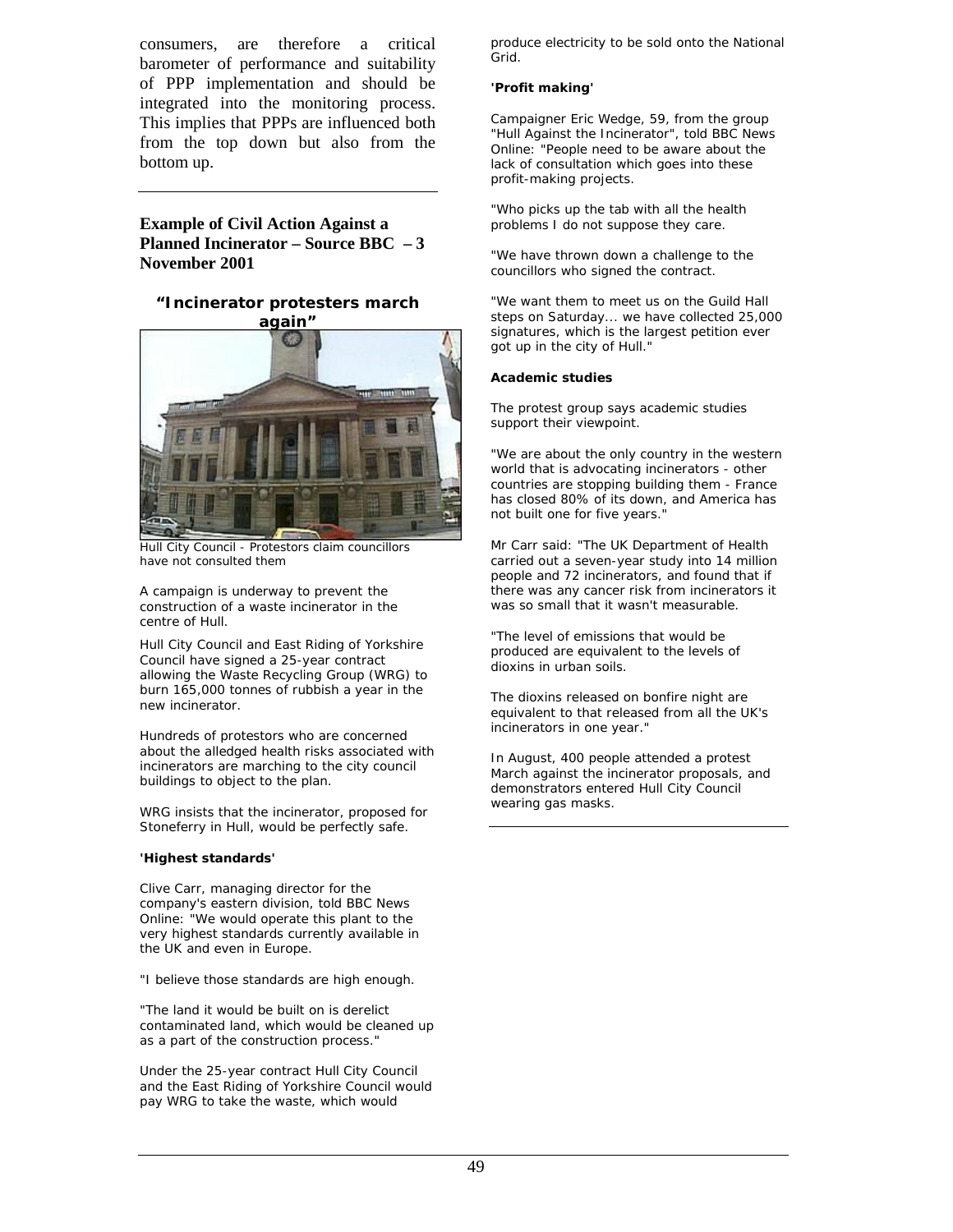consumers, are therefore a critical barometer of performance and suitability of PPP implementation and should be integrated into the monitoring process. This implies that PPPs are influenced both from the top down but also from the bottom up.

---

### Example of Civil Action Against a Planned Incinerator – Source BBC – 3 November 2001

#### "Incinerator protesters march again"

Hull City Council - Protestors claim councillors have not consulted them

A campaign is underway to prevent the construction of a waste incinerator in the centre of Hull.

Hull City Council and East Riding of Yorkshire Council have signed a 25-year contract allowing the Waste Recycling Group (WRG) to burn 165,000 tonnes of rubbish a year in the new incinerator.

Hundreds of protestors who are concerned about the alledged health risks associated with incinerators are marching to the city council buildings to object to the plan.

WRG insists that the incinerator, proposed for Stoneferry in Hull, would be perfectly safe.

**'Highest standards'**

Clive Carr, managing director for the company's eastern division, told BBC News Online: "We would operate this plant to the very highest standards currently available in the UK and even in Europe.

"I believe those standards are high enough.

"The land it would be built on is derelict contaminated land, which would be cleaned up as a part of the construction process."

Under the 25-year contract Hull City Council and the East Riding of Yorkshire Council would pay WRG to take the waste, which would produce electricity to be sold onto the National Grid.

**'Profit making'**

Campaigner Eric Wedge, 59, from the group "Hull Against the Incinerator", told BBC News Online: "People need to be aware about the lack of consultation which goes into these profit-making projects.

"Who picks up the tab with all the health problems I do not suppose they care.

"We have thrown down a challenge to the councillors who signed the contract.

"We want them to meet us on the Guild Hall steps on Saturday... we have collected 25,000 signatures, which is the largest petition ever got up in the city of Hull."

**Academic studies**

The protest group says academic studies support their viewpoint.

"We are about the only country in the western world that is advocating incinerators - other countries are stopping building them - France has closed 80% of its down, and America has not built one for five years."

Mr Carr said: "The UK Department of Health carried out a seven-year study into 14 million people and 72 incinerators, and found that if there was any cancer risk from incinerators it was so small that it wasn't measurable.

"The level of emissions that would be produced are equivalent to the levels of dioxins in urban soils.

The dioxins released on bonfire night are equivalent to that released from all the UK's incinerators in one year."

In August, 400 people attended a protest March against the incinerator proposals, and demonstrators entered Hull City Council wearing gas masks.

---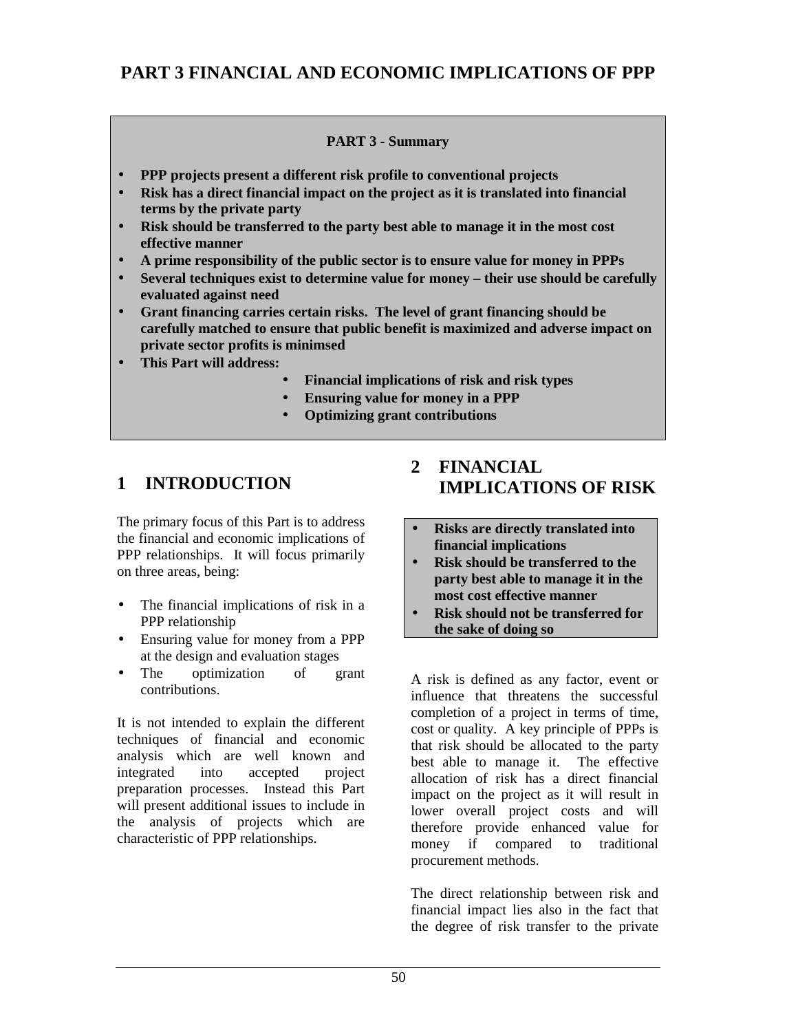# PART 3 FINANCIAL AND ECONOMIC IMPLICATIONS OF PPP

**PART 3 - Summary**

- **PPP projects present a different risk profile to conventional projects**
- **Risk has a direct financial impact on the project as it is translated into financial terms by the private party**
- **Risk should be transferred to the party best able to manage it in the most cost effective manner**
- **A prime responsibility of the public sector is to ensure value for money in PPPs**
- **Several techniques exist to determine value for money – their use should be carefully evaluated against need**
- **Grant financing carries certain risks. The level of grant financing should be carefully matched to ensure that public benefit is maximized and adverse impact on private sector profits is minimsed**
- **This Part will address:**
  - **Financial implications of risk and risk types**
  - **Ensuring value for money in a PPP**
  - **Optimizing grant contributions**

## 1 INTRODUCTION

The primary focus of this Part is to address the financial and economic implications of PPP relationships. It will focus primarily on three areas, being:

- The financial implications of risk in a PPP relationship
- Ensuring value for money from a PPP at the design and evaluation stages
- The optimization of grant contributions.

It is not intended to explain the different techniques of financial and economic analysis which are well known and integrated into accepted project preparation processes. Instead this Part will present additional issues to include in the analysis of projects which are characteristic of PPP relationships.

## 2 FINANCIAL IMPLICATIONS OF RISK

- **Risks are directly translated into financial implications**
- **Risk should be transferred to the party best able to manage it in the most cost effective manner**
- **Risk should not be transferred for the sake of doing so**

A risk is defined as any factor, event or influence that threatens the successful completion of a project in terms of time, cost or quality. A key principle of PPPs is that risk should be allocated to the party best able to manage it. The effective allocation of risk has a direct financial impact on the project as it will result in lower overall project costs and will therefore provide enhanced value for money if compared to traditional procurement methods.

The direct relationship between risk and financial impact lies also in the fact that the degree of risk transfer to the private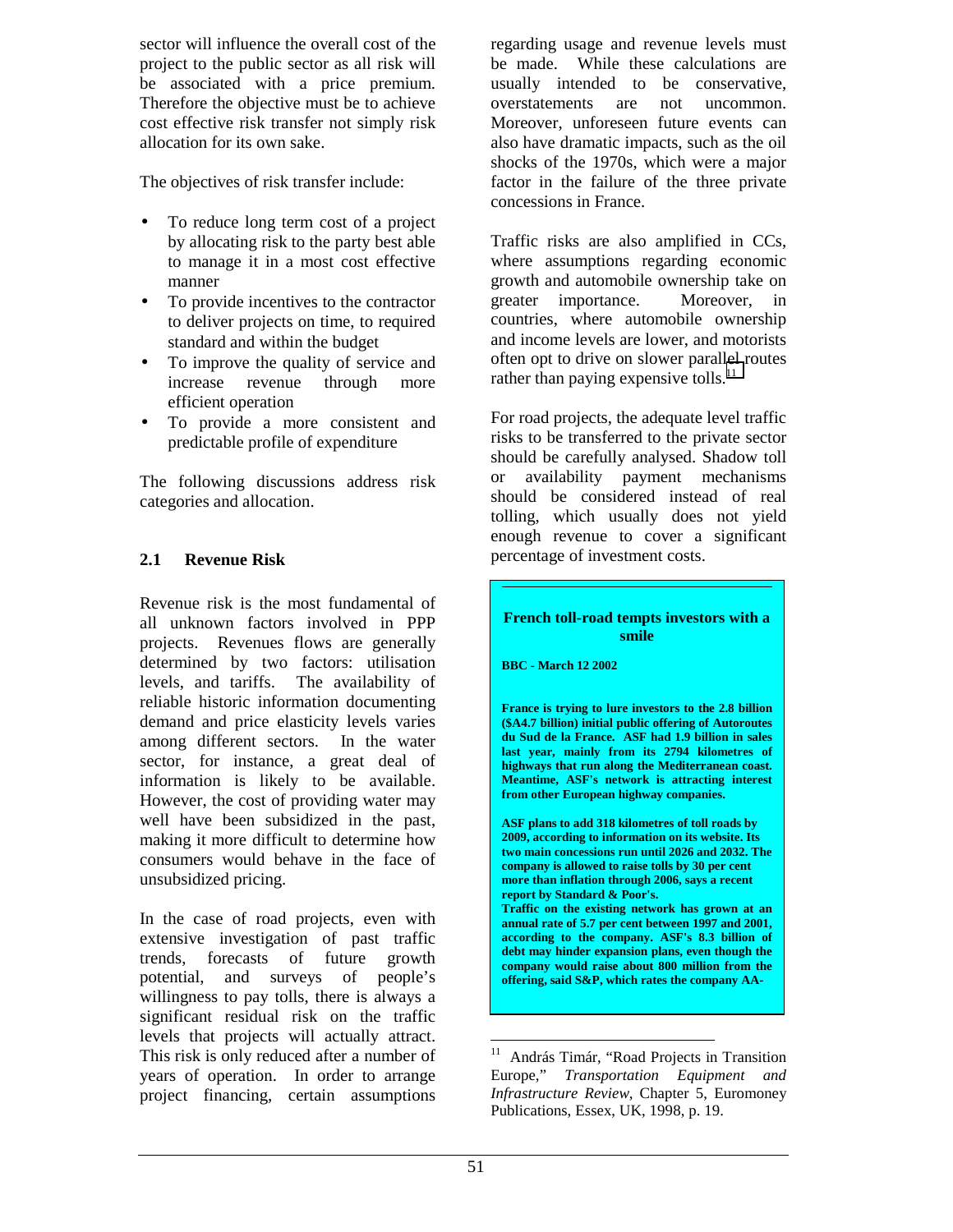sector will influence the overall cost of the project to the public sector as all risk will be associated with a price premium. Therefore the objective must be to achieve cost effective risk transfer not simply risk allocation for its own sake.

The objectives of risk transfer include:

- To reduce long term cost of a project by allocating risk to the party best able to manage it in a most cost effective manner
- To provide incentives to the contractor to deliver projects on time, to required standard and within the budget
- To improve the quality of service and increase revenue through more efficient operation
- To provide a more consistent and predictable profile of expenditure

The following discussions address risk categories and allocation.

### 2.1 Revenue Risk

Revenue risk is the most fundamental of all unknown factors involved in PPP projects. Revenues flows are generally determined by two factors: utilisation levels, and tariffs. The availability of reliable historic information documenting demand and price elasticity levels varies among different sectors. In the water sector, for instance, a great deal of information is likely to be available. However, the cost of providing water may well have been subsidized in the past, making it more difficult to determine how consumers would behave in the face of unsubsidized pricing.

In the case of road projects, even with extensive investigation of past traffic trends, forecasts of future growth potential, and surveys of people's willingness to pay tolls, there is always a significant residual risk on the traffic levels that projects will actually attract. This risk is only reduced after a number of years of operation. In order to arrange project financing, certain assumptions regarding usage and revenue levels must be made. While these calculations are usually intended to be conservative, overstatements are not uncommon. Moreover, unforeseen future events can also have dramatic impacts, such as the oil shocks of the 1970s, which were a major factor in the failure of the three private concessions in France.

Traffic risks are also amplified in CCs, where assumptions regarding economic growth and automobile ownership take on greater importance. Moreover, in countries, where automobile ownership and income levels are lower, and motorists often opt to drive on slower parallel routes rather than paying expensive tolls.[11]

For road projects, the adequate level traffic risks to be transferred to the private sector should be carefully analysed. Shadow toll or availability payment mechanisms should be considered instead of real tolling, which usually does not yield enough revenue to cover a significant percentage of investment costs.

**French toll-road tempts investors with a smile**

**BBC - March 12 2002**

**France is trying to lure investors to the 2.8 billion ($A4.7 billion) initial public offering of Autoroutes du Sud de la France. ASF had 1.9 billion in sales last year, mainly from its 2794 kilometres of highways that run along the Mediterranean coast. Meantime, ASF's network is attracting interest from other European highway companies.**

**ASF plans to add 318 kilometres of toll roads by 2009, according to information on its website. Its two main concessions run until 2026 and 2032. The company is allowed to raise tolls by 30 per cent more than inflation through 2006, says a recent report by Standard & Poor's.**
**Traffic on the existing network has grown at an annual rate of 5.7 per cent between 1997 and 2001, according to the company. ASF's 8.3 billion of debt may hinder expansion plans, even though the company would raise about 800 million from the offering, said S&P, which rates the company AA-**

---

[11] András Timár, "Road Projects in Transition Europe," *Transportation Equipment and Infrastructure Review*, Chapter 5, Euromoney Publications, Essex, UK, 1998, p. 19.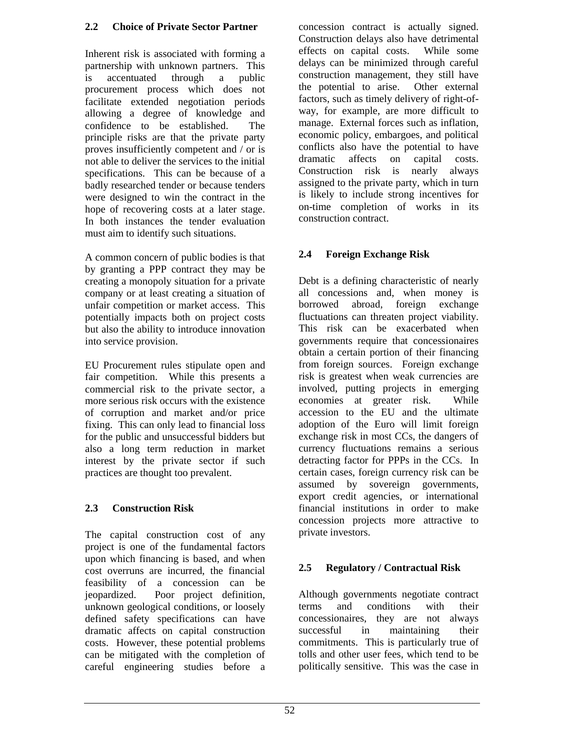## 2.2 Choice of Private Sector Partner

Inherent risk is associated with forming a partnership with unknown partners. This is accentuated through a public procurement process which does not facilitate extended negotiation periods allowing a degree of knowledge and confidence to be established. The principle risks are that the private party proves insufficiently competent and / or is not able to deliver the services to the initial specifications. This can be because of a badly researched tender or because tenders were designed to win the contract in the hope of recovering costs at a later stage. In both instances the tender evaluation must aim to identify such situations.

A common concern of public bodies is that by granting a PPP contract they may be creating a monopoly situation for a private company or at least creating a situation of unfair competition or market access. This potentially impacts both on project costs but also the ability to introduce innovation into service provision.

EU Procurement rules stipulate open and fair competition. While this presents a commercial risk to the private sector, a more serious risk occurs with the existence of corruption and market and/or price fixing. This can only lead to financial loss for the public and unsuccessful bidders but also a long term reduction in market interest by the private sector if such practices are thought too prevalent.

## 2.3 Construction Risk

The capital construction cost of any project is one of the fundamental factors upon which financing is based, and when cost overruns are incurred, the financial feasibility of a concession can be jeopardized. Poor project definition, unknown geological conditions, or loosely defined safety specifications can have dramatic affects on capital construction costs. However, these potential problems can be mitigated with the completion of careful engineering studies before a concession contract is actually signed. Construction delays also have detrimental effects on capital costs. While some delays can be minimized through careful construction management, they still have the potential to arise. Other external factors, such as timely delivery of right-of-way, for example, are more difficult to manage. External forces such as inflation, economic policy, embargoes, and political conflicts also have the potential to have dramatic affects on capital costs. Construction risk is nearly always assigned to the private party, which in turn is likely to include strong incentives for on-time completion of works in its construction contract.

## 2.4 Foreign Exchange Risk

Debt is a defining characteristic of nearly all concessions and, when money is borrowed abroad, foreign exchange fluctuations can threaten project viability. This risk can be exacerbated when governments require that concessionaires obtain a certain portion of their financing from foreign sources. Foreign exchange risk is greatest when weak currencies are involved, putting projects in emerging economies at greater risk. While accession to the EU and the ultimate adoption of the Euro will limit foreign exchange risk in most CCs, the dangers of currency fluctuations remains a serious detracting factor for PPPs in the CCs. In certain cases, foreign currency risk can be assumed by sovereign governments, export credit agencies, or international financial institutions in order to make concession projects more attractive to private investors.

## 2.5 Regulatory / Contractual Risk

Although governments negotiate contract terms and conditions with their concessionaires, they are not always successful in maintaining their commitments. This is particularly true of tolls and other user fees, which tend to be politically sensitive. This was the case in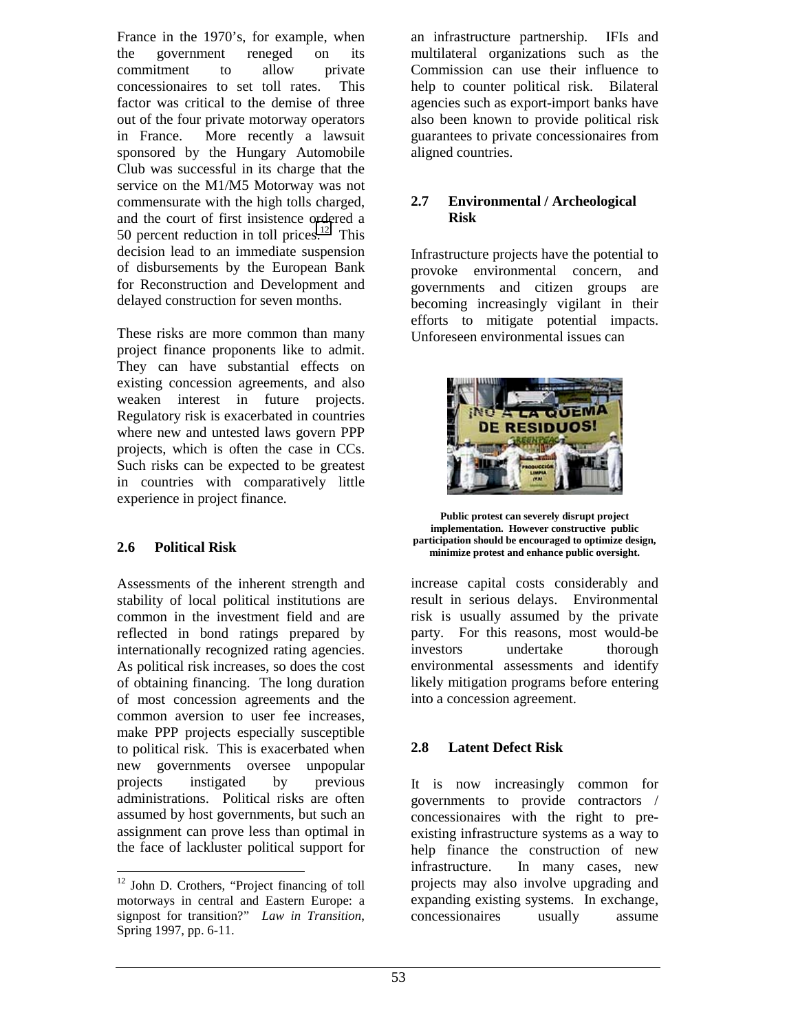France in the 1970's, for example, when the government reneged on its commitment to allow private concessionaires to set toll rates. This factor was critical to the demise of three out of the four private motorway operators in France. More recently a lawsuit sponsored by the Hungary Automobile Club was successful in its charge that the service on the M1/M5 Motorway was not commensurate with the high tolls charged, and the court of first insistence ordered a 50 percent reduction in toll prices.[12] This decision lead to an immediate suspension of disbursements by the European Bank for Reconstruction and Development and delayed construction for seven months.

These risks are more common than many project finance proponents like to admit. They can have substantial effects on existing concession agreements, and also weaken interest in future projects. Regulatory risk is exacerbated in countries where new and untested laws govern PPP projects, which is often the case in CCs. Such risks can be expected to be greatest in countries with comparatively little experience in project finance.

### 2.6 Political Risk

Assessments of the inherent strength and stability of local political institutions are common in the investment field and are reflected in bond ratings prepared by internationally recognized rating agencies. As political risk increases, so does the cost of obtaining financing. The long duration of most concession agreements and the common aversion to user fee increases, make PPP projects especially susceptible to political risk. This is exacerbated when new governments oversee unpopular projects instigated by previous administrations. Political risks are often assumed by host governments, but such an assignment can prove less than optimal in the face of lackluster political support for an infrastructure partnership. IFIs and multilateral organizations such as the Commission can use their influence to help to counter political risk. Bilateral agencies such as export-import banks have also been known to provide political risk guarantees to private concessionaires from aligned countries.

### 2.7 Environmental / Archeological Risk

Infrastructure projects have the potential to provoke environmental concern, and governments and citizen groups are becoming increasingly vigilant in their efforts to mitigate potential impacts. Unforeseen environmental issues can increase capital costs considerably and result in serious delays. Environmental risk is usually assumed by the private party. For this reasons, most would-be investors undertake thorough environmental assessments and identify likely mitigation programs before entering into a concession agreement.

**Public protest can severely disrupt project implementation. However constructive public participation should be encouraged to optimize design, minimize protest and enhance public oversight.**

### 2.8 Latent Defect Risk

It is now increasingly common for governments to provide contractors / concessionaires with the right to pre-existing infrastructure systems as a way to help finance the construction of new infrastructure. In many cases, new projects may also involve upgrading and expanding existing systems. In exchange, concessionaires usually assume

[12] John D. Crothers, "Project financing of toll motorways in central and Eastern Europe: a signpost for transition?" *Law in Transition*, Spring 1997, pp. 6-11.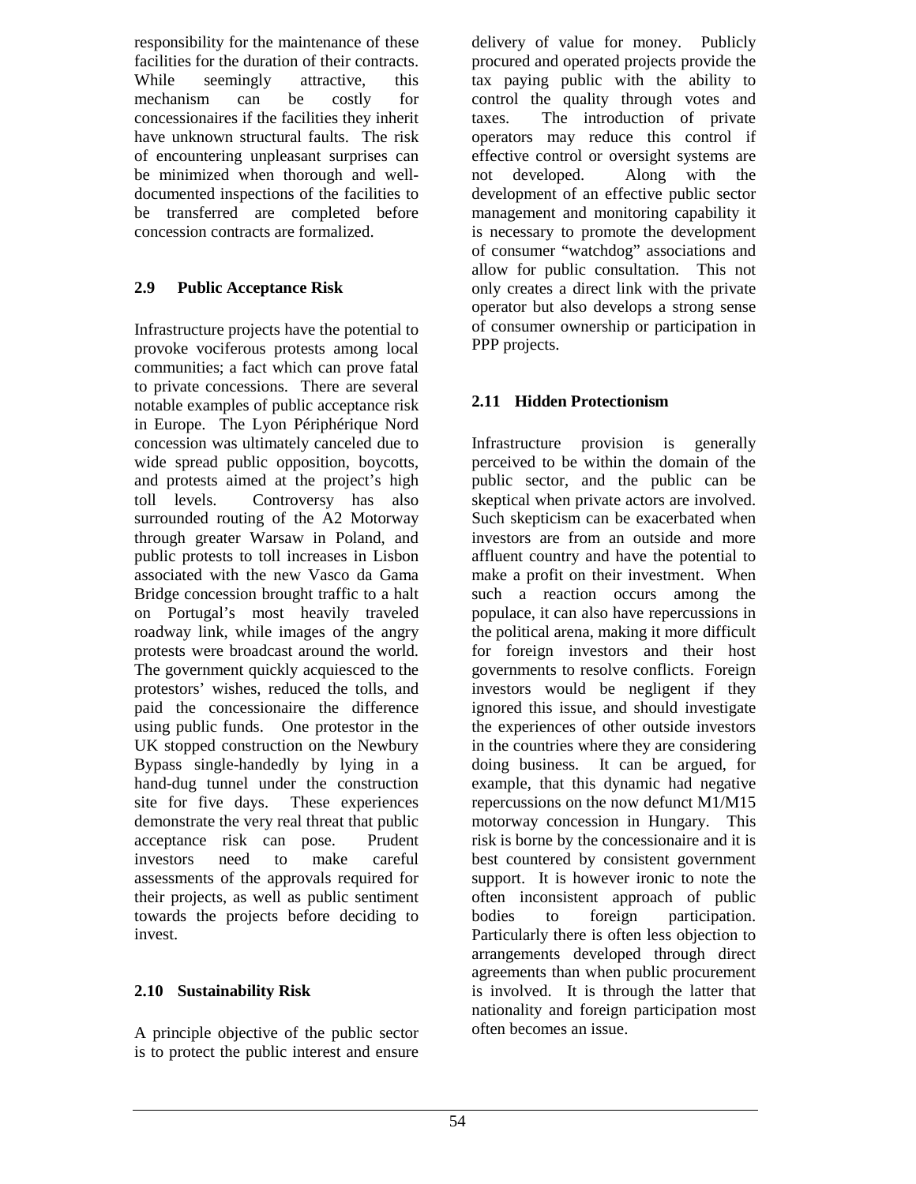responsibility for the maintenance of these facilities for the duration of their contracts. While seemingly attractive, this mechanism can be costly for concessionaires if the facilities they inherit have unknown structural faults. The risk of encountering unpleasant surprises can be minimized when thorough and well-documented inspections of the facilities to be transferred are completed before concession contracts are formalized.

### 2.9 Public Acceptance Risk

Infrastructure projects have the potential to provoke vociferous protests among local communities; a fact which can prove fatal to private concessions. There are several notable examples of public acceptance risk in Europe. The Lyon Périphérique Nord concession was ultimately canceled due to wide spread public opposition, boycotts, and protests aimed at the project's high toll levels. Controversy has also surrounded routing of the A2 Motorway through greater Warsaw in Poland, and public protests to toll increases in Lisbon associated with the new Vasco da Gama Bridge concession brought traffic to a halt on Portugal's most heavily traveled roadway link, while images of the angry protests were broadcast around the world. The government quickly acquiesced to the protestors' wishes, reduced the tolls, and paid the concessionaire the difference using public funds. One protestor in the UK stopped construction on the Newbury Bypass single-handedly by lying in a hand-dug tunnel under the construction site for five days. These experiences demonstrate the very real threat that public acceptance risk can pose. Prudent investors need to make careful assessments of the approvals required for their projects, as well as public sentiment towards the projects before deciding to invest.

### 2.10 Sustainability Risk

A principle objective of the public sector is to protect the public interest and ensure delivery of value for money. Publicly procured and operated projects provide the tax paying public with the ability to control the quality through votes and taxes. The introduction of private operators may reduce this control if effective control or oversight systems are not developed. Along with the development of an effective public sector management and monitoring capability it is necessary to promote the development of consumer "watchdog" associations and allow for public consultation. This not only creates a direct link with the private operator but also develops a strong sense of consumer ownership or participation in PPP projects.

### 2.11 Hidden Protectionism

Infrastructure provision is generally perceived to be within the domain of the public sector, and the public can be skeptical when private actors are involved. Such skepticism can be exacerbated when investors are from an outside and more affluent country and have the potential to make a profit on their investment. When such a reaction occurs among the populace, it can also have repercussions in the political arena, making it more difficult for foreign investors and their host governments to resolve conflicts. Foreign investors would be negligent if they ignored this issue, and should investigate the experiences of other outside investors in the countries where they are considering doing business. It can be argued, for example, that this dynamic had negative repercussions on the now defunct M1/M15 motorway concession in Hungary. This risk is borne by the concessionaire and it is best countered by consistent government support. It is however ironic to note the often inconsistent approach of public bodies to foreign participation. Particularly there is often less objection to arrangements developed through direct agreements than when public procurement is involved. It is through the latter that nationality and foreign participation most often becomes an issue.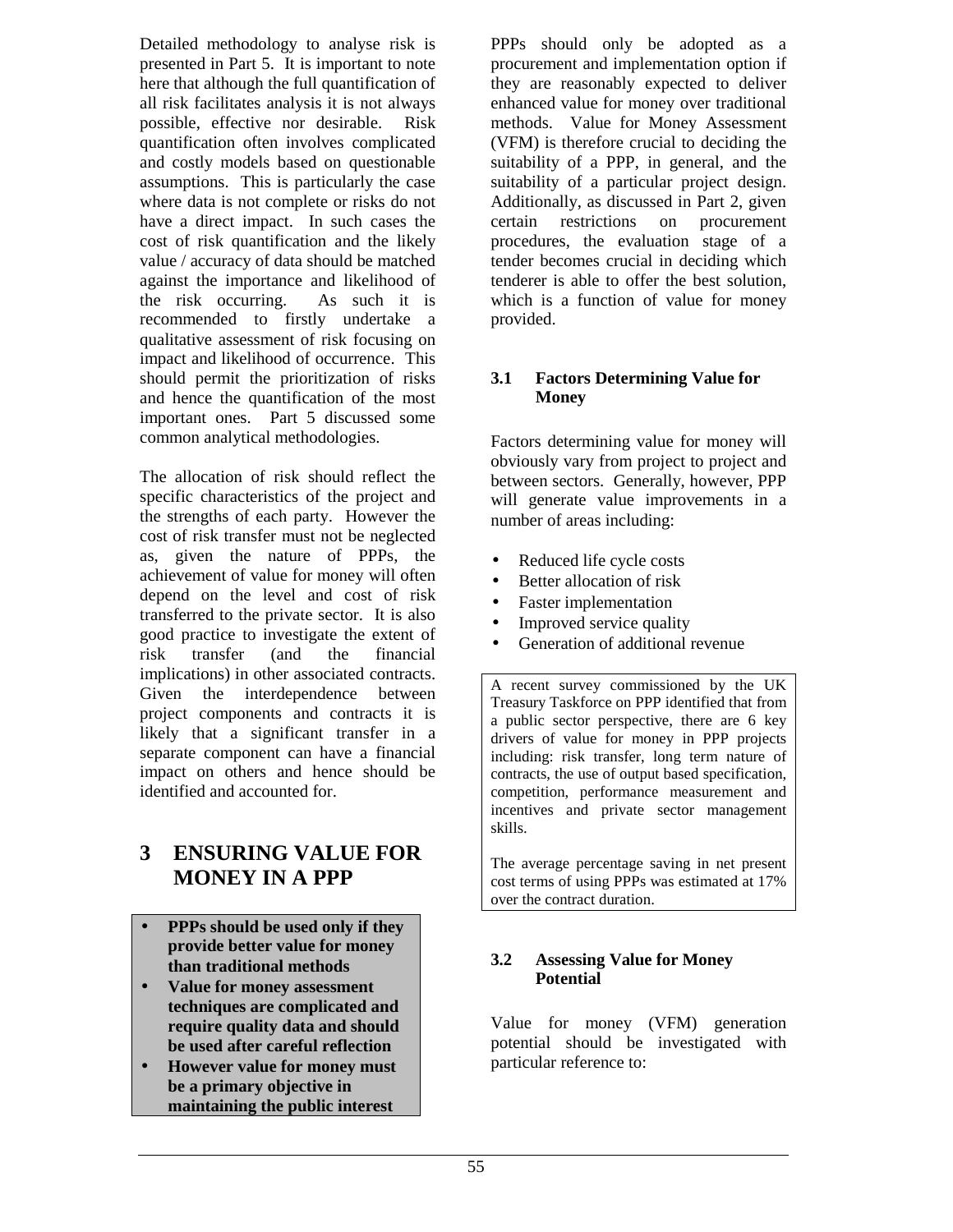Detailed methodology to analyse risk is presented in Part 5. It is important to note here that although the full quantification of all risk facilitates analysis it is not always possible, effective nor desirable. Risk quantification often involves complicated and costly models based on questionable assumptions. This is particularly the case where data is not complete or risks do not have a direct impact. In such cases the cost of risk quantification and the likely value / accuracy of data should be matched against the importance and likelihood of the risk occurring. As such it is recommended to firstly undertake a qualitative assessment of risk focusing on impact and likelihood of occurrence. This should permit the prioritization of risks and hence the quantification of the most important ones. Part 5 discussed some common analytical methodologies.

The allocation of risk should reflect the specific characteristics of the project and the strengths of each party. However the cost of risk transfer must not be neglected as, given the nature of PPPs, the achievement of value for money will often depend on the level and cost of risk transferred to the private sector. It is also good practice to investigate the extent of risk transfer (and the financial implications) in other associated contracts. Given the interdependence between project components and contracts it is likely that a significant transfer in a separate component can have a financial impact on others and hence should be identified and accounted for.

# 3 ENSURING VALUE FOR MONEY IN A PPP

- **PPPs should be used only if they provide better value for money than traditional methods**
- **Value for money assessment techniques are complicated and require quality data and should be used after careful reflection**
- **However value for money must be a primary objective in maintaining the public interest**

PPPs should only be adopted as a procurement and implementation option if they are reasonably expected to deliver enhanced value for money over traditional methods. Value for Money Assessment (VFM) is therefore crucial to deciding the suitability of a PPP, in general, and the suitability of a particular project design. Additionally, as discussed in Part 2, given certain restrictions on procurement procedures, the evaluation stage of a tender becomes crucial in deciding which tenderer is able to offer the best solution, which is a function of value for money provided.

## 3.1 Factors Determining Value for Money

Factors determining value for money will obviously vary from project to project and between sectors. Generally, however, PPP will generate value improvements in a number of areas including:

- Reduced life cycle costs
- Better allocation of risk
- Faster implementation
- Improved service quality
- Generation of additional revenue

A recent survey commissioned by the UK Treasury Taskforce on PPP identified that from a public sector perspective, there are 6 key drivers of value for money in PPP projects including: risk transfer, long term nature of contracts, the use of output based specification, competition, performance measurement and incentives and private sector management skills.

The average percentage saving in net present cost terms of using PPPs was estimated at 17% over the contract duration.

## 3.2 Assessing Value for Money Potential

Value for money (VFM) generation potential should be investigated with particular reference to: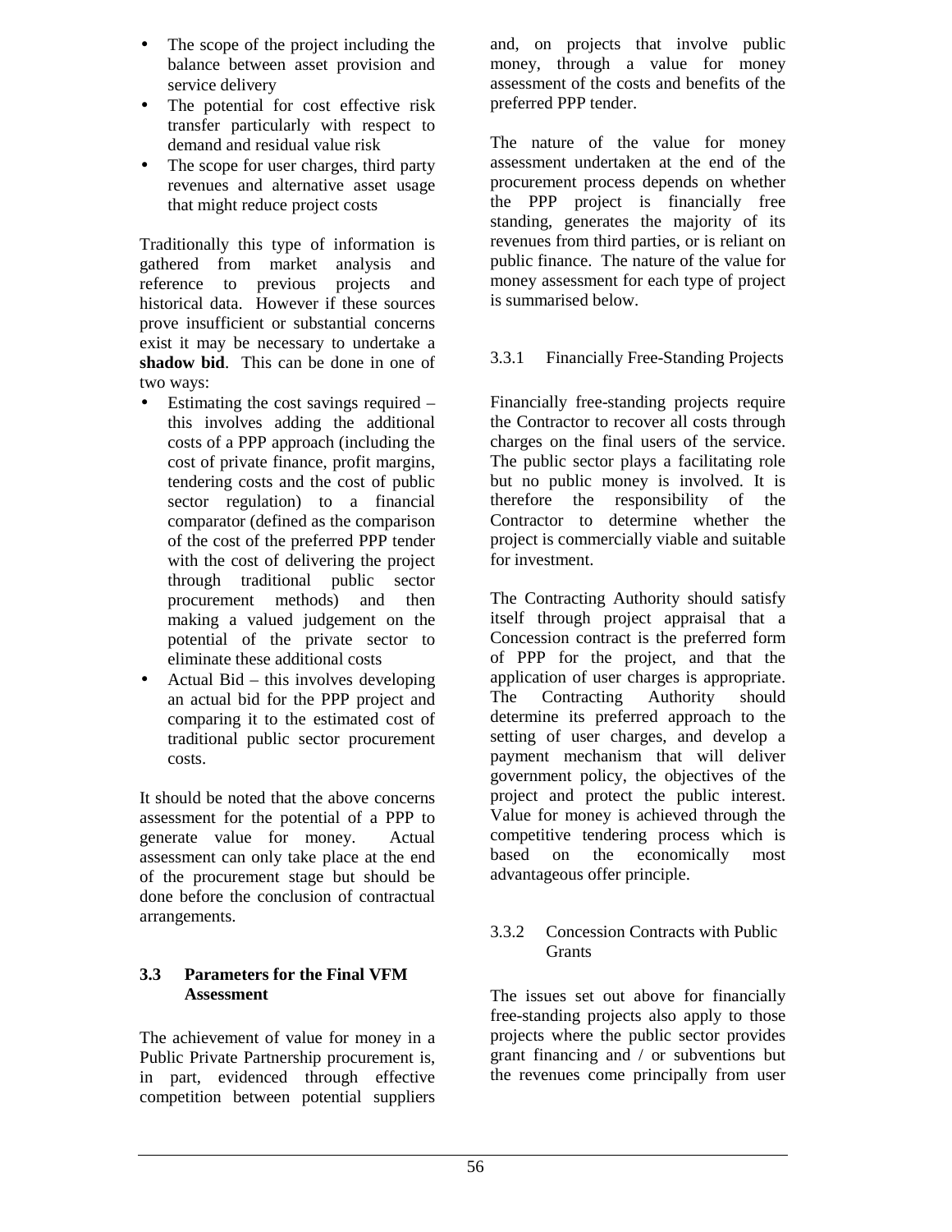- The scope of the project including the balance between asset provision and service delivery
- The potential for cost effective risk transfer particularly with respect to demand and residual value risk
- The scope for user charges, third party revenues and alternative asset usage that might reduce project costs

Traditionally this type of information is gathered from market analysis and reference to previous projects and historical data. However if these sources prove insufficient or substantial concerns exist it may be necessary to undertake a **shadow bid**. This can be done in one of two ways:

- Estimating the cost savings required – this involves adding the additional costs of a PPP approach (including the cost of private finance, profit margins, tendering costs and the cost of public sector regulation) to a financial comparator (defined as the comparison of the cost of the preferred PPP tender with the cost of delivering the project through traditional public sector procurement methods) and then making a valued judgement on the potential of the private sector to eliminate these additional costs
- Actual Bid – this involves developing an actual bid for the PPP project and comparing it to the estimated cost of traditional public sector procurement costs.

It should be noted that the above concerns assessment for the potential of a PPP to generate value for money. Actual assessment can only take place at the end of the procurement stage but should be done before the conclusion of contractual arrangements.

### 3.3 Parameters for the Final VFM Assessment

The achievement of value for money in a Public Private Partnership procurement is, in part, evidenced through effective competition between potential suppliers and, on projects that involve public money, through a value for money assessment of the costs and benefits of the preferred PPP tender.

The nature of the value for money assessment undertaken at the end of the procurement process depends on whether the PPP project is financially free standing, generates the majority of its revenues from third parties, or is reliant on public finance. The nature of the value for money assessment for each type of project is summarised below.

#### 3.3.1 Financially Free-Standing Projects

Financially free-standing projects require the Contractor to recover all costs through charges on the final users of the service. The public sector plays a facilitating role but no public money is involved. It is therefore the responsibility of the Contractor to determine whether the project is commercially viable and suitable for investment.

The Contracting Authority should satisfy itself through project appraisal that a Concession contract is the preferred form of PPP for the project, and that the application of user charges is appropriate. The Contracting Authority should determine its preferred approach to the setting of user charges, and develop a payment mechanism that will deliver government policy, the objectives of the project and protect the public interest. Value for money is achieved through the competitive tendering process which is based on the economically most advantageous offer principle.

#### 3.3.2 Concession Contracts with Public Grants

The issues set out above for financially free-standing projects also apply to those projects where the public sector provides grant financing and / or subventions but the revenues come principally from user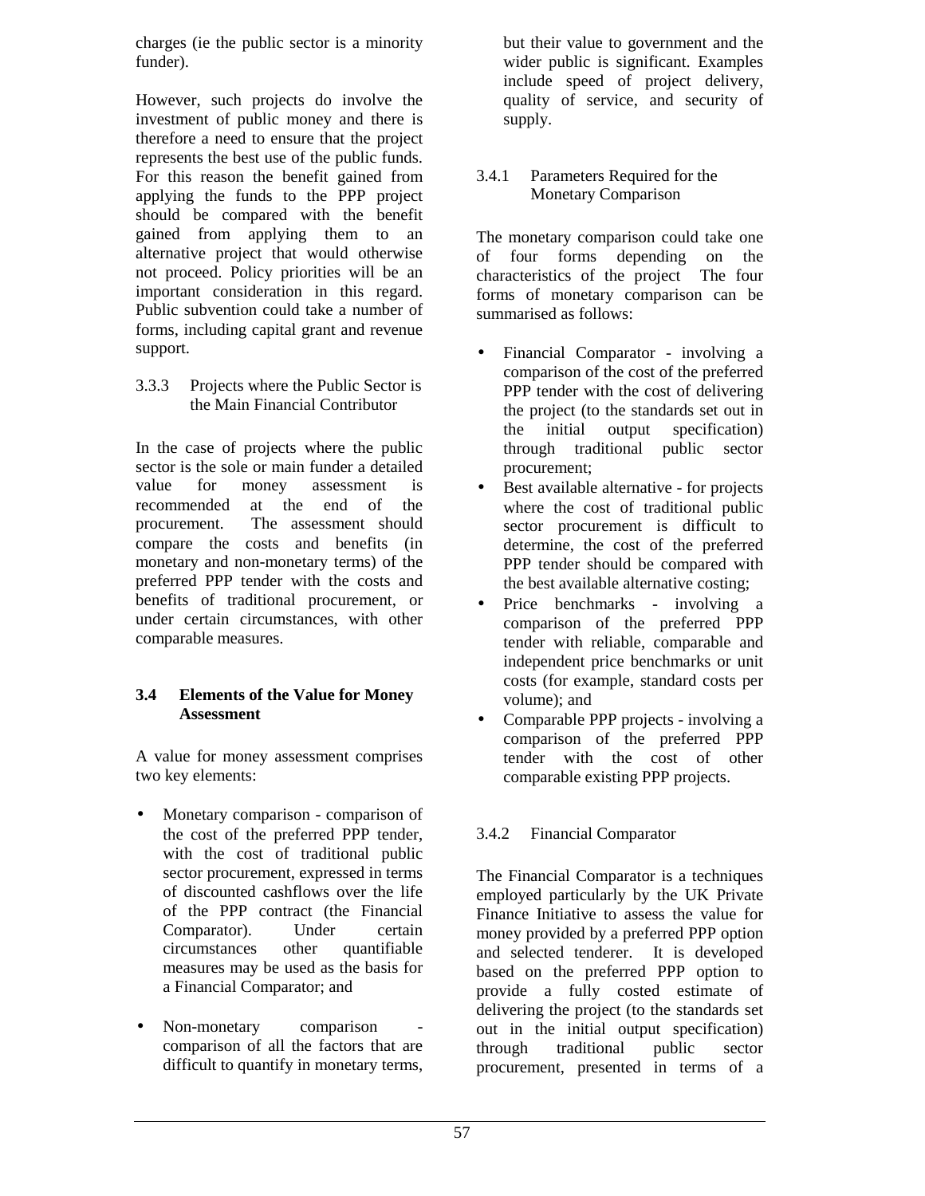charges (ie the public sector is a minority funder).

However, such projects do involve the investment of public money and there is therefore a need to ensure that the project represents the best use of the public funds. For this reason the benefit gained from applying the funds to the PPP project should be compared with the benefit gained from applying them to an alternative project that would otherwise not proceed. Policy priorities will be an important consideration in this regard. Public subvention could take a number of forms, including capital grant and revenue support.

3.3.3 Projects where the Public Sector is the Main Financial Contributor

In the case of projects where the public sector is the sole or main funder a detailed value for money assessment is recommended at the end of the procurement. The assessment should compare the costs and benefits (in monetary and non-monetary terms) of the preferred PPP tender with the costs and benefits of traditional procurement, or under certain circumstances, with other comparable measures.

### 3.4 Elements of the Value for Money Assessment

A value for money assessment comprises two key elements:

- Monetary comparison - comparison of the cost of the preferred PPP tender, with the cost of traditional public sector procurement, expressed in terms of discounted cashflows over the life of the PPP contract (the Financial Comparator). Under certain circumstances other quantifiable measures may be used as the basis for a Financial Comparator; and

- Non-monetary comparison - comparison of all the factors that are difficult to quantify in monetary terms, but their value to government and the wider public is significant. Examples include speed of project delivery, quality of service, and security of supply.

3.4.1 Parameters Required for the Monetary Comparison

The monetary comparison could take one of four forms depending on the characteristics of the project The four forms of monetary comparison can be summarised as follows:

- Financial Comparator - involving a comparison of the cost of the preferred PPP tender with the cost of delivering the project (to the standards set out in the initial output specification) through traditional public sector procurement;
- Best available alternative - for projects where the cost of traditional public sector procurement is difficult to determine, the cost of the preferred PPP tender should be compared with the best available alternative costing;
- Price benchmarks - involving a comparison of the preferred PPP tender with reliable, comparable and independent price benchmarks or unit costs (for example, standard costs per volume); and
- Comparable PPP projects - involving a comparison of the preferred PPP tender with the cost of other comparable existing PPP projects.

3.4.2 Financial Comparator

The Financial Comparator is a techniques employed particularly by the UK Private Finance Initiative to assess the value for money provided by a preferred PPP option and selected tenderer. It is developed based on the preferred PPP option to provide a fully costed estimate of delivering the project (to the standards set out in the initial output specification) through traditional public sector procurement, presented in terms of a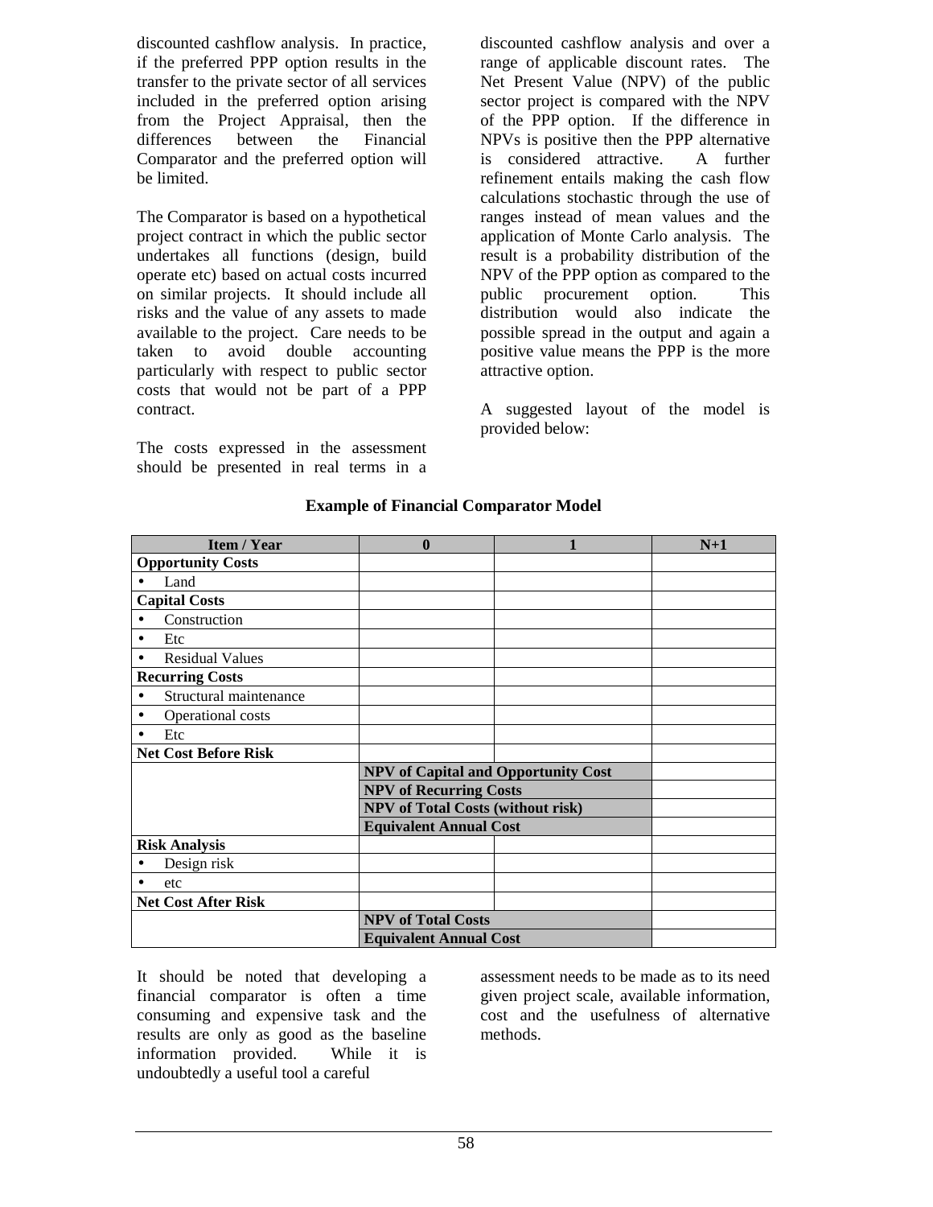discounted cashflow analysis. In practice, if the preferred PPP option results in the transfer to the private sector of all services included in the preferred option arising from the Project Appraisal, then the differences between the Financial Comparator and the preferred option will be limited.

The Comparator is based on a hypothetical project contract in which the public sector undertakes all functions (design, build operate etc) based on actual costs incurred on similar projects. It should include all risks and the value of any assets to made available to the project. Care needs to be taken to avoid double accounting particularly with respect to public sector costs that would not be part of a PPP contract.

The costs expressed in the assessment should be presented in real terms in a discounted cashflow analysis and over a range of applicable discount rates. The Net Present Value (NPV) of the public sector project is compared with the NPV of the PPP option. If the difference in NPVs is positive then the PPP alternative is considered attractive. A further refinement entails making the cash flow calculations stochastic through the use of ranges instead of mean values and the application of Monte Carlo analysis. The result is a probability distribution of the NPV of the PPP option as compared to the public procurement option. This distribution would also indicate the possible spread in the output and again a positive value means the PPP is the more attractive option.

A suggested layout of the model is provided below:

**Example of Financial Comparator Model**

| Item / Year | 0 | 1 | N+1 |
|---|---|---|---|
| **Opportunity Costs** | | | |
| • Land | | | |
| **Capital Costs** | | | |
| • Construction | | | |
| • Etc | | | |
| • Residual Values | | | |
| **Recurring Costs** | | | |
| • Structural maintenance | | | |
| • Operational costs | | | |
| • Etc | | | |
| **Net Cost Before Risk** | | | |
| | **NPV of Capital and Opportunity Cost** | | |
| | **NPV of Recurring Costs** | | |
| | **NPV of Total Costs (without risk)** | | |
| | **Equivalent Annual Cost** | | |
| **Risk Analysis** | | | |
| • Design risk | | | |
| • etc | | | |
| **Net Cost After Risk** | | | |
| | **NPV of Total Costs** | | |
| | **Equivalent Annual Cost** | | |

It should be noted that developing a financial comparator is often a time consuming and expensive task and the results are only as good as the baseline information provided. While it is undoubtedly a useful tool a careful assessment needs to be made as to its need given project scale, available information, cost and the usefulness of alternative methods.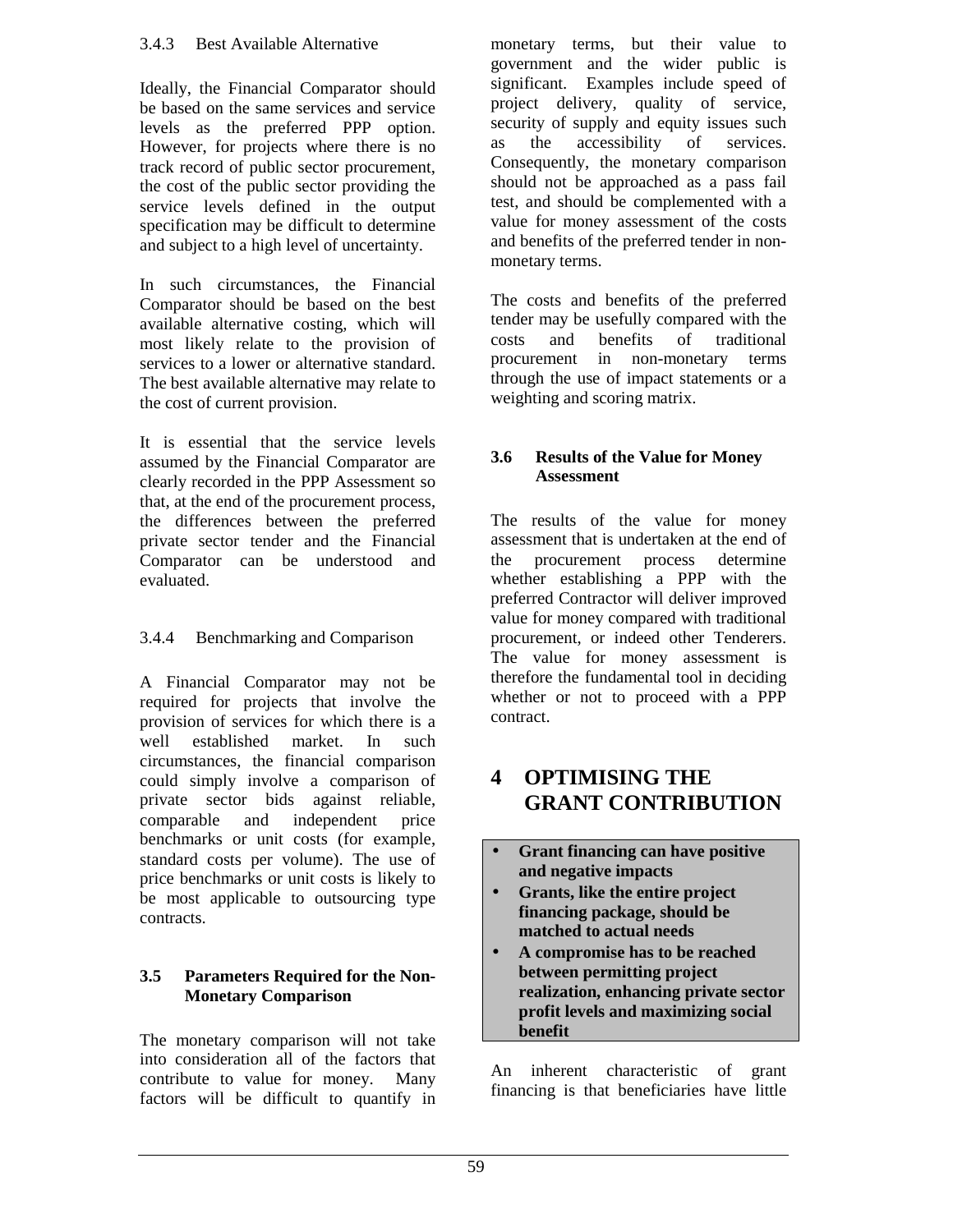#### 3.4.3 Best Available Alternative

Ideally, the Financial Comparator should be based on the same services and service levels as the preferred PPP option. However, for projects where there is no track record of public sector procurement, the cost of the public sector providing the service levels defined in the output specification may be difficult to determine and subject to a high level of uncertainty.

In such circumstances, the Financial Comparator should be based on the best available alternative costing, which will most likely relate to the provision of services to a lower or alternative standard. The best available alternative may relate to the cost of current provision.

It is essential that the service levels assumed by the Financial Comparator are clearly recorded in the PPP Assessment so that, at the end of the procurement process, the differences between the preferred private sector tender and the Financial Comparator can be understood and evaluated.

#### 3.4.4 Benchmarking and Comparison

A Financial Comparator may not be required for projects that involve the provision of services for which there is a well established market. In such circumstances, the financial comparison could simply involve a comparison of private sector bids against reliable, comparable and independent price benchmarks or unit costs (for example, standard costs per volume). The use of price benchmarks or unit costs is likely to be most applicable to outsourcing type contracts.

### 3.5 Parameters Required for the Non-Monetary Comparison

The monetary comparison will not take into consideration all of the factors that contribute to value for money. Many factors will be difficult to quantify in monetary terms, but their value to government and the wider public is significant. Examples include speed of project delivery, quality of service, security of supply and equity issues such as the accessibility of services. Consequently, the monetary comparison should not be approached as a pass fail test, and should be complemented with a value for money assessment of the costs and benefits of the preferred tender in non-monetary terms.

The costs and benefits of the preferred tender may be usefully compared with the costs and benefits of traditional procurement in non-monetary terms through the use of impact statements or a weighting and scoring matrix.

### 3.6 Results of the Value for Money Assessment

The results of the value for money assessment that is undertaken at the end of the procurement process determine whether establishing a PPP with the preferred Contractor will deliver improved value for money compared with traditional procurement, or indeed other Tenderers. The value for money assessment is therefore the fundamental tool in deciding whether or not to proceed with a PPP contract.

# 4 OPTIMISING THE GRANT CONTRIBUTION

- **Grant financing can have positive and negative impacts**
- **Grants, like the entire project financing package, should be matched to actual needs**
- **A compromise has to be reached between permitting project realization, enhancing private sector profit levels and maximizing social benefit**

An inherent characteristic of grant financing is that beneficiaries have little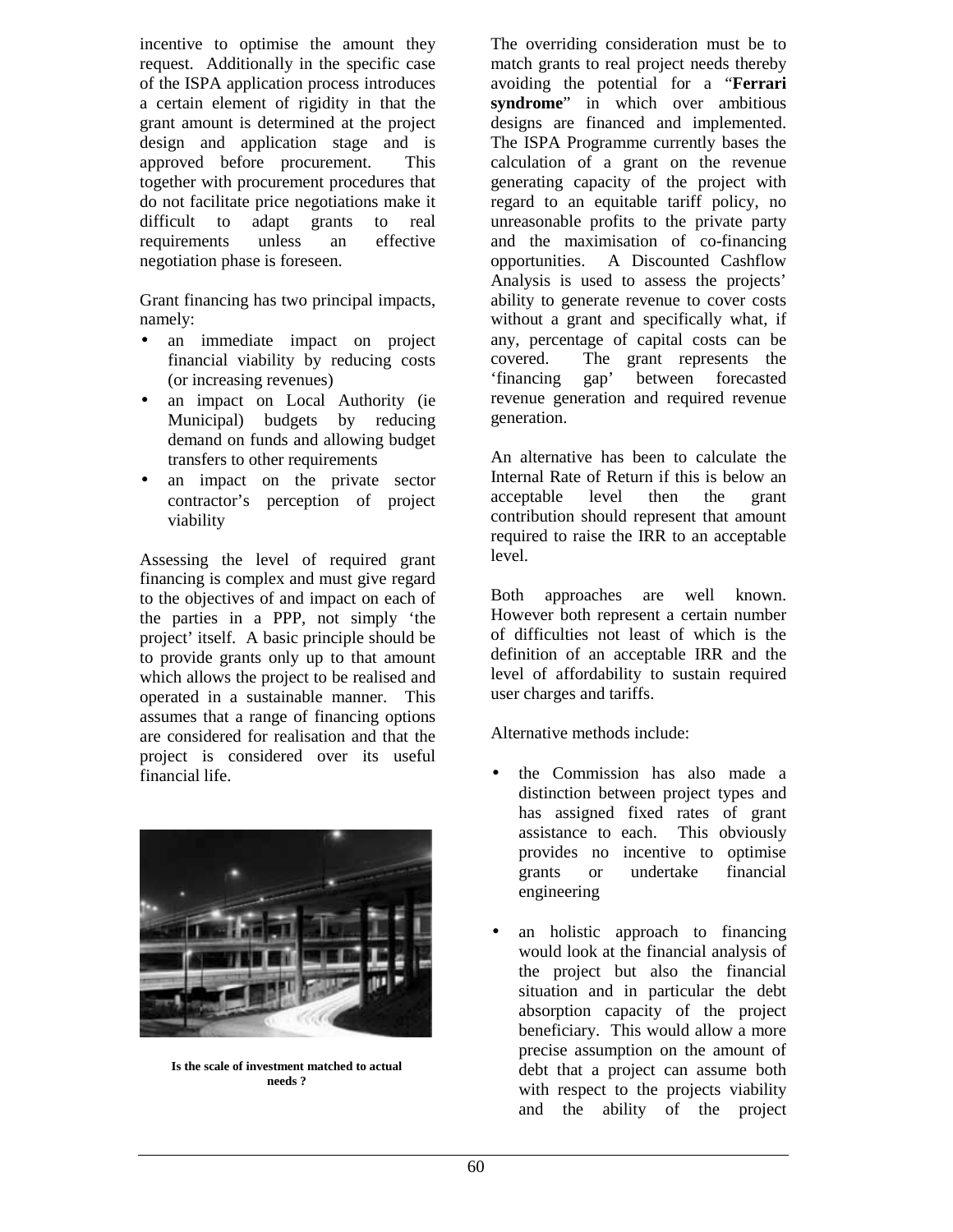incentive to optimise the amount they request. Additionally in the specific case of the ISPA application process introduces a certain element of rigidity in that the grant amount is determined at the project design and application stage and is approved before procurement. This together with procurement procedures that do not facilitate price negotiations make it difficult to adapt grants to real requirements unless an effective negotiation phase is foreseen.

Grant financing has two principal impacts, namely:

- an immediate impact on project financial viability by reducing costs (or increasing revenues)
- an impact on Local Authority (ie Municipal) budgets by reducing demand on funds and allowing budget transfers to other requirements
- an impact on the private sector contractor's perception of project viability

Assessing the level of required grant financing is complex and must give regard to the objectives of and impact on each of the parties in a PPP, not simply 'the project' itself. A basic principle should be to provide grants only up to that amount which allows the project to be realised and operated in a sustainable manner. This assumes that a range of financing options are considered for realisation and that the project is considered over its useful financial life.

**Is the scale of investment matched to actual needs ?**

The overriding consideration must be to match grants to real project needs thereby avoiding the potential for a "**Ferrari syndrome**" in which over ambitious designs are financed and implemented. The ISPA Programme currently bases the calculation of a grant on the revenue generating capacity of the project with regard to an equitable tariff policy, no unreasonable profits to the private party and the maximisation of co-financing opportunities. A Discounted Cashflow Analysis is used to assess the projects' ability to generate revenue to cover costs without a grant and specifically what, if any, percentage of capital costs can be covered. The grant represents the 'financing gap' between forecasted revenue generation and required revenue generation.

An alternative has been to calculate the Internal Rate of Return if this is below an acceptable level then the grant contribution should represent that amount required to raise the IRR to an acceptable level.

Both approaches are well known. However both represent a certain number of difficulties not least of which is the definition of an acceptable IRR and the level of affordability to sustain required user charges and tariffs.

Alternative methods include:

- the Commission has also made a distinction between project types and has assigned fixed rates of grant assistance to each. This obviously provides no incentive to optimise grants or undertake financial engineering

- an holistic approach to financing would look at the financial analysis of the project but also the financial situation and in particular the debt absorption capacity of the project beneficiary. This would allow a more precise assumption on the amount of debt that a project can assume both with respect to the projects viability and the ability of the project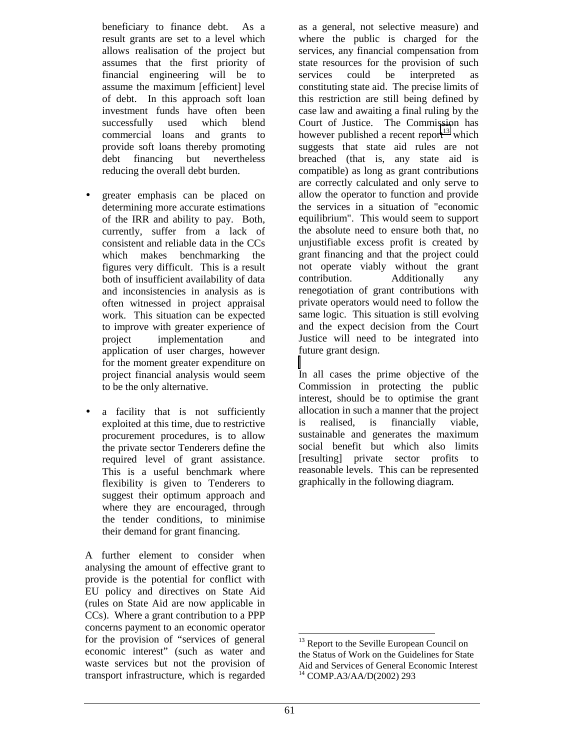beneficiary to finance debt. As a result grants are set to a level which allows realisation of the project but assumes that the first priority of financial engineering will be to assume the maximum [efficient] level of debt. In this approach soft loan investment funds have often been successfully used which blend commercial loans and grants to provide soft loans thereby promoting debt financing but nevertheless reducing the overall debt burden.

- greater emphasis can be placed on determining more accurate estimations of the IRR and ability to pay. Both, currently, suffer from a lack of consistent and reliable data in the CCs which makes benchmarking the figures very difficult. This is a result both of insufficient availability of data and inconsistencies in analysis as is often witnessed in project appraisal work. This situation can be expected to improve with greater experience of project implementation and application of user charges, however for the moment greater expenditure on project financial analysis would seem to be the only alternative.

- a facility that is not sufficiently exploited at this time, due to restrictive procurement procedures, is to allow the private sector Tenderers define the required level of grant assistance. This is a useful benchmark where flexibility is given to Tenderers to suggest their optimum approach and where they are encouraged, through the tender conditions, to minimise their demand for grant financing.

A further element to consider when analysing the amount of effective grant to provide is the potential for conflict with EU policy and directives on State Aid (rules on State Aid are now applicable in CCs). Where a grant contribution to a PPP concerns payment to an economic operator for the provision of "services of general economic interest" (such as water and waste services but not the provision of transport infrastructure, which is regarded as a general, not selective measure) and where the public is charged for the services, any financial compensation from state resources for the provision of such services could be interpreted as constituting state aid. The precise limits of this restriction are still being defined by case law and awaiting a final ruling by the Court of Justice. The Commission has however published a recent report[13] which suggests that state aid rules are not breached (that is, any state aid is compatible) as long as grant contributions are correctly calculated and only serve to allow the operator to function and provide the services in a situation of "economic equilibrium". This would seem to support the absolute need to ensure both that, no unjustifiable excess profit is created by grant financing and that the project could not operate viably without the grant contribution. Additionally any renegotiation of grant contributions with private operators would need to follow the same logic. This situation is still evolving and the expect decision from the Court Justice will need to be integrated into future grant design.

In all cases the prime objective of the Commission in protecting the public interest, should be to optimise the grant allocation in such a manner that the project is realised, is financially viable, sustainable and generates the maximum social benefit but which also limits [resulting] private sector profits to reasonable levels. This can be represented graphically in the following diagram.

[13] Report to the Seville European Council on the Status of Work on the Guidelines for State Aid and Services of General Economic Interest

[14] COMP.A3/AA/D(2002) 293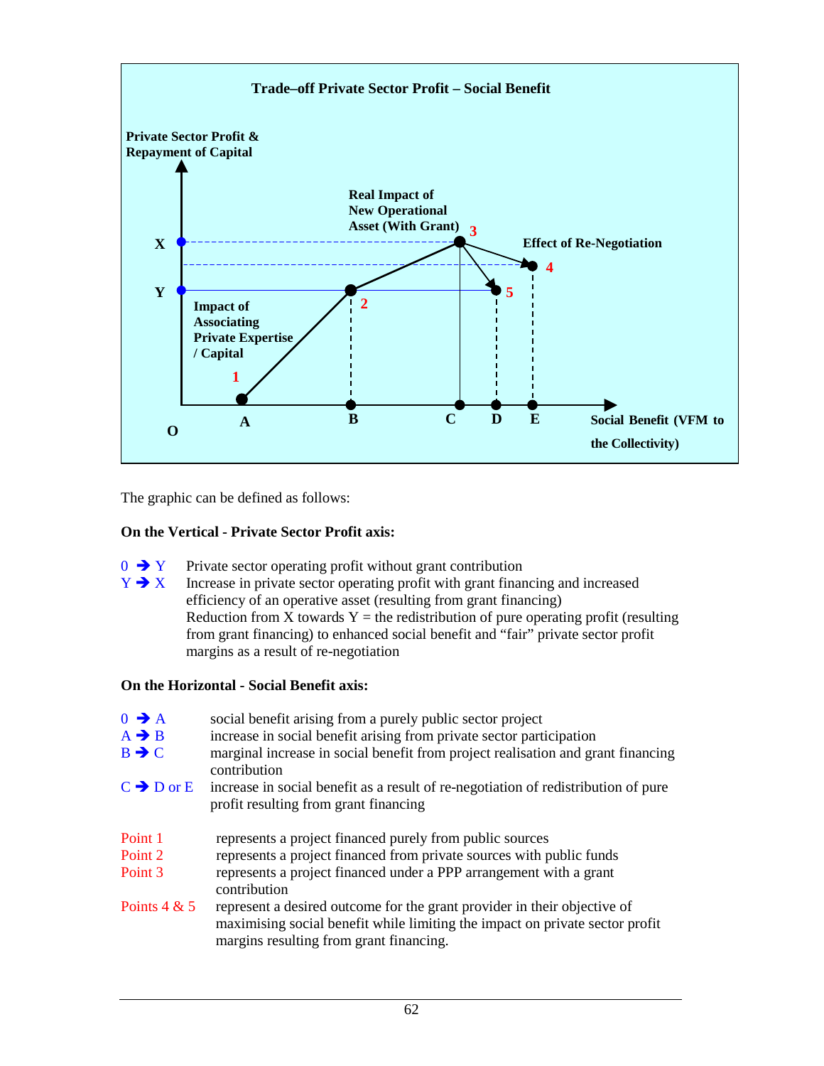**Trade–off Private Sector Profit – Social Benefit**

The graphic can be defined as follows:

**On the Vertical - Private Sector Profit axis:**

| | |
|---|---|
| 0 ➔ Y | Private sector operating profit without grant contribution |
| Y ➔ X | Increase in private sector operating profit with grant financing and increased efficiency of an operative asset (resulting from grant financing)<br>Reduction from X towards Y = the redistribution of pure operating profit (resulting from grant financing) to enhanced social benefit and "fair" private sector profit margins as a result of re-negotiation |

**On the Horizontal - Social Benefit axis:**

| | |
|---|---|
| 0 ➔ A | social benefit arising from a purely public sector project |
| A ➔ B | increase in social benefit arising from private sector participation |
| B ➔ C | marginal increase in social benefit from project realisation and grant financing contribution |
| C ➔ D or E | increase in social benefit as a result of re-negotiation of redistribution of pure profit resulting from grant financing |

| | |
|---|---|
| Point 1 | represents a project financed purely from public sources |
| Point 2 | represents a project financed from private sources with public funds |
| Point 3 | represents a project financed under a PPP arrangement with a grant contribution |
| Points 4 & 5 | represent a desired outcome for the grant provider in their objective of maximising social benefit while limiting the impact on private sector profit margins resulting from grant financing. |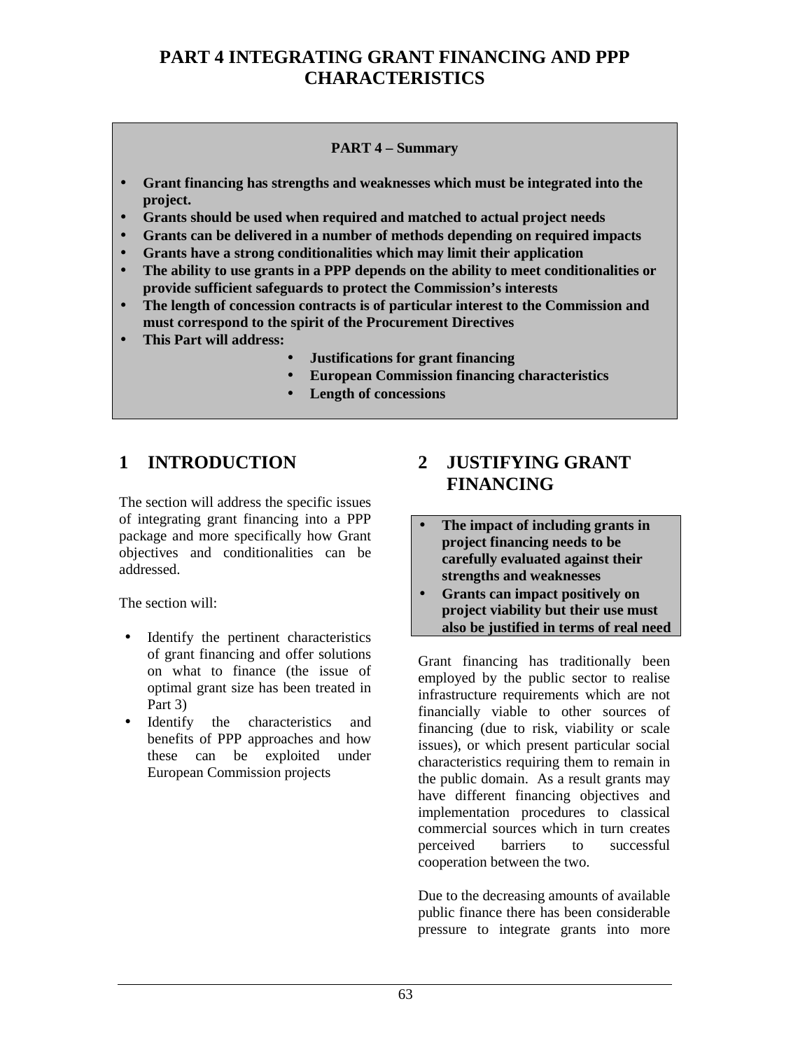# PART 4 INTEGRATING GRANT FINANCING AND PPP CHARACTERISTICS

**PART 4 – Summary**

- **Grant financing has strengths and weaknesses which must be integrated into the project.**
- **Grants should be used when required and matched to actual project needs**
- **Grants can be delivered in a number of methods depending on required impacts**
- **Grants have a strong conditionalities which may limit their application**
- **The ability to use grants in a PPP depends on the ability to meet conditionalities or provide sufficient safeguards to protect the Commission's interests**
- **The length of concession contracts is of particular interest to the Commission and must correspond to the spirit of the Procurement Directives**
- **This Part will address:**
    - **Justifications for grant financing**
    - **European Commission financing characteristics**
    - **Length of concessions**

## 1 INTRODUCTION

The section will address the specific issues of integrating grant financing into a PPP package and more specifically how Grant objectives and conditionalities can be addressed.

The section will:

- Identify the pertinent characteristics of grant financing and offer solutions on what to finance (the issue of optimal grant size has been treated in Part 3)
- Identify the characteristics and benefits of PPP approaches and how these can be exploited under European Commission projects

## 2 JUSTIFYING GRANT FINANCING

- **The impact of including grants in project financing needs to be carefully evaluated against their strengths and weaknesses**
- **Grants can impact positively on project viability but their use must also be justified in terms of real need**

Grant financing has traditionally been employed by the public sector to realise infrastructure requirements which are not financially viable to other sources of financing (due to risk, viability or scale issues), or which present particular social characteristics requiring them to remain in the public domain. As a result grants may have different financing objectives and implementation procedures to classical commercial sources which in turn creates perceived barriers to successful cooperation between the two.

Due to the decreasing amounts of available public finance there has been considerable pressure to integrate grants into more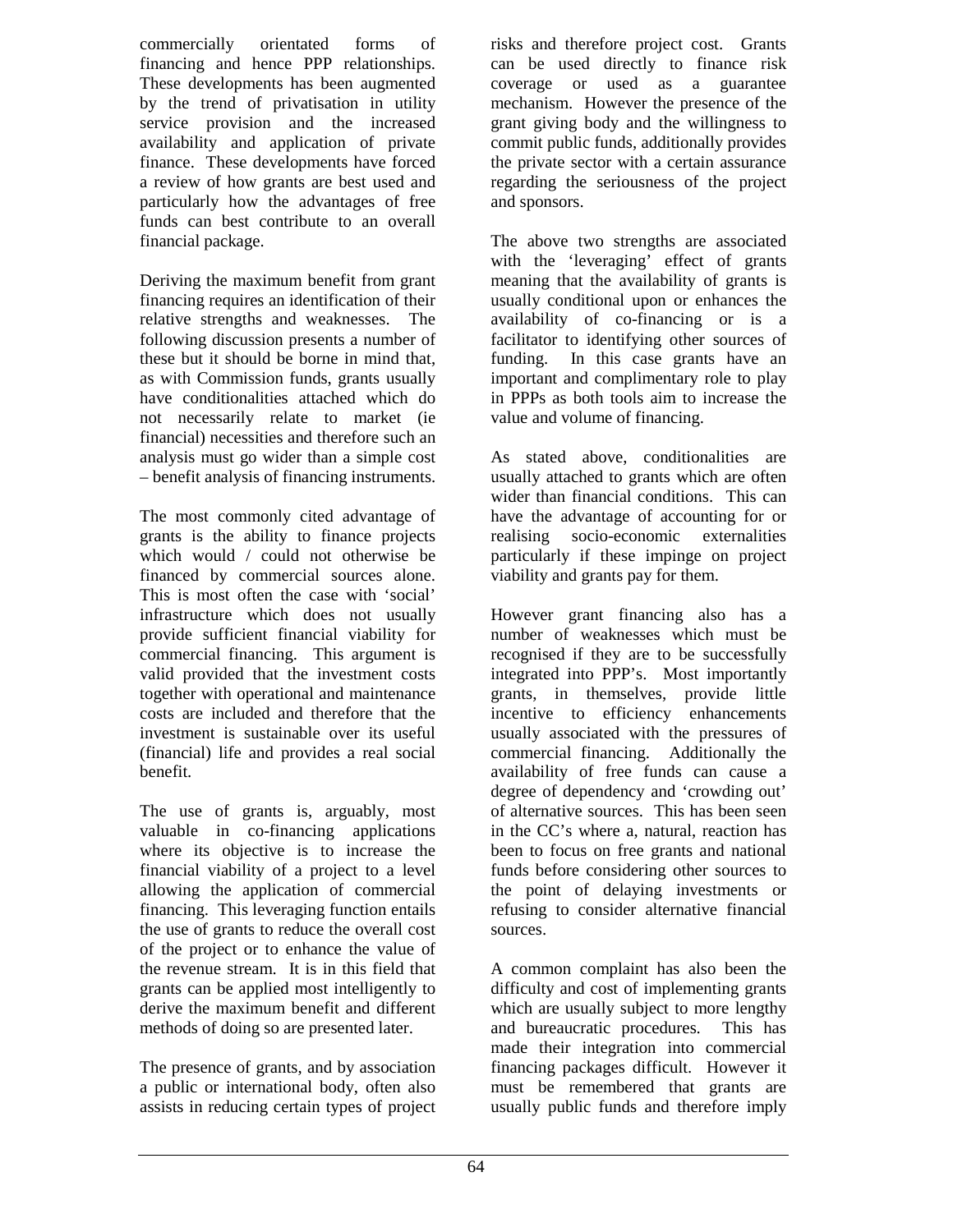commercially orientated forms of financing and hence PPP relationships. These developments has been augmented by the trend of privatisation in utility service provision and the increased availability and application of private finance. These developments have forced a review of how grants are best used and particularly how the advantages of free funds can best contribute to an overall financial package.

Deriving the maximum benefit from grant financing requires an identification of their relative strengths and weaknesses. The following discussion presents a number of these but it should be borne in mind that, as with Commission funds, grants usually have conditionalities attached which do not necessarily relate to market (ie financial) necessities and therefore such an analysis must go wider than a simple cost – benefit analysis of financing instruments.

The most commonly cited advantage of grants is the ability to finance projects which would / could not otherwise be financed by commercial sources alone. This is most often the case with 'social' infrastructure which does not usually provide sufficient financial viability for commercial financing. This argument is valid provided that the investment costs together with operational and maintenance costs are included and therefore that the investment is sustainable over its useful (financial) life and provides a real social benefit.

The use of grants is, arguably, most valuable in co-financing applications where its objective is to increase the financial viability of a project to a level allowing the application of commercial financing. This leveraging function entails the use of grants to reduce the overall cost of the project or to enhance the value of the revenue stream. It is in this field that grants can be applied most intelligently to derive the maximum benefit and different methods of doing so are presented later.

The presence of grants, and by association a public or international body, often also assists in reducing certain types of project risks and therefore project cost. Grants can be used directly to finance risk coverage or used as a guarantee mechanism. However the presence of the grant giving body and the willingness to commit public funds, additionally provides the private sector with a certain assurance regarding the seriousness of the project and sponsors.

The above two strengths are associated with the 'leveraging' effect of grants meaning that the availability of grants is usually conditional upon or enhances the availability of co-financing or is a facilitator to identifying other sources of funding. In this case grants have an important and complimentary role to play in PPPs as both tools aim to increase the value and volume of financing.

As stated above, conditionalities are usually attached to grants which are often wider than financial conditions. This can have the advantage of accounting for or realising socio-economic externalities particularly if these impinge on project viability and grants pay for them.

However grant financing also has a number of weaknesses which must be recognised if they are to be successfully integrated into PPP's. Most importantly grants, in themselves, provide little incentive to efficiency enhancements usually associated with the pressures of commercial financing. Additionally the availability of free funds can cause a degree of dependency and 'crowding out' of alternative sources. This has been seen in the CC's where a, natural, reaction has been to focus on free grants and national funds before considering other sources to the point of delaying investments or refusing to consider alternative financial sources.

A common complaint has also been the difficulty and cost of implementing grants which are usually subject to more lengthy and bureaucratic procedures. This has made their integration into commercial financing packages difficult. However it must be remembered that grants are usually public funds and therefore imply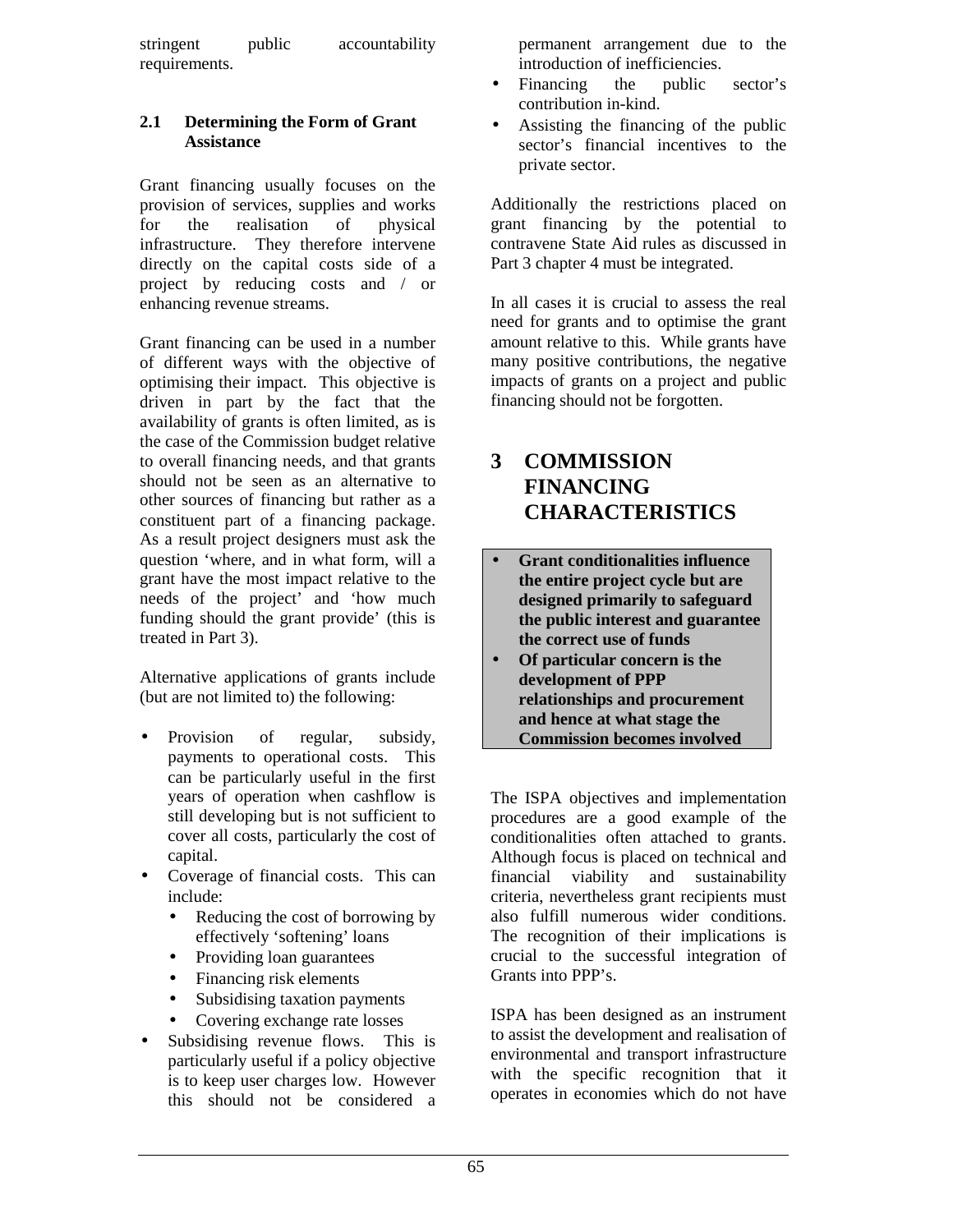stringent public accountability requirements.

### 2.1 Determining the Form of Grant Assistance

Grant financing usually focuses on the provision of services, supplies and works for the realisation of physical infrastructure. They therefore intervene directly on the capital costs side of a project by reducing costs and / or enhancing revenue streams.

Grant financing can be used in a number of different ways with the objective of optimising their impact. This objective is driven in part by the fact that the availability of grants is often limited, as is the case of the Commission budget relative to overall financing needs, and that grants should not be seen as an alternative to other sources of financing but rather as a constituent part of a financing package. As a result project designers must ask the question 'where, and in what form, will a grant have the most impact relative to the needs of the project' and 'how much funding should the grant provide' (this is treated in Part 3).

Alternative applications of grants include (but are not limited to) the following:

- Provision of regular, subsidy, payments to operational costs. This can be particularly useful in the first years of operation when cashflow is still developing but is not sufficient to cover all costs, particularly the cost of capital.
- Coverage of financial costs. This can include:
  - Reducing the cost of borrowing by effectively 'softening' loans
  - Providing loan guarantees
  - Financing risk elements
  - Subsidising taxation payments
  - Covering exchange rate losses
- Subsidising revenue flows. This is particularly useful if a policy objective is to keep user charges low. However this should not be considered a permanent arrangement due to the introduction of inefficiencies.
- Financing the public sector's contribution in-kind.
- Assisting the financing of the public sector's financial incentives to the private sector.

Additionally the restrictions placed on grant financing by the potential to contravene State Aid rules as discussed in Part 3 chapter 4 must be integrated.

In all cases it is crucial to assess the real need for grants and to optimise the grant amount relative to this. While grants have many positive contributions, the negative impacts of grants on a project and public financing should not be forgotten.

## 3 COMMISSION FINANCING CHARACTERISTICS

- **Grant conditionalities influence the entire project cycle but are designed primarily to safeguard the public interest and guarantee the correct use of funds**
- **Of particular concern is the development of PPP relationships and procurement and hence at what stage the Commission becomes involved**

The ISPA objectives and implementation procedures are a good example of the conditionalities often attached to grants. Although focus is placed on technical and financial viability and sustainability criteria, nevertheless grant recipients must also fulfill numerous wider conditions. The recognition of their implications is crucial to the successful integration of Grants into PPP's.

ISPA has been designed as an instrument to assist the development and realisation of environmental and transport infrastructure with the specific recognition that it operates in economies which do not have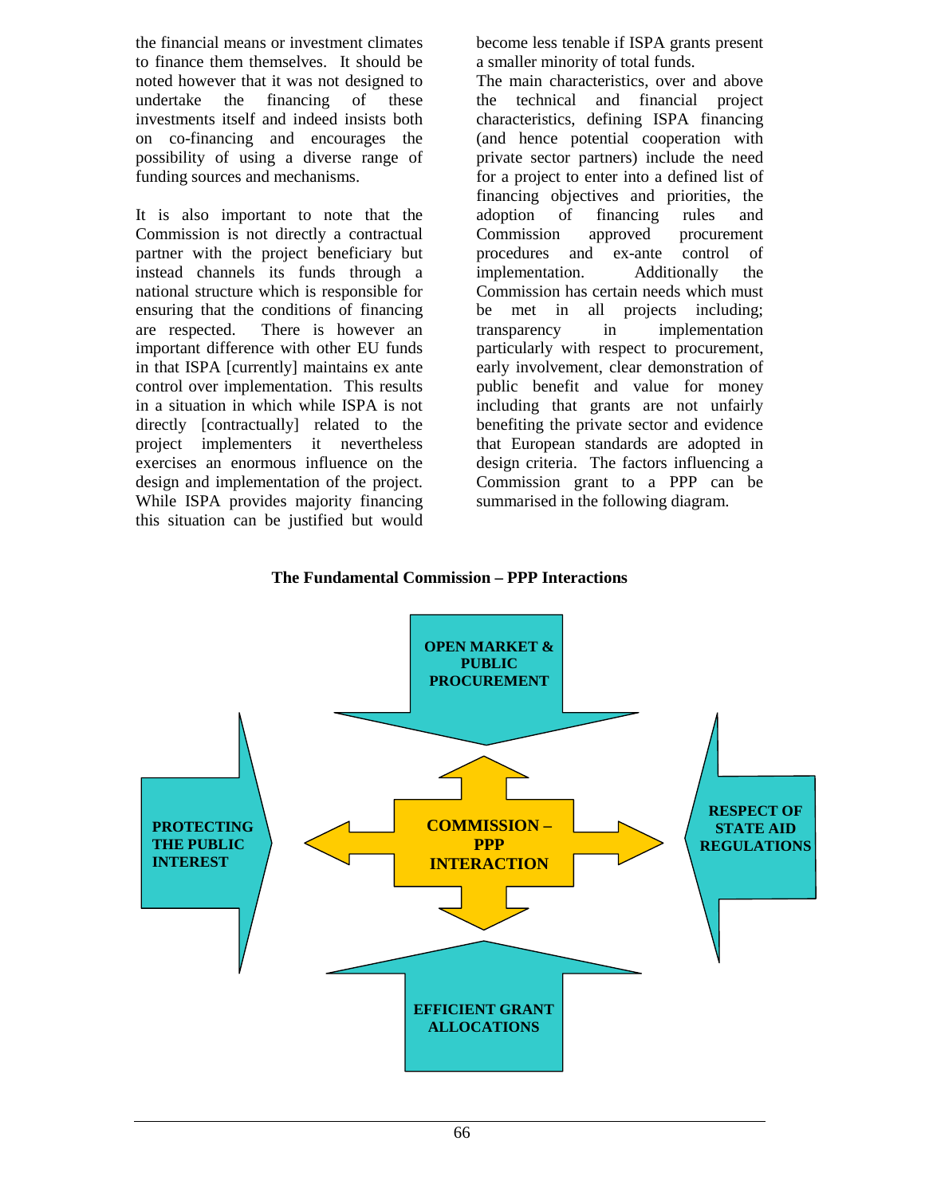the financial means or investment climates to finance them themselves. It should be noted however that it was not designed to undertake the financing of these investments itself and indeed insists both on co-financing and encourages the possibility of using a diverse range of funding sources and mechanisms.

It is also important to note that the Commission is not directly a contractual partner with the project beneficiary but instead channels its funds through a national structure which is responsible for ensuring that the conditions of financing are respected. There is however an important difference with other EU funds in that ISPA [currently] maintains ex ante control over implementation. This results in a situation in which while ISPA is not directly [contractually] related to the project implementers it nevertheless exercises an enormous influence on the design and implementation of the project. While ISPA provides majority financing this situation can be justified but would become less tenable if ISPA grants present a smaller minority of total funds.

The main characteristics, over and above the technical and financial project characteristics, defining ISPA financing (and hence potential cooperation with private sector partners) include the need for a project to enter into a defined list of financing objectives and priorities, the adoption of financing rules and Commission approved procurement procedures and ex-ante control of implementation. Additionally the Commission has certain needs which must be met in all projects including; transparency in implementation particularly with respect to procurement, early involvement, clear demonstration of public benefit and value for money including that grants are not unfairly benefiting the private sector and evidence that European standards are adopted in design criteria. The factors influencing a Commission grant to a PPP can be summarised in the following diagram.

**The Fundamental Commission – PPP Interactions**

**OPEN MARKET & PUBLIC PROCUREMENT**

**PROTECTING THE PUBLIC INTEREST**

**COMMISSION – PPP INTERACTION**

**RESPECT OF STATE AID REGULATIONS**

**EFFICIENT GRANT ALLOCATIONS**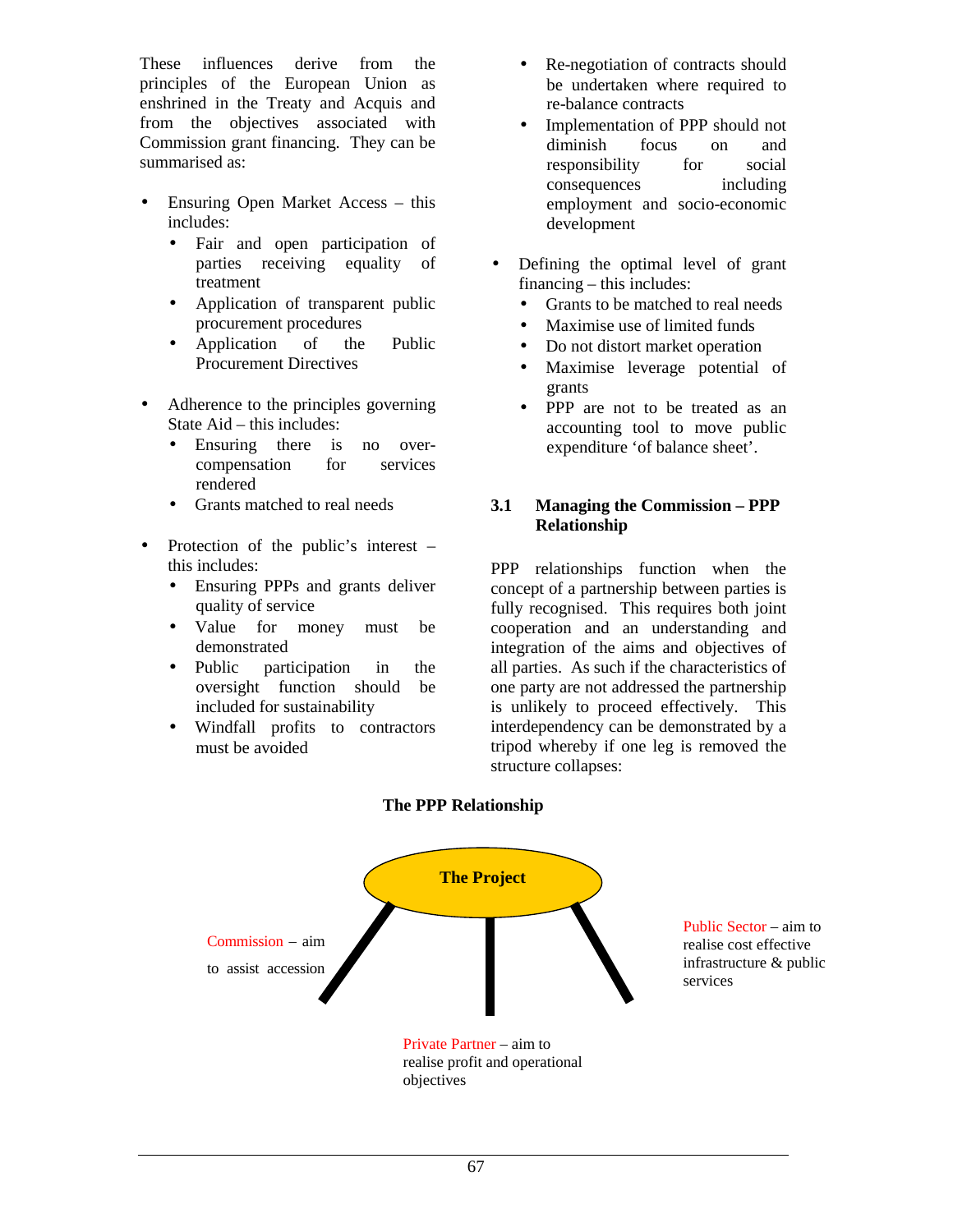These influences derive from the principles of the European Union as enshrined in the Treaty and Acquis and from the objectives associated with Commission grant financing. They can be summarised as:

- Ensuring Open Market Access – this includes:
  - Fair and open participation of parties receiving equality of treatment
  - Application of transparent public procurement procedures
  - Application of the Public Procurement Directives

- Adherence to the principles governing State Aid – this includes:
  - Ensuring there is no over-compensation for services rendered
  - Grants matched to real needs

- Protection of the public's interest – this includes:
  - Ensuring PPPs and grants deliver quality of service
  - Value for money must be demonstrated
  - Public participation in the oversight function should be included for sustainability
  - Windfall profits to contractors must be avoided
  - Re-negotiation of contracts should be undertaken where required to re-balance contracts
  - Implementation of PPP should not diminish focus on and responsibility for social consequences including employment and socio-economic development

- Defining the optimal level of grant financing – this includes:
  - Grants to be matched to real needs
  - Maximise use of limited funds
  - Do not distort market operation
  - Maximise leverage potential of grants
  - PPP are not to be treated as an accounting tool to move public expenditure 'of balance sheet'.

### 3.1 Managing the Commission – PPP Relationship

PPP relationships function when the concept of a partnership between parties is fully recognised. This requires both joint cooperation and an understanding and integration of the aims and objectives of all parties. As such if the characteristics of one party are not addressed the partnership is unlikely to proceed effectively. This interdependency can be demonstrated by a tripod whereby if one leg is removed the structure collapses:

**The PPP Relationship**

The Project

Commission – aim to assist accession

Public Sector – aim to realise cost effective infrastructure & public services

Private Partner – aim to realise profit and operational objectives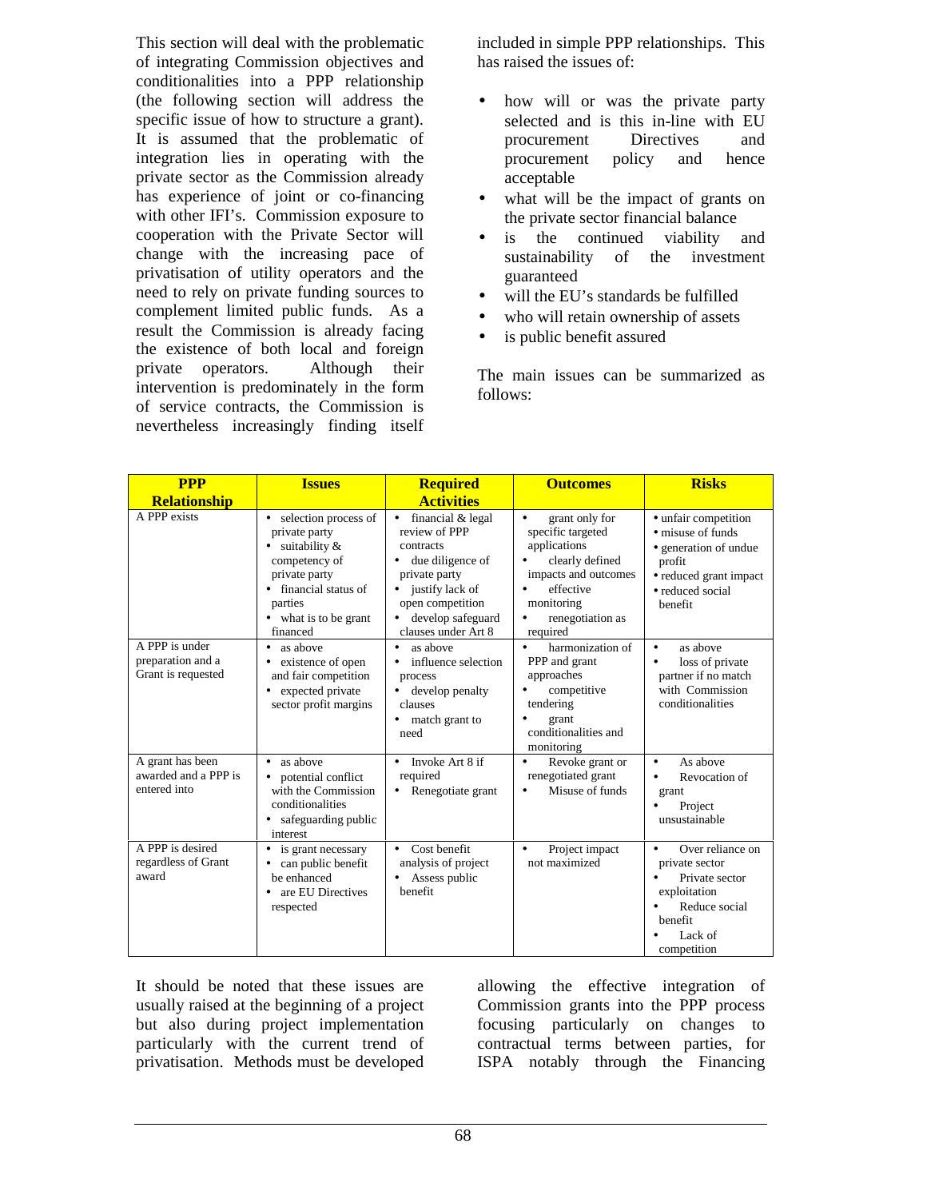This section will deal with the problematic of integrating Commission objectives and conditionalities into a PPP relationship (the following section will address the specific issue of how to structure a grant). It is assumed that the problematic of integration lies in operating with the private sector as the Commission already has experience of joint or co-financing with other IFI's. Commission exposure to cooperation with the Private Sector will change with the increasing pace of privatisation of utility operators and the need to rely on private funding sources to complement limited public funds. As a result the Commission is already facing the existence of both local and foreign private operators. Although their intervention is predominately in the form of service contracts, the Commission is nevertheless increasingly finding itself included in simple PPP relationships. This has raised the issues of:

- how will or was the private party selected and is this in-line with EU procurement Directives and procurement policy and hence acceptable
- what will be the impact of grants on the private sector financial balance
- is the continued viability and sustainability of the investment guaranteed
- will the EU's standards be fulfilled
- who will retain ownership of assets
- is public benefit assured

The main issues can be summarized as follows:

| PPP Relationship | Issues | Required Activities | Outcomes | Risks |
|---|---|---|---|---|
| A PPP exists | • selection process of private party<br>• suitability & competency of private party<br>• financial status of parties<br>• what is to be grant financed | • financial & legal review of PPP contracts<br>• due diligence of private party<br>• justify lack of open competition<br>• develop safeguard clauses under Art 8 | • grant only for specific targeted applications<br>• clearly defined impacts and outcomes<br>• effective monitoring<br>• renegotiation as required | • unfair competition<br>• misuse of funds<br>• generation of undue profit<br>• reduced grant impact<br>• reduced social benefit |
| A PPP is under preparation and a Grant is requested | • as above<br>• existence of open and fair competition<br>• expected private sector profit margins | • as above<br>• influence selection process<br>• develop penalty clauses<br>• match grant to need | • harmonization of PPP and grant approaches<br>• competitive tendering<br>• grant conditionalities and monitoring | • as above<br>• loss of private partner if no match with Commission conditionalities |
| A grant has been awarded and a PPP is entered into | • as above<br>• potential conflict with the Commission conditionalities<br>• safeguarding public interest | • Invoke Art 8 if required<br>• Renegotiate grant | • Revoke grant or renegotiated grant<br>• Misuse of funds | • As above<br>• Revocation of grant<br>• Project unsustainable |
| A PPP is desired regardless of Grant award | • is grant necessary<br>• can public benefit be enhanced<br>• are EU Directives respected | • Cost benefit analysis of project<br>• Assess public benefit | • Project impact not maximized | • Over reliance on private sector<br>• Private sector exploitation<br>• Reduce social benefit<br>• Lack of competition |

It should be noted that these issues are usually raised at the beginning of a project but also during project implementation particularly with the current trend of privatisation. Methods must be developed allowing the effective integration of Commission grants into the PPP process focusing particularly on changes to contractual terms between parties, for ISPA notably through the Financing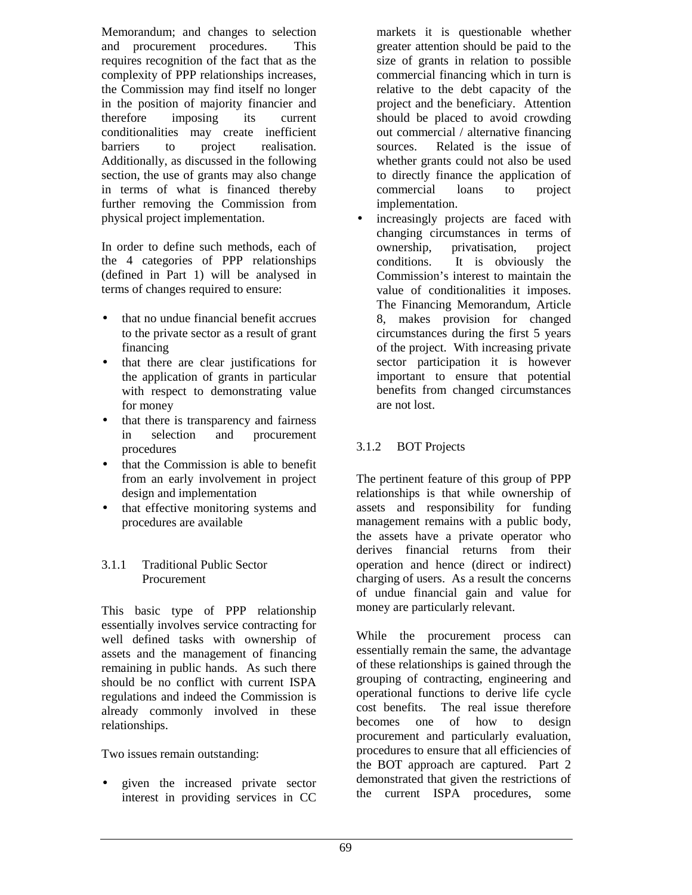Memorandum; and changes to selection and procurement procedures. This requires recognition of the fact that as the complexity of PPP relationships increases, the Commission may find itself no longer in the position of majority financier and therefore imposing its current conditionalities may create inefficient barriers to project realisation. Additionally, as discussed in the following section, the use of grants may also change in terms of what is financed thereby further removing the Commission from physical project implementation.

In order to define such methods, each of the 4 categories of PPP relationships (defined in Part 1) will be analysed in terms of changes required to ensure:

- that no undue financial benefit accrues to the private sector as a result of grant financing
- that there are clear justifications for the application of grants in particular with respect to demonstrating value for money
- that there is transparency and fairness in selection and procurement procedures
- that the Commission is able to benefit from an early involvement in project design and implementation
- that effective monitoring systems and procedures are available

### 3.1.1 Traditional Public Sector Procurement

This basic type of PPP relationship essentially involves service contracting for well defined tasks with ownership of assets and the management of financing remaining in public hands. As such there should be no conflict with current ISPA regulations and indeed the Commission is already commonly involved in these relationships.

Two issues remain outstanding:

- given the increased private sector interest in providing services in CC markets it is questionable whether greater attention should be paid to the size of grants in relation to possible commercial financing which in turn is relative to the debt capacity of the project and the beneficiary. Attention should be placed to avoid crowding out commercial / alternative financing sources. Related is the issue of whether grants could not also be used to directly finance the application of commercial loans to project implementation.
- increasingly projects are faced with changing circumstances in terms of ownership, privatisation, project conditions. It is obviously the Commission's interest to maintain the value of conditionalities it imposes. The Financing Memorandum, Article 8, makes provision for changed circumstances during the first 5 years of the project. With increasing private sector participation it is however important to ensure that potential benefits from changed circumstances are not lost.

### 3.1.2 BOT Projects

The pertinent feature of this group of PPP relationships is that while ownership of assets and responsibility for funding management remains with a public body, the assets have a private operator who derives financial returns from their operation and hence (direct or indirect) charging of users. As a result the concerns of undue financial gain and value for money are particularly relevant.

While the procurement process can essentially remain the same, the advantage of these relationships is gained through the grouping of contracting, engineering and operational functions to derive life cycle cost benefits. The real issue therefore becomes one of how to design procurement and particularly evaluation, procedures to ensure that all efficiencies of the BOT approach are captured. Part 2 demonstrated that given the restrictions of the current ISPA procedures, some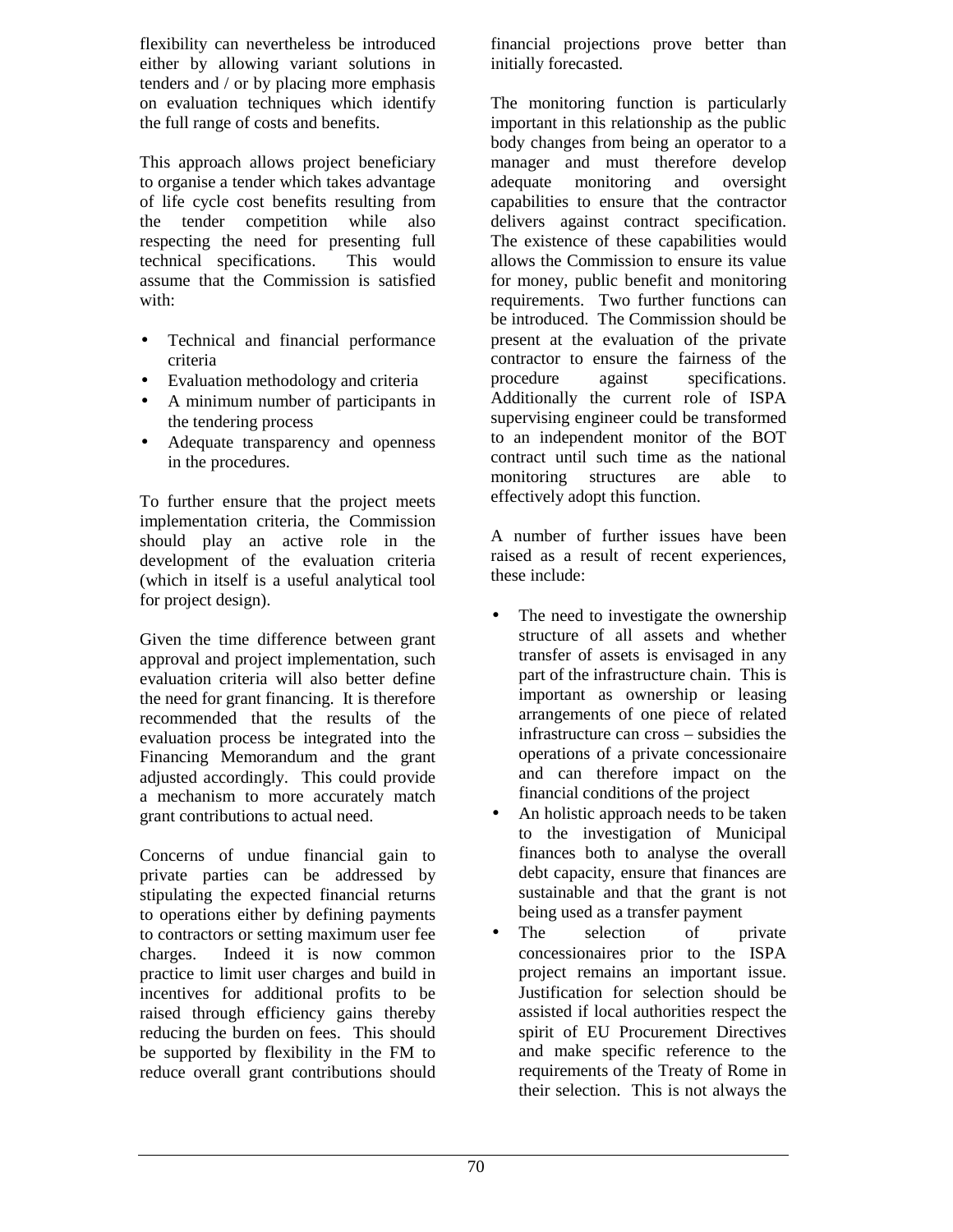flexibility can nevertheless be introduced either by allowing variant solutions in tenders and / or by placing more emphasis on evaluation techniques which identify the full range of costs and benefits.

This approach allows project beneficiary to organise a tender which takes advantage of life cycle cost benefits resulting from the tender competition while also respecting the need for presenting full technical specifications. This would assume that the Commission is satisfied with:

- Technical and financial performance criteria
- Evaluation methodology and criteria
- A minimum number of participants in the tendering process
- Adequate transparency and openness in the procedures.

To further ensure that the project meets implementation criteria, the Commission should play an active role in the development of the evaluation criteria (which in itself is a useful analytical tool for project design).

Given the time difference between grant approval and project implementation, such evaluation criteria will also better define the need for grant financing. It is therefore recommended that the results of the evaluation process be integrated into the Financing Memorandum and the grant adjusted accordingly. This could provide a mechanism to more accurately match grant contributions to actual need.

Concerns of undue financial gain to private parties can be addressed by stipulating the expected financial returns to operations either by defining payments to contractors or setting maximum user fee charges. Indeed it is now common practice to limit user charges and build in incentives for additional profits to be raised through efficiency gains thereby reducing the burden on fees. This should be supported by flexibility in the FM to reduce overall grant contributions should financial projections prove better than initially forecasted.

The monitoring function is particularly important in this relationship as the public body changes from being an operator to a manager and must therefore develop adequate monitoring and oversight capabilities to ensure that the contractor delivers against contract specification. The existence of these capabilities would allows the Commission to ensure its value for money, public benefit and monitoring requirements. Two further functions can be introduced. The Commission should be present at the evaluation of the private contractor to ensure the fairness of the procedure against specifications. Additionally the current role of ISPA supervising engineer could be transformed to an independent monitor of the BOT contract until such time as the national monitoring structures are able to effectively adopt this function.

A number of further issues have been raised as a result of recent experiences, these include:

- The need to investigate the ownership structure of all assets and whether transfer of assets is envisaged in any part of the infrastructure chain. This is important as ownership or leasing arrangements of one piece of related infrastructure can cross – subsidies the operations of a private concessionaire and can therefore impact on the financial conditions of the project
- An holistic approach needs to be taken to the investigation of Municipal finances both to analyse the overall debt capacity, ensure that finances are sustainable and that the grant is not being used as a transfer payment
- The selection of private concessionaires prior to the ISPA project remains an important issue. Justification for selection should be assisted if local authorities respect the spirit of EU Procurement Directives and make specific reference to the requirements of the Treaty of Rome in their selection. This is not always the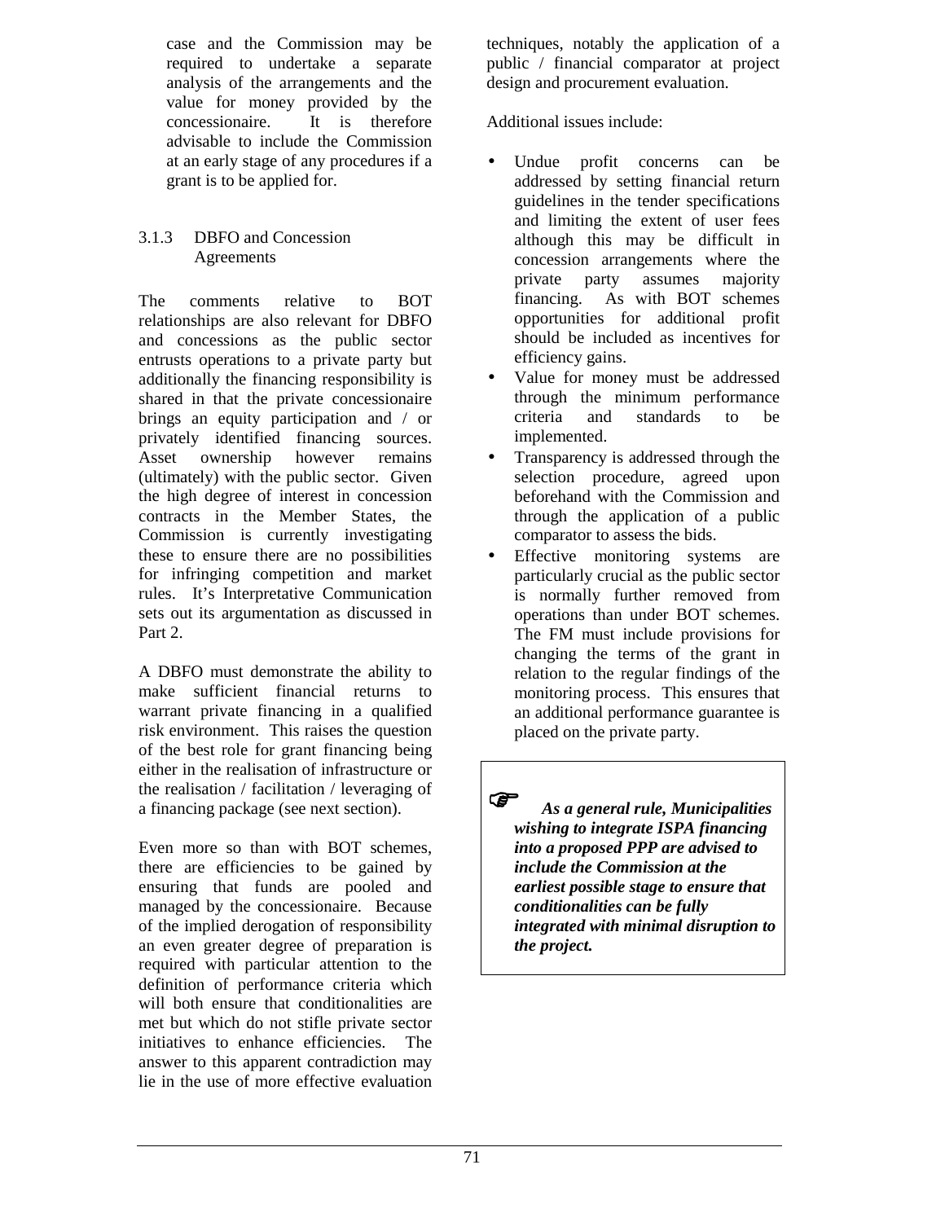case and the Commission may be required to undertake a separate analysis of the arrangements and the value for money provided by the concessionaire. It is therefore advisable to include the Commission at an early stage of any procedures if a grant is to be applied for.

### 3.1.3 DBFO and Concession Agreements

The comments relative to BOT relationships are also relevant for DBFO and concessions as the public sector entrusts operations to a private party but additionally the financing responsibility is shared in that the private concessionaire brings an equity participation and / or privately identified financing sources. Asset ownership however remains (ultimately) with the public sector. Given the high degree of interest in concession contracts in the Member States, the Commission is currently investigating these to ensure there are no possibilities for infringing competition and market rules. It's Interpretative Communication sets out its argumentation as discussed in Part 2.

A DBFO must demonstrate the ability to make sufficient financial returns to warrant private financing in a qualified risk environment. This raises the question of the best role for grant financing being either in the realisation of infrastructure or the realisation / facilitation / leveraging of a financing package (see next section).

Even more so than with BOT schemes, there are efficiencies to be gained by ensuring that funds are pooled and managed by the concessionaire. Because of the implied derogation of responsibility an even greater degree of preparation is required with particular attention to the definition of performance criteria which will both ensure that conditionalities are met but which do not stifle private sector initiatives to enhance efficiencies. The answer to this apparent contradiction may lie in the use of more effective evaluation techniques, notably the application of a public / financial comparator at project design and procurement evaluation.

Additional issues include:

- Undue profit concerns can be addressed by setting financial return guidelines in the tender specifications and limiting the extent of user fees although this may be difficult in concession arrangements where the private party assumes majority financing. As with BOT schemes opportunities for additional profit should be included as incentives for efficiency gains.
- Value for money must be addressed through the minimum performance criteria and standards to be implemented.
- Transparency is addressed through the selection procedure, agreed upon beforehand with the Commission and through the application of a public comparator to assess the bids.
- Effective monitoring systems are particularly crucial as the public sector is normally further removed from operations than under BOT schemes. The FM must include provisions for changing the terms of the grant in relation to the regular findings of the monitoring process. This ensures that an additional performance guarantee is placed on the private party.

> ☞ ***As a general rule, Municipalities wishing to integrate ISPA financing into a proposed PPP are advised to include the Commission at the earliest possible stage to ensure that conditionalities can be fully integrated with minimal disruption to the project.***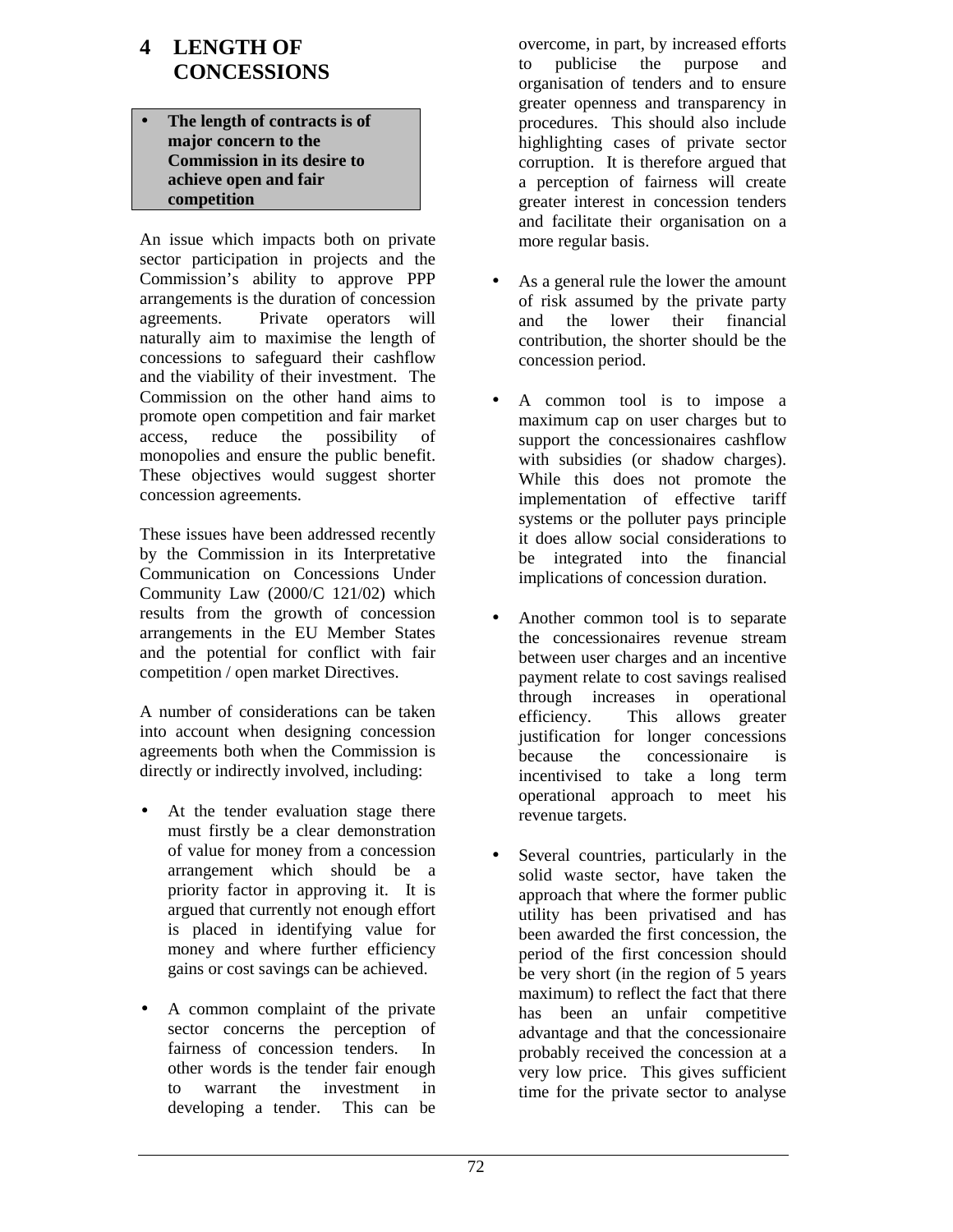# 4 LENGTH OF CONCESSIONS

- **The length of contracts is of major concern to the Commission in its desire to achieve open and fair competition**

An issue which impacts both on private sector participation in projects and the Commission's ability to approve PPP arrangements is the duration of concession agreements. Private operators will naturally aim to maximise the length of concessions to safeguard their cashflow and the viability of their investment. The Commission on the other hand aims to promote open competition and fair market access, reduce the possibility of monopolies and ensure the public benefit. These objectives would suggest shorter concession agreements.

These issues have been addressed recently by the Commission in its Interpretative Communication on Concessions Under Community Law (2000/C 121/02) which results from the growth of concession arrangements in the EU Member States and the potential for conflict with fair competition / open market Directives.

A number of considerations can be taken into account when designing concession agreements both when the Commission is directly or indirectly involved, including:

- At the tender evaluation stage there must firstly be a clear demonstration of value for money from a concession arrangement which should be a priority factor in approving it. It is argued that currently not enough effort is placed in identifying value for money and where further efficiency gains or cost savings can be achieved.

- A common complaint of the private sector concerns the perception of fairness of concession tenders. In other words is the tender fair enough to warrant the investment in developing a tender. This can be overcome, in part, by increased efforts to publicise the purpose and organisation of tenders and to ensure greater openness and transparency in procedures. This should also include highlighting cases of private sector corruption. It is therefore argued that a perception of fairness will create greater interest in concession tenders and facilitate their organisation on a more regular basis.

- As a general rule the lower the amount of risk assumed by the private party and the lower their financial contribution, the shorter should be the concession period.

- A common tool is to impose a maximum cap on user charges but to support the concessionaires cashflow with subsidies (or shadow charges). While this does not promote the implementation of effective tariff systems or the polluter pays principle it does allow social considerations to be integrated into the financial implications of concession duration.

- Another common tool is to separate the concessionaires revenue stream between user charges and an incentive payment relate to cost savings realised through increases in operational efficiency. This allows greater justification for longer concessions because the concessionaire is incentivised to take a long term operational approach to meet his revenue targets.

- Several countries, particularly in the solid waste sector, have taken the approach that where the former public utility has been privatised and has been awarded the first concession, the period of the first concession should be very short (in the region of 5 years maximum) to reflect the fact that there has been an unfair competitive advantage and that the concessionaire probably received the concession at a very low price. This gives sufficient time for the private sector to analyse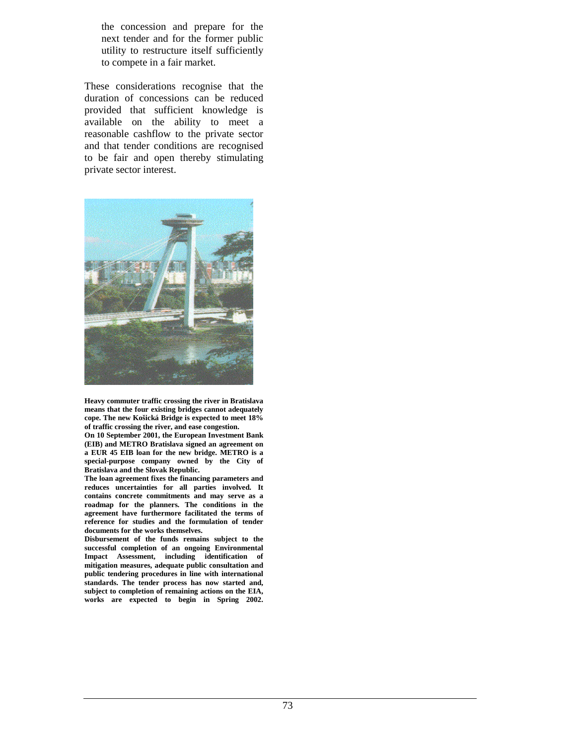the concession and prepare for the next tender and for the former public utility to restructure itself sufficiently to compete in a fair market.

These considerations recognise that the duration of concessions can be reduced provided that sufficient knowledge is available on the ability to meet a reasonable cashflow to the private sector and that tender conditions are recognised to be fair and open thereby stimulating private sector interest.

**Heavy commuter traffic crossing the river in Bratislava means that the four existing bridges cannot adequately cope. The new Košická Bridge is expected to meet 18% of traffic crossing the river, and ease congestion.**

**On 10 September 2001, the European Investment Bank (EIB) and METRO Bratislava signed an agreement on a EUR 45 EIB loan for the new bridge. METRO is a special-purpose company owned by the City of Bratislava and the Slovak Republic.**

**The loan agreement fixes the financing parameters and reduces uncertainties for all parties involved. It contains concrete commitments and may serve as a roadmap for the planners. The conditions in the agreement have furthermore facilitated the terms of reference for studies and the formulation of tender documents for the works themselves.**

**Disbursement of the funds remains subject to the successful completion of an ongoing Environmental Impact Assessment, including identification of mitigation measures, adequate public consultation and public tendering procedures in line with international standards. The tender process has now started and, subject to completion of remaining actions on the EIA, works are expected to begin in Spring 2002.**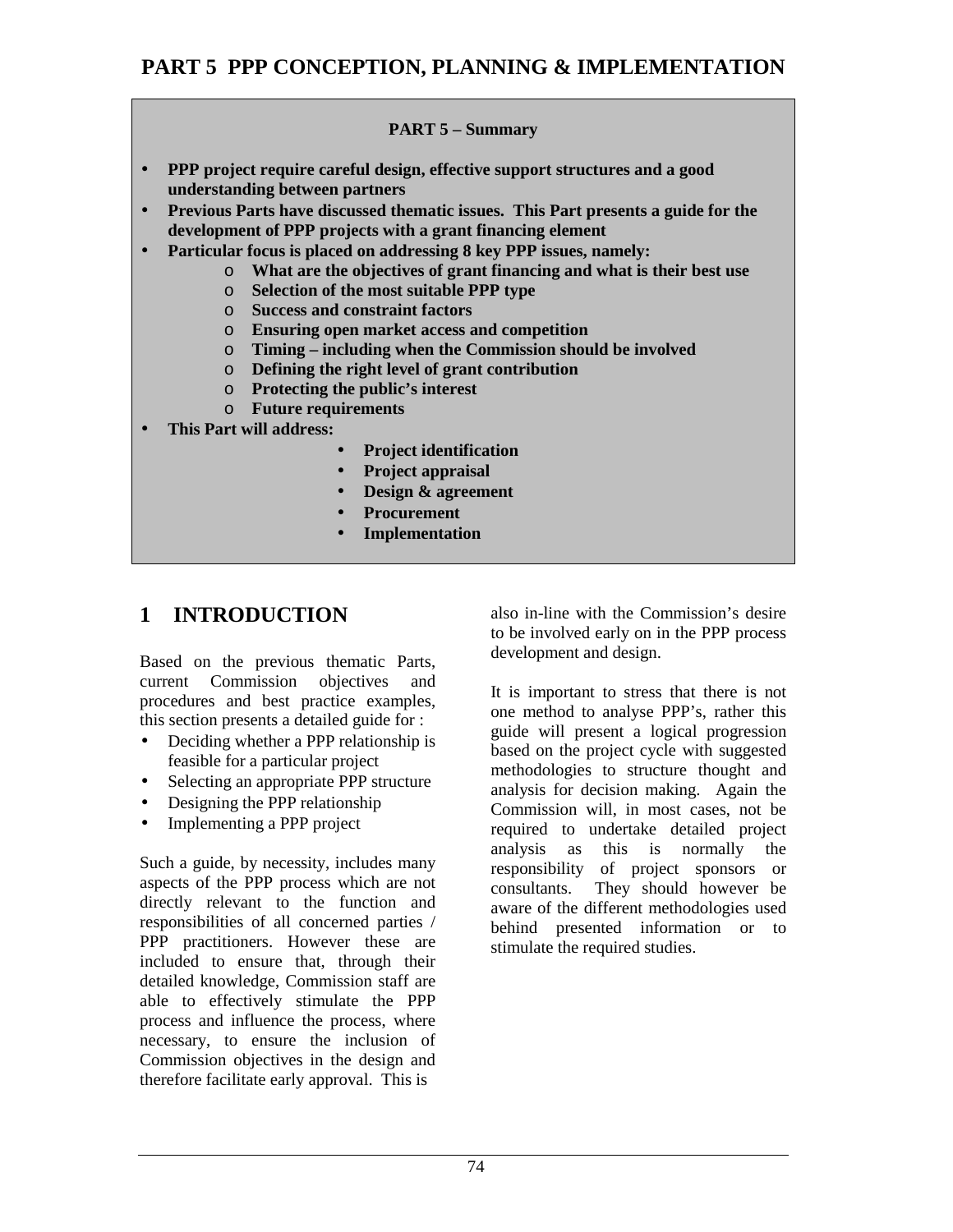# PART 5 PPP CONCEPTION, PLANNING & IMPLEMENTATION

**PART 5 – Summary**

- **PPP project require careful design, effective support structures and a good understanding between partners**
- **Previous Parts have discussed thematic issues. This Part presents a guide for the development of PPP projects with a grant financing element**
- **Particular focus is placed on addressing 8 key PPP issues, namely:**
  - **What are the objectives of grant financing and what is their best use**
  - **Selection of the most suitable PPP type**
  - **Success and constraint factors**
  - **Ensuring open market access and competition**
  - **Timing – including when the Commission should be involved**
  - **Defining the right level of grant contribution**
  - **Protecting the public's interest**
  - **Future requirements**
- **This Part will address:**
  - **Project identification**
  - **Project appraisal**
  - **Design & agreement**
  - **Procurement**
  - **Implementation**

## 1 INTRODUCTION

Based on the previous thematic Parts, current Commission objectives and procedures and best practice examples, this section presents a detailed guide for :

- Deciding whether a PPP relationship is feasible for a particular project
- Selecting an appropriate PPP structure
- Designing the PPP relationship
- Implementing a PPP project

Such a guide, by necessity, includes many aspects of the PPP process which are not directly relevant to the function and responsibilities of all concerned parties / PPP practitioners. However these are included to ensure that, through their detailed knowledge, Commission staff are able to effectively stimulate the PPP process and influence the process, where necessary, to ensure the inclusion of Commission objectives in the design and therefore facilitate early approval. This is also in-line with the Commission's desire to be involved early on in the PPP process development and design.

It is important to stress that there is not one method to analyse PPP's, rather this guide will present a logical progression based on the project cycle with suggested methodologies to structure thought and analysis for decision making. Again the Commission will, in most cases, not be required to undertake detailed project analysis as this is normally the responsibility of project sponsors or consultants. They should however be aware of the different methodologies used behind presented information or to stimulate the required studies.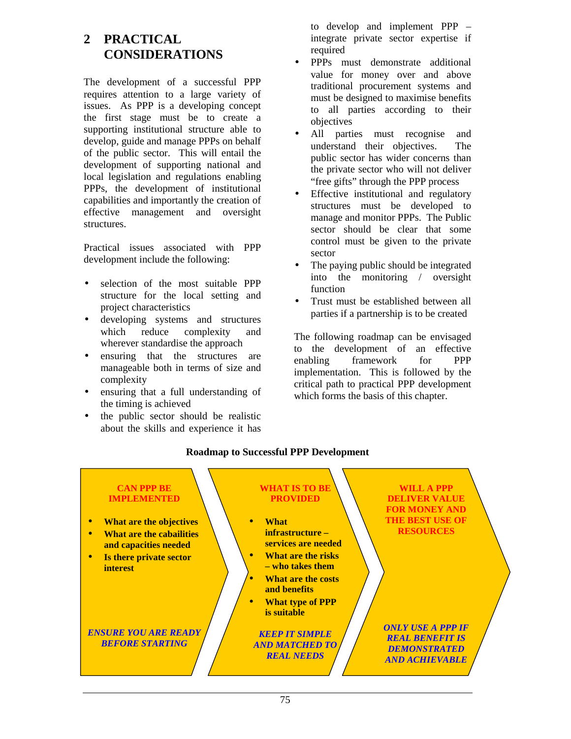# 2 PRACTICAL CONSIDERATIONS

The development of a successful PPP requires attention to a large variety of issues. As PPP is a developing concept the first stage must be to create a supporting institutional structure able to develop, guide and manage PPPs on behalf of the public sector. This will entail the development of supporting national and local legislation and regulations enabling PPPs, the development of institutional capabilities and importantly the creation of effective management and oversight structures.

Practical issues associated with PPP development include the following:

- selection of the most suitable PPP structure for the local setting and project characteristics
- developing systems and structures which reduce complexity and wherever standardise the approach
- ensuring that the structures are manageable both in terms of size and complexity
- ensuring that a full understanding of the timing is achieved
- the public sector should be realistic about the skills and experience it has to develop and implement PPP – integrate private sector expertise if required
- PPPs must demonstrate additional value for money over and above traditional procurement systems and must be designed to maximise benefits to all parties according to their objectives
- All parties must recognise and understand their objectives. The public sector has wider concerns than the private sector who will not deliver "free gifts" through the PPP process
- Effective institutional and regulatory structures must be developed to manage and monitor PPPs. The Public sector should be clear that some control must be given to the private sector
- The paying public should be integrated into the monitoring / oversight function
- Trust must be established between all parties if a partnership is to be created

The following roadmap can be envisaged to the development of an effective enabling framework for PPP implementation. This is followed by the critical path to practical PPP development which forms the basis of this chapter.

**Roadmap to Successful PPP Development**

**CAN PPP BE IMPLEMENTED**

- **What are the objectives**
- **What are the cabailities and capacities needed**
- **Is there private sector interest**

***ENSURE YOU ARE READY BEFORE STARTING***

**WHAT IS TO BE PROVIDED**

- **What infrastructure – services are needed**
- **What are the risks – who takes them**
- **What are the costs and benefits**
- **What type of PPP is suitable**

***KEEP IT SIMPLE AND MATCHED TO REAL NEEDS***

**WILL A PPP DELIVER VALUE FOR MONEY AND THE BEST USE OF RESOURCES**

***ONLY USE A PPP IF REAL BENEFIT IS DEMONSTRATED AND ACHIEVABLE***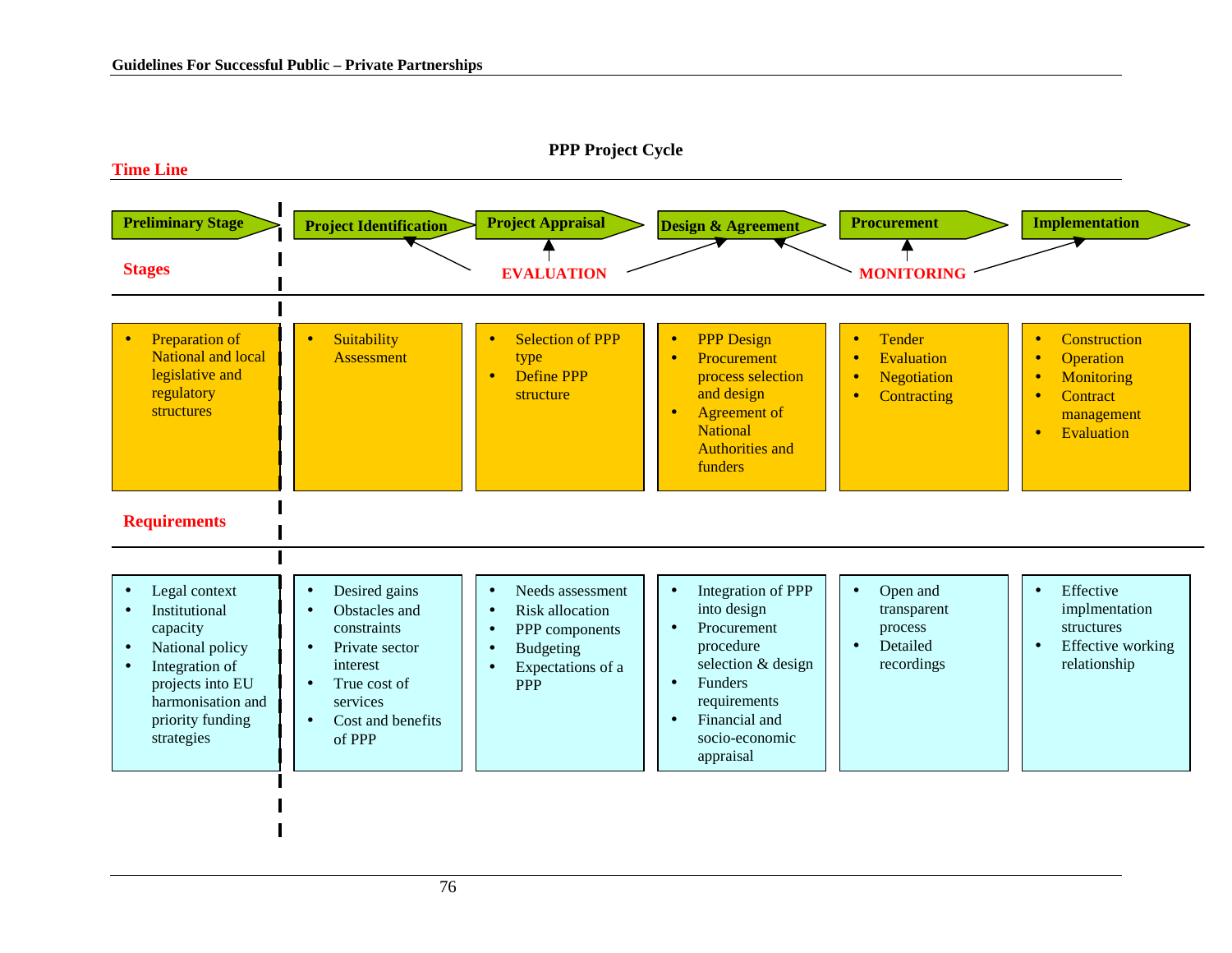## PPP Project Cycle

**Time Line**

| | Preliminary Stage | Project Identification | Project Appraisal | Design & Agreement | Procurement | Implementation |
|---|---|---|---|---|---|---|
| | | EVALUATION | | | MONITORING | |
| **Stages** | • Preparation of National and local legislative and regulatory structures | • Suitability Assessment | • Selection of PPP type<br>• Define PPP structure | • PPP Design<br>• Procurement process selection and design<br>• Agreement of National Authorities and funders | • Tender<br>• Evaluation<br>• Negotiation<br>• Contracting | • Construction<br>• Operation<br>• Monitoring<br>• Contract management<br>• Evaluation |
| **Requirements** | • Legal context<br>• Institutional capacity<br>• National policy<br>• Integration of projects into EU harmonisation and priority funding strategies | • Desired gains<br>• Obstacles and constraints<br>• Private sector interest<br>• True cost of services<br>• Cost and benefits of PPP | • Needs assessment<br>• Risk allocation<br>• PPP components<br>• Budgeting<br>• Expectations of a PPP | • Integration of PPP into design<br>• Procurement procedure selection & design<br>• Funders requirements<br>• Financial and socio-economic appraisal | • Open and transparent process<br>• Detailed recordings | • Effective implmentation structures<br>• Effective working relationship |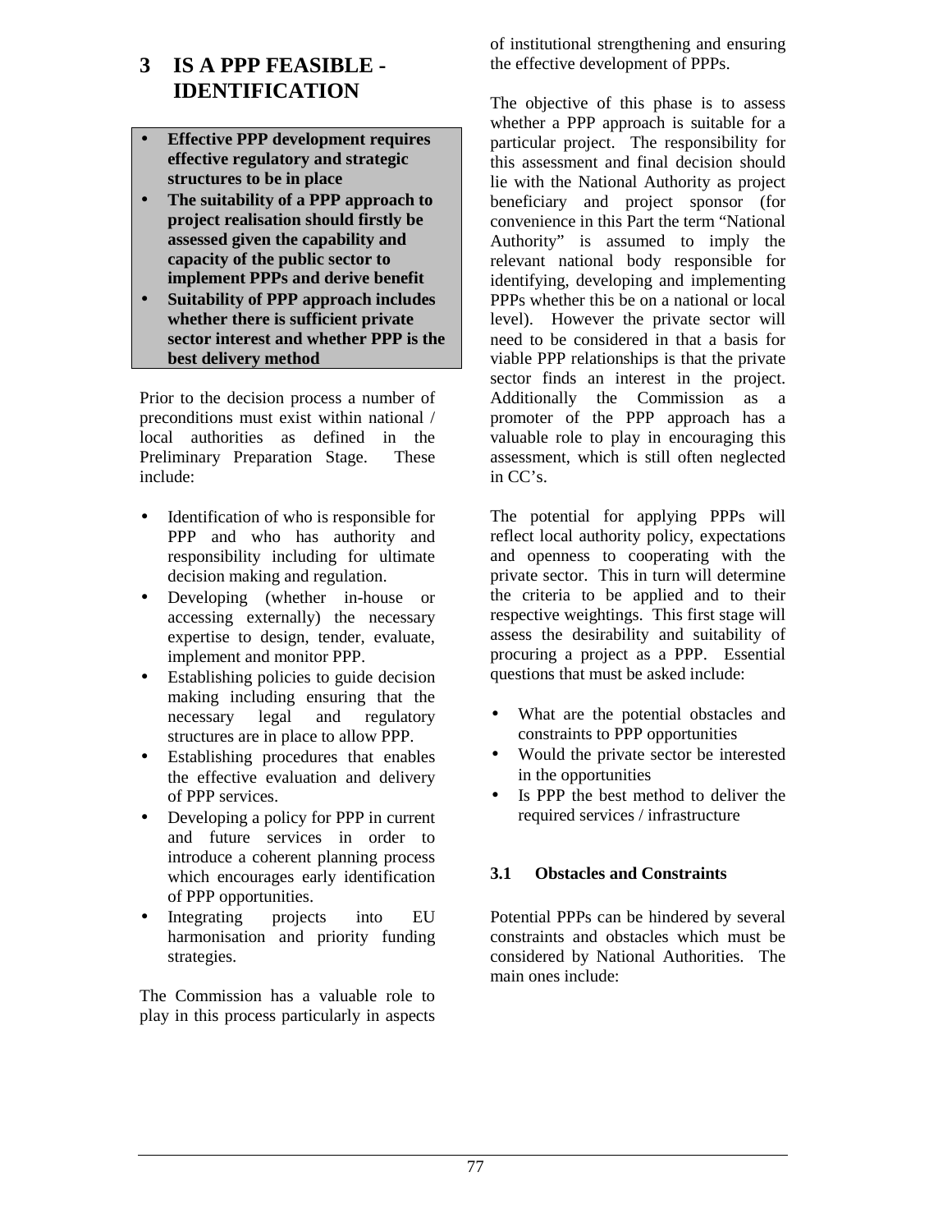# 3 IS A PPP FEASIBLE - IDENTIFICATION

- **Effective PPP development requires effective regulatory and strategic structures to be in place**
- **The suitability of a PPP approach to project realisation should firstly be assessed given the capability and capacity of the public sector to implement PPPs and derive benefit**
- **Suitability of PPP approach includes whether there is sufficient private sector interest and whether PPP is the best delivery method**

Prior to the decision process a number of preconditions must exist within national / local authorities as defined in the Preliminary Preparation Stage. These include:

- Identification of who is responsible for PPP and who has authority and responsibility including for ultimate decision making and regulation.
- Developing (whether in-house or accessing externally) the necessary expertise to design, tender, evaluate, implement and monitor PPP.
- Establishing policies to guide decision making including ensuring that the necessary legal and regulatory structures are in place to allow PPP.
- Establishing procedures that enables the effective evaluation and delivery of PPP services.
- Developing a policy for PPP in current and future services in order to introduce a coherent planning process which encourages early identification of PPP opportunities.
- Integrating projects into EU harmonisation and priority funding strategies.

The Commission has a valuable role to play in this process particularly in aspects of institutional strengthening and ensuring the effective development of PPPs.

The objective of this phase is to assess whether a PPP approach is suitable for a particular project. The responsibility for this assessment and final decision should lie with the National Authority as project beneficiary and project sponsor (for convenience in this Part the term "National Authority" is assumed to imply the relevant national body responsible for identifying, developing and implementing PPPs whether this be on a national or local level). However the private sector will need to be considered in that a basis for viable PPP relationships is that the private sector finds an interest in the project. Additionally the Commission as a promoter of the PPP approach has a valuable role to play in encouraging this assessment, which is still often neglected in CC's.

The potential for applying PPPs will reflect local authority policy, expectations and openness to cooperating with the private sector. This in turn will determine the criteria to be applied and to their respective weightings. This first stage will assess the desirability and suitability of procuring a project as a PPP. Essential questions that must be asked include:

- What are the potential obstacles and constraints to PPP opportunities
- Would the private sector be interested in the opportunities
- Is PPP the best method to deliver the required services / infrastructure

### 3.1 Obstacles and Constraints

Potential PPPs can be hindered by several constraints and obstacles which must be considered by National Authorities. The main ones include: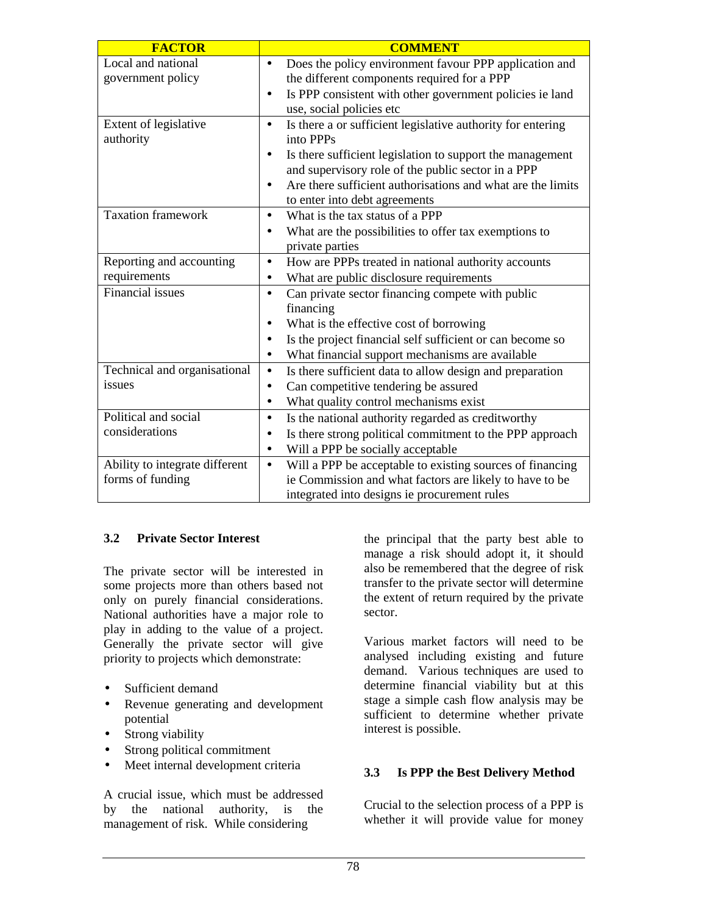| FACTOR | COMMENT |
| --- | --- |
| Local and national government policy | • Does the policy environment favour PPP application and the different components required for a PPP<br>• Is PPP consistent with other government policies ie land use, social policies etc |
| Extent of legislative authority | • Is there a or sufficient legislative authority for entering into PPPs<br>• Is there sufficient legislation to support the management and supervisory role of the public sector in a PPP<br>• Are there sufficient authorisations and what are the limits to enter into debt agreements |
| Taxation framework | • What is the tax status of a PPP<br>• What are the possibilities to offer tax exemptions to private parties |
| Reporting and accounting requirements | • How are PPPs treated in national authority accounts<br>• What are public disclosure requirements |
| Financial issues | • Can private sector financing compete with public financing<br>• What is the effective cost of borrowing<br>• Is the project financial self sufficient or can become so<br>• What financial support mechanisms are available |
| Technical and organisational issues | • Is there sufficient data to allow design and preparation<br>• Can competitive tendering be assured<br>• What quality control mechanisms exist |
| Political and social considerations | • Is the national authority regarded as creditworthy<br>• Is there strong political commitment to the PPP approach<br>• Will a PPP be socially acceptable |
| Ability to integrate different forms of funding | • Will a PPP be acceptable to existing sources of financing ie Commission and what factors are likely to have to be integrated into designs ie procurement rules |

### 3.2 Private Sector Interest

The private sector will be interested in some projects more than others based not only on purely financial considerations. National authorities have a major role to play in adding to the value of a project. Generally the private sector will give priority to projects which demonstrate:

- Sufficient demand
- Revenue generating and development potential
- Strong viability
- Strong political commitment
- Meet internal development criteria

A crucial issue, which must be addressed by the national authority, is the management of risk. While considering the principal that the party best able to manage a risk should adopt it, it should also be remembered that the degree of risk transfer to the private sector will determine the extent of return required by the private sector.

Various market factors will need to be analysed including existing and future demand. Various techniques are used to determine financial viability but at this stage a simple cash flow analysis may be sufficient to determine whether private interest is possible.

### 3.3 Is PPP the Best Delivery Method

Crucial to the selection process of a PPP is whether it will provide value for money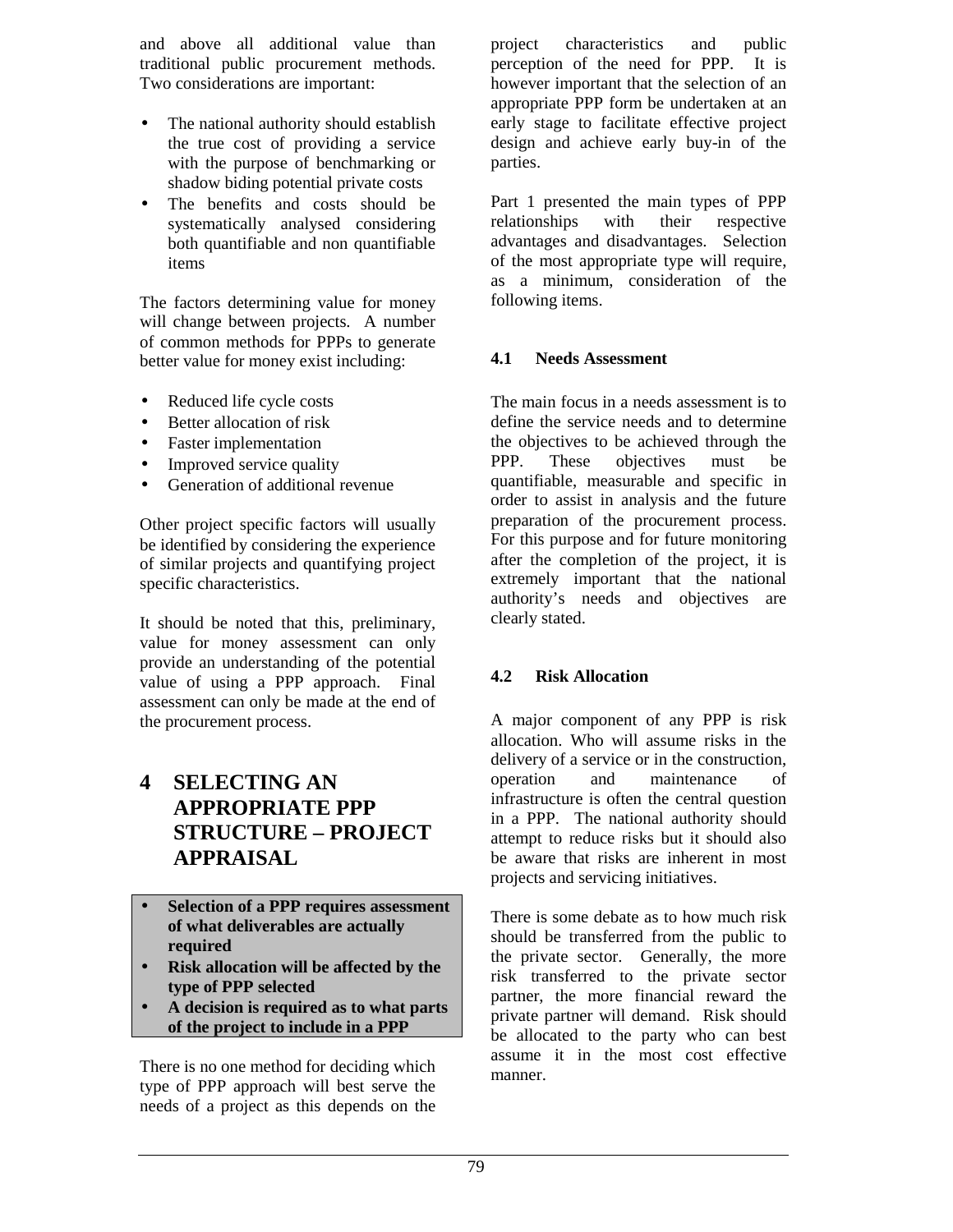and above all additional value than traditional public procurement methods. Two considerations are important:

- The national authority should establish the true cost of providing a service with the purpose of benchmarking or shadow biding potential private costs
- The benefits and costs should be systematically analysed considering both quantifiable and non quantifiable items

The factors determining value for money will change between projects. A number of common methods for PPPs to generate better value for money exist including:

- Reduced life cycle costs
- Better allocation of risk
- Faster implementation
- Improved service quality
- Generation of additional revenue

Other project specific factors will usually be identified by considering the experience of similar projects and quantifying project specific characteristics.

It should be noted that this, preliminary, value for money assessment can only provide an understanding of the potential value of using a PPP approach. Final assessment can only be made at the end of the procurement process.

# 4 SELECTING AN APPROPRIATE PPP STRUCTURE – PROJECT APPRAISAL

- **Selection of a PPP requires assessment of what deliverables are actually required**
- **Risk allocation will be affected by the type of PPP selected**
- **A decision is required as to what parts of the project to include in a PPP**

There is no one method for deciding which type of PPP approach will best serve the needs of a project as this depends on the project characteristics and public perception of the need for PPP. It is however important that the selection of an appropriate PPP form be undertaken at an early stage to facilitate effective project design and achieve early buy-in of the parties.

Part 1 presented the main types of PPP relationships with their respective advantages and disadvantages. Selection of the most appropriate type will require, as a minimum, consideration of the following items.

## 4.1 Needs Assessment

The main focus in a needs assessment is to define the service needs and to determine the objectives to be achieved through the PPP. These objectives must be quantifiable, measurable and specific in order to assist in analysis and the future preparation of the procurement process. For this purpose and for future monitoring after the completion of the project, it is extremely important that the national authority's needs and objectives are clearly stated.

## 4.2 Risk Allocation

A major component of any PPP is risk allocation. Who will assume risks in the delivery of a service or in the construction, operation and maintenance of infrastructure is often the central question in a PPP. The national authority should attempt to reduce risks but it should also be aware that risks are inherent in most projects and servicing initiatives.

There is some debate as to how much risk should be transferred from the public to the private sector. Generally, the more risk transferred to the private sector partner, the more financial reward the private partner will demand. Risk should be allocated to the party who can best assume it in the most cost effective manner.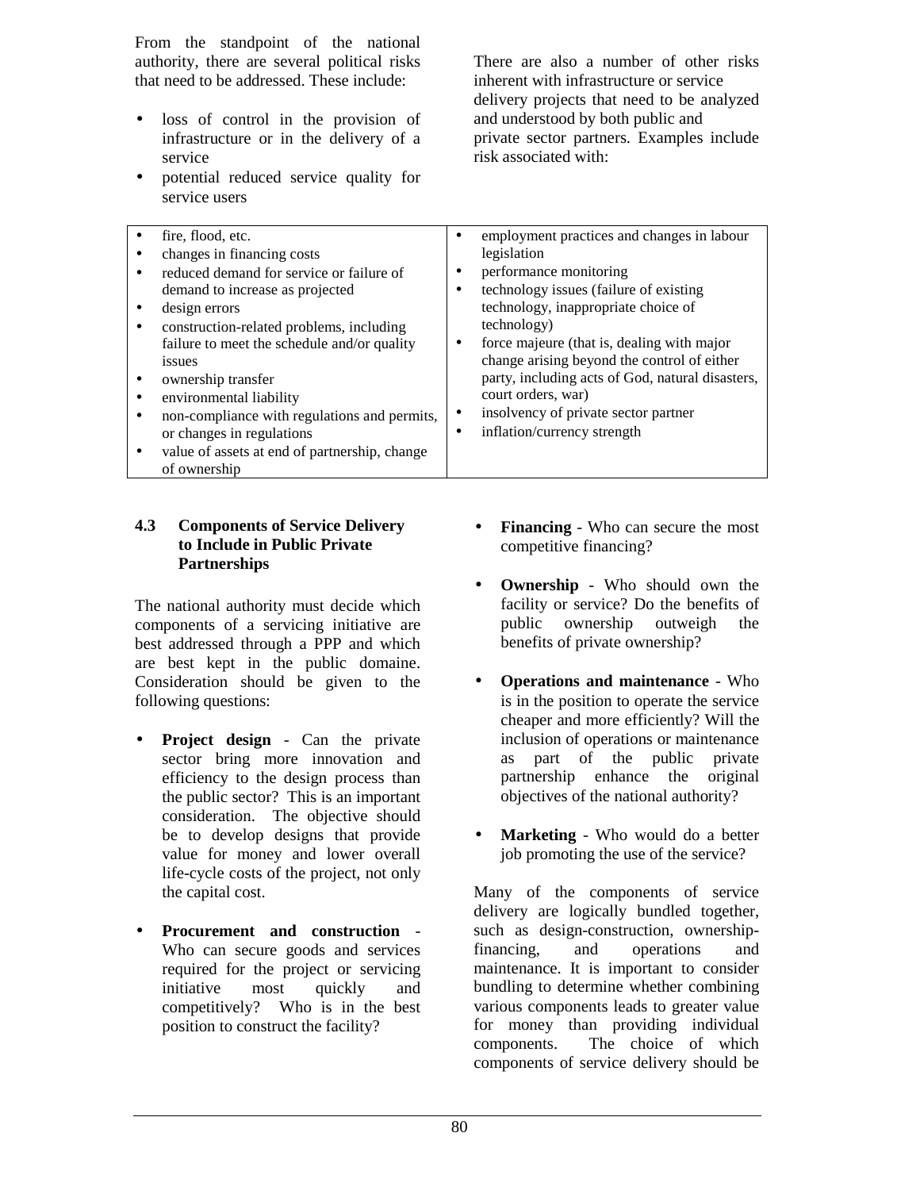From the standpoint of the national authority, there are several political risks that need to be addressed. These include:

- loss of control in the provision of infrastructure or in the delivery of a service
- potential reduced service quality for service users

There are also a number of other risks inherent with infrastructure or service delivery projects that need to be analyzed and understood by both public and private sector partners. Examples include risk associated with:

| | |
|---|---|
| • fire, flood, etc.<br>• changes in financing costs<br>• reduced demand for service or failure of demand to increase as projected<br>• design errors<br>• construction-related problems, including failure to meet the schedule and/or quality issues<br>• ownership transfer<br>• environmental liability<br>• non-compliance with regulations and permits, or changes in regulations<br>• value of assets at end of partnership, change of ownership | • employment practices and changes in labour legislation<br>• performance monitoring<br>• technology issues (failure of existing technology, inappropriate choice of technology)<br>• force majeure (that is, dealing with major change arising beyond the control of either party, including acts of God, natural disasters, court orders, war)<br>• insolvency of private sector partner<br>• inflation/currency strength |

### 4.3 Components of Service Delivery to Include in Public Private Partnerships

The national authority must decide which components of a servicing initiative are best addressed through a PPP and which are best kept in the public domaine. Consideration should be given to the following questions:

- **Project design** - Can the private sector bring more innovation and efficiency to the design process than the public sector? This is an important consideration. The objective should be to develop designs that provide value for money and lower overall life-cycle costs of the project, not only the capital cost.

- **Procurement and construction** - Who can secure goods and services required for the project or servicing initiative most quickly and competitively? Who is in the best position to construct the facility?

- **Financing** - Who can secure the most competitive financing?

- **Ownership** - Who should own the facility or service? Do the benefits of public ownership outweigh the benefits of private ownership?

- **Operations and maintenance** - Who is in the position to operate the service cheaper and more efficiently? Will the inclusion of operations or maintenance as part of the public private partnership enhance the original objectives of the national authority?

- **Marketing** - Who would do a better job promoting the use of the service?

Many of the components of service delivery are logically bundled together, such as design-construction, ownership-financing, and operations and maintenance. It is important to consider bundling to determine whether combining various components leads to greater value for money than providing individual components. The choice of which components of service delivery should be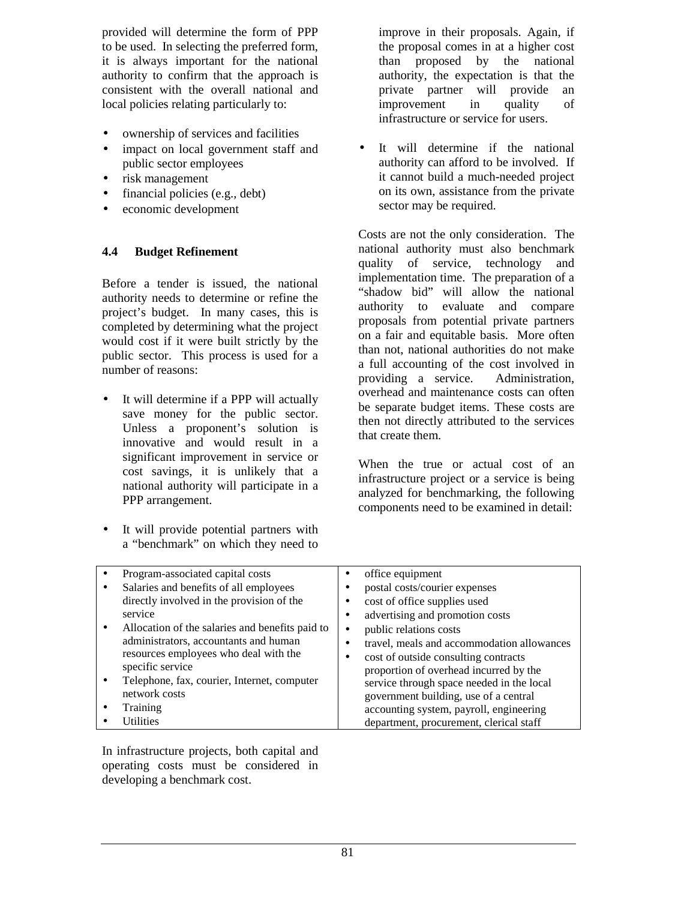provided will determine the form of PPP to be used. In selecting the preferred form, it is always important for the national authority to confirm that the approach is consistent with the overall national and local policies relating particularly to:

- ownership of services and facilities
- impact on local government staff and public sector employees
- risk management
- financial policies (e.g., debt)
- economic development

### 4.4 Budget Refinement

Before a tender is issued, the national authority needs to determine or refine the project's budget. In many cases, this is completed by determining what the project would cost if it were built strictly by the public sector. This process is used for a number of reasons:

- It will determine if a PPP will actually save money for the public sector. Unless a proponent's solution is innovative and would result in a significant improvement in service or cost savings, it is unlikely that a national authority will participate in a PPP arrangement.
- It will provide potential partners with a "benchmark" on which they need to improve in their proposals. Again, if the proposal comes in at a higher cost than proposed by the national authority, the expectation is that the private partner will provide an improvement in quality of infrastructure or service for users.
- It will determine if the national authority can afford to be involved. If it cannot build a much-needed project on its own, assistance from the private sector may be required.

Costs are not the only consideration. The national authority must also benchmark quality of service, technology and implementation time. The preparation of a "shadow bid" will allow the national authority to evaluate and compare proposals from potential private partners on a fair and equitable basis. More often than not, national authorities do not make a full accounting of the cost involved in providing a service. Administration, overhead and maintenance costs can often be separate budget items. These costs are then not directly attributed to the services that create them.

When the true or actual cost of an infrastructure project or a service is being analyzed for benchmarking, the following components need to be examined in detail:

| | |
|---|---|
| • Program-associated capital costs<br>• Salaries and benefits of all employees directly involved in the provision of the service<br>• Allocation of the salaries and benefits paid to administrators, accountants and human resources employees who deal with the specific service<br>• Telephone, fax, courier, Internet, computer network costs<br>• Training<br>• Utilities | • office equipment<br>• postal costs/courier expenses<br>• cost of office supplies used<br>• advertising and promotion costs<br>• public relations costs<br>• travel, meals and accommodation allowances<br>• cost of outside consulting contracts proportion of overhead incurred by the service through space needed in the local government building, use of a central accounting system, payroll, engineering department, procurement, clerical staff |

In infrastructure projects, both capital and operating costs must be considered in developing a benchmark cost.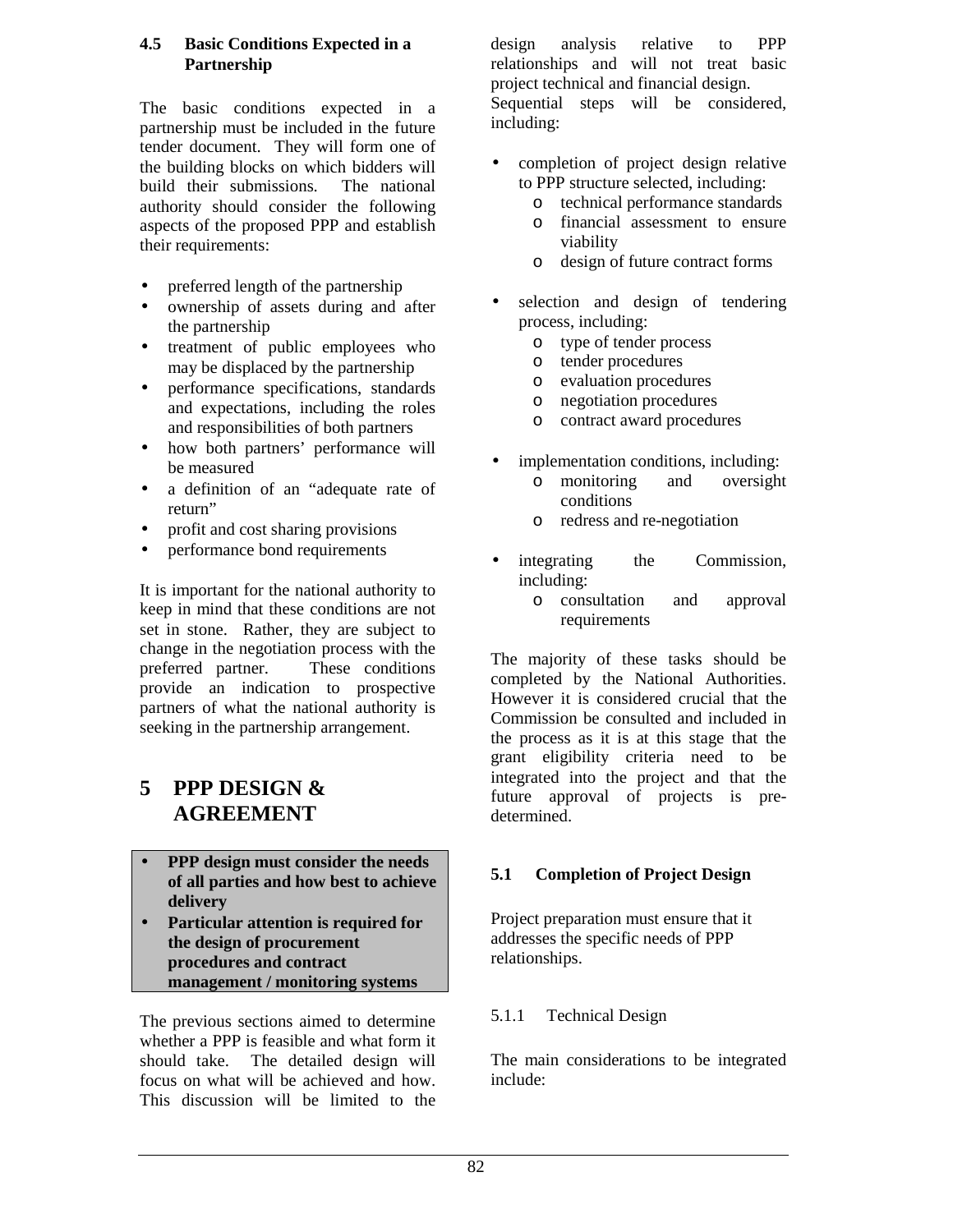### 4.5 Basic Conditions Expected in a Partnership

The basic conditions expected in a partnership must be included in the future tender document. They will form one of the building blocks on which bidders will build their submissions. The national authority should consider the following aspects of the proposed PPP and establish their requirements:

- preferred length of the partnership
- ownership of assets during and after the partnership
- treatment of public employees who may be displaced by the partnership
- performance specifications, standards and expectations, including the roles and responsibilities of both partners
- how both partners' performance will be measured
- a definition of an "adequate rate of return"
- profit and cost sharing provisions
- performance bond requirements

It is important for the national authority to keep in mind that these conditions are not set in stone. Rather, they are subject to change in the negotiation process with the preferred partner. These conditions provide an indication to prospective partners of what the national authority is seeking in the partnership arrangement.

# 5 PPP DESIGN & AGREEMENT

- **PPP design must consider the needs of all parties and how best to achieve delivery**
- **Particular attention is required for the design of procurement procedures and contract management / monitoring systems**

The previous sections aimed to determine whether a PPP is feasible and what form it should take. The detailed design will focus on what will be achieved and how. This discussion will be limited to the design analysis relative to PPP relationships and will not treat basic project technical and financial design.
Sequential steps will be considered, including:

- completion of project design relative to PPP structure selected, including:
  - technical performance standards
  - financial assessment to ensure viability
  - design of future contract forms
- selection and design of tendering process, including:
  - type of tender process
  - tender procedures
  - evaluation procedures
  - negotiation procedures
  - contract award procedures
- implementation conditions, including:
  - monitoring and oversight conditions
  - redress and re-negotiation
- integrating the Commission, including:
  - consultation and approval requirements

The majority of these tasks should be completed by the National Authorities. However it is considered crucial that the Commission be consulted and included in the process as it is at this stage that the grant eligibility criteria need to be integrated into the project and that the future approval of projects is pre-determined.

### 5.1 Completion of Project Design

Project preparation must ensure that it addresses the specific needs of PPP relationships.

#### 5.1.1 Technical Design

The main considerations to be integrated include: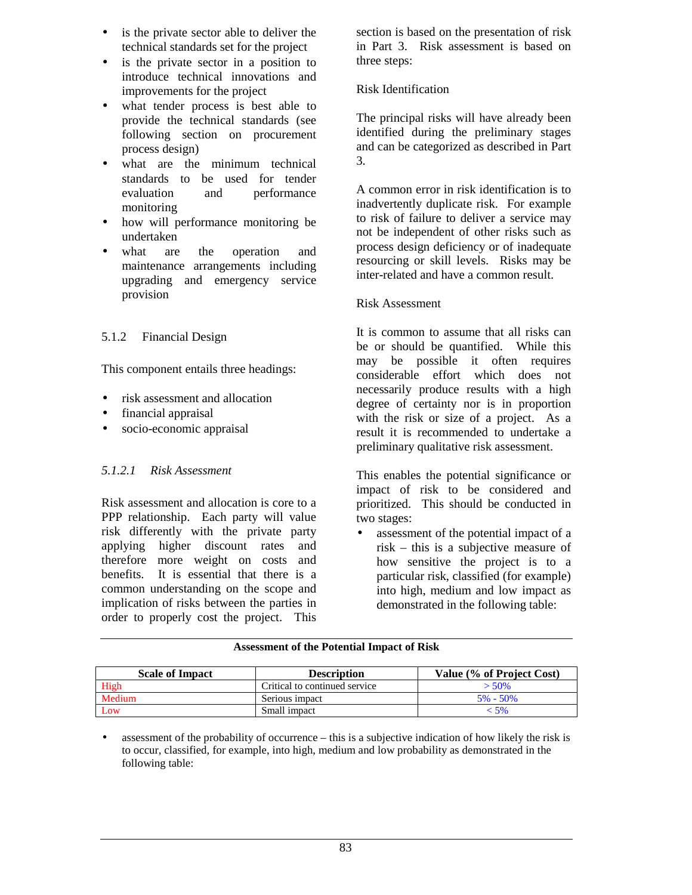- is the private sector able to deliver the technical standards set for the project
- is the private sector in a position to introduce technical innovations and improvements for the project
- what tender process is best able to provide the technical standards (see following section on procurement process design)
- what are the minimum technical standards to be used for tender evaluation and performance monitoring
- how will performance monitoring be undertaken
- what are the operation and maintenance arrangements including upgrading and emergency service provision

### 5.1.2 Financial Design

This component entails three headings:

- risk assessment and allocation
- financial appraisal
- socio-economic appraisal

#### *5.1.2.1 Risk Assessment*

Risk assessment and allocation is core to a PPP relationship. Each party will value risk differently with the private party applying higher discount rates and therefore more weight on costs and benefits. It is essential that there is a common understanding on the scope and implication of risks between the parties in order to properly cost the project. This section is based on the presentation of risk in Part 3. Risk assessment is based on three steps:

Risk Identification

The principal risks will have already been identified during the preliminary stages and can be categorized as described in Part 3.

A common error in risk identification is to inadvertently duplicate risk. For example to risk of failure to deliver a service may not be independent of other risks such as process design deficiency or of inadequate resourcing or skill levels. Risks may be inter-related and have a common result.

Risk Assessment

It is common to assume that all risks can be or should be quantified. While this may be possible it often requires considerable effort which does not necessarily produce results with a high degree of certainty nor is in proportion with the risk or size of a project. As a result it is recommended to undertake a preliminary qualitative risk assessment.

This enables the potential significance or impact of risk to be considered and prioritized. This should be conducted in two stages:

- assessment of the potential impact of a risk – this is a subjective measure of how sensitive the project is to a particular risk, classified (for example) into high, medium and low impact as demonstrated in the following table:

**Assessment of the Potential Impact of Risk**

| Scale of Impact | Description | Value (% of Project Cost) |
|---|---|---|
| High | Critical to continued service | > 50% |
| Medium | Serious impact | 5% - 50% |
| Low | Small impact | < 5% |

- assessment of the probability of occurrence – this is a subjective indication of how likely the risk is to occur, classified, for example, into high, medium and low probability as demonstrated in the following table: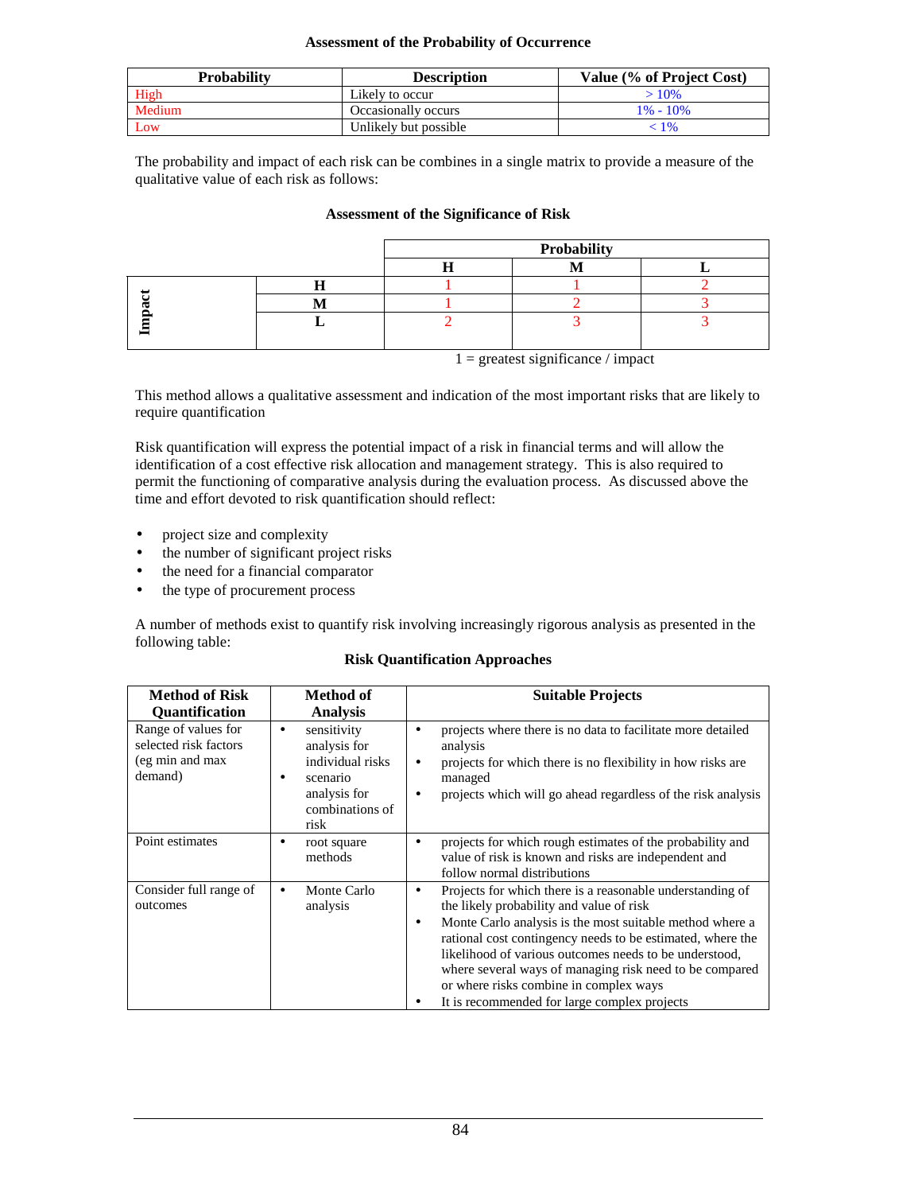**Assessment of the Probability of Occurrence**

| Probability | Description | Value (% of Project Cost) |
|---|---|---|
| High | Likely to occur | > 10% |
| Medium | Occasionally occurs | 1% - 10% |
| Low | Unlikely but possible | < 1% |

The probability and impact of each risk can be combines in a single matrix to provide a measure of the qualitative value of each risk as follows:

**Assessment of the Significance of Risk**

| | | Probability | | |
|---|---|---|---|---|
| | | H | M | L |
| Impact | H | 1 | 1 | 2 |
| | M | 1 | 2 | 3 |
| | L | 2 | 3 | 3 |

1 = greatest significance / impact

This method allows a qualitative assessment and indication of the most important risks that are likely to require quantification

Risk quantification will express the potential impact of a risk in financial terms and will allow the identification of a cost effective risk allocation and management strategy. This is also required to permit the functioning of comparative analysis during the evaluation process. As discussed above the time and effort devoted to risk quantification should reflect:

- project size and complexity
- the number of significant project risks
- the need for a financial comparator
- the type of procurement process

A number of methods exist to quantify risk involving increasingly rigorous analysis as presented in the following table:

**Risk Quantification Approaches**

| Method of Risk Quantification | Method of Analysis | Suitable Projects |
|---|---|---|
| Range of values for selected risk factors (eg min and max demand) | • sensitivity analysis for individual risks<br>• scenario analysis for combinations of risk | • projects where there is no data to facilitate more detailed analysis<br>• projects for which there is no flexibility in how risks are managed<br>• projects which will go ahead regardless of the risk analysis |
| Point estimates | • root square methods | • projects for which rough estimates of the probability and value of risk is known and risks are independent and follow normal distributions |
| Consider full range of outcomes | • Monte Carlo analysis | • Projects for which there is a reasonable understanding of the likely probability and value of risk<br>• Monte Carlo analysis is the most suitable method where a rational cost contingency needs to be estimated, where the likelihood of various outcomes needs to be understood, where several ways of managing risk need to be compared or where risks combine in complex ways<br>• It is recommended for large complex projects |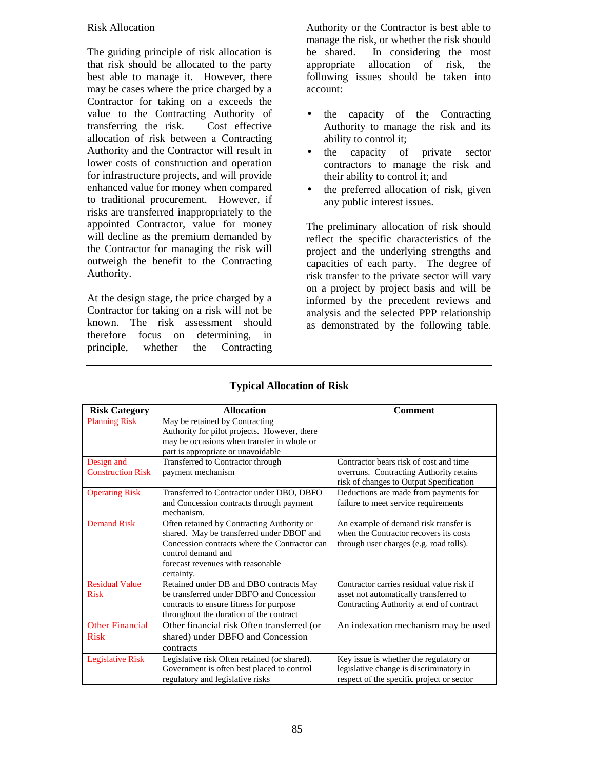## Risk Allocation

The guiding principle of risk allocation is that risk should be allocated to the party best able to manage it. However, there may be cases where the price charged by a Contractor for taking on a exceeds the value to the Contracting Authority of transferring the risk. Cost effective allocation of risk between a Contracting Authority and the Contractor will result in lower costs of construction and operation for infrastructure projects, and will provide enhanced value for money when compared to traditional procurement. However, if risks are transferred inappropriately to the appointed Contractor, value for money will decline as the premium demanded by the Contractor for managing the risk will outweigh the benefit to the Contracting Authority.

At the design stage, the price charged by a Contractor for taking on a risk will not be known. The risk assessment should therefore focus on determining, in principle, whether the Contracting Authority or the Contractor is best able to manage the risk, or whether the risk should be shared. In considering the most appropriate allocation of risk, the following issues should be taken into account:

- the capacity of the Contracting Authority to manage the risk and its ability to control it;
- the capacity of private sector contractors to manage the risk and their ability to control it; and
- the preferred allocation of risk, given any public interest issues.

The preliminary allocation of risk should reflect the specific characteristics of the project and the underlying strengths and capacities of each party. The degree of risk transfer to the private sector will vary on a project by project basis and will be informed by the precedent reviews and analysis and the selected PPP relationship as demonstrated by the following table.

**Typical Allocation of Risk**

| Risk Category | Allocation | Comment |
|---|---|---|
| Planning Risk | May be retained by Contracting Authority for pilot projects. However, there may be occasions when transfer in whole or part is appropriate or unavoidable | |
| Design and Construction Risk | Transferred to Contractor through payment mechanism | Contractor bears risk of cost and time overruns. Contracting Authority retains risk of changes to Output Specification |
| Operating Risk | Transferred to Contractor under DBO, DBFO and Concession contracts through payment mechanism. | Deductions are made from payments for failure to meet service requirements |
| Demand Risk | Often retained by Contracting Authority or shared. May be transferred under DBOF and Concession contracts where the Contractor can control demand and forecast revenues with reasonable certainty. | An example of demand risk transfer is when the Contractor recovers its costs through user charges (e.g. road tolls). |
| Residual Value Risk | Retained under DB and DBO contracts May be transferred under DBFO and Concession contracts to ensure fitness for purpose throughout the duration of the contract | Contractor carries residual value risk if asset not automatically transferred to Contracting Authority at end of contract |
| Other Financial Risk | Other financial risk Often transferred (or shared) under DBFO and Concession contracts | An indexation mechanism may be used |
| Legislative Risk | Legislative risk Often retained (or shared). Government is often best placed to control regulatory and legislative risks | Key issue is whether the regulatory or legislative change is discriminatory in respect of the specific project or sector |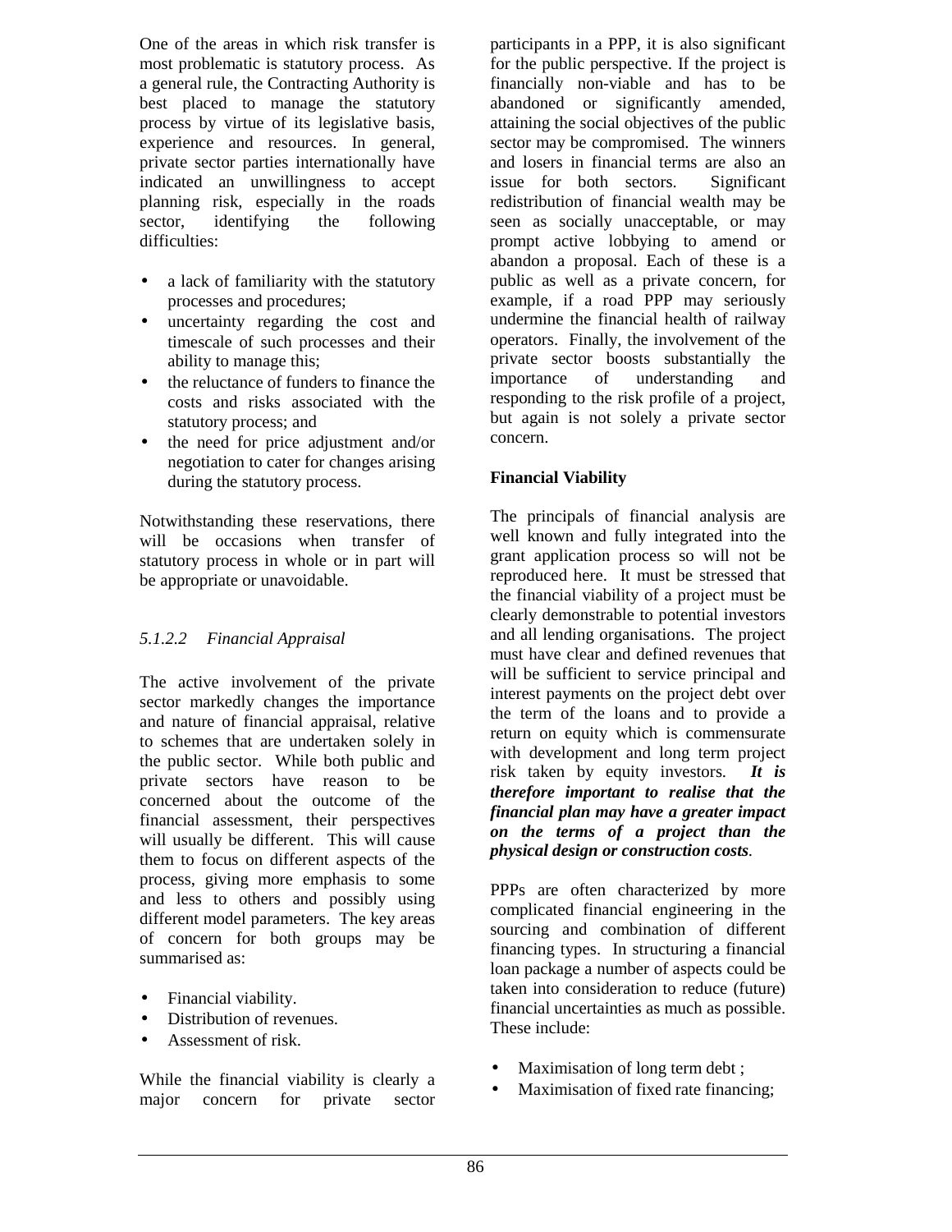One of the areas in which risk transfer is most problematic is statutory process. As a general rule, the Contracting Authority is best placed to manage the statutory process by virtue of its legislative basis, experience and resources. In general, private sector parties internationally have indicated an unwillingness to accept planning risk, especially in the roads sector, identifying the following difficulties:

- a lack of familiarity with the statutory processes and procedures;
- uncertainty regarding the cost and timescale of such processes and their ability to manage this;
- the reluctance of funders to finance the costs and risks associated with the statutory process; and
- the need for price adjustment and/or negotiation to cater for changes arising during the statutory process.

Notwithstanding these reservations, there will be occasions when transfer of statutory process in whole or in part will be appropriate or unavoidable.

### *5.1.2.2 Financial Appraisal*

The active involvement of the private sector markedly changes the importance and nature of financial appraisal, relative to schemes that are undertaken solely in the public sector. While both public and private sectors have reason to be concerned about the outcome of the financial assessment, their perspectives will usually be different. This will cause them to focus on different aspects of the process, giving more emphasis to some and less to others and possibly using different model parameters. The key areas of concern for both groups may be summarised as:

- Financial viability.
- Distribution of revenues.
- Assessment of risk.

While the financial viability is clearly a major concern for private sector participants in a PPP, it is also significant for the public perspective. If the project is financially non-viable and has to be abandoned or significantly amended, attaining the social objectives of the public sector may be compromised. The winners and losers in financial terms are also an issue for both sectors. Significant redistribution of financial wealth may be seen as socially unacceptable, or may prompt active lobbying to amend or abandon a proposal. Each of these is a public as well as a private concern, for example, if a road PPP may seriously undermine the financial health of railway operators. Finally, the involvement of the private sector boosts substantially the importance of understanding and responding to the risk profile of a project, but again is not solely a private sector concern.

**Financial Viability**

The principals of financial analysis are well known and fully integrated into the grant application process so will not be reproduced here. It must be stressed that the financial viability of a project must be clearly demonstrable to potential investors and all lending organisations. The project must have clear and defined revenues that will be sufficient to service principal and interest payments on the project debt over the term of the loans and to provide a return on equity which is commensurate with development and long term project risk taken by equity investors. ***It is therefore important to realise that the financial plan may have a greater impact on the terms of a project than the physical design or construction costs***.

PPPs are often characterized by more complicated financial engineering in the sourcing and combination of different financing types. In structuring a financial loan package a number of aspects could be taken into consideration to reduce (future) financial uncertainties as much as possible. These include:

- Maximisation of long term debt ;
- Maximisation of fixed rate financing;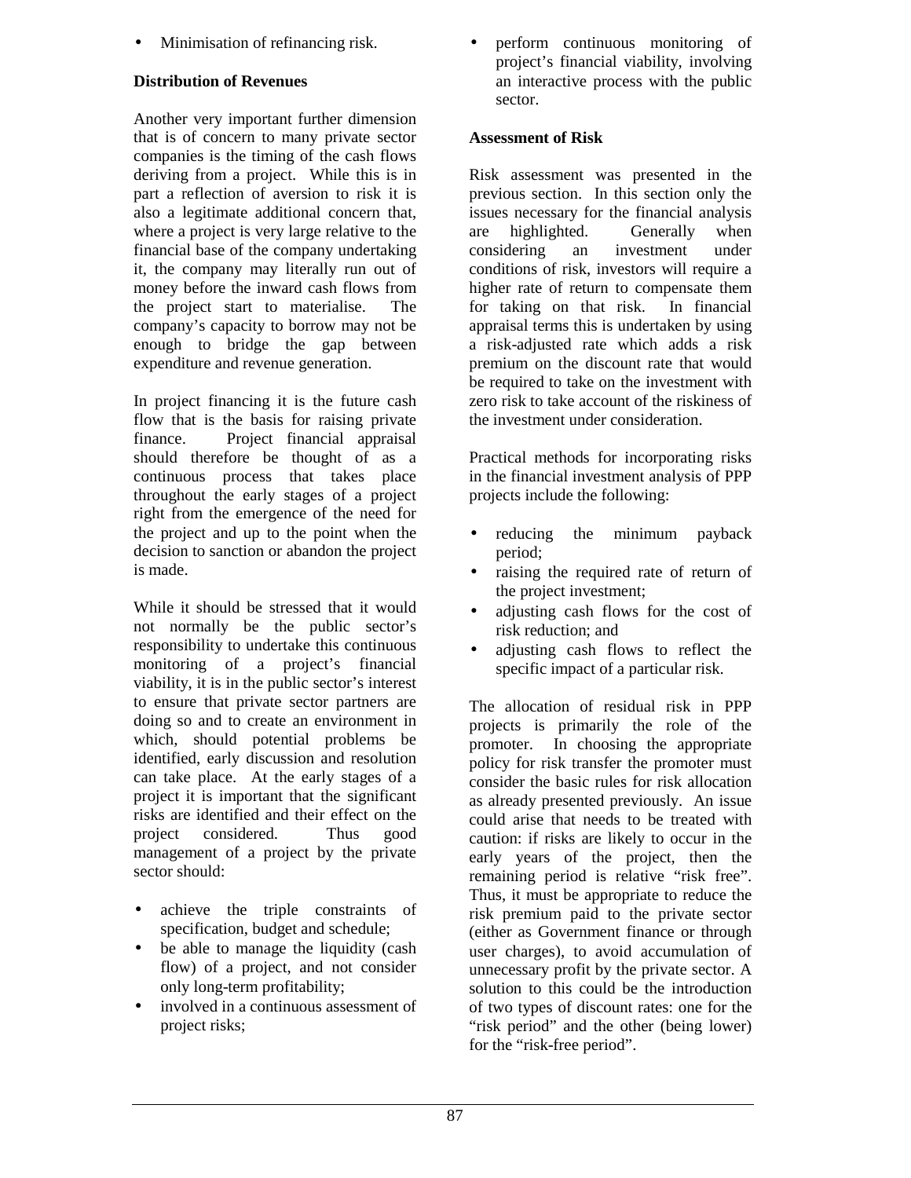- Minimisation of refinancing risk.

**Distribution of Revenues**

Another very important further dimension that is of concern to many private sector companies is the timing of the cash flows deriving from a project. While this is in part a reflection of aversion to risk it is also a legitimate additional concern that, where a project is very large relative to the financial base of the company undertaking it, the company may literally run out of money before the inward cash flows from the project start to materialise. The company's capacity to borrow may not be enough to bridge the gap between expenditure and revenue generation.

In project financing it is the future cash flow that is the basis for raising private finance. Project financial appraisal should therefore be thought of as a continuous process that takes place throughout the early stages of a project right from the emergence of the need for the project and up to the point when the decision to sanction or abandon the project is made.

While it should be stressed that it would not normally be the public sector's responsibility to undertake this continuous monitoring of a project's financial viability, it is in the public sector's interest to ensure that private sector partners are doing so and to create an environment in which, should potential problems be identified, early discussion and resolution can take place. At the early stages of a project it is important that the significant risks are identified and their effect on the project considered. Thus good management of a project by the private sector should:

- achieve the triple constraints of specification, budget and schedule;
- be able to manage the liquidity (cash flow) of a project, and not consider only long-term profitability;
- involved in a continuous assessment of project risks;
- perform continuous monitoring of project's financial viability, involving an interactive process with the public sector.

**Assessment of Risk**

Risk assessment was presented in the previous section. In this section only the issues necessary for the financial analysis are highlighted. Generally when considering an investment under conditions of risk, investors will require a higher rate of return to compensate them for taking on that risk. In financial appraisal terms this is undertaken by using a risk-adjusted rate which adds a risk premium on the discount rate that would be required to take on the investment with zero risk to take account of the riskiness of the investment under consideration.

Practical methods for incorporating risks in the financial investment analysis of PPP projects include the following:

- reducing the minimum payback period;
- raising the required rate of return of the project investment;
- adjusting cash flows for the cost of risk reduction; and
- adjusting cash flows to reflect the specific impact of a particular risk.

The allocation of residual risk in PPP projects is primarily the role of the promoter. In choosing the appropriate policy for risk transfer the promoter must consider the basic rules for risk allocation as already presented previously. An issue could arise that needs to be treated with caution: if risks are likely to occur in the early years of the project, then the remaining period is relative "risk free". Thus, it must be appropriate to reduce the risk premium paid to the private sector (either as Government finance or through user charges), to avoid accumulation of unnecessary profit by the private sector. A solution to this could be the introduction of two types of discount rates: one for the "risk period" and the other (being lower) for the "risk-free period".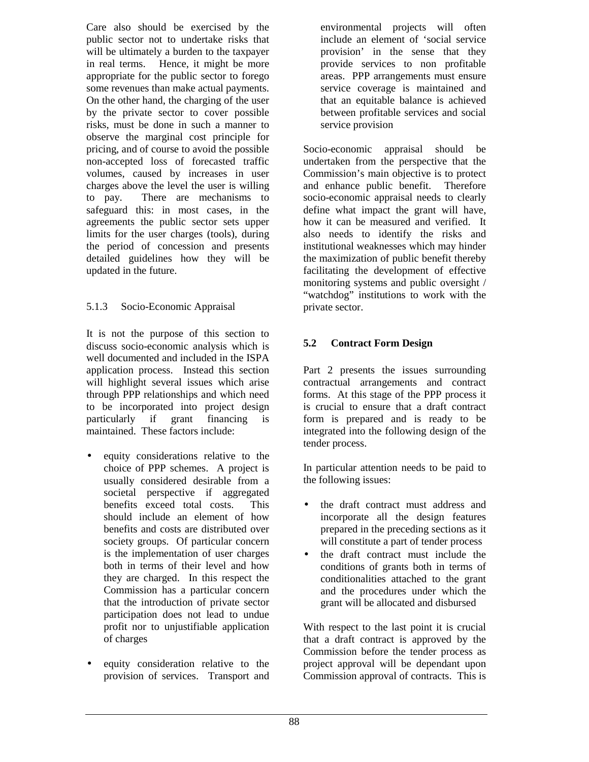Care also should be exercised by the public sector not to undertake risks that will be ultimately a burden to the taxpayer in real terms. Hence, it might be more appropriate for the public sector to forego some revenues than make actual payments. On the other hand, the charging of the user by the private sector to cover possible risks, must be done in such a manner to observe the marginal cost principle for pricing, and of course to avoid the possible non-accepted loss of forecasted traffic volumes, caused by increases in user charges above the level the user is willing to pay. There are mechanisms to safeguard this: in most cases, in the agreements the public sector sets upper limits for the user charges (tools), during the period of concession and presents detailed guidelines how they will be updated in the future.

### 5.1.3 Socio-Economic Appraisal

It is not the purpose of this section to discuss socio-economic analysis which is well documented and included in the ISPA application process. Instead this section will highlight several issues which arise through PPP relationships and which need to be incorporated into project design particularly if grant financing is maintained. These factors include:

- equity considerations relative to the choice of PPP schemes. A project is usually considered desirable from a societal perspective if aggregated benefits exceed total costs. This should include an element of how benefits and costs are distributed over society groups. Of particular concern is the implementation of user charges both in terms of their level and how they are charged. In this respect the Commission has a particular concern that the introduction of private sector participation does not lead to undue profit nor to unjustifiable application of charges

- equity consideration relative to the provision of services. Transport and environmental projects will often include an element of 'social service provision' in the sense that they provide services to non profitable areas. PPP arrangements must ensure service coverage is maintained and that an equitable balance is achieved between profitable services and social service provision

Socio-economic appraisal should be undertaken from the perspective that the Commission's main objective is to protect and enhance public benefit. Therefore socio-economic appraisal needs to clearly define what impact the grant will have, how it can be measured and verified. It also needs to identify the risks and institutional weaknesses which may hinder the maximization of public benefit thereby facilitating the development of effective monitoring systems and public oversight / "watchdog" institutions to work with the private sector.

## 5.2 Contract Form Design

Part 2 presents the issues surrounding contractual arrangements and contract forms. At this stage of the PPP process it is crucial to ensure that a draft contract form is prepared and is ready to be integrated into the following design of the tender process.

In particular attention needs to be paid to the following issues:

- the draft contract must address and incorporate all the design features prepared in the preceding sections as it will constitute a part of tender process
- the draft contract must include the conditions of grants both in terms of conditionalities attached to the grant and the procedures under which the grant will be allocated and disbursed

With respect to the last point it is crucial that a draft contract is approved by the Commission before the tender process as project approval will be dependant upon Commission approval of contracts. This is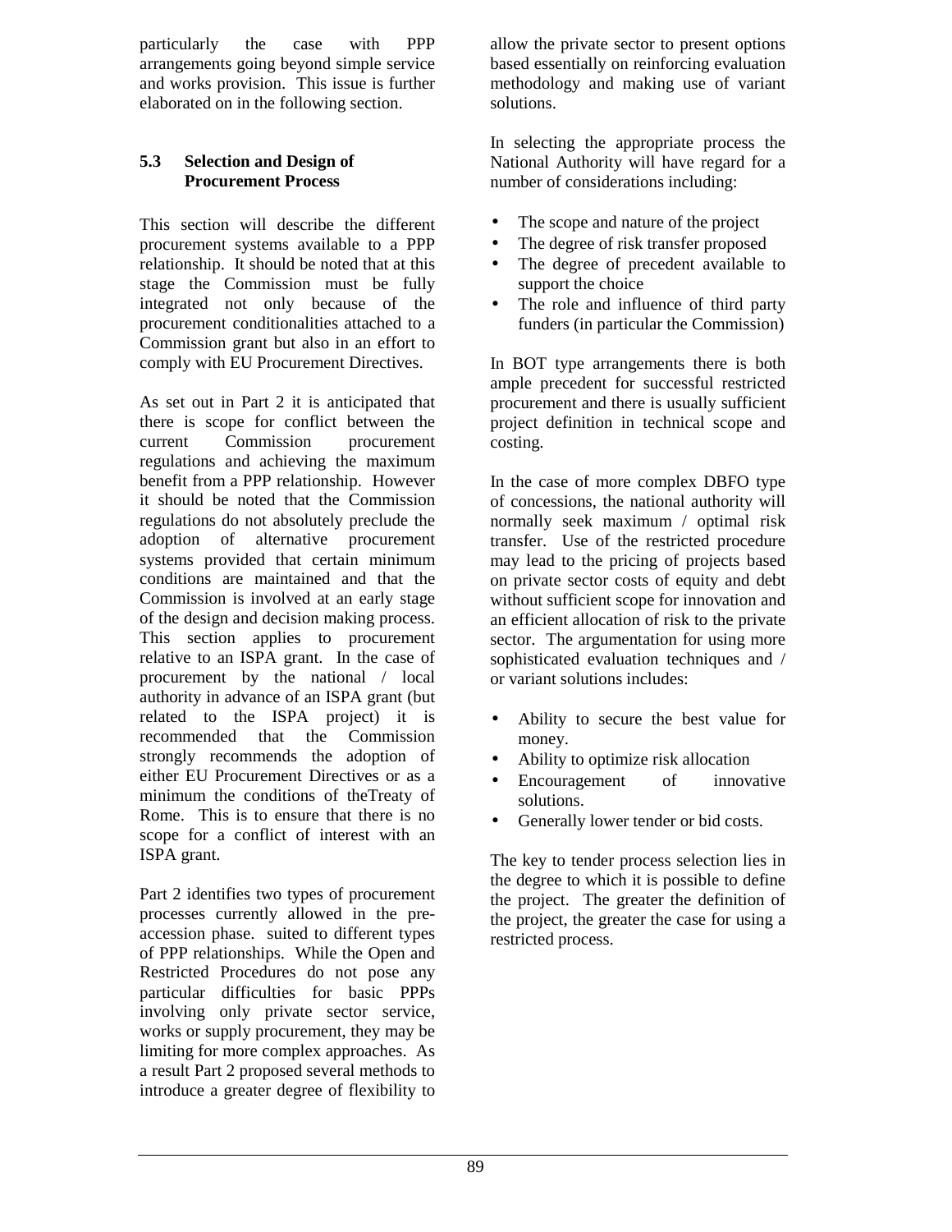particularly the case with PPP arrangements going beyond simple service and works provision. This issue is further elaborated on in the following section.

### 5.3 Selection and Design of Procurement Process

This section will describe the different procurement systems available to a PPP relationship. It should be noted that at this stage the Commission must be fully integrated not only because of the procurement conditionalities attached to a Commission grant but also in an effort to comply with EU Procurement Directives.

As set out in Part 2 it is anticipated that there is scope for conflict between the current Commission procurement regulations and achieving the maximum benefit from a PPP relationship. However it should be noted that the Commission regulations do not absolutely preclude the adoption of alternative procurement systems provided that certain minimum conditions are maintained and that the Commission is involved at an early stage of the design and decision making process. This section applies to procurement relative to an ISPA grant. In the case of procurement by the national / local authority in advance of an ISPA grant (but related to the ISPA project) it is recommended that the Commission strongly recommends the adoption of either EU Procurement Directives or as a minimum the conditions of theTreaty of Rome. This is to ensure that there is no scope for a conflict of interest with an ISPA grant.

Part 2 identifies two types of procurement processes currently allowed in the pre-accession phase. suited to different types of PPP relationships. While the Open and Restricted Procedures do not pose any particular difficulties for basic PPPs involving only private sector service, works or supply procurement, they may be limiting for more complex approaches. As a result Part 2 proposed several methods to introduce a greater degree of flexibility to allow the private sector to present options based essentially on reinforcing evaluation methodology and making use of variant solutions.

In selecting the appropriate process the National Authority will have regard for a number of considerations including:

- The scope and nature of the project
- The degree of risk transfer proposed
- The degree of precedent available to support the choice
- The role and influence of third party funders (in particular the Commission)

In BOT type arrangements there is both ample precedent for successful restricted procurement and there is usually sufficient project definition in technical scope and costing.

In the case of more complex DBFO type of concessions, the national authority will normally seek maximum / optimal risk transfer. Use of the restricted procedure may lead to the pricing of projects based on private sector costs of equity and debt without sufficient scope for innovation and an efficient allocation of risk to the private sector. The argumentation for using more sophisticated evaluation techniques and / or variant solutions includes:

- Ability to secure the best value for money.
- Ability to optimize risk allocation
- Encouragement of innovative solutions.
- Generally lower tender or bid costs.

The key to tender process selection lies in the degree to which it is possible to define the project. The greater the definition of the project, the greater the case for using a restricted process.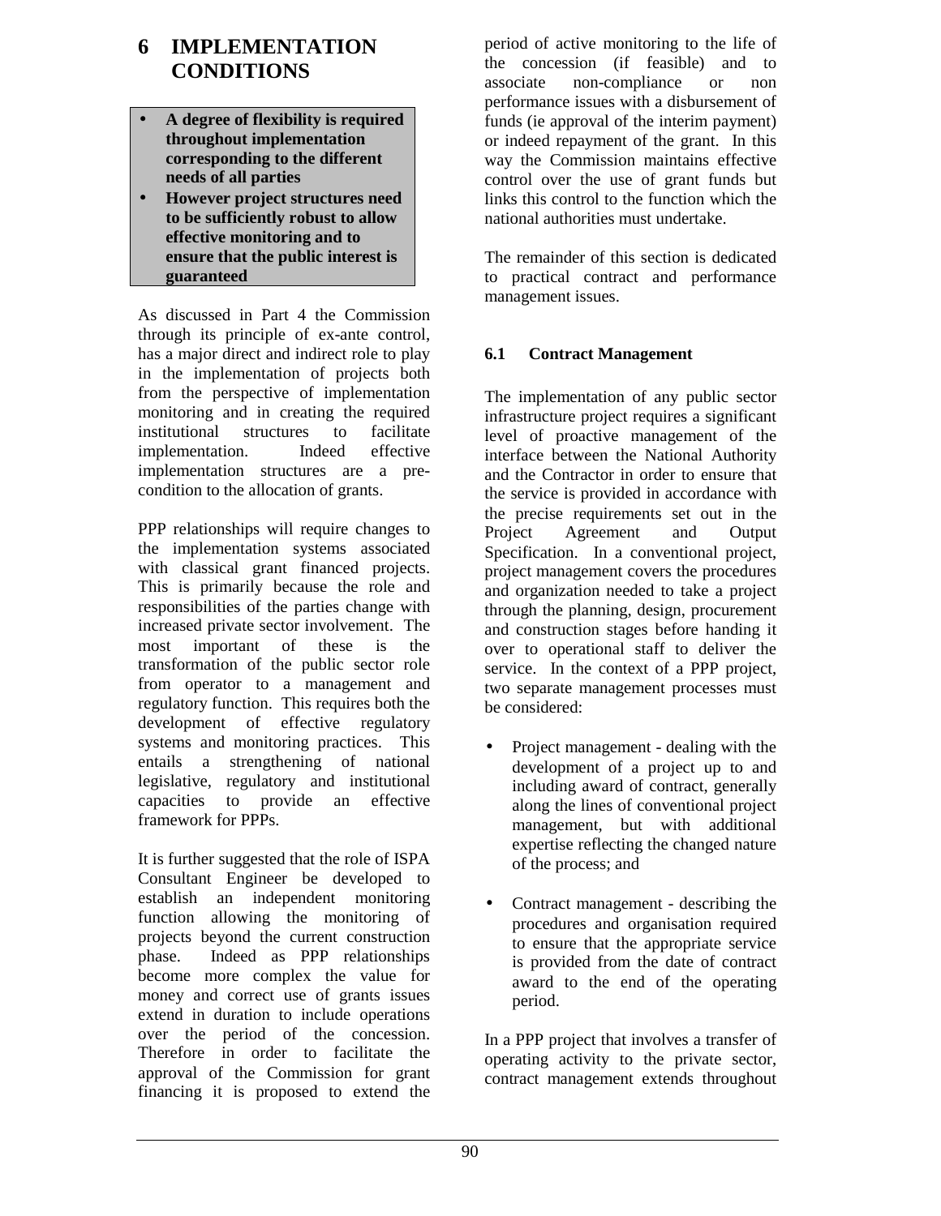# 6 IMPLEMENTATION CONDITIONS

- **A degree of flexibility is required throughout implementation corresponding to the different needs of all parties**
- **However project structures need to be sufficiently robust to allow effective monitoring and to ensure that the public interest is guaranteed**

As discussed in Part 4 the Commission through its principle of ex-ante control, has a major direct and indirect role to play in the implementation of projects both from the perspective of implementation monitoring and in creating the required institutional structures to facilitate implementation. Indeed effective implementation structures are a pre-condition to the allocation of grants.

PPP relationships will require changes to the implementation systems associated with classical grant financed projects. This is primarily because the role and responsibilities of the parties change with increased private sector involvement. The most important of these is the transformation of the public sector role from operator to a management and regulatory function. This requires both the development of effective regulatory systems and monitoring practices. This entails a strengthening of national legislative, regulatory and institutional capacities to provide an effective framework for PPPs.

It is further suggested that the role of ISPA Consultant Engineer be developed to establish an independent monitoring function allowing the monitoring of projects beyond the current construction phase. Indeed as PPP relationships become more complex the value for money and correct use of grants issues extend in duration to include operations over the period of the concession. Therefore in order to facilitate the approval of the Commission for grant financing it is proposed to extend the period of active monitoring to the life of the concession (if feasible) and to associate non-compliance or non performance issues with a disbursement of funds (ie approval of the interim payment) or indeed repayment of the grant. In this way the Commission maintains effective control over the use of grant funds but links this control to the function which the national authorities must undertake.

The remainder of this section is dedicated to practical contract and performance management issues.

## 6.1 Contract Management

The implementation of any public sector infrastructure project requires a significant level of proactive management of the interface between the National Authority and the Contractor in order to ensure that the service is provided in accordance with the precise requirements set out in the Project Agreement and Output Specification. In a conventional project, project management covers the procedures and organization needed to take a project through the planning, design, procurement and construction stages before handing it over to operational staff to deliver the service. In the context of a PPP project, two separate management processes must be considered:

- Project management - dealing with the development of a project up to and including award of contract, generally along the lines of conventional project management, but with additional expertise reflecting the changed nature of the process; and
- Contract management - describing the procedures and organisation required to ensure that the appropriate service is provided from the date of contract award to the end of the operating period.

In a PPP project that involves a transfer of operating activity to the private sector, contract management extends throughout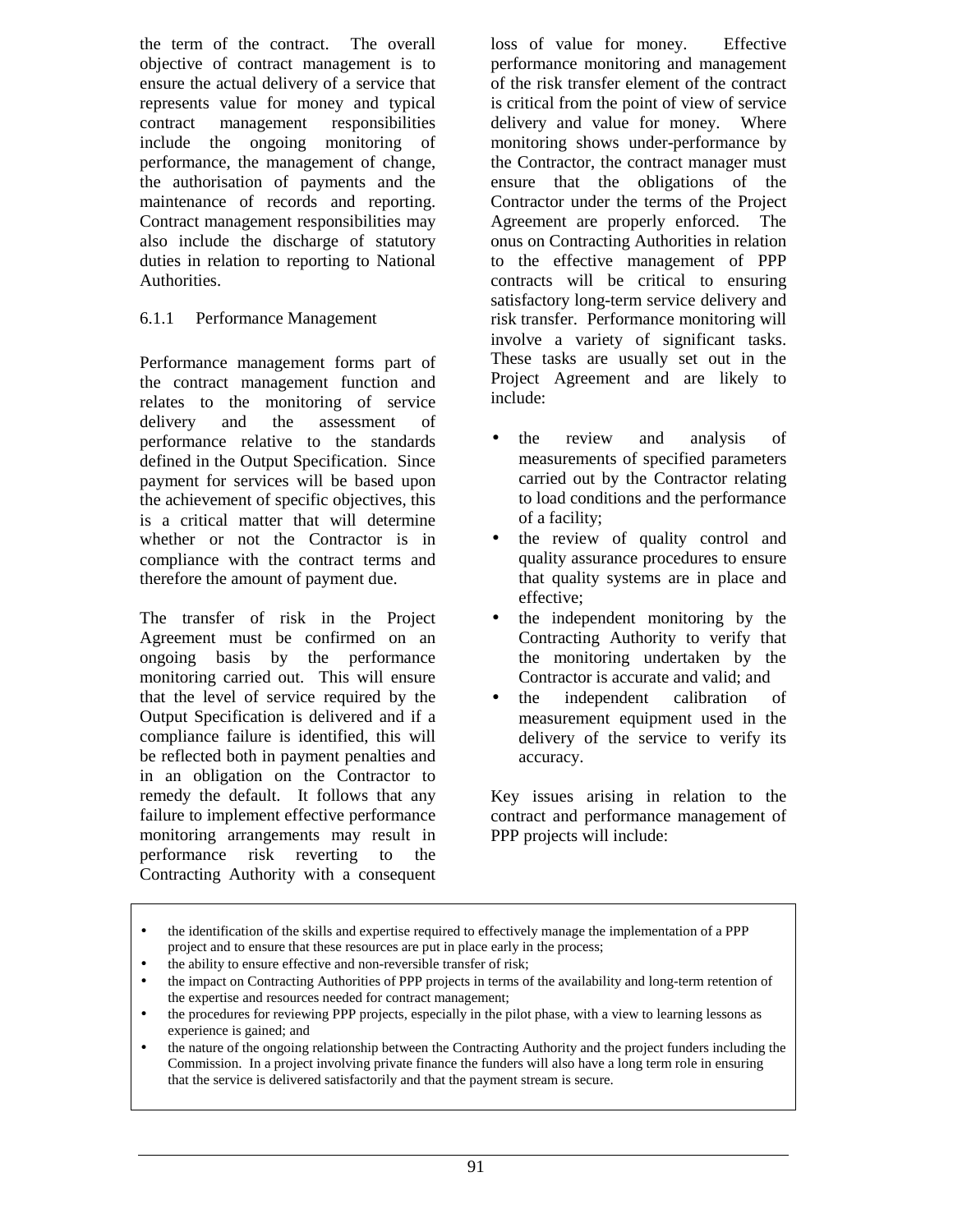the term of the contract. The overall objective of contract management is to ensure the actual delivery of a service that represents value for money and typical contract management responsibilities include the ongoing monitoring of performance, the management of change, the authorisation of payments and the maintenance of records and reporting. Contract management responsibilities may also include the discharge of statutory duties in relation to reporting to National Authorities.

### 6.1.1 Performance Management

Performance management forms part of the contract management function and relates to the monitoring of service delivery and the assessment of performance relative to the standards defined in the Output Specification. Since payment for services will be based upon the achievement of specific objectives, this is a critical matter that will determine whether or not the Contractor is in compliance with the contract terms and therefore the amount of payment due.

The transfer of risk in the Project Agreement must be confirmed on an ongoing basis by the performance monitoring carried out. This will ensure that the level of service required by the Output Specification is delivered and if a compliance failure is identified, this will be reflected both in payment penalties and in an obligation on the Contractor to remedy the default. It follows that any failure to implement effective performance monitoring arrangements may result in performance risk reverting to the Contracting Authority with a consequent loss of value for money. Effective performance monitoring and management of the risk transfer element of the contract is critical from the point of view of service delivery and value for money. Where monitoring shows under-performance by the Contractor, the contract manager must ensure that the obligations of the Contractor under the terms of the Project Agreement are properly enforced. The onus on Contracting Authorities in relation to the effective management of PPP contracts will be critical to ensuring satisfactory long-term service delivery and risk transfer. Performance monitoring will involve a variety of significant tasks. These tasks are usually set out in the Project Agreement and are likely to include:

- the review and analysis of measurements of specified parameters carried out by the Contractor relating to load conditions and the performance of a facility;
- the review of quality control and quality assurance procedures to ensure that quality systems are in place and effective;
- the independent monitoring by the Contracting Authority to verify that the monitoring undertaken by the Contractor is accurate and valid; and
- the independent calibration of measurement equipment used in the delivery of the service to verify its accuracy.

Key issues arising in relation to the contract and performance management of PPP projects will include:

- the identification of the skills and expertise required to effectively manage the implementation of a PPP project and to ensure that these resources are put in place early in the process;
- the ability to ensure effective and non-reversible transfer of risk;
- the impact on Contracting Authorities of PPP projects in terms of the availability and long-term retention of the expertise and resources needed for contract management;
- the procedures for reviewing PPP projects, especially in the pilot phase, with a view to learning lessons as experience is gained; and
- the nature of the ongoing relationship between the Contracting Authority and the project funders including the Commission. In a project involving private finance the funders will also have a long term role in ensuring that the service is delivered satisfactorily and that the payment stream is secure.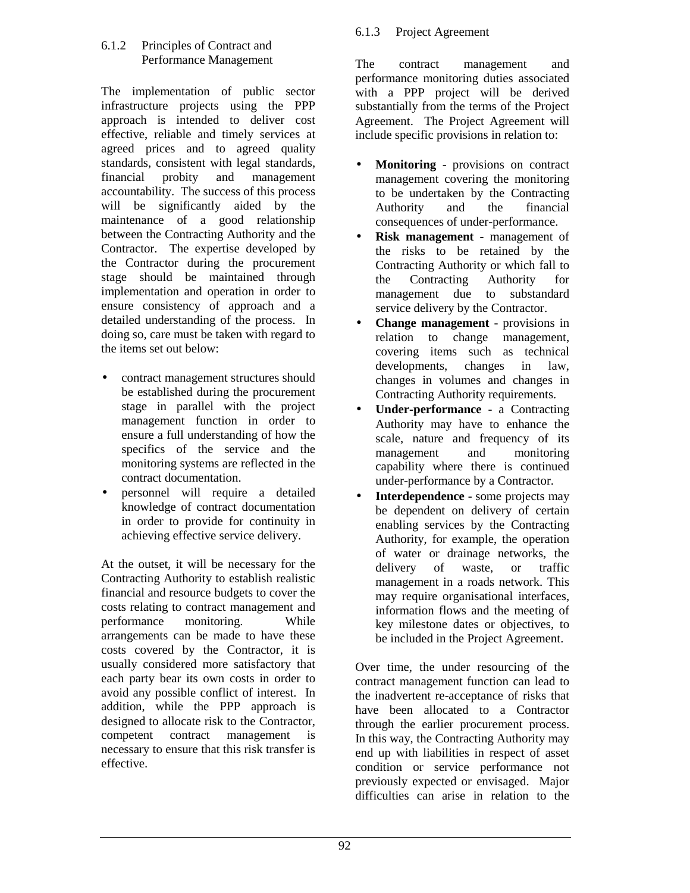### 6.1.2 Principles of Contract and Performance Management

The implementation of public sector infrastructure projects using the PPP approach is intended to deliver cost effective, reliable and timely services at agreed prices and to agreed quality standards, consistent with legal standards, financial probity and management accountability. The success of this process will be significantly aided by the maintenance of a good relationship between the Contracting Authority and the Contractor. The expertise developed by the Contractor during the procurement stage should be maintained through implementation and operation in order to ensure consistency of approach and a detailed understanding of the process. In doing so, care must be taken with regard to the items set out below:

- contract management structures should be established during the procurement stage in parallel with the project management function in order to ensure a full understanding of how the specifics of the service and the monitoring systems are reflected in the contract documentation.
- personnel will require a detailed knowledge of contract documentation in order to provide for continuity in achieving effective service delivery.

At the outset, it will be necessary for the Contracting Authority to establish realistic financial and resource budgets to cover the costs relating to contract management and performance monitoring. While arrangements can be made to have these costs covered by the Contractor, it is usually considered more satisfactory that each party bear its own costs in order to avoid any possible conflict of interest. In addition, while the PPP approach is designed to allocate risk to the Contractor, competent contract management is necessary to ensure that this risk transfer is effective.

### 6.1.3 Project Agreement

The contract management and performance monitoring duties associated with a PPP project will be derived substantially from the terms of the Project Agreement. The Project Agreement will include specific provisions in relation to:

- **Monitoring** - provisions on contract management covering the monitoring to be undertaken by the Contracting Authority and the financial consequences of under-performance.
- **Risk management** - management of the risks to be retained by the Contracting Authority or which fall to the Contracting Authority for management due to substandard service delivery by the Contractor.
- **Change management** - provisions in relation to change management, covering items such as technical developments, changes in law, changes in volumes and changes in Contracting Authority requirements.
- **Under-performance** - a Contracting Authority may have to enhance the scale, nature and frequency of its management and monitoring capability where there is continued under-performance by a Contractor.
- **Interdependence** - some projects may be dependent on delivery of certain enabling services by the Contracting Authority, for example, the operation of water or drainage networks, the delivery of waste, or traffic management in a roads network. This may require organisational interfaces, information flows and the meeting of key milestone dates or objectives, to be included in the Project Agreement.

Over time, the under resourcing of the contract management function can lead to the inadvertent re-acceptance of risks that have been allocated to a Contractor through the earlier procurement process. In this way, the Contracting Authority may end up with liabilities in respect of asset condition or service performance not previously expected or envisaged. Major difficulties can arise in relation to the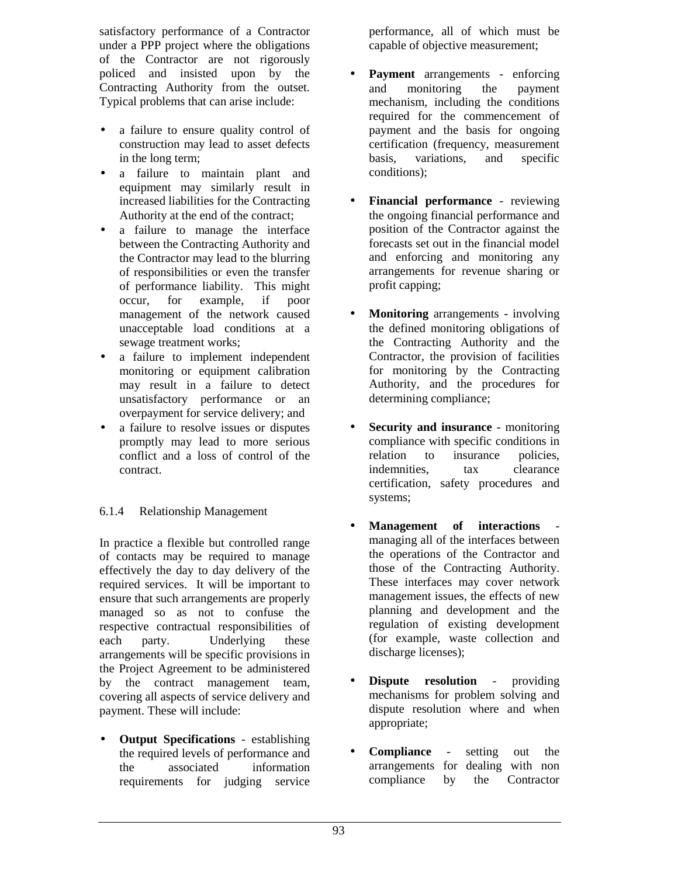satisfactory performance of a Contractor under a PPP project where the obligations of the Contractor are not rigorously policed and insisted upon by the Contracting Authority from the outset. Typical problems that can arise include:

- a failure to ensure quality control of construction may lead to asset defects in the long term;
- a failure to maintain plant and equipment may similarly result in increased liabilities for the Contracting Authority at the end of the contract;
- a failure to manage the interface between the Contracting Authority and the Contractor may lead to the blurring of responsibilities or even the transfer of performance liability. This might occur, for example, if poor management of the network caused unacceptable load conditions at a sewage treatment works;
- a failure to implement independent monitoring or equipment calibration may result in a failure to detect unsatisfactory performance or an overpayment for service delivery; and
- a failure to resolve issues or disputes promptly may lead to more serious conflict and a loss of control of the contract.

### 6.1.4 Relationship Management

In practice a flexible but controlled range of contacts may be required to manage effectively the day to day delivery of the required services. It will be important to ensure that such arrangements are properly managed so as not to confuse the respective contractual responsibilities of each party. Underlying these arrangements will be specific provisions in the Project Agreement to be administered by the contract management team, covering all aspects of service delivery and payment. These will include:

- **Output Specifications** - establishing the required levels of performance and the associated information requirements for judging service performance, all of which must be capable of objective measurement;

- **Payment** arrangements - enforcing and monitoring the payment mechanism, including the conditions required for the commencement of payment and the basis for ongoing certification (frequency, measurement basis, variations, and specific conditions);

- **Financial performance** - reviewing the ongoing financial performance and position of the Contractor against the forecasts set out in the financial model and enforcing and monitoring any arrangements for revenue sharing or profit capping;

- **Monitoring** arrangements - involving the defined monitoring obligations of the Contracting Authority and the Contractor, the provision of facilities for monitoring by the Contracting Authority, and the procedures for determining compliance;

- **Security and insurance** - monitoring compliance with specific conditions in relation to insurance policies, indemnities, tax clearance certification, safety procedures and systems;

- **Management of interactions** - managing all of the interfaces between the operations of the Contractor and those of the Contracting Authority. These interfaces may cover network management issues, the effects of new planning and development and the regulation of existing development (for example, waste collection and discharge licenses);

- **Dispute resolution** - providing mechanisms for problem solving and dispute resolution where and when appropriate;

- **Compliance** - setting out the arrangements for dealing with non compliance by the Contractor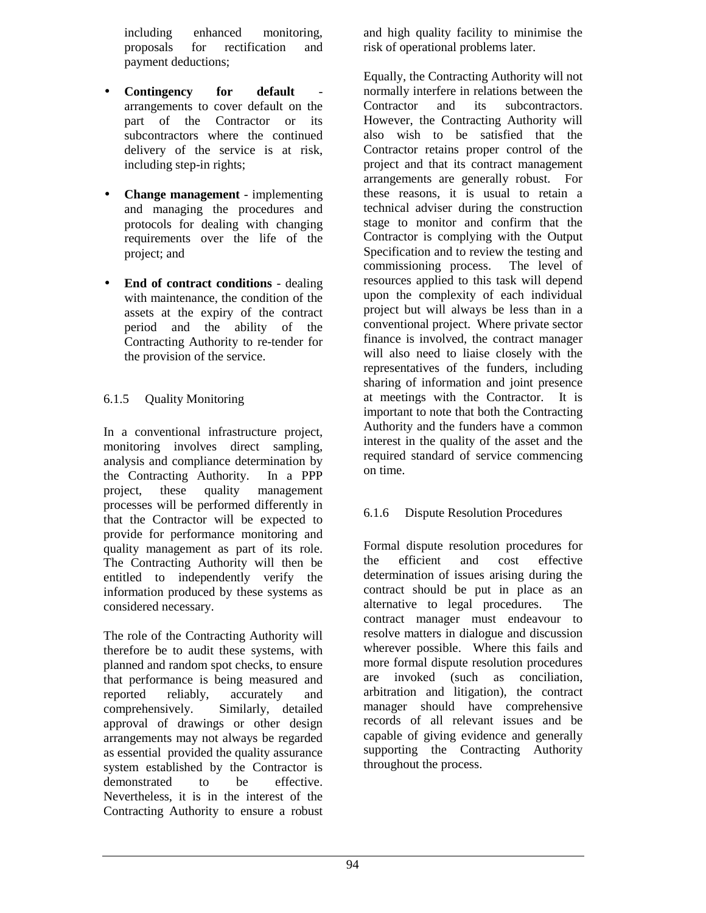including enhanced monitoring, proposals for rectification and payment deductions;

- **Contingency for default** - arrangements to cover default on the part of the Contractor or its subcontractors where the continued delivery of the service is at risk, including step-in rights;

- **Change management** - implementing and managing the procedures and protocols for dealing with changing requirements over the life of the project; and

- **End of contract conditions** - dealing with maintenance, the condition of the assets at the expiry of the contract period and the ability of the Contracting Authority to re-tender for the provision of the service.

### 6.1.5 Quality Monitoring

In a conventional infrastructure project, monitoring involves direct sampling, analysis and compliance determination by the Contracting Authority. In a PPP project, these quality management processes will be performed differently in that the Contractor will be expected to provide for performance monitoring and quality management as part of its role. The Contracting Authority will then be entitled to independently verify the information produced by these systems as considered necessary.

The role of the Contracting Authority will therefore be to audit these systems, with planned and random spot checks, to ensure that performance is being measured and reported reliably, accurately and comprehensively. Similarly, detailed approval of drawings or other design arrangements may not always be regarded as essential provided the quality assurance system established by the Contractor is demonstrated to be effective. Nevertheless, it is in the interest of the Contracting Authority to ensure a robust and high quality facility to minimise the risk of operational problems later.

Equally, the Contracting Authority will not normally interfere in relations between the Contractor and its subcontractors. However, the Contracting Authority will also wish to be satisfied that the Contractor retains proper control of the project and that its contract management arrangements are generally robust. For these reasons, it is usual to retain a technical adviser during the construction stage to monitor and confirm that the Contractor is complying with the Output Specification and to review the testing and commissioning process. The level of resources applied to this task will depend upon the complexity of each individual project but will always be less than in a conventional project. Where private sector finance is involved, the contract manager will also need to liaise closely with the representatives of the funders, including sharing of information and joint presence at meetings with the Contractor. It is important to note that both the Contracting Authority and the funders have a common interest in the quality of the asset and the required standard of service commencing on time.

### 6.1.6 Dispute Resolution Procedures

Formal dispute resolution procedures for the efficient and cost effective determination of issues arising during the contract should be put in place as an alternative to legal procedures. The contract manager must endeavour to resolve matters in dialogue and discussion wherever possible. Where this fails and more formal dispute resolution procedures are invoked (such as conciliation, arbitration and litigation), the contract manager should have comprehensive records of all relevant issues and be capable of giving evidence and generally supporting the Contracting Authority throughout the process.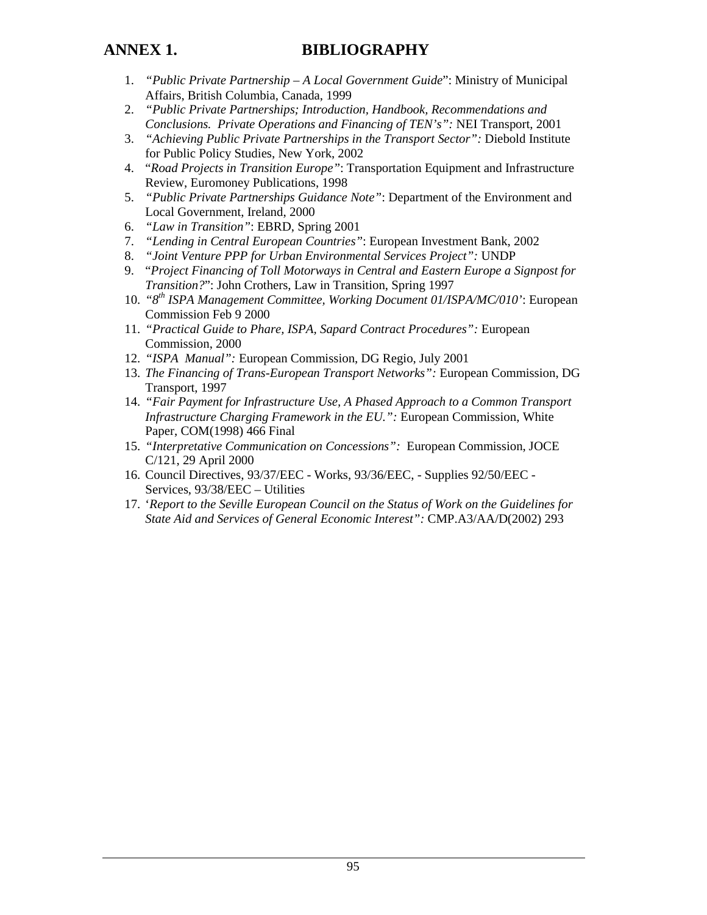# ANNEX 1. BIBLIOGRAPHY

1. *"Public Private Partnership – A Local Government Guide*": Ministry of Municipal Affairs, British Columbia, Canada, 1999
2. *"Public Private Partnerships; Introduction, Handbook, Recommendations and Conclusions. Private Operations and Financing of TEN's":* NEI Transport, 2001
3. *"Achieving Public Private Partnerships in the Transport Sector":* Diebold Institute for Public Policy Studies, New York, 2002
4. "*Road Projects in Transition Europe"*: Transportation Equipment and Infrastructure Review, Euromoney Publications, 1998
5. *"Public Private Partnerships Guidance Note"*: Department of the Environment and Local Government, Ireland, 2000
6. *"Law in Transition"*: EBRD, Spring 2001
7. *"Lending in Central European Countries"*: European Investment Bank, 2002
8. *"Joint Venture PPP for Urban Environmental Services Project":* UNDP
9. "*Project Financing of Toll Motorways in Central and Eastern Europe a Signpost for Transition?*": John Crothers, Law in Transition, Spring 1997
10. *"8th ISPA Management Committee, Working Document 01/ISPA/MC/010'*: European Commission Feb 9 2000
11. *"Practical Guide to Phare, ISPA, Sapard Contract Procedures":* European Commission, 2000
12. *"ISPA Manual":* European Commission, DG Regio, July 2001
13. *The Financing of Trans-European Transport Networks":* European Commission, DG Transport, 1997
14. *"Fair Payment for Infrastructure Use, A Phased Approach to a Common Transport Infrastructure Charging Framework in the EU.":* European Commission, White Paper, COM(1998) 466 Final
15. *"Interpretative Communication on Concessions":* European Commission, JOCE C/121, 29 April 2000
16. Council Directives, 93/37/EEC - Works, 93/36/EEC, - Supplies 92/50/EEC - Services, 93/38/EEC – Utilities
17. *'Report to the Seville European Council on the Status of Work on the Guidelines for State Aid and Services of General Economic Interest":* CMP.A3/AA/D(2002) 293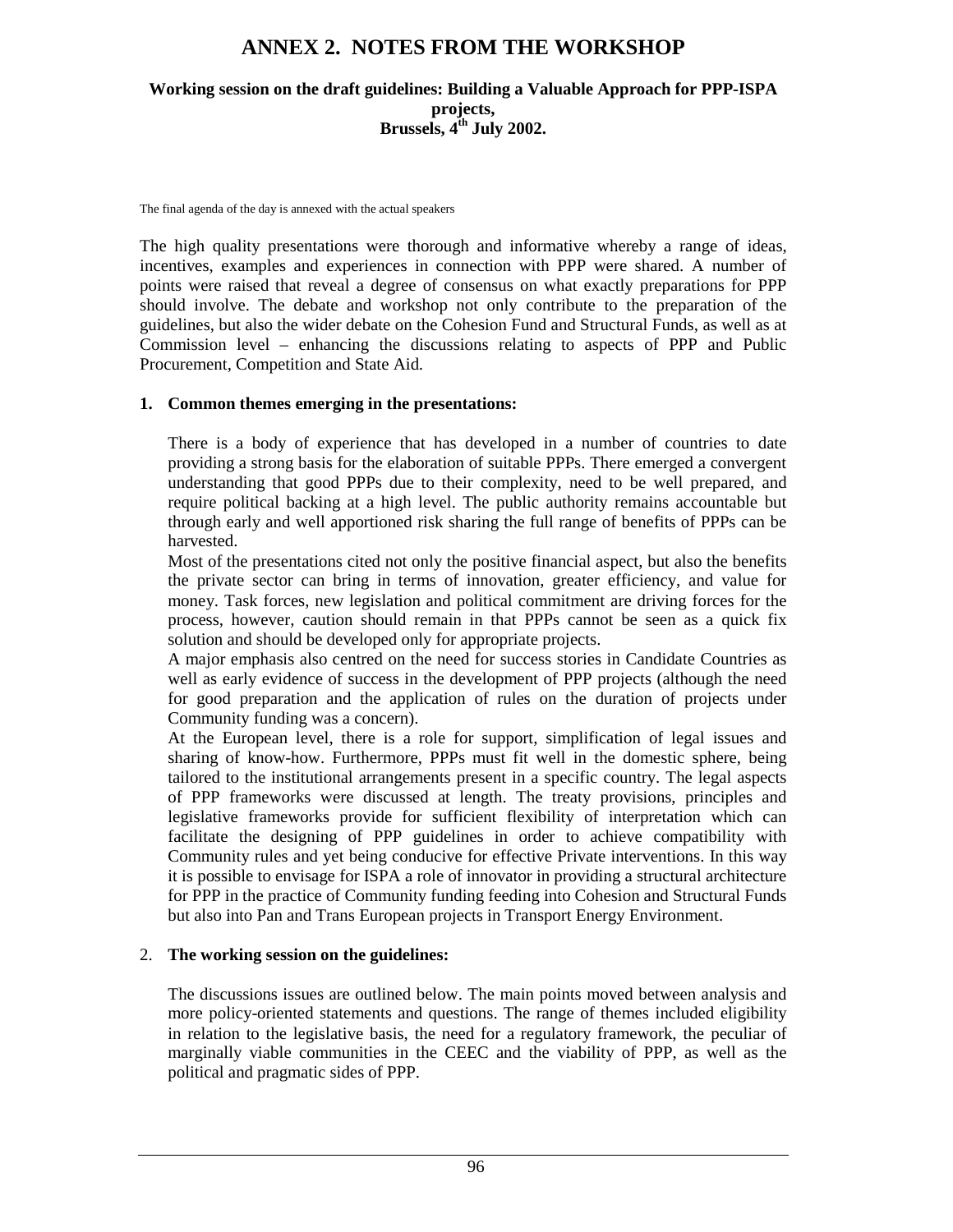# ANNEX 2. NOTES FROM THE WORKSHOP

**Working session on the draft guidelines: Building a Valuable Approach for PPP-ISPA projects, Brussels, 4th July 2002.**

The final agenda of the day is annexed with the actual speakers

The high quality presentations were thorough and informative whereby a range of ideas, incentives, examples and experiences in connection with PPP were shared. A number of points were raised that reveal a degree of consensus on what exactly preparations for PPP should involve. The debate and workshop not only contribute to the preparation of the guidelines, but also the wider debate on the Cohesion Fund and Structural Funds, as well as at Commission level – enhancing the discussions relating to aspects of PPP and Public Procurement, Competition and State Aid.

## 1. Common themes emerging in the presentations:

There is a body of experience that has developed in a number of countries to date providing a strong basis for the elaboration of suitable PPPs. There emerged a convergent understanding that good PPPs due to their complexity, need to be well prepared, and require political backing at a high level. The public authority remains accountable but through early and well apportioned risk sharing the full range of benefits of PPPs can be harvested.

Most of the presentations cited not only the positive financial aspect, but also the benefits the private sector can bring in terms of innovation, greater efficiency, and value for money. Task forces, new legislation and political commitment are driving forces for the process, however, caution should remain in that PPPs cannot be seen as a quick fix solution and should be developed only for appropriate projects.

A major emphasis also centred on the need for success stories in Candidate Countries as well as early evidence of success in the development of PPP projects (although the need for good preparation and the application of rules on the duration of projects under Community funding was a concern).

At the European level, there is a role for support, simplification of legal issues and sharing of know-how. Furthermore, PPPs must fit well in the domestic sphere, being tailored to the institutional arrangements present in a specific country. The legal aspects of PPP frameworks were discussed at length. The treaty provisions, principles and legislative frameworks provide for sufficient flexibility of interpretation which can facilitate the designing of PPP guidelines in order to achieve compatibility with Community rules and yet being conducive for effective Private interventions. In this way it is possible to envisage for ISPA a role of innovator in providing a structural architecture for PPP in the practice of Community funding feeding into Cohesion and Structural Funds but also into Pan and Trans European projects in Transport Energy Environment.

## 2. The working session on the guidelines:

The discussions issues are outlined below. The main points moved between analysis and more policy-oriented statements and questions. The range of themes included eligibility in relation to the legislative basis, the need for a regulatory framework, the peculiar of marginally viable communities in the CEEC and the viability of PPP, as well as the political and pragmatic sides of PPP.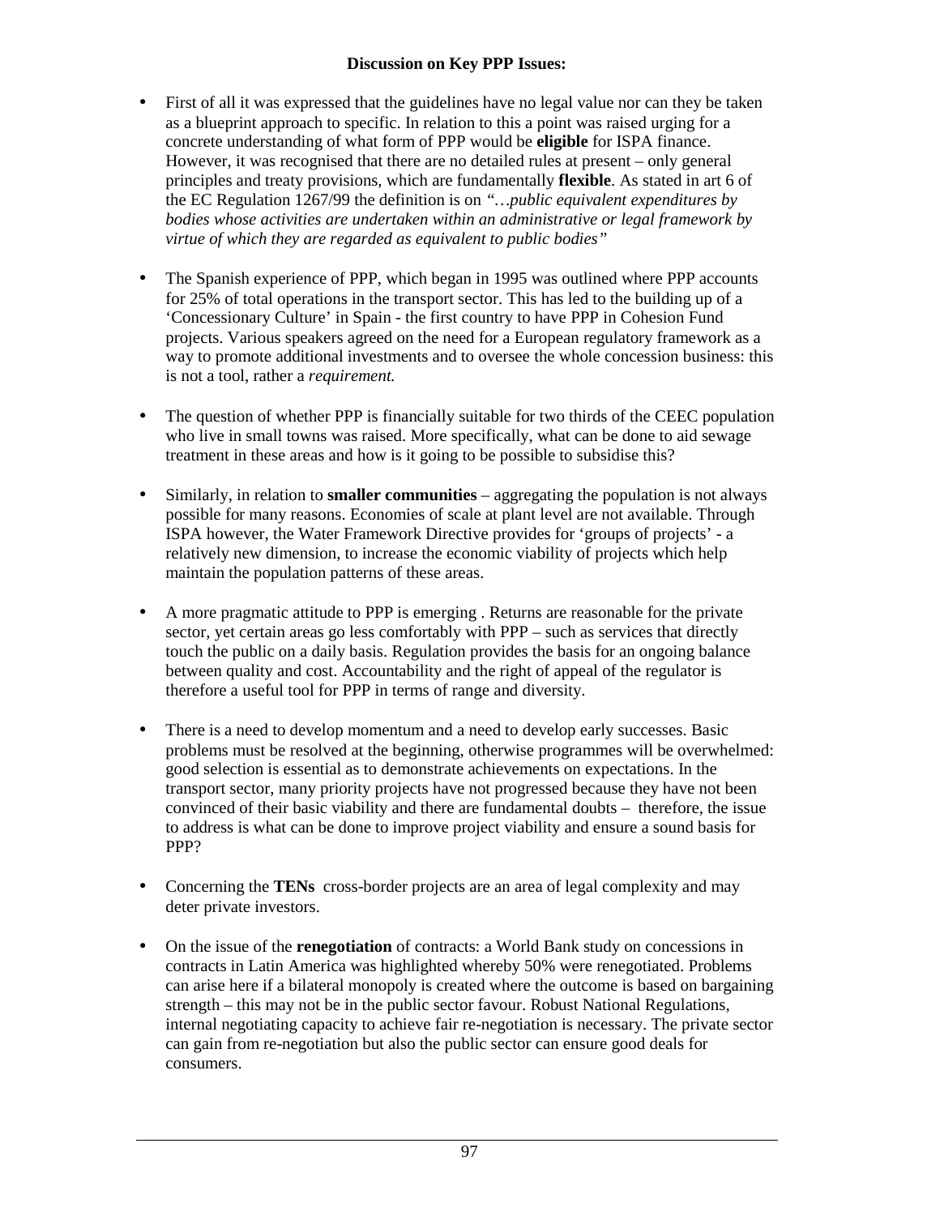**Discussion on Key PPP Issues:**

- First of all it was expressed that the guidelines have no legal value nor can they be taken as a blueprint approach to specific. In relation to this a point was raised urging for a concrete understanding of what form of PPP would be **eligible** for ISPA finance. However, it was recognised that there are no detailed rules at present – only general principles and treaty provisions, which are fundamentally **flexible**. As stated in art 6 of the EC Regulation 1267/99 the definition is on *"…public equivalent expenditures by bodies whose activities are undertaken within an administrative or legal framework by virtue of which they are regarded as equivalent to public bodies"*

- The Spanish experience of PPP, which began in 1995 was outlined where PPP accounts for 25% of total operations in the transport sector. This has led to the building up of a 'Concessionary Culture' in Spain - the first country to have PPP in Cohesion Fund projects. Various speakers agreed on the need for a European regulatory framework as a way to promote additional investments and to oversee the whole concession business: this is not a tool, rather a *requirement.*

- The question of whether PPP is financially suitable for two thirds of the CEEC population who live in small towns was raised. More specifically, what can be done to aid sewage treatment in these areas and how is it going to be possible to subsidise this?

- Similarly, in relation to **smaller communities** – aggregating the population is not always possible for many reasons. Economies of scale at plant level are not available. Through ISPA however, the Water Framework Directive provides for 'groups of projects' - a relatively new dimension, to increase the economic viability of projects which help maintain the population patterns of these areas.

- A more pragmatic attitude to PPP is emerging . Returns are reasonable for the private sector, yet certain areas go less comfortably with PPP – such as services that directly touch the public on a daily basis. Regulation provides the basis for an ongoing balance between quality and cost. Accountability and the right of appeal of the regulator is therefore a useful tool for PPP in terms of range and diversity.

- There is a need to develop momentum and a need to develop early successes. Basic problems must be resolved at the beginning, otherwise programmes will be overwhelmed: good selection is essential as to demonstrate achievements on expectations. In the transport sector, many priority projects have not progressed because they have not been convinced of their basic viability and there are fundamental doubts – therefore, the issue to address is what can be done to improve project viability and ensure a sound basis for PPP?

- Concerning the **TENs** cross-border projects are an area of legal complexity and may deter private investors.

- On the issue of the **renegotiation** of contracts: a World Bank study on concessions in contracts in Latin America was highlighted whereby 50% were renegotiated. Problems can arise here if a bilateral monopoly is created where the outcome is based on bargaining strength – this may not be in the public sector favour. Robust National Regulations, internal negotiating capacity to achieve fair re-negotiation is necessary. The private sector can gain from re-negotiation but also the public sector can ensure good deals for consumers.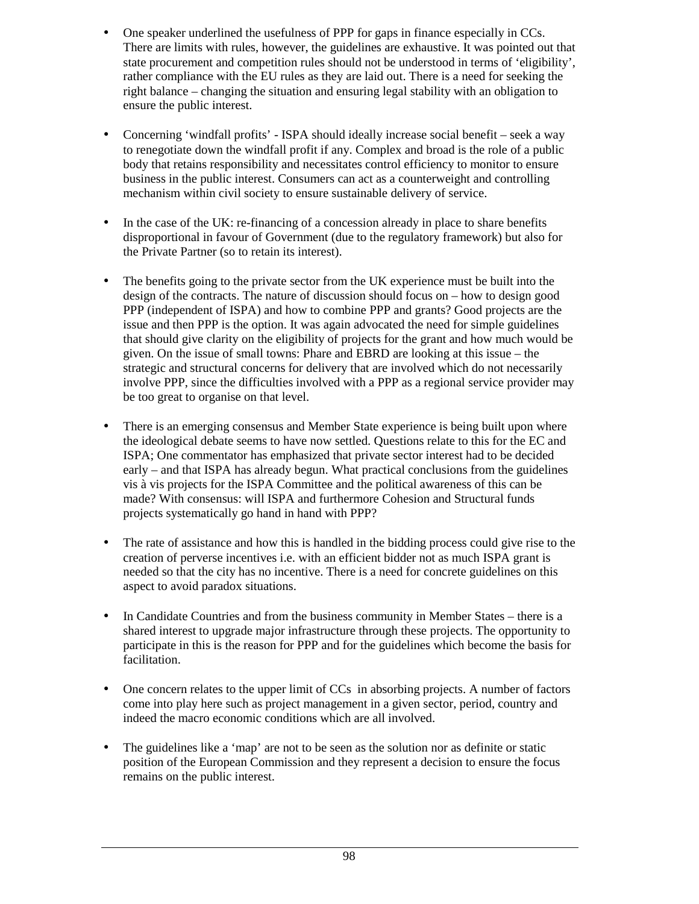- One speaker underlined the usefulness of PPP for gaps in finance especially in CCs. There are limits with rules, however, the guidelines are exhaustive. It was pointed out that state procurement and competition rules should not be understood in terms of 'eligibility', rather compliance with the EU rules as they are laid out. There is a need for seeking the right balance – changing the situation and ensuring legal stability with an obligation to ensure the public interest.

- Concerning 'windfall profits' - ISPA should ideally increase social benefit – seek a way to renegotiate down the windfall profit if any. Complex and broad is the role of a public body that retains responsibility and necessitates control efficiency to monitor to ensure business in the public interest. Consumers can act as a counterweight and controlling mechanism within civil society to ensure sustainable delivery of service.

- In the case of the UK: re-financing of a concession already in place to share benefits disproportional in favour of Government (due to the regulatory framework) but also for the Private Partner (so to retain its interest).

- The benefits going to the private sector from the UK experience must be built into the design of the contracts. The nature of discussion should focus on – how to design good PPP (independent of ISPA) and how to combine PPP and grants? Good projects are the issue and then PPP is the option. It was again advocated the need for simple guidelines that should give clarity on the eligibility of projects for the grant and how much would be given. On the issue of small towns: Phare and EBRD are looking at this issue – the strategic and structural concerns for delivery that are involved which do not necessarily involve PPP, since the difficulties involved with a PPP as a regional service provider may be too great to organise on that level.

- There is an emerging consensus and Member State experience is being built upon where the ideological debate seems to have now settled. Questions relate to this for the EC and ISPA; One commentator has emphasized that private sector interest had to be decided early – and that ISPA has already begun. What practical conclusions from the guidelines vis à vis projects for the ISPA Committee and the political awareness of this can be made? With consensus: will ISPA and furthermore Cohesion and Structural funds projects systematically go hand in hand with PPP?

- The rate of assistance and how this is handled in the bidding process could give rise to the creation of perverse incentives i.e. with an efficient bidder not as much ISPA grant is needed so that the city has no incentive. There is a need for concrete guidelines on this aspect to avoid paradox situations.

- In Candidate Countries and from the business community in Member States – there is a shared interest to upgrade major infrastructure through these projects. The opportunity to participate in this is the reason for PPP and for the guidelines which become the basis for facilitation.

- One concern relates to the upper limit of CCs in absorbing projects. A number of factors come into play here such as project management in a given sector, period, country and indeed the macro economic conditions which are all involved.

- The guidelines like a 'map' are not to be seen as the solution nor as definite or static position of the European Commission and they represent a decision to ensure the focus remains on the public interest.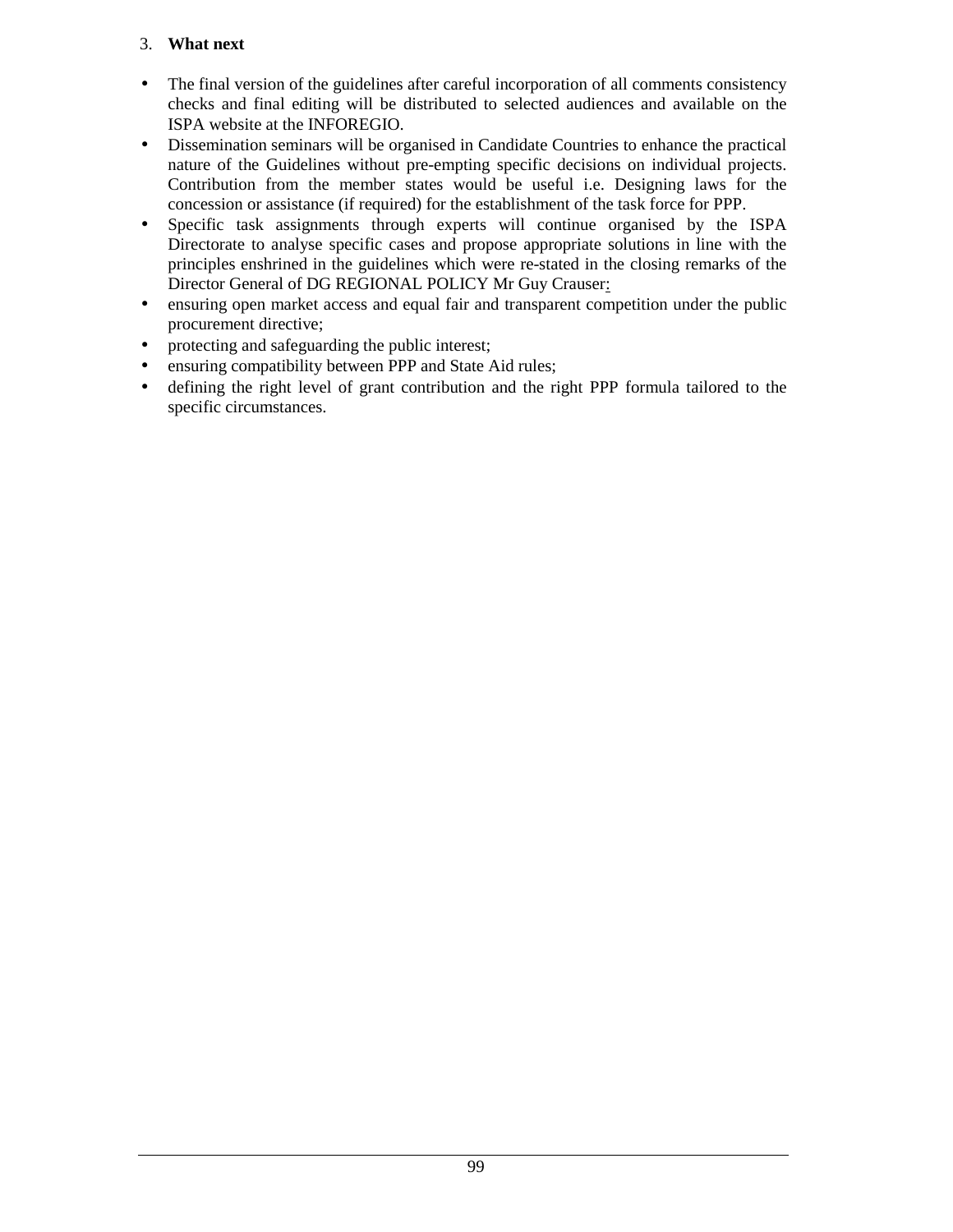3. **What next**

- The final version of the guidelines after careful incorporation of all comments consistency checks and final editing will be distributed to selected audiences and available on the ISPA website at the INFOREGIO.
- Dissemination seminars will be organised in Candidate Countries to enhance the practical nature of the Guidelines without pre-empting specific decisions on individual projects. Contribution from the member states would be useful i.e. Designing laws for the concession or assistance (if required) for the establishment of the task force for PPP.
- Specific task assignments through experts will continue organised by the ISPA Directorate to analyse specific cases and propose appropriate solutions in line with the principles enshrined in the guidelines which were re-stated in the closing remarks of the Director General of DG REGIONAL POLICY Mr Guy Crauser:
- ensuring open market access and equal fair and transparent competition under the public procurement directive;
- protecting and safeguarding the public interest;
- ensuring compatibility between PPP and State Aid rules;
- defining the right level of grant contribution and the right PPP formula tailored to the specific circumstances.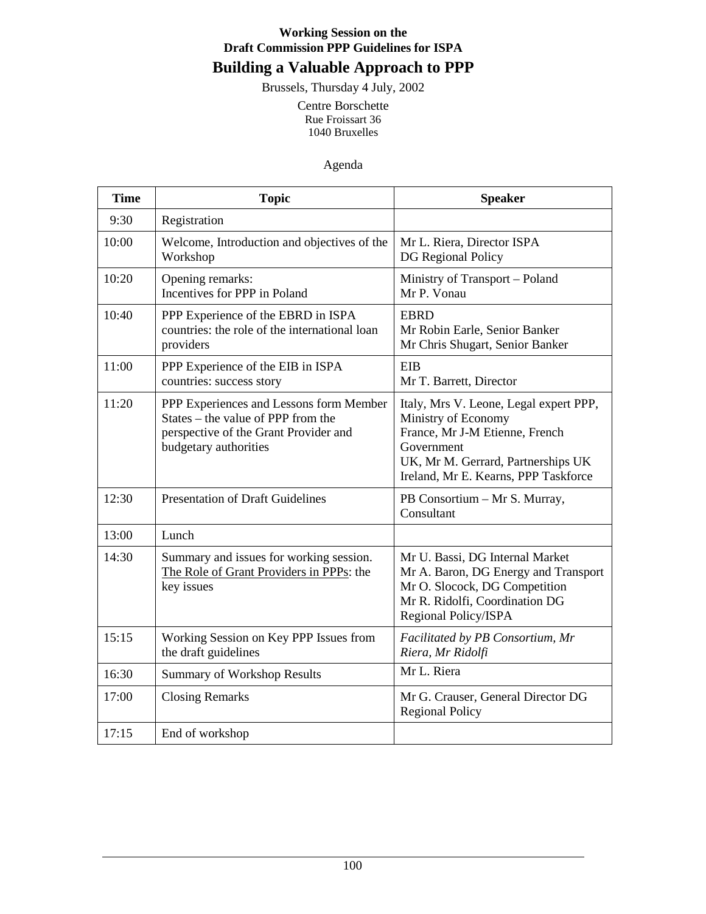**Working Session on the**
**Draft Commission PPP Guidelines for ISPA**

# Building a Valuable Approach to PPP

Brussels, Thursday 4 July, 2002

Centre Borschette
Rue Froissart 36
1040 Bruxelles

Agenda

| Time | Topic | Speaker |
|---|---|---|
| 9:30 | Registration | |
| 10:00 | Welcome, Introduction and objectives of the Workshop | Mr L. Riera, Director ISPA<br>DG Regional Policy |
| 10:20 | Opening remarks:<br>Incentives for PPP in Poland | Ministry of Transport – Poland<br>Mr P. Vonau |
| 10:40 | PPP Experience of the EBRD in ISPA countries: the role of the international loan providers | EBRD<br>Mr Robin Earle, Senior Banker<br>Mr Chris Shugart, Senior Banker |
| 11:00 | PPP Experience of the EIB in ISPA countries: success story | EIB<br>Mr T. Barrett, Director |
| 11:20 | PPP Experiences and Lessons form Member States – the value of PPP from the perspective of the Grant Provider and budgetary authorities | Italy, Mrs V. Leone, Legal expert PPP, Ministry of Economy<br>France, Mr J-M Etienne, French Government<br>UK, Mr M. Gerrard, Partnerships UK<br>Ireland, Mr E. Kearns, PPP Taskforce |
| 12:30 | Presentation of Draft Guidelines | PB Consortium – Mr S. Murray, Consultant |
| 13:00 | Lunch | |
| 14:30 | Summary and issues for working session. The Role of Grant Providers in PPPs: the key issues | Mr U. Bassi, DG Internal Market<br>Mr A. Baron, DG Energy and Transport<br>Mr O. Slocock, DG Competition<br>Mr R. Ridolfi, Coordination DG Regional Policy/ISPA |
| 15:15 | Working Session on Key PPP Issues from the draft guidelines | *Facilitated by PB Consortium, Mr Riera, Mr Ridolfi* |
| 16:30 | Summary of Workshop Results | Mr L. Riera |
| 17:00 | Closing Remarks | Mr G. Crauser, General Director DG Regional Policy |
| 17:15 | End of workshop | |